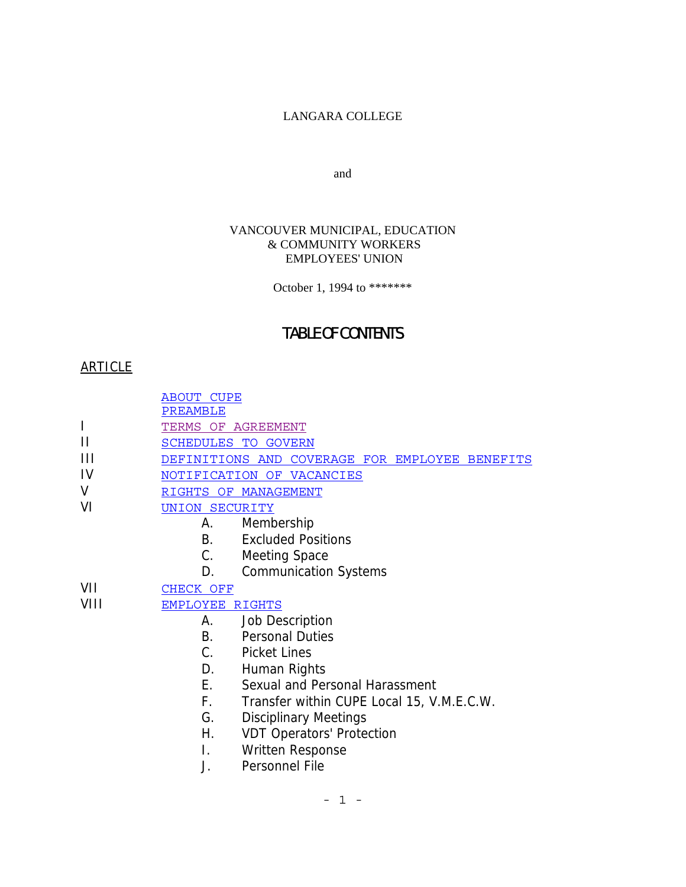LANGARA COLLEGE

and

VANCOUVER MUNICIPAL, EDUCATION
& COMMUNITY WORKERS
EMPLOYEES' UNION

October 1, 1994 to *******

# TABLE OF CONTENTS

ARTICLE

| | |
|---|---|
| | ABOUT CUPE |
| | PREAMBLE |
| I | TERMS OF AGREEMENT |
| II | SCHEDULES TO GOVERN |
| III | DEFINITIONS AND COVERAGE FOR EMPLOYEE BENEFITS |
| IV | NOTIFICATION OF VACANCIES |
| V | RIGHTS OF MANAGEMENT |
| VI | UNION SECURITY |
| | A. Membership |
| | B. Excluded Positions |
| | C. Meeting Space |
| | D. Communication Systems |
| VII | CHECK OFF |
| VIII | EMPLOYEE RIGHTS |
| | A. Job Description |
| | B. Personal Duties |
| | C. Picket Lines |
| | D. Human Rights |
| | E. Sexual and Personal Harassment |
| | F. Transfer within CUPE Local 15, V.M.E.C.W. |
| | G. Disciplinary Meetings |
| | H. VDT Operators' Protection |
| | I. Written Response |
| | J. Personnel File |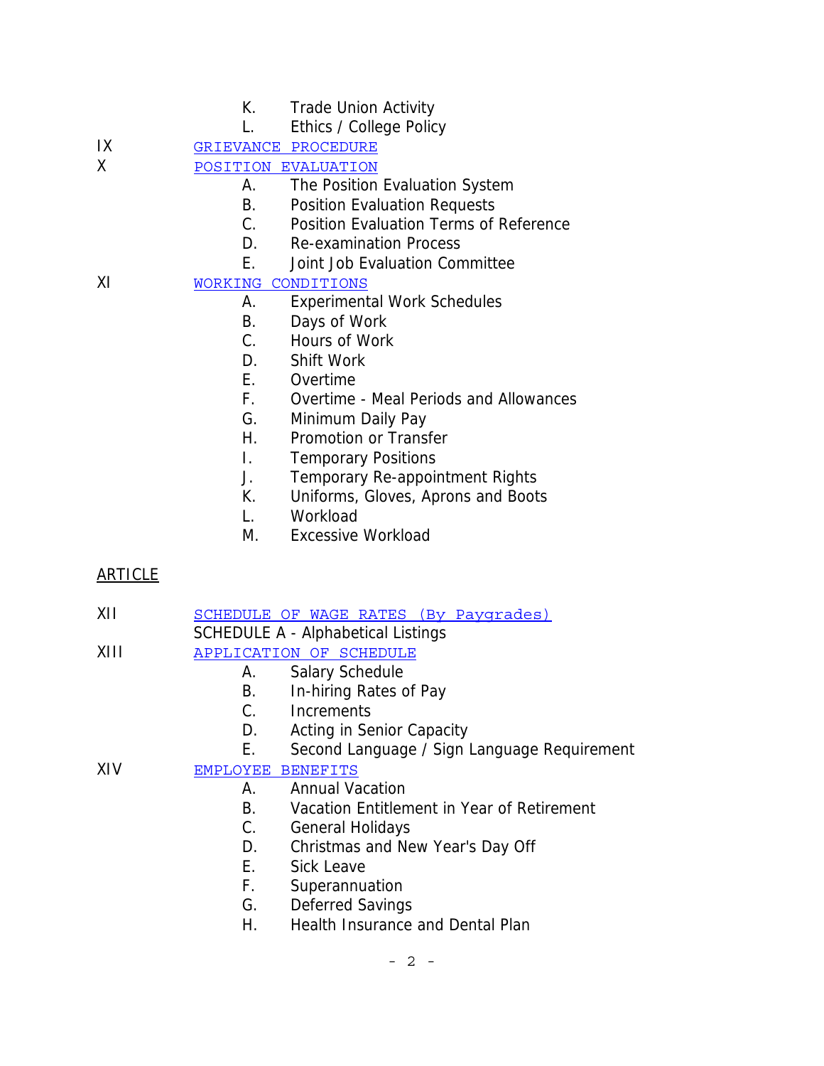K. Trade Union Activity
L. Ethics / College Policy

IX GRIEVANCE PROCEDURE

X POSITION EVALUATION

A. The Position Evaluation System
B. Position Evaluation Requests
C. Position Evaluation Terms of Reference
D. Re-examination Process
E. Joint Job Evaluation Committee

XI WORKING CONDITIONS

A. Experimental Work Schedules
B. Days of Work
C. Hours of Work
D. Shift Work
E. Overtime
F. Overtime - Meal Periods and Allowances
G. Minimum Daily Pay
H. Promotion or Transfer
I. Temporary Positions
J. Temporary Re-appointment Rights
K. Uniforms, Gloves, Aprons and Boots
L. Workload
M. Excessive Workload

ARTICLE

XII SCHEDULE OF WAGE RATES (By Paygrades)

SCHEDULE A - Alphabetical Listings

XIII APPLICATION OF SCHEDULE

A. Salary Schedule
B. In-hiring Rates of Pay
C. Increments
D. Acting in Senior Capacity
E. Second Language / Sign Language Requirement

XIV EMPLOYEE BENEFITS

A. Annual Vacation
B. Vacation Entitlement in Year of Retirement
C. General Holidays
D. Christmas and New Year's Day Off
E. Sick Leave
F. Superannuation
G. Deferred Savings
H. Health Insurance and Dental Plan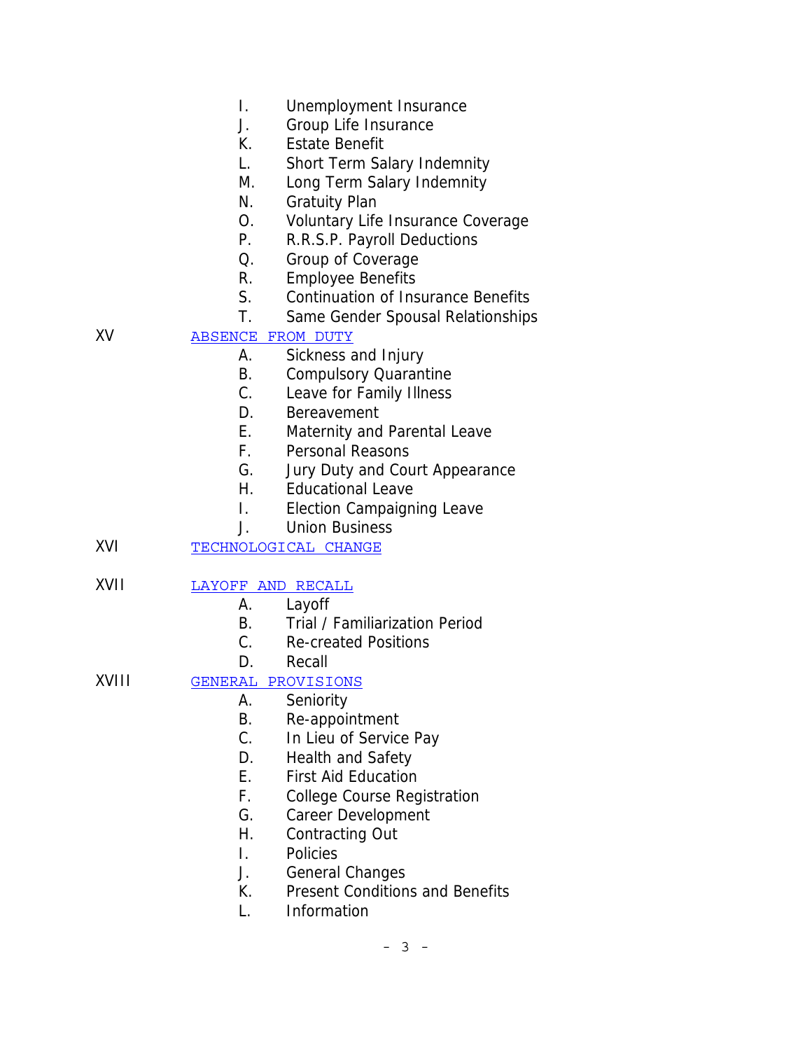- I. Unemployment Insurance
- J. Group Life Insurance
- K. Estate Benefit
- L. Short Term Salary Indemnity
- M. Long Term Salary Indemnity
- N. Gratuity Plan
- O. Voluntary Life Insurance Coverage
- P. R.R.S.P. Payroll Deductions
- Q. Group of Coverage
- R. Employee Benefits
- S. Continuation of Insurance Benefits
- T. Same Gender Spousal Relationships

XV [ABSENCE FROM DUTY]

- A. Sickness and Injury
- B. Compulsory Quarantine
- C. Leave for Family Illness
- D. Bereavement
- E. Maternity and Parental Leave
- F. Personal Reasons
- G. Jury Duty and Court Appearance
- H. Educational Leave
- I. Election Campaigning Leave
- J. Union Business

XVI [TECHNOLOGICAL CHANGE]

XVII [LAYOFF AND RECALL]

- A. Layoff
- B. Trial / Familiarization Period
- C. Re-created Positions
- D. Recall

XVIII [GENERAL PROVISIONS]

- A. Seniority
- B. Re-appointment
- C. In Lieu of Service Pay
- D. Health and Safety
- E. First Aid Education
- F. College Course Registration
- G. Career Development
- H. Contracting Out
- I. Policies
- J. General Changes
- K. Present Conditions and Benefits
- L. Information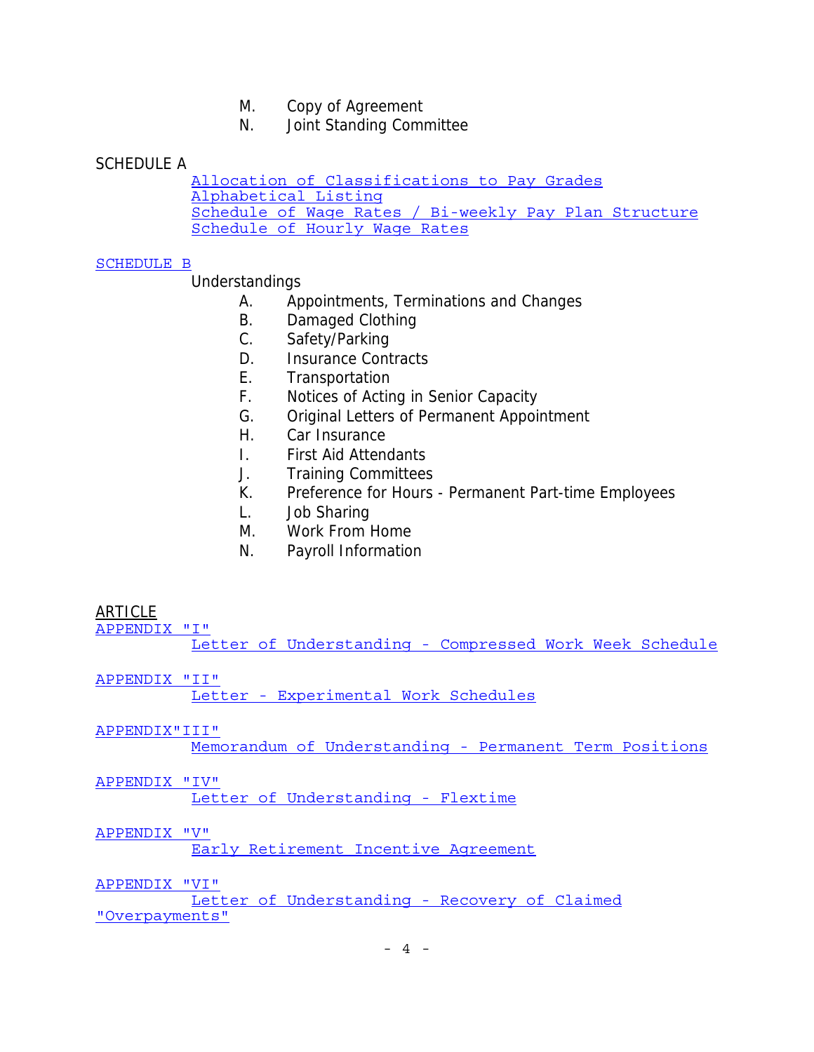M. Copy of Agreement
N. Joint Standing Committee

SCHEDULE A

Allocation of Classifications to Pay Grades
Alphabetical Listing
Schedule of Wage Rates / Bi-weekly Pay Plan Structure
Schedule of Hourly Wage Rates

SCHEDULE B

Understandings

A. Appointments, Terminations and Changes
B. Damaged Clothing
C. Safety/Parking
D. Insurance Contracts
E. Transportation
F. Notices of Acting in Senior Capacity
G. Original Letters of Permanent Appointment
H. Car Insurance
I. First Aid Attendants
J. Training Committees
K. Preference for Hours - Permanent Part-time Employees
L. Job Sharing
M. Work From Home
N. Payroll Information

ARTICLE

APPENDIX "I"
Letter of Understanding - Compressed Work Week Schedule

APPENDIX "II"
Letter - Experimental Work Schedules

APPENDIX"III"
Memorandum of Understanding - Permanent Term Positions

APPENDIX "IV"
Letter of Understanding - Flextime

APPENDIX "V"
Early Retirement Incentive Agreement

APPENDIX "VI"
Letter of Understanding - Recovery of Claimed "Overpayments"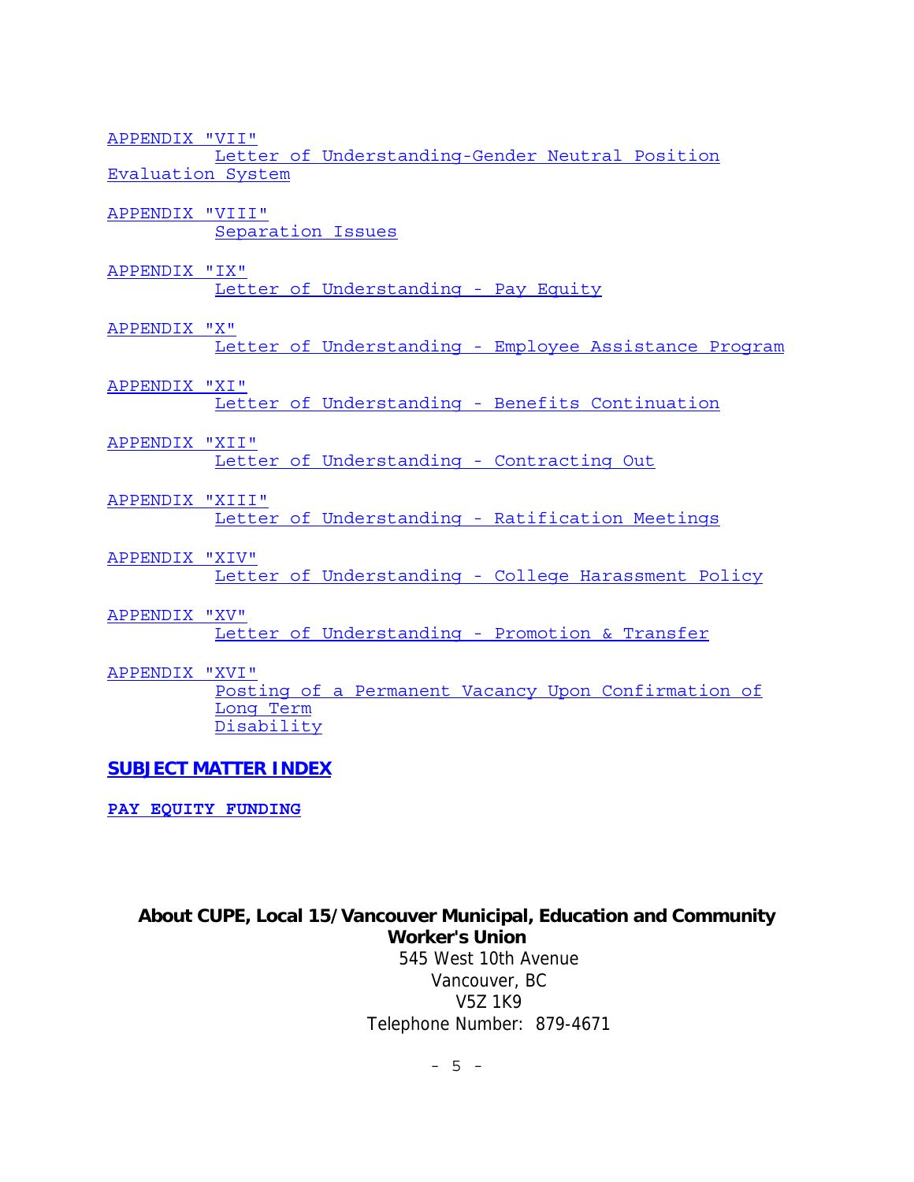APPENDIX "VII"
Letter of Understanding-Gender Neutral Position Evaluation System

APPENDIX "VIII"
Separation Issues

APPENDIX "IX"
Letter of Understanding - Pay Equity

APPENDIX "X"
Letter of Understanding - Employee Assistance Program

APPENDIX "XI"
Letter of Understanding - Benefits Continuation

APPENDIX "XII"
Letter of Understanding - Contracting Out

APPENDIX "XIII"
Letter of Understanding - Ratification Meetings

APPENDIX "XIV"
Letter of Understanding - College Harassment Policy

APPENDIX "XV"
Letter of Understanding - Promotion & Transfer

APPENDIX "XVI"
Posting of a Permanent Vacancy Upon Confirmation of Long Term Disability

**SUBJECT MATTER INDEX**

**PAY EQUITY FUNDING**

**About CUPE, Local 15/Vancouver Municipal, Education and Community Worker's Union**

545 West 10th Avenue
Vancouver, BC
V5Z 1K9
Telephone Number: 879-4671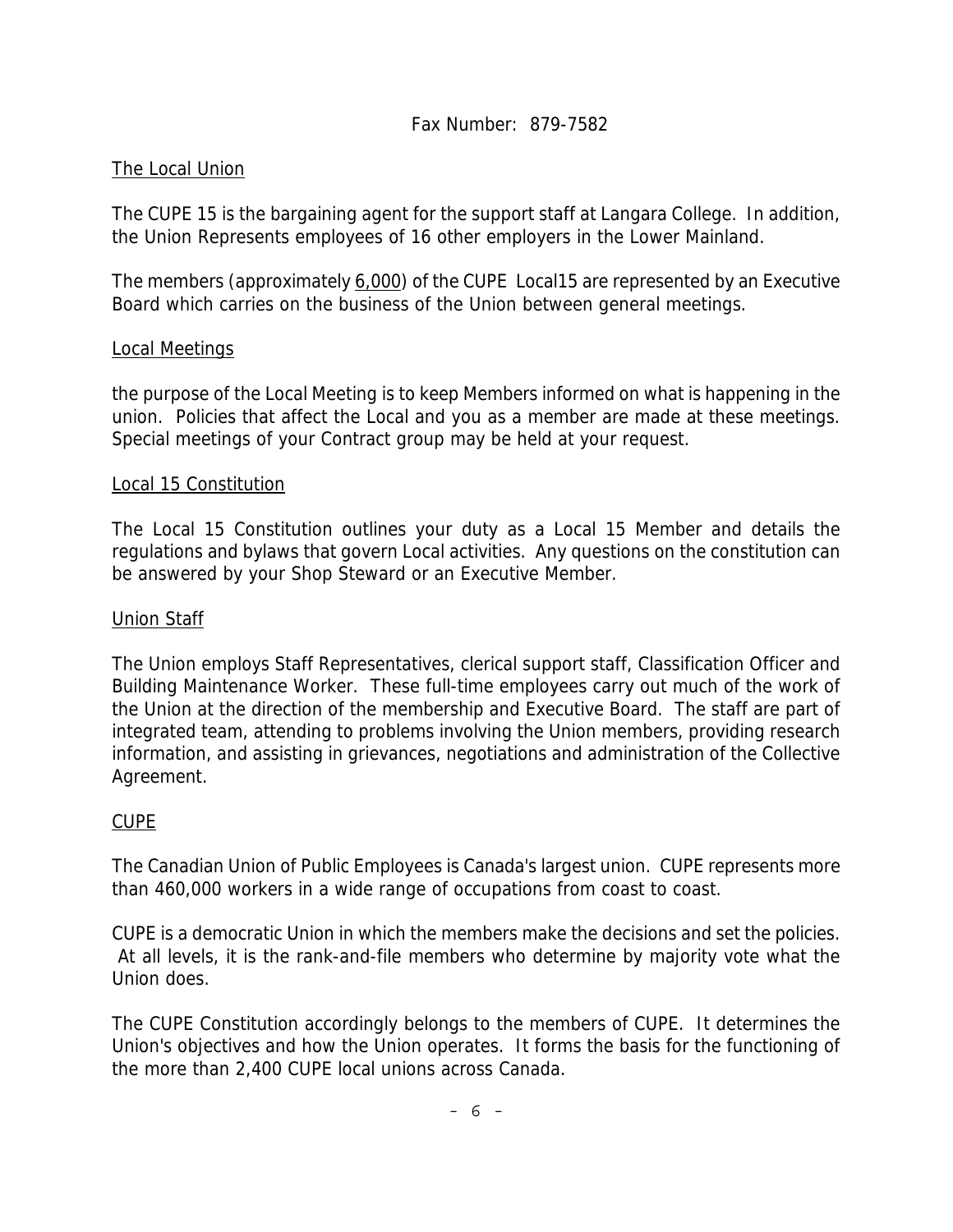Fax Number: 879-7582

## The Local Union

The CUPE 15 is the bargaining agent for the support staff at Langara College. In addition, the Union Represents employees of 16 other employers in the Lower Mainland.

The members (approximately 6,000) of the CUPE Local15 are represented by an Executive Board which carries on the business of the Union between general meetings.

## Local Meetings

the purpose of the Local Meeting is to keep Members informed on what is happening in the union. Policies that affect the Local and you as a member are made at these meetings. Special meetings of your Contract group may be held at your request.

## Local 15 Constitution

The Local 15 Constitution outlines your duty as a Local 15 Member and details the regulations and bylaws that govern Local activities. Any questions on the constitution can be answered by your Shop Steward or an Executive Member.

## Union Staff

The Union employs Staff Representatives, clerical support staff, Classification Officer and Building Maintenance Worker. These full-time employees carry out much of the work of the Union at the direction of the membership and Executive Board. The staff are part of integrated team, attending to problems involving the Union members, providing research information, and assisting in grievances, negotiations and administration of the Collective Agreement.

## CUPE

The Canadian Union of Public Employees is Canada's largest union. CUPE represents more than 460,000 workers in a wide range of occupations from coast to coast.

CUPE is a democratic Union in which the members make the decisions and set the policies. At all levels, it is the rank-and-file members who determine by majority vote what the Union does.

The CUPE Constitution accordingly belongs to the members of CUPE. It determines the Union's objectives and how the Union operates. It forms the basis for the functioning of the more than 2,400 CUPE local unions across Canada.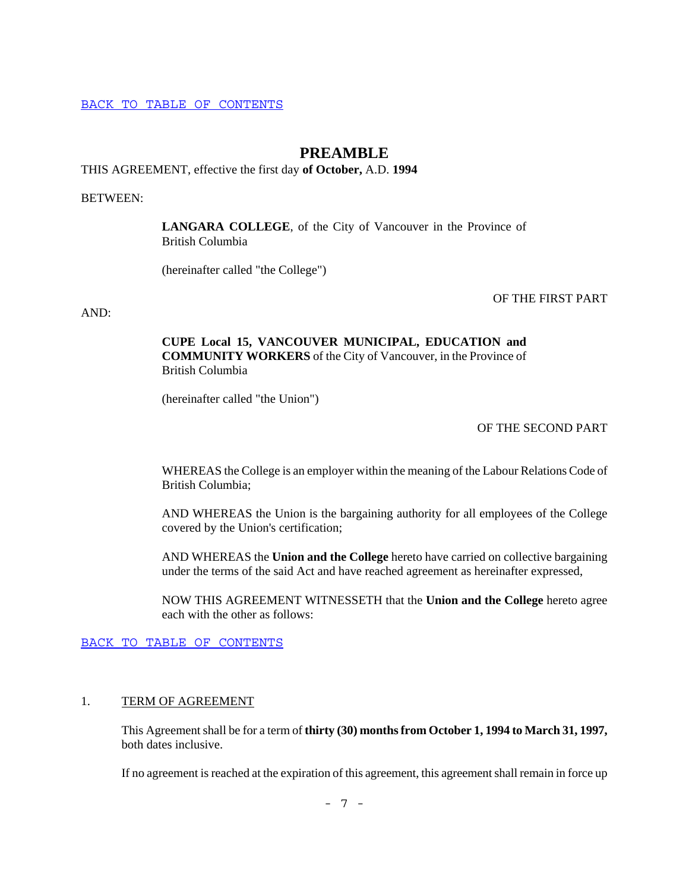BACK TO TABLE OF CONTENTS

# PREAMBLE

THIS AGREEMENT, effective the first day **of October,** A.D. **1994**

BETWEEN:

> **LANGARA COLLEGE**, of the City of Vancouver in the Province of British Columbia
>
> (hereinafter called "the College")

OF THE FIRST PART

AND:

> **CUPE Local 15, VANCOUVER MUNICIPAL, EDUCATION and COMMUNITY WORKERS** of the City of Vancouver, in the Province of British Columbia
>
> (hereinafter called "the Union")

OF THE SECOND PART

> WHEREAS the College is an employer within the meaning of the Labour Relations Code of British Columbia;
>
> AND WHEREAS the Union is the bargaining authority for all employees of the College covered by the Union's certification;
>
> AND WHEREAS the **Union and the College** hereto have carried on collective bargaining under the terms of the said Act and have reached agreement as hereinafter expressed,
>
> NOW THIS AGREEMENT WITNESSETH that the **Union and the College** hereto agree each with the other as follows:

BACK TO TABLE OF CONTENTS

## 1. TERM OF AGREEMENT

This Agreement shall be for a term of **thirty (30) months from October 1, 1994 to March 31, 1997,** both dates inclusive.

If no agreement is reached at the expiration of this agreement, this agreement shall remain in force up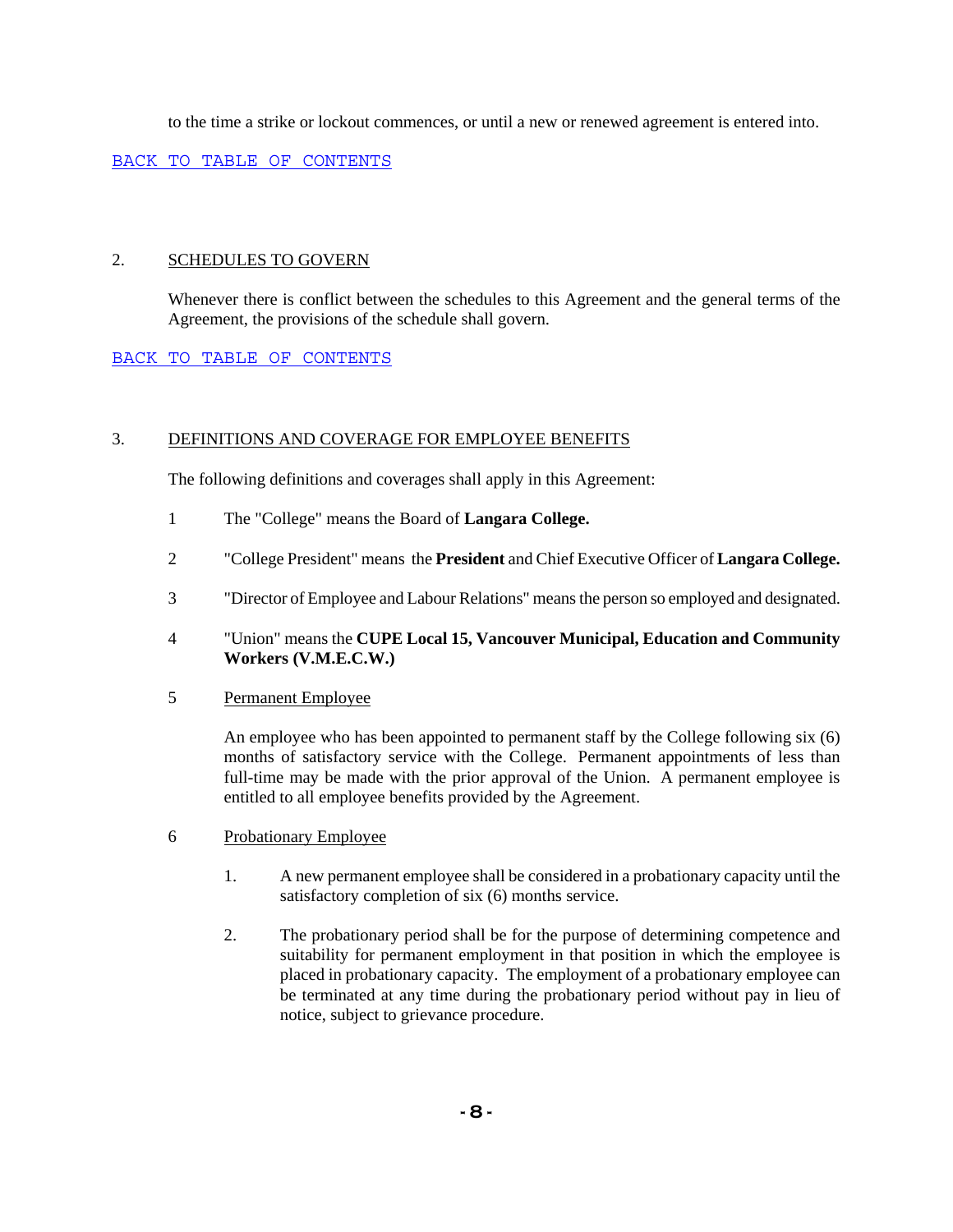to the time a strike or lockout commences, or until a new or renewed agreement is entered into.

BACK TO TABLE OF CONTENTS

## 2. SCHEDULES TO GOVERN

Whenever there is conflict between the schedules to this Agreement and the general terms of the Agreement, the provisions of the schedule shall govern.

BACK TO TABLE OF CONTENTS

## 3. DEFINITIONS AND COVERAGE FOR EMPLOYEE BENEFITS

The following definitions and coverages shall apply in this Agreement:

1 The "College" means the Board of **Langara College.**

2 "College President" means the **President** and Chief Executive Officer of **Langara College.**

3 "Director of Employee and Labour Relations" means the person so employed and designated.

4 "Union" means the **CUPE Local 15, Vancouver Municipal, Education and Community Workers (V.M.E.C.W.)**

5 Permanent Employee

An employee who has been appointed to permanent staff by the College following six (6) months of satisfactory service with the College. Permanent appointments of less than full-time may be made with the prior approval of the Union. A permanent employee is entitled to all employee benefits provided by the Agreement.

6 Probationary Employee

1. A new permanent employee shall be considered in a probationary capacity until the satisfactory completion of six (6) months service.

2. The probationary period shall be for the purpose of determining competence and suitability for permanent employment in that position in which the employee is placed in probationary capacity. The employment of a probationary employee can be terminated at any time during the probationary period without pay in lieu of notice, subject to grievance procedure.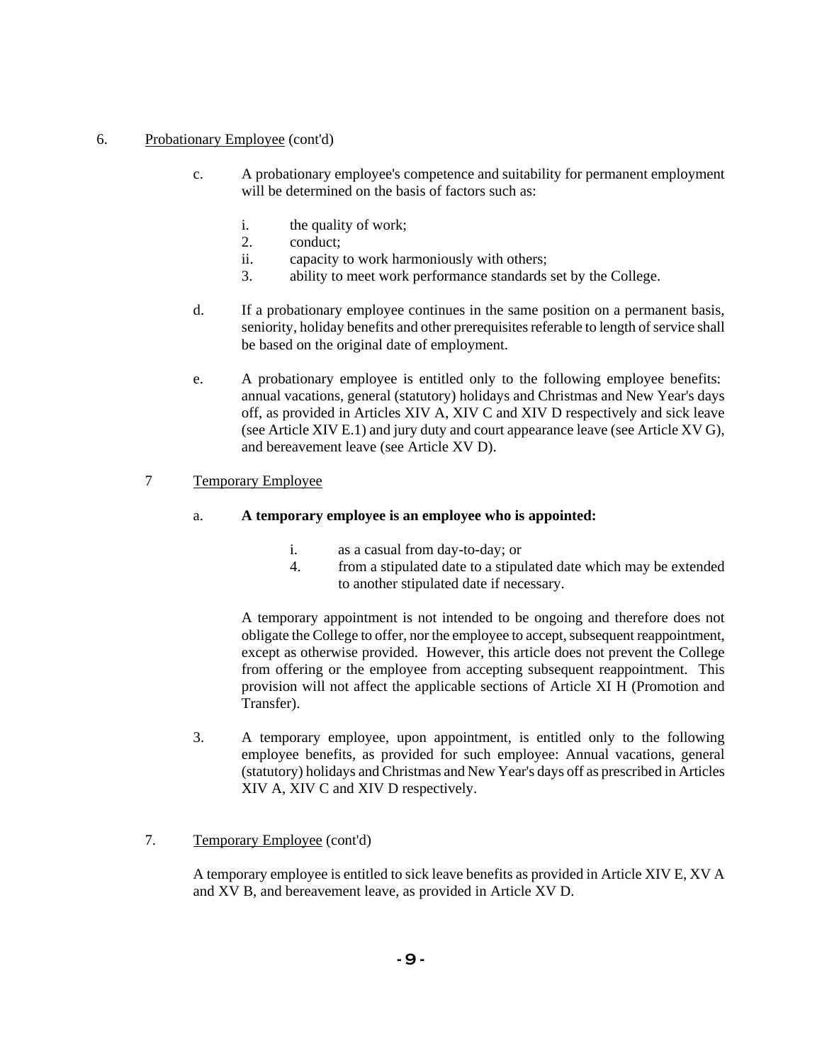6. Probationary Employee (cont'd)

   c. A probationary employee's competence and suitability for permanent employment will be determined on the basis of factors such as:

      i. the quality of work;
      2. conduct;
      ii. capacity to work harmoniously with others;
      3. ability to meet work performance standards set by the College.

   d. If a probationary employee continues in the same position on a permanent basis, seniority, holiday benefits and other prerequisites referable to length of service shall be based on the original date of employment.

   e. A probationary employee is entitled only to the following employee benefits: annual vacations, general (statutory) holidays and Christmas and New Year's days off, as provided in Articles XIV A, XIV C and XIV D respectively and sick leave (see Article XIV E.1) and jury duty and court appearance leave (see Article XV G), and bereavement leave (see Article XV D).

7 Temporary Employee

   a. **A temporary employee is an employee who is appointed:**

      i. as a casual from day-to-day; or
      4. from a stipulated date to a stipulated date which may be extended to another stipulated date if necessary.

   A temporary appointment is not intended to be ongoing and therefore does not obligate the College to offer, nor the employee to accept, subsequent reappointment, except as otherwise provided. However, this article does not prevent the College from offering or the employee from accepting subsequent reappointment. This provision will not affect the applicable sections of Article XI H (Promotion and Transfer).

   3. A temporary employee, upon appointment, is entitled only to the following employee benefits, as provided for such employee: Annual vacations, general (statutory) holidays and Christmas and New Year's days off as prescribed in Articles XIV A, XIV C and XIV D respectively.

7. Temporary Employee (cont'd)

   A temporary employee is entitled to sick leave benefits as provided in Article XIV E, XV A and XV B, and bereavement leave, as provided in Article XV D.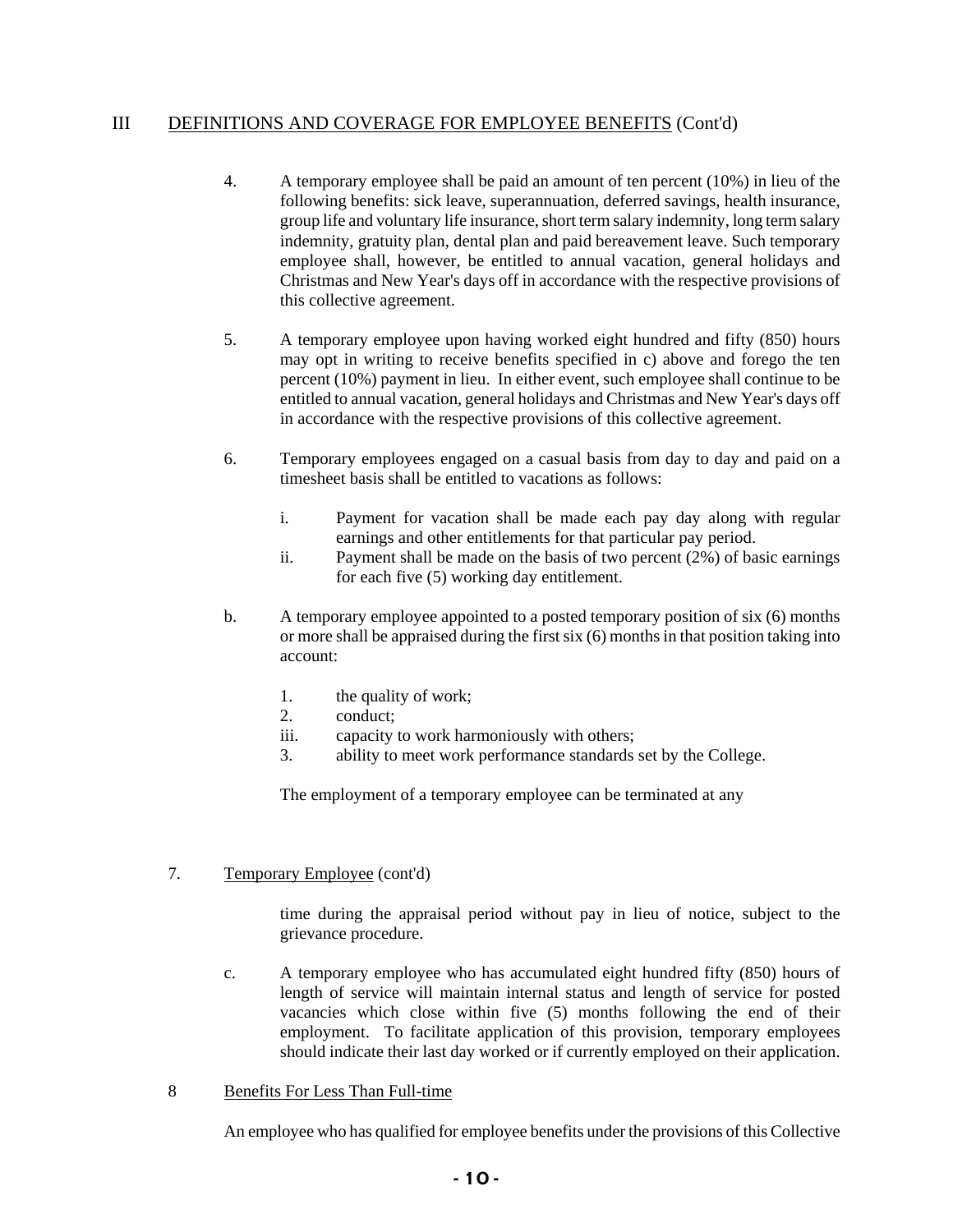## III DEFINITIONS AND COVERAGE FOR EMPLOYEE BENEFITS (Cont'd)

4. A temporary employee shall be paid an amount of ten percent (10%) in lieu of the following benefits: sick leave, superannuation, deferred savings, health insurance, group life and voluntary life insurance, short term salary indemnity, long term salary indemnity, gratuity plan, dental plan and paid bereavement leave. Such temporary employee shall, however, be entitled to annual vacation, general holidays and Christmas and New Year's days off in accordance with the respective provisions of this collective agreement.

5. A temporary employee upon having worked eight hundred and fifty (850) hours may opt in writing to receive benefits specified in c) above and forego the ten percent (10%) payment in lieu. In either event, such employee shall continue to be entitled to annual vacation, general holidays and Christmas and New Year's days off in accordance with the respective provisions of this collective agreement.

6. Temporary employees engaged on a casual basis from day to day and paid on a timesheet basis shall be entitled to vacations as follows:

   i. Payment for vacation shall be made each pay day along with regular earnings and other entitlements for that particular pay period.
   ii. Payment shall be made on the basis of two percent (2%) of basic earnings for each five (5) working day entitlement.

b. A temporary employee appointed to a posted temporary position of six (6) months or more shall be appraised during the first six (6) months in that position taking into account:

   1. the quality of work;
   2. conduct;
   iii. capacity to work harmoniously with others;
   3. ability to meet work performance standards set by the College.

   The employment of a temporary employee can be terminated at any

7. Temporary Employee (cont'd)

   time during the appraisal period without pay in lieu of notice, subject to the grievance procedure.

c. A temporary employee who has accumulated eight hundred fifty (850) hours of length of service will maintain internal status and length of service for posted vacancies which close within five (5) months following the end of their employment. To facilitate application of this provision, temporary employees should indicate their last day worked or if currently employed on their application.

8 Benefits For Less Than Full-time

An employee who has qualified for employee benefits under the provisions of this Collective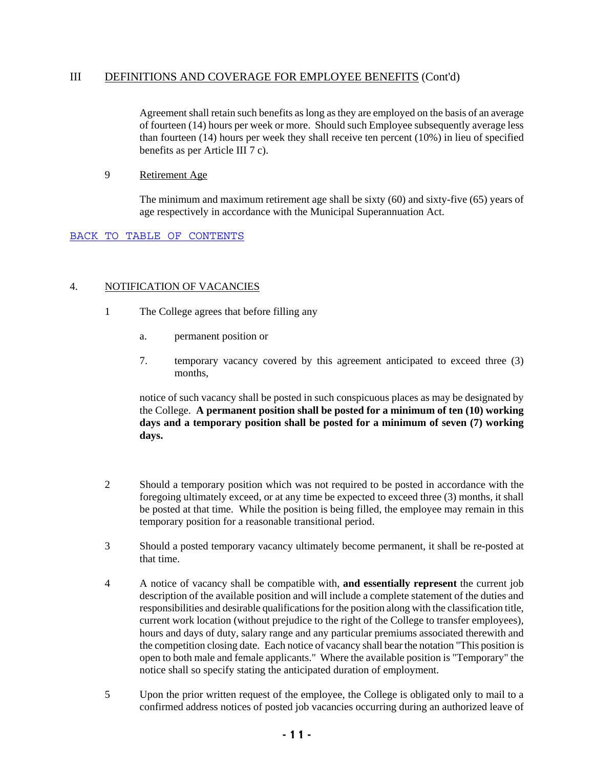III DEFINITIONS AND COVERAGE FOR EMPLOYEE BENEFITS (Cont'd)

Agreement shall retain such benefits as long as they are employed on the basis of an average of fourteen (14) hours per week or more. Should such Employee subsequently average less than fourteen (14) hours per week they shall receive ten percent (10%) in lieu of specified benefits as per Article III 7 c).

9 Retirement Age

The minimum and maximum retirement age shall be sixty (60) and sixty-five (65) years of age respectively in accordance with the Municipal Superannuation Act.

BACK TO TABLE OF CONTENTS

## 4. NOTIFICATION OF VACANCIES

1 The College agrees that before filling any

a. permanent position or

7. temporary vacancy covered by this agreement anticipated to exceed three (3) months,

notice of such vacancy shall be posted in such conspicuous places as may be designated by the College. **A permanent position shall be posted for a minimum of ten (10) working days and a temporary position shall be posted for a minimum of seven (7) working days.**

2 Should a temporary position which was not required to be posted in accordance with the foregoing ultimately exceed, or at any time be expected to exceed three (3) months, it shall be posted at that time. While the position is being filled, the employee may remain in this temporary position for a reasonable transitional period.

3 Should a posted temporary vacancy ultimately become permanent, it shall be re-posted at that time.

4 A notice of vacancy shall be compatible with, **and essentially represent** the current job description of the available position and will include a complete statement of the duties and responsibilities and desirable qualifications for the position along with the classification title, current work location (without prejudice to the right of the College to transfer employees), hours and days of duty, salary range and any particular premiums associated therewith and the competition closing date. Each notice of vacancy shall bear the notation "This position is open to both male and female applicants." Where the available position is "Temporary" the notice shall so specify stating the anticipated duration of employment.

5 Upon the prior written request of the employee, the College is obligated only to mail to a confirmed address notices of posted job vacancies occurring during an authorized leave of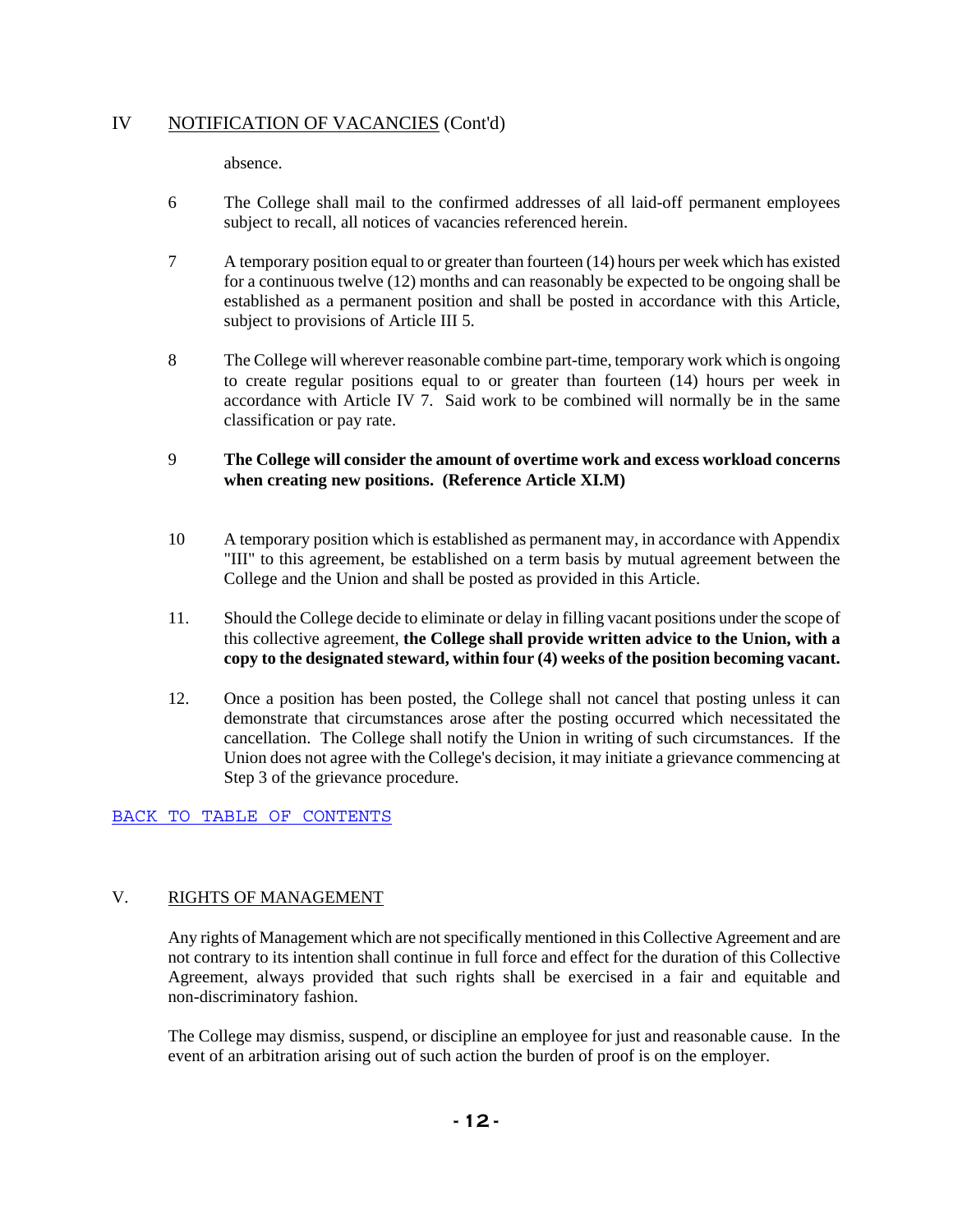## IV NOTIFICATION OF VACANCIES (Cont'd)

absence.

6 The College shall mail to the confirmed addresses of all laid-off permanent employees subject to recall, all notices of vacancies referenced herein.

7 A temporary position equal to or greater than fourteen (14) hours per week which has existed for a continuous twelve (12) months and can reasonably be expected to be ongoing shall be established as a permanent position and shall be posted in accordance with this Article, subject to provisions of Article III 5.

8 The College will wherever reasonable combine part-time, temporary work which is ongoing to create regular positions equal to or greater than fourteen (14) hours per week in accordance with Article IV 7. Said work to be combined will normally be in the same classification or pay rate.

9 **The College will consider the amount of overtime work and excess workload concerns when creating new positions. (Reference Article XI.M)**

10 A temporary position which is established as permanent may, in accordance with Appendix "III" to this agreement, be established on a term basis by mutual agreement between the College and the Union and shall be posted as provided in this Article.

11. Should the College decide to eliminate or delay in filling vacant positions under the scope of this collective agreement, **the College shall provide written advice to the Union, with a copy to the designated steward, within four (4) weeks of the position becoming vacant.**

12. Once a position has been posted, the College shall not cancel that posting unless it can demonstrate that circumstances arose after the posting occurred which necessitated the cancellation. The College shall notify the Union in writing of such circumstances. If the Union does not agree with the College's decision, it may initiate a grievance commencing at Step 3 of the grievance procedure.

BACK TO TABLE OF CONTENTS

## V. RIGHTS OF MANAGEMENT

Any rights of Management which are not specifically mentioned in this Collective Agreement and are not contrary to its intention shall continue in full force and effect for the duration of this Collective Agreement, always provided that such rights shall be exercised in a fair and equitable and non-discriminatory fashion.

The College may dismiss, suspend, or discipline an employee for just and reasonable cause. In the event of an arbitration arising out of such action the burden of proof is on the employer.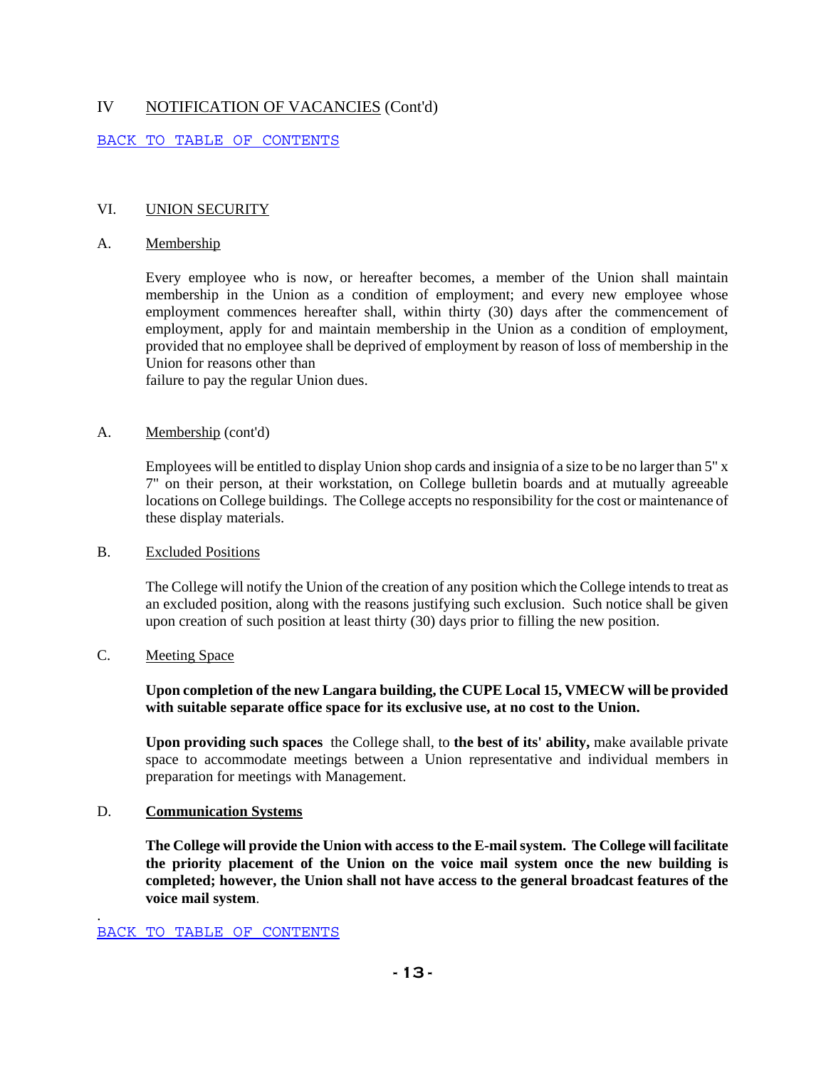IV NOTIFICATION OF VACANCIES (Cont'd)

BACK TO TABLE OF CONTENTS

## VI. UNION SECURITY

### A. Membership

Every employee who is now, or hereafter becomes, a member of the Union shall maintain membership in the Union as a condition of employment; and every new employee whose employment commences hereafter shall, within thirty (30) days after the commencement of employment, apply for and maintain membership in the Union as a condition of employment, provided that no employee shall be deprived of employment by reason of loss of membership in the Union for reasons other than failure to pay the regular Union dues.

### A. Membership (cont'd)

Employees will be entitled to display Union shop cards and insignia of a size to be no larger than 5" x 7" on their person, at their workstation, on College bulletin boards and at mutually agreeable locations on College buildings. The College accepts no responsibility for the cost or maintenance of these display materials.

### B. Excluded Positions

The College will notify the Union of the creation of any position which the College intends to treat as an excluded position, along with the reasons justifying such exclusion. Such notice shall be given upon creation of such position at least thirty (30) days prior to filling the new position.

### C. Meeting Space

**Upon completion of the new Langara building, the CUPE Local 15, VMECW will be provided with suitable separate office space for its exclusive use, at no cost to the Union.**

**Upon providing such spaces** the College shall, to **the best of its' ability,** make available private space to accommodate meetings between a Union representative and individual members in preparation for meetings with Management.

### D. **Communication Systems**

**The College will provide the Union with access to the E-mail system. The College will facilitate the priority placement of the Union on the voice mail system once the new building is completed; however, the Union shall not have access to the general broadcast features of the voice mail system**.

BACK TO TABLE OF CONTENTS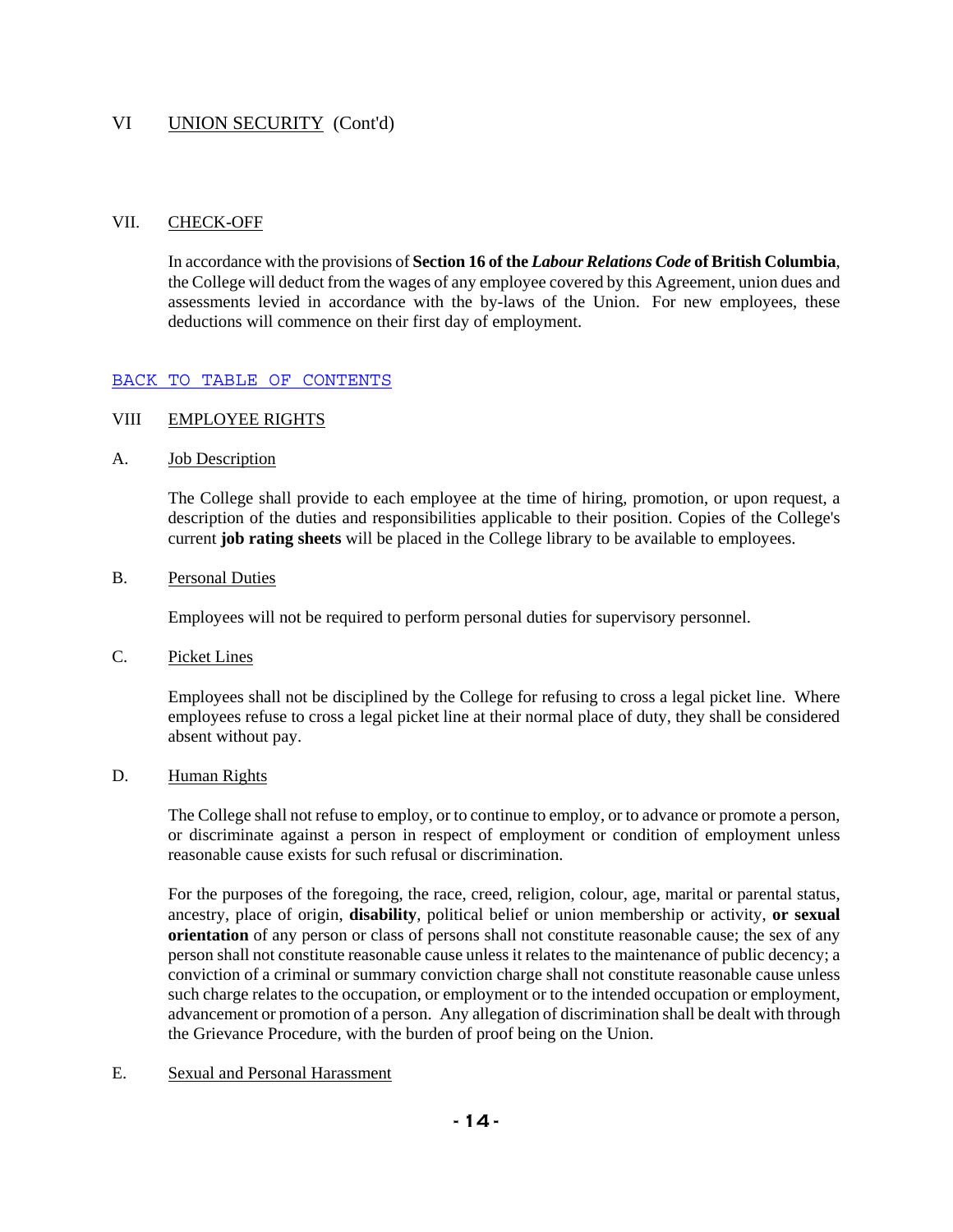## VI UNION SECURITY (Cont'd)

## VII. CHECK-OFF

In accordance with the provisions of **Section 16 of the *Labour Relations Code* of British Columbia**, the College will deduct from the wages of any employee covered by this Agreement, union dues and assessments levied in accordance with the by-laws of the Union. For new employees, these deductions will commence on their first day of employment.

BACK TO TABLE OF CONTENTS

## VIII EMPLOYEE RIGHTS

### A. Job Description

The College shall provide to each employee at the time of hiring, promotion, or upon request, a description of the duties and responsibilities applicable to their position. Copies of the College's current **job rating sheets** will be placed in the College library to be available to employees.

### B. Personal Duties

Employees will not be required to perform personal duties for supervisory personnel.

### C. Picket Lines

Employees shall not be disciplined by the College for refusing to cross a legal picket line. Where employees refuse to cross a legal picket line at their normal place of duty, they shall be considered absent without pay.

### D. Human Rights

The College shall not refuse to employ, or to continue to employ, or to advance or promote a person, or discriminate against a person in respect of employment or condition of employment unless reasonable cause exists for such refusal or discrimination.

For the purposes of the foregoing, the race, creed, religion, colour, age, marital or parental status, ancestry, place of origin, **disability**, political belief or union membership or activity, **or sexual orientation** of any person or class of persons shall not constitute reasonable cause; the sex of any person shall not constitute reasonable cause unless it relates to the maintenance of public decency; a conviction of a criminal or summary conviction charge shall not constitute reasonable cause unless such charge relates to the occupation, or employment or to the intended occupation or employment, advancement or promotion of a person. Any allegation of discrimination shall be dealt with through the Grievance Procedure, with the burden of proof being on the Union.

### E. Sexual and Personal Harassment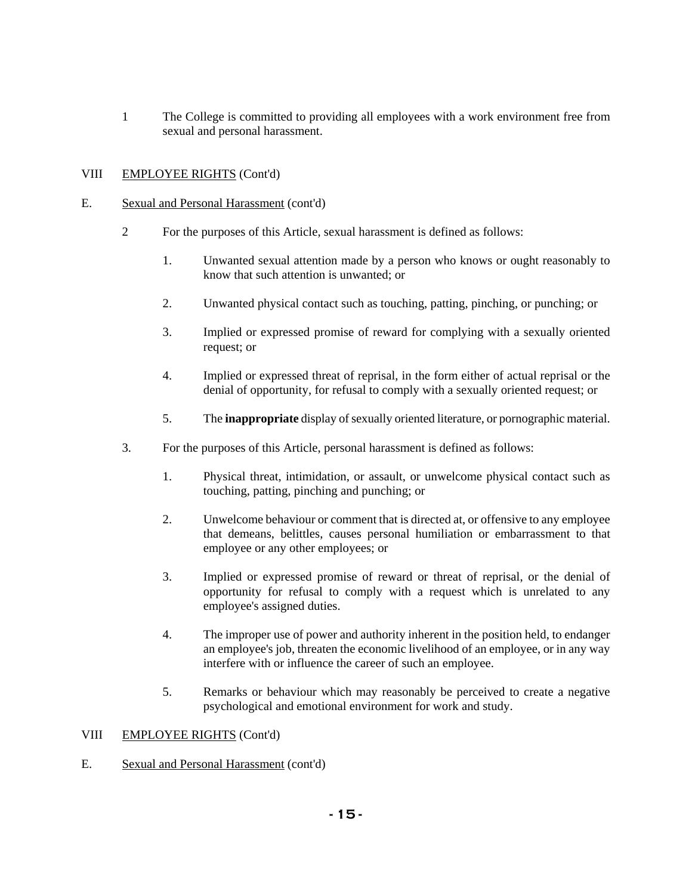1 The College is committed to providing all employees with a work environment free from sexual and personal harassment.

VIII EMPLOYEE RIGHTS (Cont'd)

E. Sexual and Personal Harassment (cont'd)

2 For the purposes of this Article, sexual harassment is defined as follows:

1. Unwanted sexual attention made by a person who knows or ought reasonably to know that such attention is unwanted; or

2. Unwanted physical contact such as touching, patting, pinching, or punching; or

3. Implied or expressed promise of reward for complying with a sexually oriented request; or

4. Implied or expressed threat of reprisal, in the form either of actual reprisal or the denial of opportunity, for refusal to comply with a sexually oriented request; or

5. The **inappropriate** display of sexually oriented literature, or pornographic material.

3. For the purposes of this Article, personal harassment is defined as follows:

1. Physical threat, intimidation, or assault, or unwelcome physical contact such as touching, patting, pinching and punching; or

2. Unwelcome behaviour or comment that is directed at, or offensive to any employee that demeans, belittles, causes personal humiliation or embarrassment to that employee or any other employees; or

3. Implied or expressed promise of reward or threat of reprisal, or the denial of opportunity for refusal to comply with a request which is unrelated to any employee's assigned duties.

4. The improper use of power and authority inherent in the position held, to endanger an employee's job, threaten the economic livelihood of an employee, or in any way interfere with or influence the career of such an employee.

5. Remarks or behaviour which may reasonably be perceived to create a negative psychological and emotional environment for work and study.

VIII EMPLOYEE RIGHTS (Cont'd)

E. Sexual and Personal Harassment (cont'd)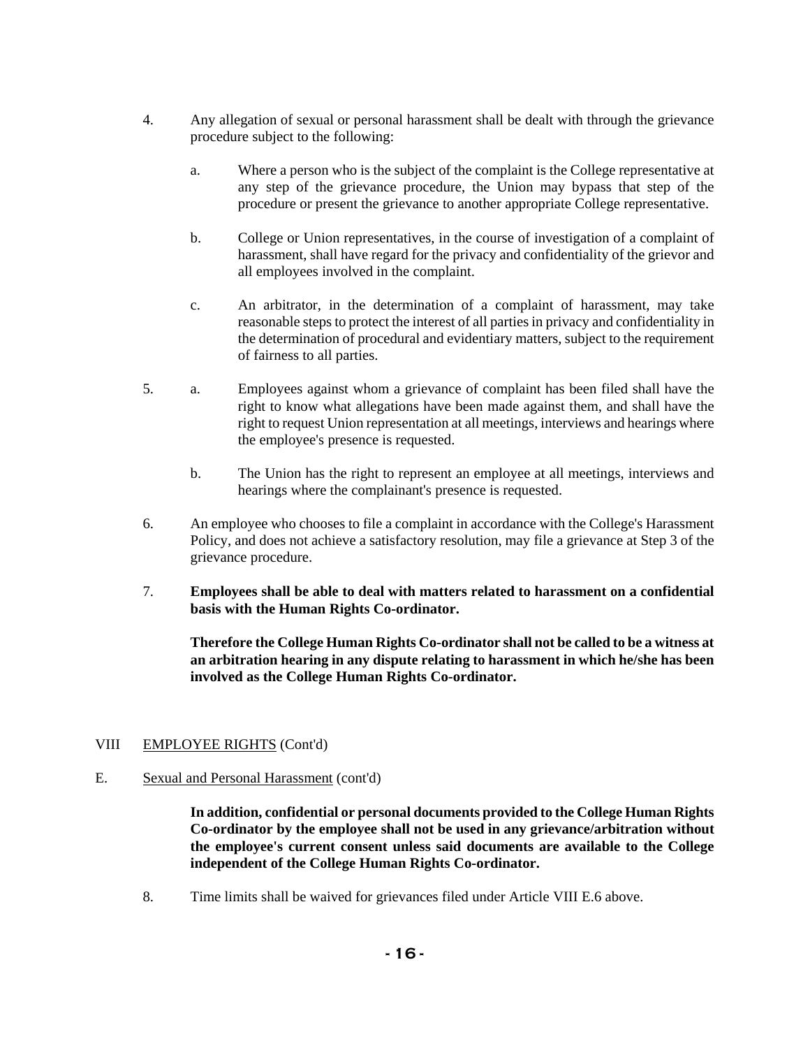4. Any allegation of sexual or personal harassment shall be dealt with through the grievance procedure subject to the following:

    a. Where a person who is the subject of the complaint is the College representative at any step of the grievance procedure, the Union may bypass that step of the procedure or present the grievance to another appropriate College representative.

    b. College or Union representatives, in the course of investigation of a complaint of harassment, shall have regard for the privacy and confidentiality of the grievor and all employees involved in the complaint.

    c. An arbitrator, in the determination of a complaint of harassment, may take reasonable steps to protect the interest of all parties in privacy and confidentiality in the determination of procedural and evidentiary matters, subject to the requirement of fairness to all parties.

5. a. Employees against whom a grievance of complaint has been filed shall have the right to know what allegations have been made against them, and shall have the right to request Union representation at all meetings, interviews and hearings where the employee's presence is requested.

    b. The Union has the right to represent an employee at all meetings, interviews and hearings where the complainant's presence is requested.

6. An employee who chooses to file a complaint in accordance with the College's Harassment Policy, and does not achieve a satisfactory resolution, may file a grievance at Step 3 of the grievance procedure.

7. **Employees shall be able to deal with matters related to harassment on a confidential basis with the Human Rights Co-ordinator.**

    **Therefore the College Human Rights Co-ordinator shall not be called to be a witness at an arbitration hearing in any dispute relating to harassment in which he/she has been involved as the College Human Rights Co-ordinator.**

VIII EMPLOYEE RIGHTS (Cont'd)

E. Sexual and Personal Harassment (cont'd)

    **In addition, confidential or personal documents provided to the College Human Rights Co-ordinator by the employee shall not be used in any grievance/arbitration without the employee's current consent unless said documents are available to the College independent of the College Human Rights Co-ordinator.**

8. Time limits shall be waived for grievances filed under Article VIII E.6 above.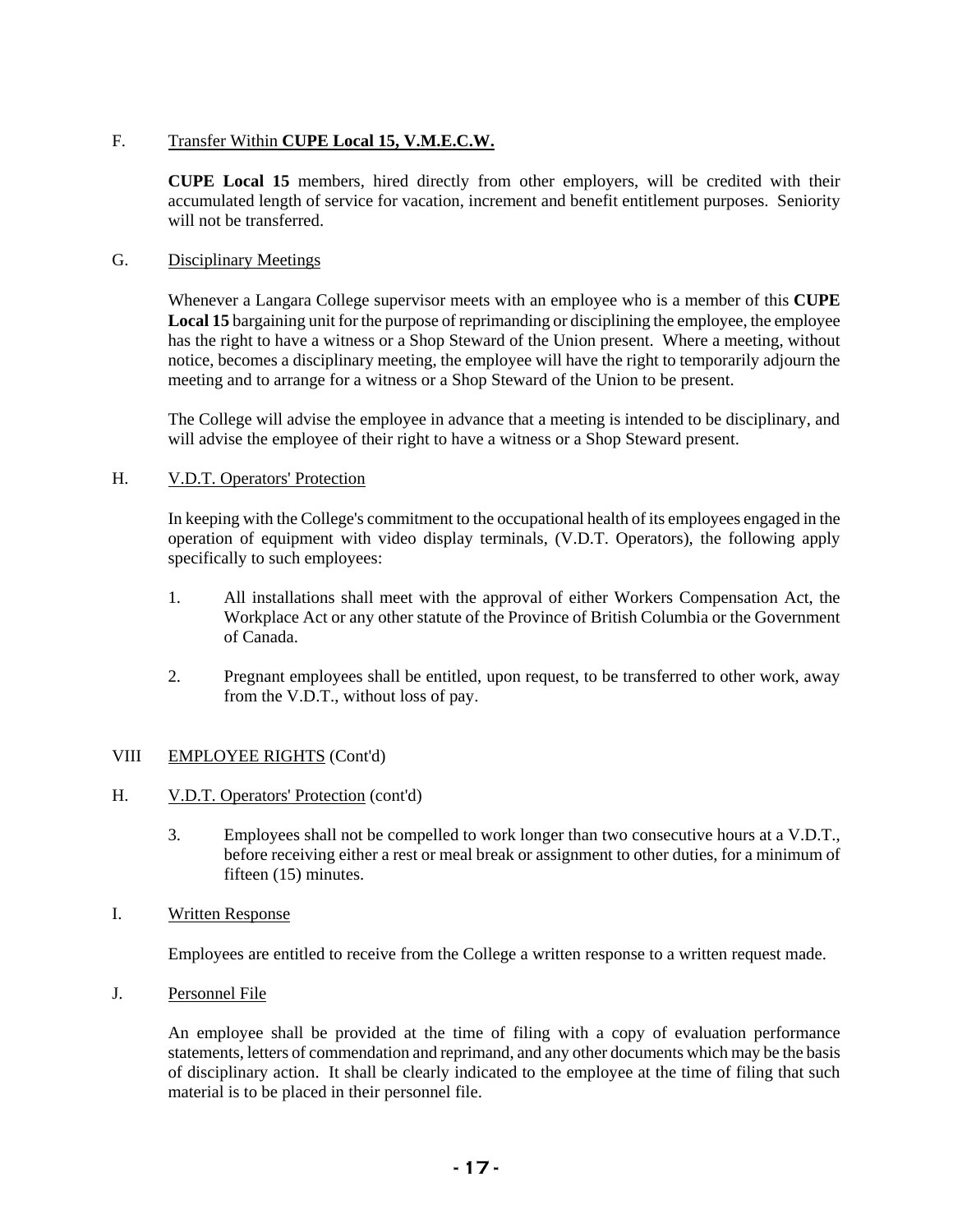### F. Transfer Within **CUPE Local 15, V.M.E.C.W.**

**CUPE Local 15** members, hired directly from other employers, will be credited with their accumulated length of service for vacation, increment and benefit entitlement purposes. Seniority will not be transferred.

### G. Disciplinary Meetings

Whenever a Langara College supervisor meets with an employee who is a member of this **CUPE Local 15** bargaining unit for the purpose of reprimanding or disciplining the employee, the employee has the right to have a witness or a Shop Steward of the Union present. Where a meeting, without notice, becomes a disciplinary meeting, the employee will have the right to temporarily adjourn the meeting and to arrange for a witness or a Shop Steward of the Union to be present.

The College will advise the employee in advance that a meeting is intended to be disciplinary, and will advise the employee of their right to have a witness or a Shop Steward present.

### H. V.D.T. Operators' Protection

In keeping with the College's commitment to the occupational health of its employees engaged in the operation of equipment with video display terminals, (V.D.T. Operators), the following apply specifically to such employees:

1. All installations shall meet with the approval of either Workers Compensation Act, the Workplace Act or any other statute of the Province of British Columbia or the Government of Canada.

2. Pregnant employees shall be entitled, upon request, to be transferred to other work, away from the V.D.T., without loss of pay.

## VIII EMPLOYEE RIGHTS (Cont'd)

### H. V.D.T. Operators' Protection (cont'd)

3. Employees shall not be compelled to work longer than two consecutive hours at a V.D.T., before receiving either a rest or meal break or assignment to other duties, for a minimum of fifteen (15) minutes.

### I. Written Response

Employees are entitled to receive from the College a written response to a written request made.

### J. Personnel File

An employee shall be provided at the time of filing with a copy of evaluation performance statements, letters of commendation and reprimand, and any other documents which may be the basis of disciplinary action. It shall be clearly indicated to the employee at the time of filing that such material is to be placed in their personnel file.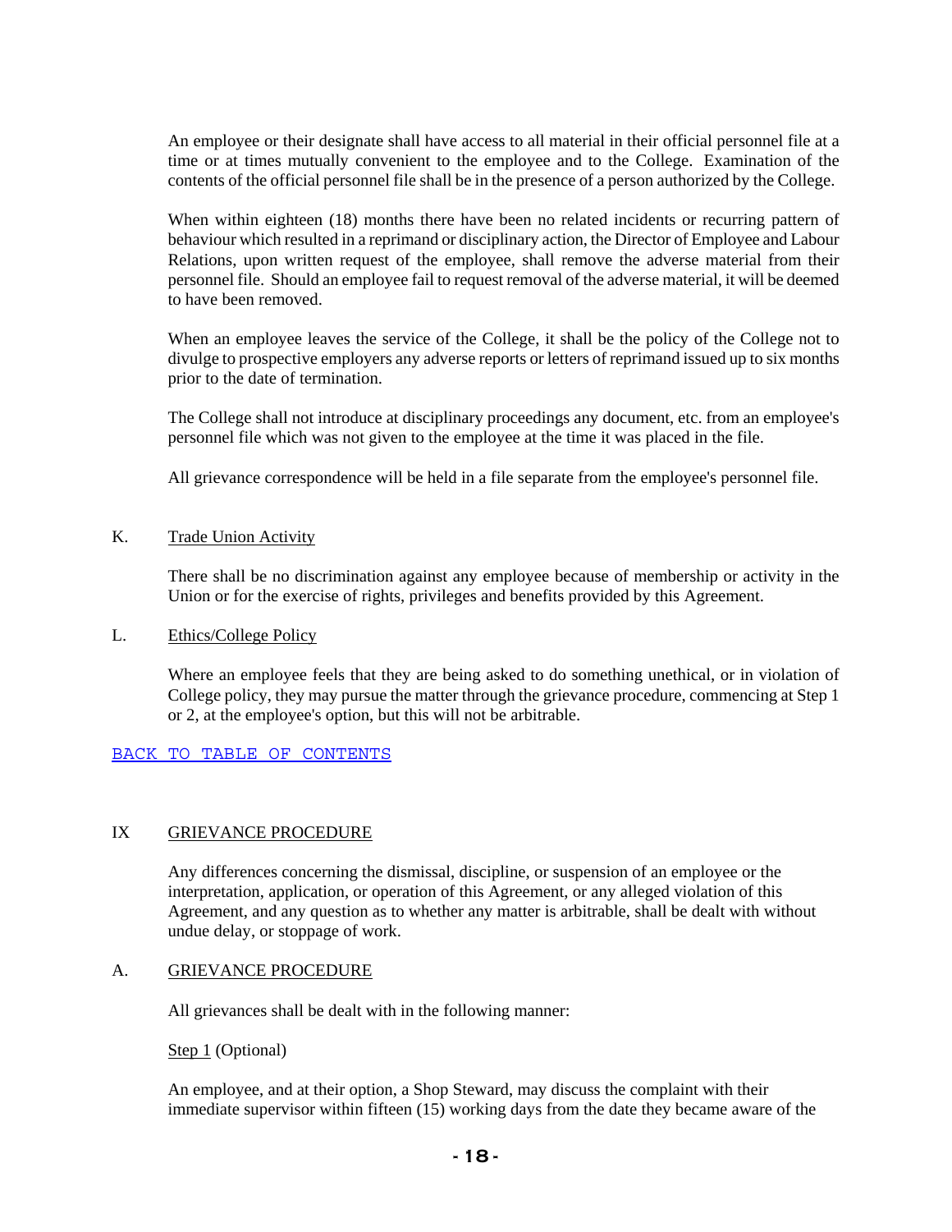An employee or their designate shall have access to all material in their official personnel file at a time or at times mutually convenient to the employee and to the College. Examination of the contents of the official personnel file shall be in the presence of a person authorized by the College.

When within eighteen (18) months there have been no related incidents or recurring pattern of behaviour which resulted in a reprimand or disciplinary action, the Director of Employee and Labour Relations, upon written request of the employee, shall remove the adverse material from their personnel file. Should an employee fail to request removal of the adverse material, it will be deemed to have been removed.

When an employee leaves the service of the College, it shall be the policy of the College not to divulge to prospective employers any adverse reports or letters of reprimand issued up to six months prior to the date of termination.

The College shall not introduce at disciplinary proceedings any document, etc. from an employee's personnel file which was not given to the employee at the time it was placed in the file.

All grievance correspondence will be held in a file separate from the employee's personnel file.

### K. Trade Union Activity

There shall be no discrimination against any employee because of membership or activity in the Union or for the exercise of rights, privileges and benefits provided by this Agreement.

### L. Ethics/College Policy

Where an employee feels that they are being asked to do something unethical, or in violation of College policy, they may pursue the matter through the grievance procedure, commencing at Step 1 or 2, at the employee's option, but this will not be arbitrable.

BACK TO TABLE OF CONTENTS

## IX GRIEVANCE PROCEDURE

Any differences concerning the dismissal, discipline, or suspension of an employee or the interpretation, application, or operation of this Agreement, or any alleged violation of this Agreement, and any question as to whether any matter is arbitrable, shall be dealt with without undue delay, or stoppage of work.

### A. GRIEVANCE PROCEDURE

All grievances shall be dealt with in the following manner:

Step 1 (Optional)

An employee, and at their option, a Shop Steward, may discuss the complaint with their immediate supervisor within fifteen (15) working days from the date they became aware of the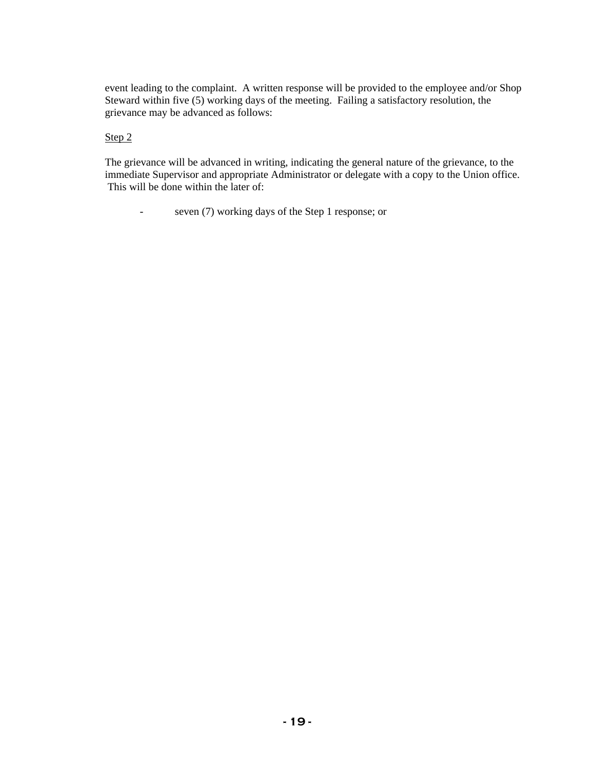event leading to the complaint. A written response will be provided to the employee and/or Shop Steward within five (5) working days of the meeting. Failing a satisfactory resolution, the grievance may be advanced as follows:

<u>Step 2</u>

The grievance will be advanced in writing, indicating the general nature of the grievance, to the immediate Supervisor and appropriate Administrator or delegate with a copy to the Union office. This will be done within the later of:

- seven (7) working days of the Step 1 response; or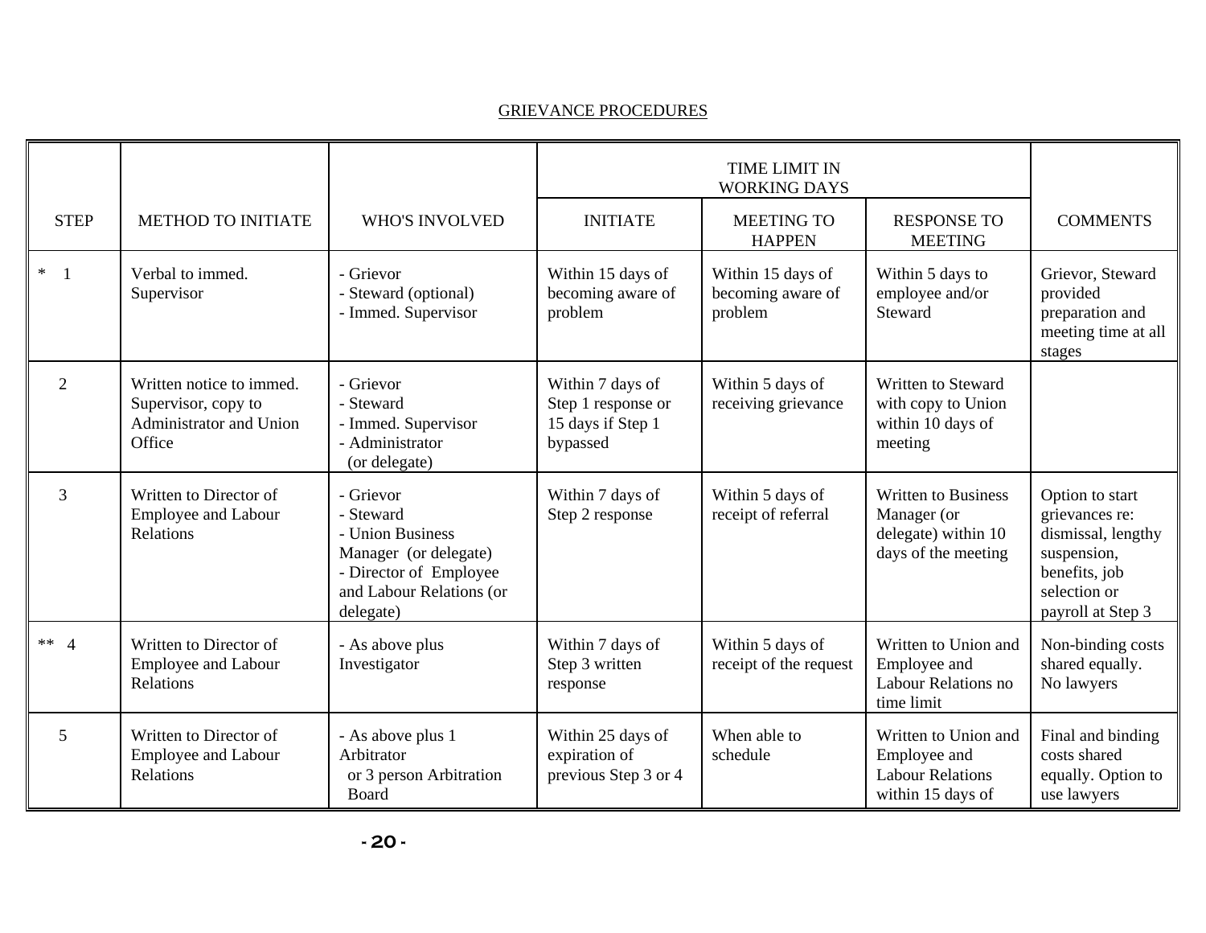## GRIEVANCE PROCEDURES

| STEP | METHOD TO INITIATE | WHO'S INVOLVED | TIME LIMIT IN WORKING DAYS | | | COMMENTS |
|---|---|---|---|---|---|---|
| | | | INITIATE | MEETING TO HAPPEN | RESPONSE TO MEETING | |
| * 1 | Verbal to immed. Supervisor | - Grievor<br>- Steward (optional)<br>- Immed. Supervisor | Within 15 days of becoming aware of problem | Within 15 days of becoming aware of problem | Within 5 days to employee and/or Steward | Grievor, Steward provided preparation and meeting time at all stages |
| 2 | Written notice to immed. Supervisor, copy to Administrator and Union Office | - Grievor<br>- Steward<br>- Immed. Supervisor<br>- Administrator (or delegate) | Within 7 days of Step 1 response or 15 days if Step 1 bypassed | Within 5 days of receiving grievance | Written to Steward with copy to Union within 10 days of meeting | |
| 3 | Written to Director of Employee and Labour Relations | - Grievor<br>- Steward<br>- Union Business Manager (or delegate)<br>- Director of Employee and Labour Relations (or delegate) | Within 7 days of Step 2 response | Within 5 days of receipt of referral | Written to Business Manager (or delegate) within 10 days of the meeting | Option to start grievances re: dismissal, lengthy suspension, benefits, job selection or payroll at Step 3 |
| ** 4 | Written to Director of Employee and Labour Relations | - As above plus Investigator | Within 7 days of Step 3 written response | Within 5 days of receipt of the request | Written to Union and Employee and Labour Relations no time limit | Non-binding costs shared equally. No lawyers |
| 5 | Written to Director of Employee and Labour Relations | - As above plus 1 Arbitrator or 3 person Arbitration Board | Within 25 days of expiration of previous Step 3 or 4 | When able to schedule | Written to Union and Employee and Labour Relations within 15 days of | Final and binding costs shared equally. Option to use lawyers |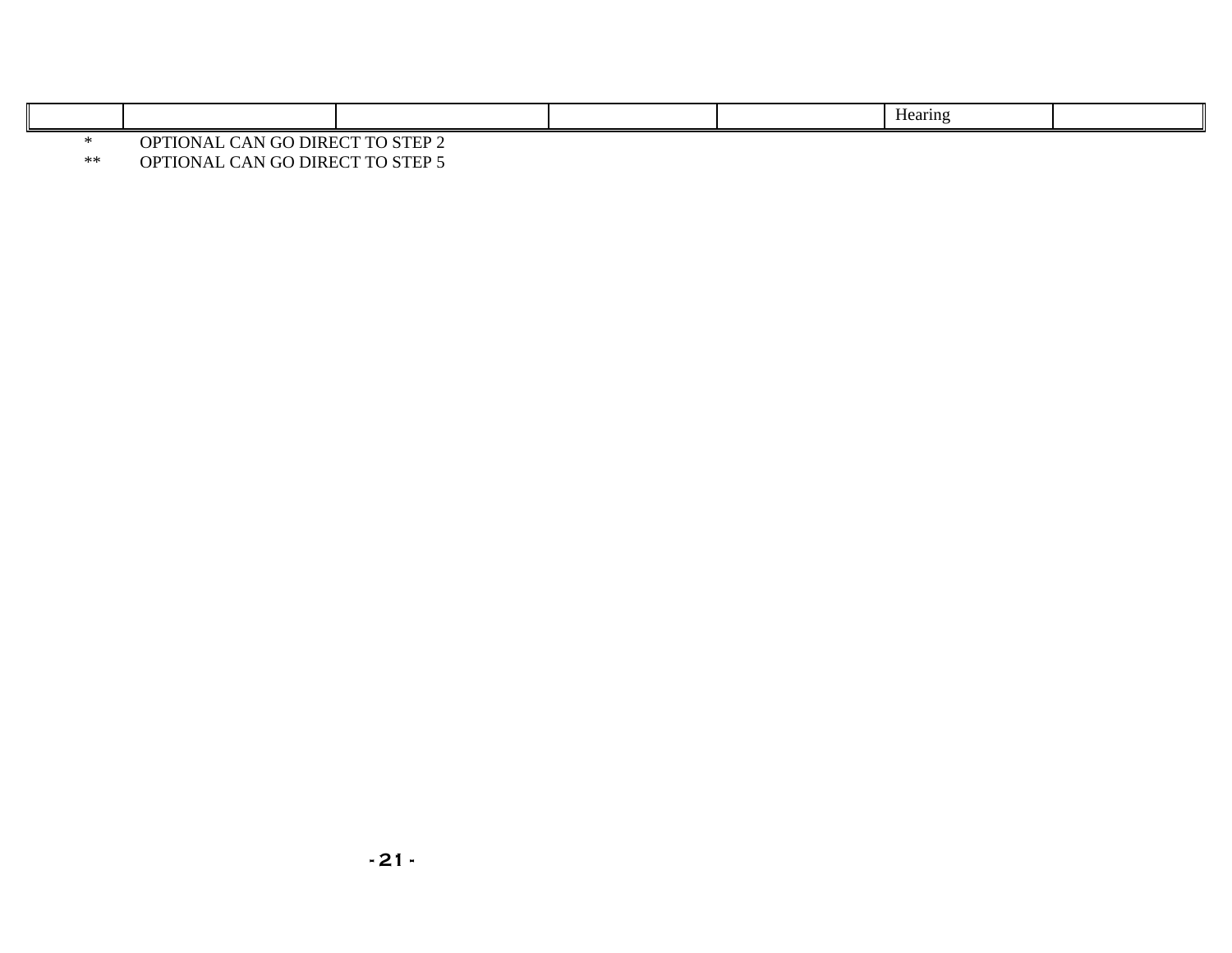| | | | | | | |
|---|---|---|---|---|---|---|
| | | | | | Hearing | |

\* OPTIONAL CAN GO DIRECT TO STEP 2

\*\* OPTIONAL CAN GO DIRECT TO STEP 5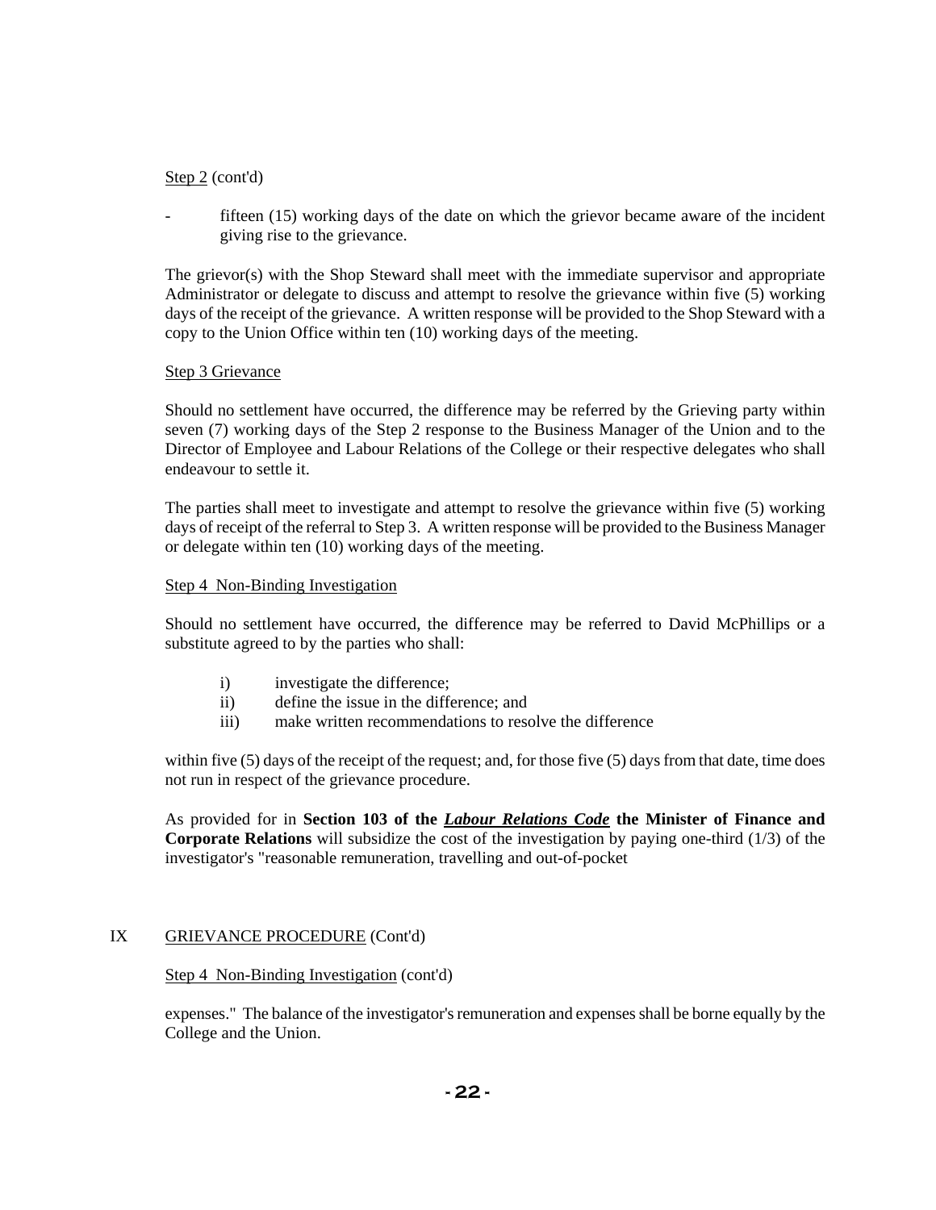Step 2 (cont'd)

- fifteen (15) working days of the date on which the grievor became aware of the incident giving rise to the grievance.

The grievor(s) with the Shop Steward shall meet with the immediate supervisor and appropriate Administrator or delegate to discuss and attempt to resolve the grievance within five (5) working days of the receipt of the grievance. A written response will be provided to the Shop Steward with a copy to the Union Office within ten (10) working days of the meeting.

Step 3 Grievance

Should no settlement have occurred, the difference may be referred by the Grieving party within seven (7) working days of the Step 2 response to the Business Manager of the Union and to the Director of Employee and Labour Relations of the College or their respective delegates who shall endeavour to settle it.

The parties shall meet to investigate and attempt to resolve the grievance within five (5) working days of receipt of the referral to Step 3. A written response will be provided to the Business Manager or delegate within ten (10) working days of the meeting.

Step 4 Non-Binding Investigation

Should no settlement have occurred, the difference may be referred to David McPhillips or a substitute agreed to by the parties who shall:

i) investigate the difference;
ii) define the issue in the difference; and
iii) make written recommendations to resolve the difference

within five (5) days of the receipt of the request; and, for those five (5) days from that date, time does not run in respect of the grievance procedure.

As provided for in **Section 103 of the *Labour Relations Code* the Minister of Finance and Corporate Relations** will subsidize the cost of the investigation by paying one-third (1/3) of the investigator's "reasonable remuneration, travelling and out-of-pocket

IX GRIEVANCE PROCEDURE (Cont'd)

Step 4 Non-Binding Investigation (cont'd)

expenses." The balance of the investigator's remuneration and expenses shall be borne equally by the College and the Union.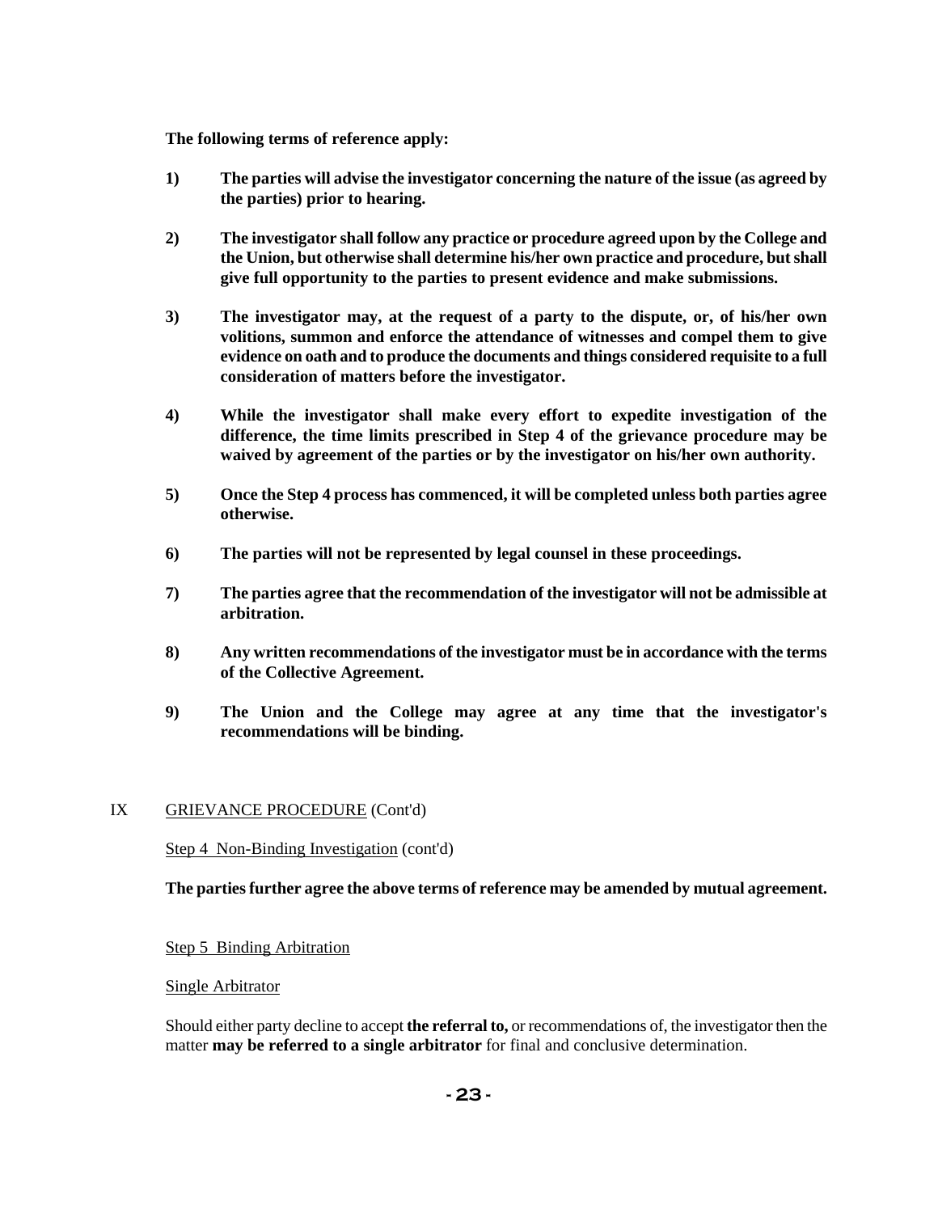**The following terms of reference apply:**

1) **The parties will advise the investigator concerning the nature of the issue (as agreed by the parties) prior to hearing.**

2) **The investigator shall follow any practice or procedure agreed upon by the College and the Union, but otherwise shall determine his/her own practice and procedure, but shall give full opportunity to the parties to present evidence and make submissions.**

3) **The investigator may, at the request of a party to the dispute, or, of his/her own volitions, summon and enforce the attendance of witnesses and compel them to give evidence on oath and to produce the documents and things considered requisite to a full consideration of matters before the investigator.**

4) **While the investigator shall make every effort to expedite investigation of the difference, the time limits prescribed in Step 4 of the grievance procedure may be waived by agreement of the parties or by the investigator on his/her own authority.**

5) **Once the Step 4 process has commenced, it will be completed unless both parties agree otherwise.**

6) **The parties will not be represented by legal counsel in these proceedings.**

7) **The parties agree that the recommendation of the investigator will not be admissible at arbitration.**

8) **Any written recommendations of the investigator must be in accordance with the terms of the Collective Agreement.**

9) **The Union and the College may agree at any time that the investigator's recommendations will be binding.**

IX GRIEVANCE PROCEDURE (Cont'd)

Step 4 Non-Binding Investigation (cont'd)

**The parties further agree the above terms of reference may be amended by mutual agreement.**

Step 5 Binding Arbitration

Single Arbitrator

Should either party decline to accept **the referral to,** or recommendations of, the investigator then the matter **may be referred to a single arbitrator** for final and conclusive determination.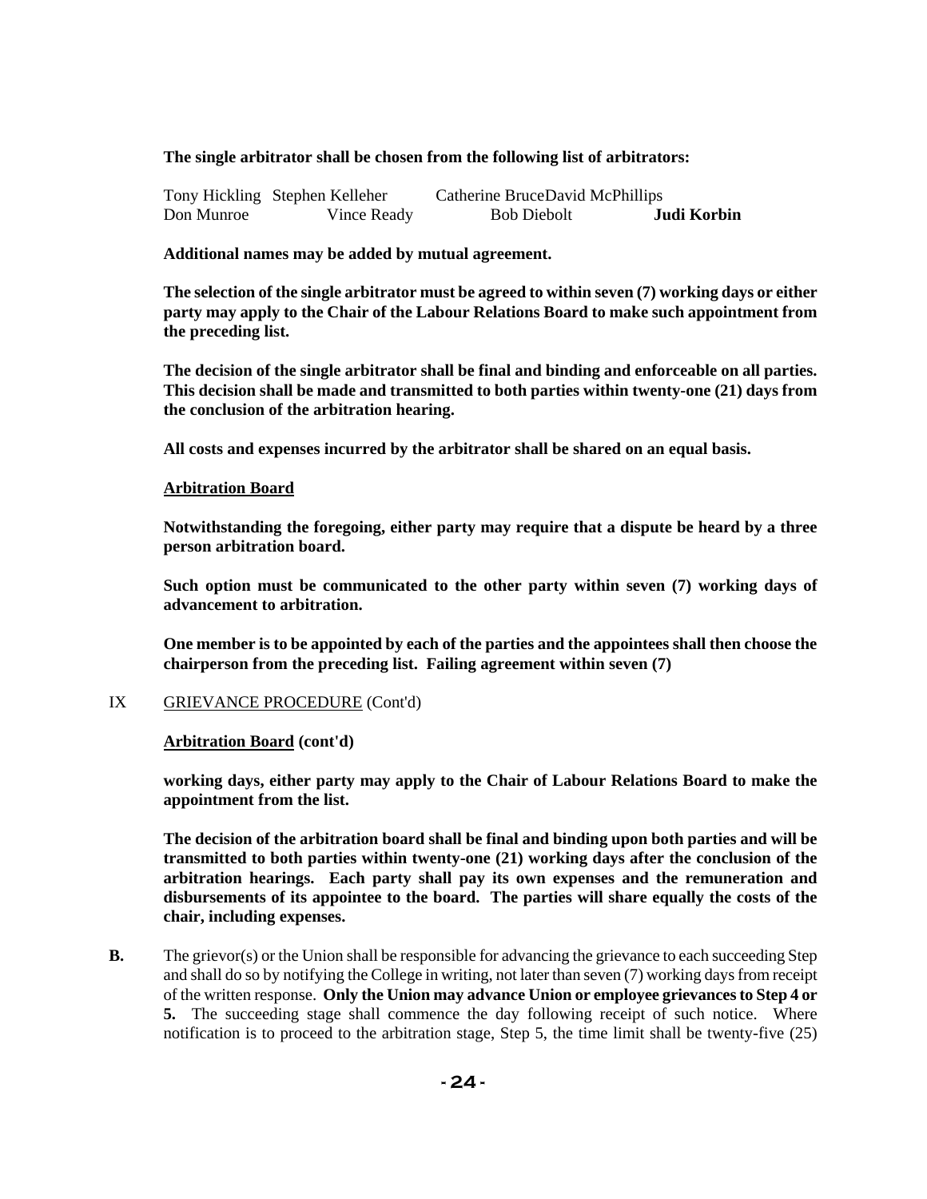**The single arbitrator shall be chosen from the following list of arbitrators:**

| | | | |
|---|---|---|---|
| Tony Hickling | Stephen Kelleher | Catherine Bruce | David McPhillips |
| Don Munroe | Vince Ready | Bob Diebolt | **Judi Korbin** |

**Additional names may be added by mutual agreement.**

**The selection of the single arbitrator must be agreed to within seven (7) working days or either party may apply to the Chair of the Labour Relations Board to make such appointment from the preceding list.**

**The decision of the single arbitrator shall be final and binding and enforceable on all parties. This decision shall be made and transmitted to both parties within twenty-one (21) days from the conclusion of the arbitration hearing.**

**All costs and expenses incurred by the arbitrator shall be shared on an equal basis.**

**Arbitration Board**

**Notwithstanding the foregoing, either party may require that a dispute be heard by a three person arbitration board.**

**Such option must be communicated to the other party within seven (7) working days of advancement to arbitration.**

**One member is to be appointed by each of the parties and the appointees shall then choose the chairperson from the preceding list. Failing agreement within seven (7)**

IX GRIEVANCE PROCEDURE (Cont'd)

**Arbitration Board (cont'd)**

**working days, either party may apply to the Chair of Labour Relations Board to make the appointment from the list.**

**The decision of the arbitration board shall be final and binding upon both parties and will be transmitted to both parties within twenty-one (21) working days after the conclusion of the arbitration hearings. Each party shall pay its own expenses and the remuneration and disbursements of its appointee to the board. The parties will share equally the costs of the chair, including expenses.**

**B.** The grievor(s) or the Union shall be responsible for advancing the grievance to each succeeding Step and shall do so by notifying the College in writing, not later than seven (7) working days from receipt of the written response. **Only the Union may advance Union or employee grievances to Step 4 or 5.** The succeeding stage shall commence the day following receipt of such notice. Where notification is to proceed to the arbitration stage, Step 5, the time limit shall be twenty-five (25)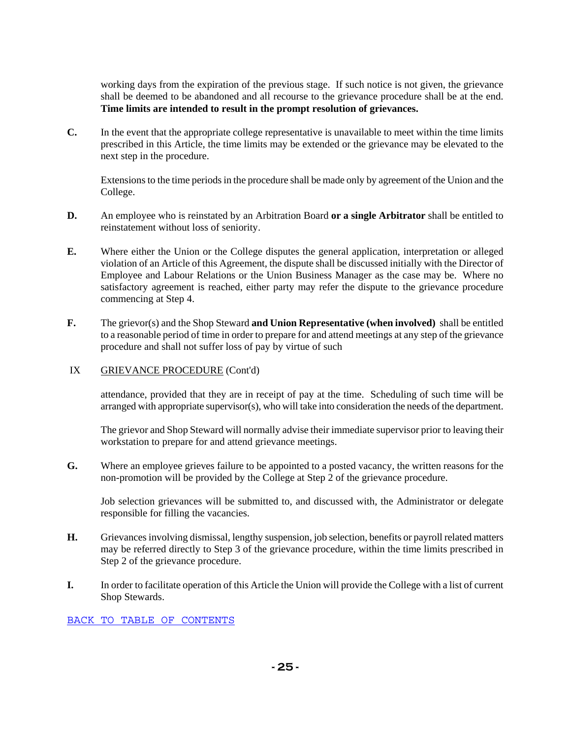working days from the expiration of the previous stage. If such notice is not given, the grievance shall be deemed to be abandoned and all recourse to the grievance procedure shall be at the end. **Time limits are intended to result in the prompt resolution of grievances.**

**C.** In the event that the appropriate college representative is unavailable to meet within the time limits prescribed in this Article, the time limits may be extended or the grievance may be elevated to the next step in the procedure.

Extensions to the time periods in the procedure shall be made only by agreement of the Union and the College.

**D.** An employee who is reinstated by an Arbitration Board **or a single Arbitrator** shall be entitled to reinstatement without loss of seniority.

**E.** Where either the Union or the College disputes the general application, interpretation or alleged violation of an Article of this Agreement, the dispute shall be discussed initially with the Director of Employee and Labour Relations or the Union Business Manager as the case may be. Where no satisfactory agreement is reached, either party may refer the dispute to the grievance procedure commencing at Step 4.

**F.** The grievor(s) and the Shop Steward **and Union Representative (when involved)** shall be entitled to a reasonable period of time in order to prepare for and attend meetings at any step of the grievance procedure and shall not suffer loss of pay by virtue of such

IX GRIEVANCE PROCEDURE (Cont'd)

attendance, provided that they are in receipt of pay at the time. Scheduling of such time will be arranged with appropriate supervisor(s), who will take into consideration the needs of the department.

The grievor and Shop Steward will normally advise their immediate supervisor prior to leaving their workstation to prepare for and attend grievance meetings.

**G.** Where an employee grieves failure to be appointed to a posted vacancy, the written reasons for the non-promotion will be provided by the College at Step 2 of the grievance procedure.

Job selection grievances will be submitted to, and discussed with, the Administrator or delegate responsible for filling the vacancies.

**H.** Grievances involving dismissal, lengthy suspension, job selection, benefits or payroll related matters may be referred directly to Step 3 of the grievance procedure, within the time limits prescribed in Step 2 of the grievance procedure.

**I.** In order to facilitate operation of this Article the Union will provide the College with a list of current Shop Stewards.

BACK TO TABLE OF CONTENTS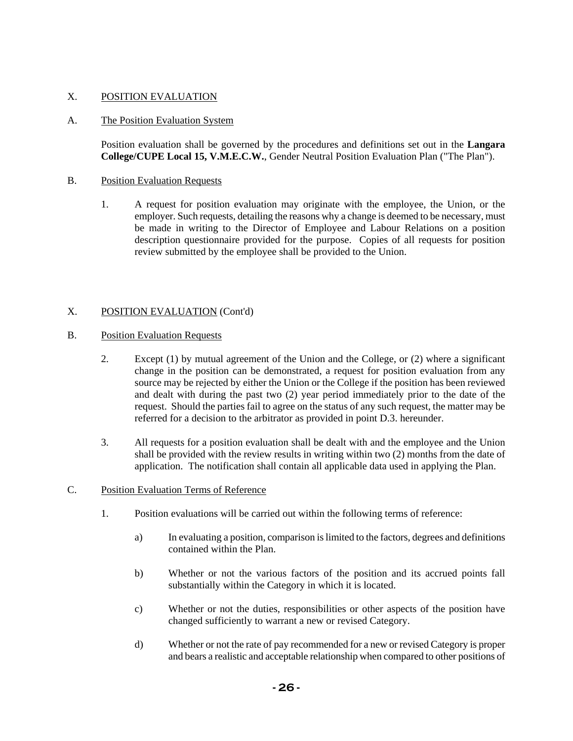## X. POSITION EVALUATION

### A. The Position Evaluation System

Position evaluation shall be governed by the procedures and definitions set out in the **Langara College/CUPE Local 15, V.M.E.C.W.**, Gender Neutral Position Evaluation Plan ("The Plan").

### B. Position Evaluation Requests

1. A request for position evaluation may originate with the employee, the Union, or the employer. Such requests, detailing the reasons why a change is deemed to be necessary, must be made in writing to the Director of Employee and Labour Relations on a position description questionnaire provided for the purpose. Copies of all requests for position review submitted by the employee shall be provided to the Union.

## X. POSITION EVALUATION (Cont'd)

### B. Position Evaluation Requests

2. Except (1) by mutual agreement of the Union and the College, or (2) where a significant change in the position can be demonstrated, a request for position evaluation from any source may be rejected by either the Union or the College if the position has been reviewed and dealt with during the past two (2) year period immediately prior to the date of the request. Should the parties fail to agree on the status of any such request, the matter may be referred for a decision to the arbitrator as provided in point D.3. hereunder.

3. All requests for a position evaluation shall be dealt with and the employee and the Union shall be provided with the review results in writing within two (2) months from the date of application. The notification shall contain all applicable data used in applying the Plan.

### C. Position Evaluation Terms of Reference

1. Position evaluations will be carried out within the following terms of reference:

   a) In evaluating a position, comparison is limited to the factors, degrees and definitions contained within the Plan.

   b) Whether or not the various factors of the position and its accrued points fall substantially within the Category in which it is located.

   c) Whether or not the duties, responsibilities or other aspects of the position have changed sufficiently to warrant a new or revised Category.

   d) Whether or not the rate of pay recommended for a new or revised Category is proper and bears a realistic and acceptable relationship when compared to other positions of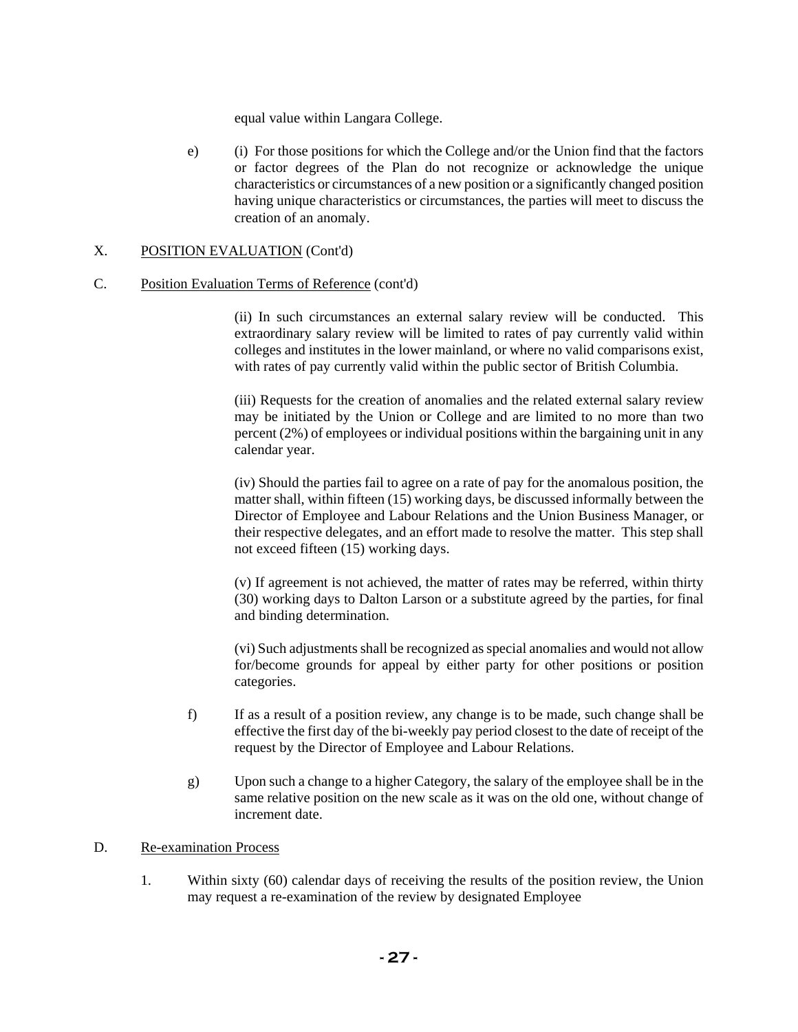equal value within Langara College.

e) (i) For those positions for which the College and/or the Union find that the factors or factor degrees of the Plan do not recognize or acknowledge the unique characteristics or circumstances of a new position or a significantly changed position having unique characteristics or circumstances, the parties will meet to discuss the creation of an anomaly.

X. POSITION EVALUATION (Cont'd)

C. Position Evaluation Terms of Reference (cont'd)

(ii) In such circumstances an external salary review will be conducted. This extraordinary salary review will be limited to rates of pay currently valid within colleges and institutes in the lower mainland, or where no valid comparisons exist, with rates of pay currently valid within the public sector of British Columbia.

(iii) Requests for the creation of anomalies and the related external salary review may be initiated by the Union or College and are limited to no more than two percent (2%) of employees or individual positions within the bargaining unit in any calendar year.

(iv) Should the parties fail to agree on a rate of pay for the anomalous position, the matter shall, within fifteen (15) working days, be discussed informally between the Director of Employee and Labour Relations and the Union Business Manager, or their respective delegates, and an effort made to resolve the matter. This step shall not exceed fifteen (15) working days.

(v) If agreement is not achieved, the matter of rates may be referred, within thirty (30) working days to Dalton Larson or a substitute agreed by the parties, for final and binding determination.

(vi) Such adjustments shall be recognized as special anomalies and would not allow for/become grounds for appeal by either party for other positions or position categories.

f) If as a result of a position review, any change is to be made, such change shall be effective the first day of the bi-weekly pay period closest to the date of receipt of the request by the Director of Employee and Labour Relations.

g) Upon such a change to a higher Category, the salary of the employee shall be in the same relative position on the new scale as it was on the old one, without change of increment date.

D. Re-examination Process

1. Within sixty (60) calendar days of receiving the results of the position review, the Union may request a re-examination of the review by designated Employee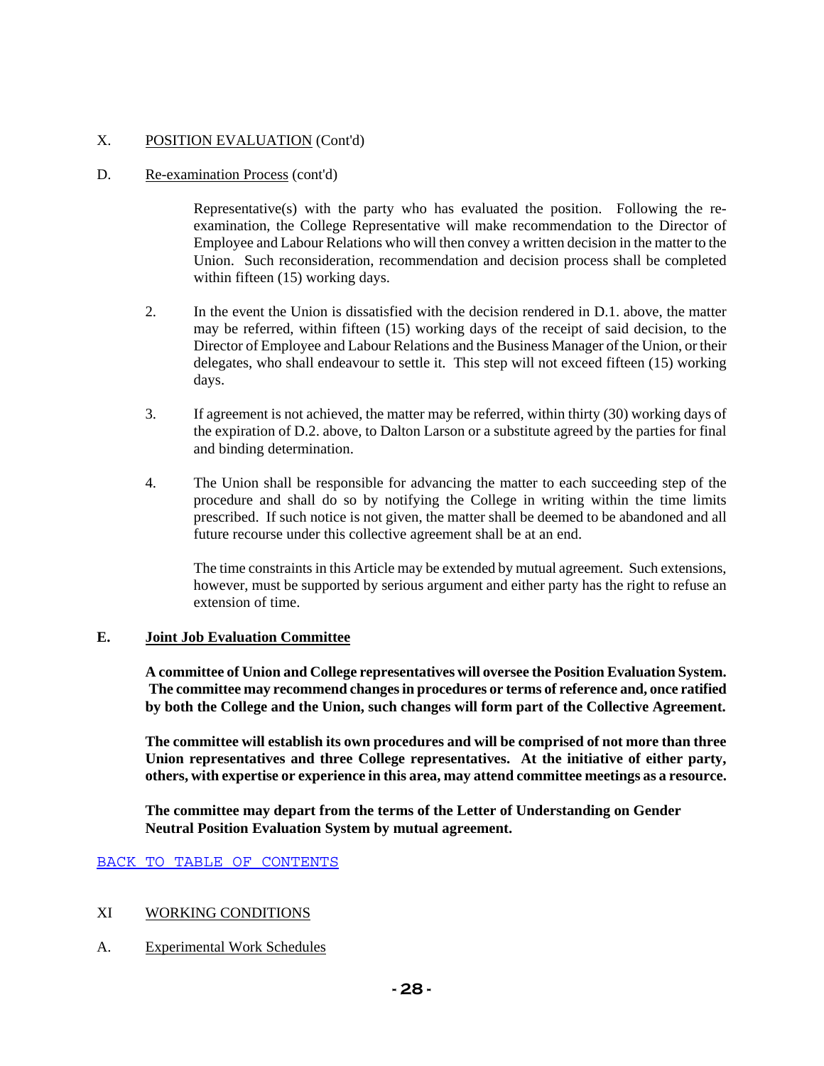## X. POSITION EVALUATION (Cont'd)

### D. Re-examination Process (cont'd)

Representative(s) with the party who has evaluated the position. Following the re-examination, the College Representative will make recommendation to the Director of Employee and Labour Relations who will then convey a written decision in the matter to the Union. Such reconsideration, recommendation and decision process shall be completed within fifteen (15) working days.

2. In the event the Union is dissatisfied with the decision rendered in D.1. above, the matter may be referred, within fifteen (15) working days of the receipt of said decision, to the Director of Employee and Labour Relations and the Business Manager of the Union, or their delegates, who shall endeavour to settle it. This step will not exceed fifteen (15) working days.

3. If agreement is not achieved, the matter may be referred, within thirty (30) working days of the expiration of D.2. above, to Dalton Larson or a substitute agreed by the parties for final and binding determination.

4. The Union shall be responsible for advancing the matter to each succeeding step of the procedure and shall do so by notifying the College in writing within the time limits prescribed. If such notice is not given, the matter shall be deemed to be abandoned and all future recourse under this collective agreement shall be at an end.

   The time constraints in this Article may be extended by mutual agreement. Such extensions, however, must be supported by serious argument and either party has the right to refuse an extension of time.

### E. Joint Job Evaluation Committee

**A committee of Union and College representatives will oversee the Position Evaluation System. The committee may recommend changes in procedures or terms of reference and, once ratified by both the College and the Union, such changes will form part of the Collective Agreement.**

**The committee will establish its own procedures and will be comprised of not more than three Union representatives and three College representatives. At the initiative of either party, others, with expertise or experience in this area, may attend committee meetings as a resource.**

**The committee may depart from the terms of the Letter of Understanding on Gender Neutral Position Evaluation System by mutual agreement.**

BACK TO TABLE OF CONTENTS

## XI WORKING CONDITIONS

### A. Experimental Work Schedules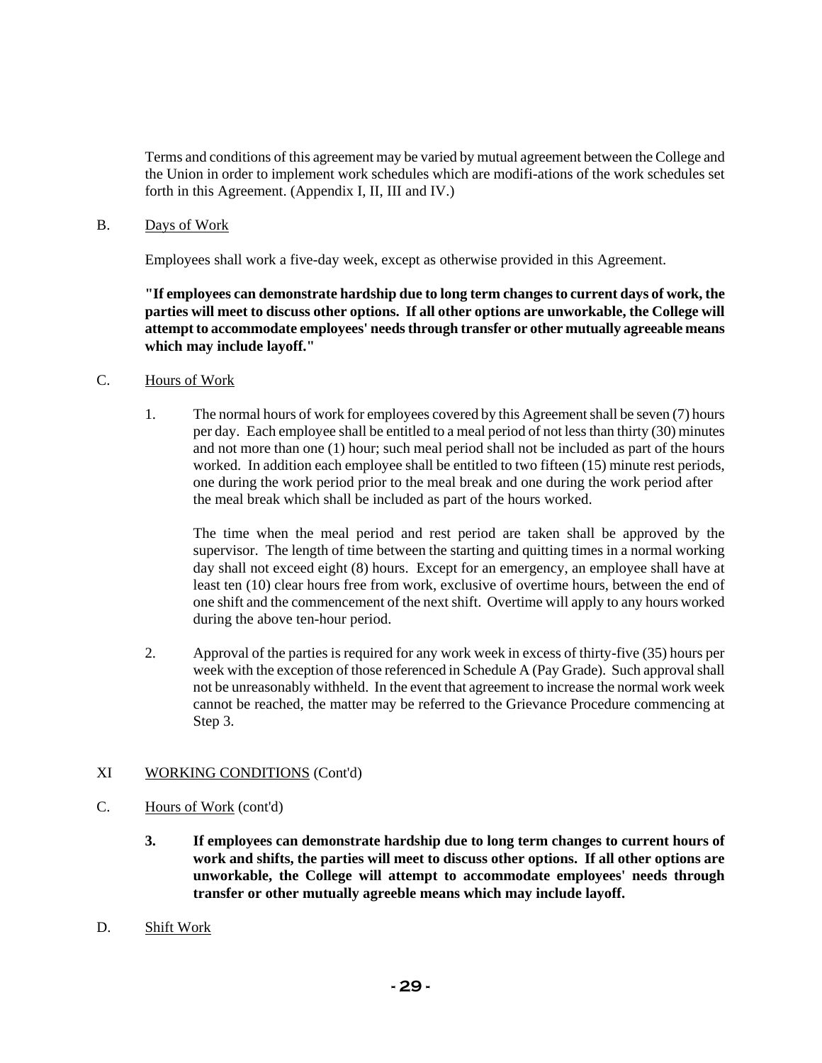Terms and conditions of this agreement may be varied by mutual agreement between the College and the Union in order to implement work schedules which are modifi-ations of the work schedules set forth in this Agreement. (Appendix I, II, III and IV.)

B. Days of Work

Employees shall work a five-day week, except as otherwise provided in this Agreement.

**"If employees can demonstrate hardship due to long term changes to current days of work, the parties will meet to discuss other options. If all other options are unworkable, the College will attempt to accommodate employees' needs through transfer or other mutually agreeable means which may include layoff."**

C. Hours of Work

1. The normal hours of work for employees covered by this Agreement shall be seven (7) hours per day. Each employee shall be entitled to a meal period of not less than thirty (30) minutes and not more than one (1) hour; such meal period shall not be included as part of the hours worked. In addition each employee shall be entitled to two fifteen (15) minute rest periods, one during the work period prior to the meal break and one during the work period after the meal break which shall be included as part of the hours worked.

   The time when the meal period and rest period are taken shall be approved by the supervisor. The length of time between the starting and quitting times in a normal working day shall not exceed eight (8) hours. Except for an emergency, an employee shall have at least ten (10) clear hours free from work, exclusive of overtime hours, between the end of one shift and the commencement of the next shift. Overtime will apply to any hours worked during the above ten-hour period.

2. Approval of the parties is required for any work week in excess of thirty-five (35) hours per week with the exception of those referenced in Schedule A (Pay Grade). Such approval shall not be unreasonably withheld. In the event that agreement to increase the normal work week cannot be reached, the matter may be referred to the Grievance Procedure commencing at Step 3.

XI WORKING CONDITIONS (Cont'd)

C. Hours of Work (cont'd)

**3. If employees can demonstrate hardship due to long term changes to current hours of work and shifts, the parties will meet to discuss other options. If all other options are unworkable, the College will attempt to accommodate employees' needs through transfer or other mutually agreeble means which may include layoff.**

D. Shift Work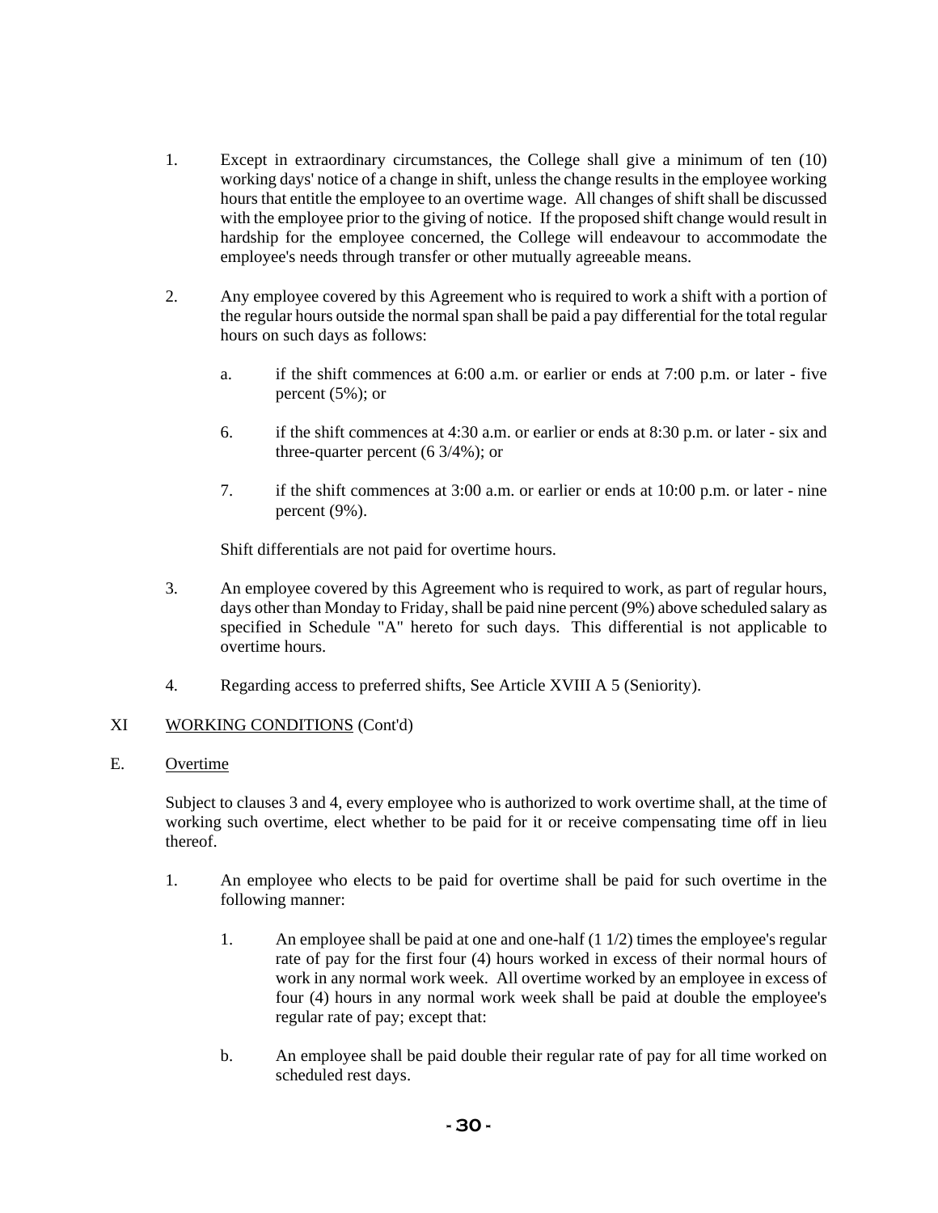1. Except in extraordinary circumstances, the College shall give a minimum of ten (10) working days' notice of a change in shift, unless the change results in the employee working hours that entitle the employee to an overtime wage. All changes of shift shall be discussed with the employee prior to the giving of notice. If the proposed shift change would result in hardship for the employee concerned, the College will endeavour to accommodate the employee's needs through transfer or other mutually agreeable means.

2. Any employee covered by this Agreement who is required to work a shift with a portion of the regular hours outside the normal span shall be paid a pay differential for the total regular hours on such days as follows:

   a. if the shift commences at 6:00 a.m. or earlier or ends at 7:00 p.m. or later - five percent (5%); or

   6. if the shift commences at 4:30 a.m. or earlier or ends at 8:30 p.m. or later - six and three-quarter percent (6 3/4%); or

   7. if the shift commences at 3:00 a.m. or earlier or ends at 10:00 p.m. or later - nine percent (9%).

   Shift differentials are not paid for overtime hours.

3. An employee covered by this Agreement who is required to work, as part of regular hours, days other than Monday to Friday, shall be paid nine percent (9%) above scheduled salary as specified in Schedule "A" hereto for such days. This differential is not applicable to overtime hours.

4. Regarding access to preferred shifts, See Article XVIII A 5 (Seniority).

XI WORKING CONDITIONS (Cont'd)

E. Overtime

Subject to clauses 3 and 4, every employee who is authorized to work overtime shall, at the time of working such overtime, elect whether to be paid for it or receive compensating time off in lieu thereof.

1. An employee who elects to be paid for overtime shall be paid for such overtime in the following manner:

   1. An employee shall be paid at one and one-half (1 1/2) times the employee's regular rate of pay for the first four (4) hours worked in excess of their normal hours of work in any normal work week. All overtime worked by an employee in excess of four (4) hours in any normal work week shall be paid at double the employee's regular rate of pay; except that:

   b. An employee shall be paid double their regular rate of pay for all time worked on scheduled rest days.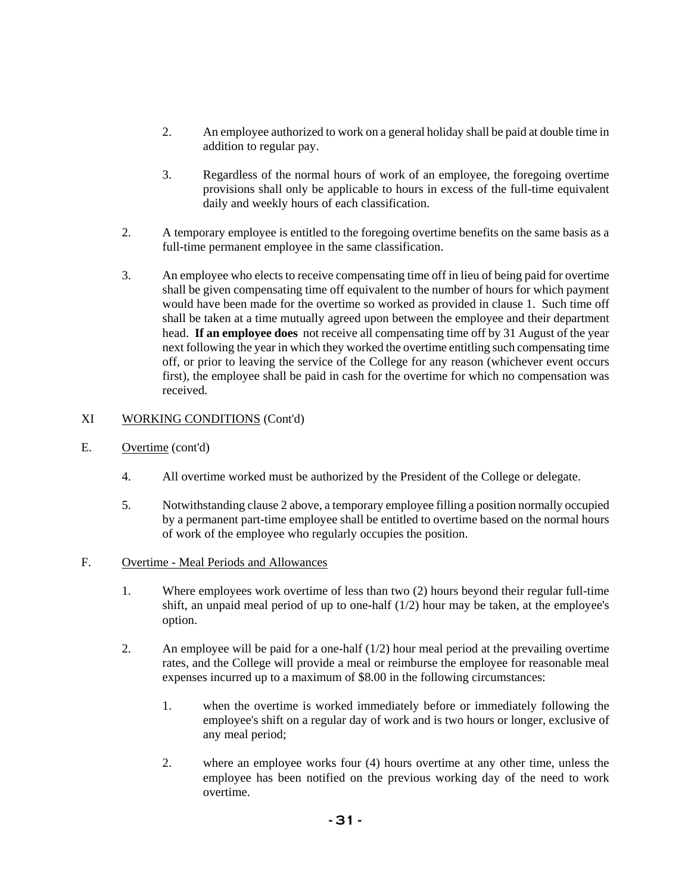2. An employee authorized to work on a general holiday shall be paid at double time in addition to regular pay.

3. Regardless of the normal hours of work of an employee, the foregoing overtime provisions shall only be applicable to hours in excess of the full-time equivalent daily and weekly hours of each classification.

2. A temporary employee is entitled to the foregoing overtime benefits on the same basis as a full-time permanent employee in the same classification.

3. An employee who elects to receive compensating time off in lieu of being paid for overtime shall be given compensating time off equivalent to the number of hours for which payment would have been made for the overtime so worked as provided in clause 1. Such time off shall be taken at a time mutually agreed upon between the employee and their department head. **If an employee does** not receive all compensating time off by 31 August of the year next following the year in which they worked the overtime entitling such compensating time off, or prior to leaving the service of the College for any reason (whichever event occurs first), the employee shall be paid in cash for the overtime for which no compensation was received.

XI WORKING CONDITIONS (Cont'd)

E. Overtime (cont'd)

4. All overtime worked must be authorized by the President of the College or delegate.

5. Notwithstanding clause 2 above, a temporary employee filling a position normally occupied by a permanent part-time employee shall be entitled to overtime based on the normal hours of work of the employee who regularly occupies the position.

F. Overtime - Meal Periods and Allowances

1. Where employees work overtime of less than two (2) hours beyond their regular full-time shift, an unpaid meal period of up to one-half (1/2) hour may be taken, at the employee's option.

2. An employee will be paid for a one-half (1/2) hour meal period at the prevailing overtime rates, and the College will provide a meal or reimburse the employee for reasonable meal expenses incurred up to a maximum of $8.00 in the following circumstances:

   1. when the overtime is worked immediately before or immediately following the employee's shift on a regular day of work and is two hours or longer, exclusive of any meal period;

   2. where an employee works four (4) hours overtime at any other time, unless the employee has been notified on the previous working day of the need to work overtime.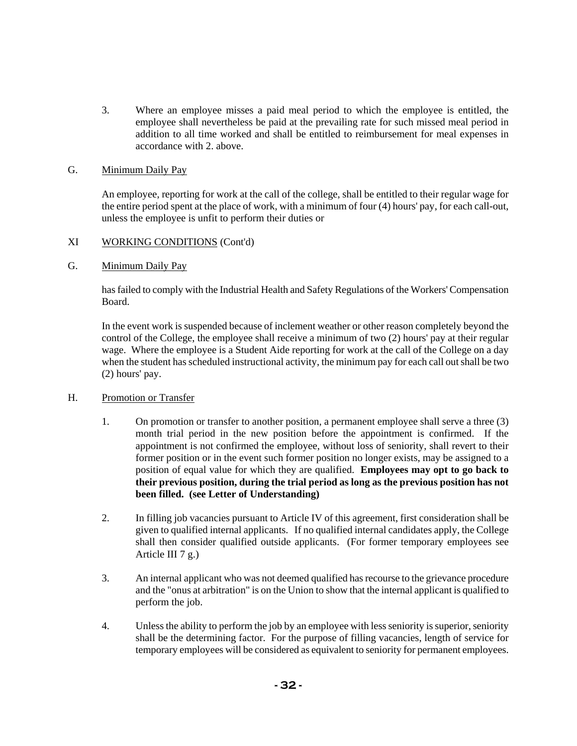3. Where an employee misses a paid meal period to which the employee is entitled, the employee shall nevertheless be paid at the prevailing rate for such missed meal period in addition to all time worked and shall be entitled to reimbursement for meal expenses in accordance with 2. above.

G. Minimum Daily Pay

An employee, reporting for work at the call of the college, shall be entitled to their regular wage for the entire period spent at the place of work, with a minimum of four (4) hours' pay, for each call-out, unless the employee is unfit to perform their duties or

XI WORKING CONDITIONS (Cont'd)

G. Minimum Daily Pay

has failed to comply with the Industrial Health and Safety Regulations of the Workers' Compensation Board.

In the event work is suspended because of inclement weather or other reason completely beyond the control of the College, the employee shall receive a minimum of two (2) hours' pay at their regular wage. Where the employee is a Student Aide reporting for work at the call of the College on a day when the student has scheduled instructional activity, the minimum pay for each call out shall be two (2) hours' pay.

H. Promotion or Transfer

1. On promotion or transfer to another position, a permanent employee shall serve a three (3) month trial period in the new position before the appointment is confirmed. If the appointment is not confirmed the employee, without loss of seniority, shall revert to their former position or in the event such former position no longer exists, may be assigned to a position of equal value for which they are qualified. **Employees may opt to go back to their previous position, during the trial period as long as the previous position has not been filled. (see Letter of Understanding)**

2. In filling job vacancies pursuant to Article IV of this agreement, first consideration shall be given to qualified internal applicants. If no qualified internal candidates apply, the College shall then consider qualified outside applicants. (For former temporary employees see Article III 7 g.)

3. An internal applicant who was not deemed qualified has recourse to the grievance procedure and the "onus at arbitration" is on the Union to show that the internal applicant is qualified to perform the job.

4. Unless the ability to perform the job by an employee with less seniority is superior, seniority shall be the determining factor. For the purpose of filling vacancies, length of service for temporary employees will be considered as equivalent to seniority for permanent employees.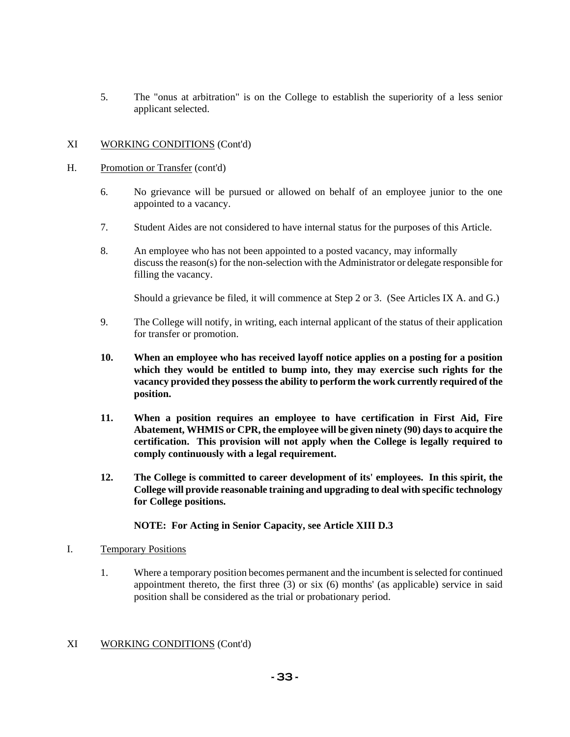5. The "onus at arbitration" is on the College to establish the superiority of a less senior applicant selected.

XI WORKING CONDITIONS (Cont'd)

H. Promotion or Transfer (cont'd)

6. No grievance will be pursued or allowed on behalf of an employee junior to the one appointed to a vacancy.

7. Student Aides are not considered to have internal status for the purposes of this Article.

8. An employee who has not been appointed to a posted vacancy, may informally discuss the reason(s) for the non-selection with the Administrator or delegate responsible for filling the vacancy.

   Should a grievance be filed, it will commence at Step 2 or 3. (See Articles IX A. and G.)

9. The College will notify, in writing, each internal applicant of the status of their application for transfer or promotion.

**10. When an employee who has received layoff notice applies on a posting for a position which they would be entitled to bump into, they may exercise such rights for the vacancy provided they possess the ability to perform the work currently required of the position.**

**11. When a position requires an employee to have certification in First Aid, Fire Abatement, WHMIS or CPR, the employee will be given ninety (90) days to acquire the certification. This provision will not apply when the College is legally required to comply continuously with a legal requirement.**

**12. The College is committed to career development of its' employees. In this spirit, the College will provide reasonable training and upgrading to deal with specific technology for College positions.**

**NOTE: For Acting in Senior Capacity, see Article XIII D.3**

I. Temporary Positions

1. Where a temporary position becomes permanent and the incumbent is selected for continued appointment thereto, the first three (3) or six (6) months' (as applicable) service in said position shall be considered as the trial or probationary period.

XI WORKING CONDITIONS (Cont'd)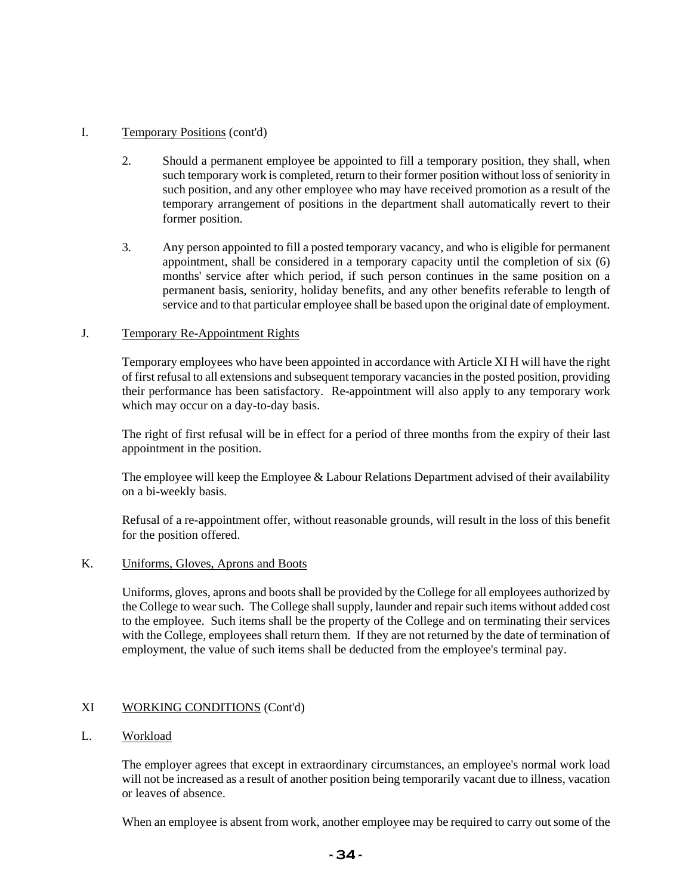## I. Temporary Positions (cont'd)

2. Should a permanent employee be appointed to fill a temporary position, they shall, when such temporary work is completed, return to their former position without loss of seniority in such position, and any other employee who may have received promotion as a result of the temporary arrangement of positions in the department shall automatically revert to their former position.

3. Any person appointed to fill a posted temporary vacancy, and who is eligible for permanent appointment, shall be considered in a temporary capacity until the completion of six (6) months' service after which period, if such person continues in the same position on a permanent basis, seniority, holiday benefits, and any other benefits referable to length of service and to that particular employee shall be based upon the original date of employment.

## J. Temporary Re-Appointment Rights

Temporary employees who have been appointed in accordance with Article XI H will have the right of first refusal to all extensions and subsequent temporary vacancies in the posted position, providing their performance has been satisfactory. Re-appointment will also apply to any temporary work which may occur on a day-to-day basis.

The right of first refusal will be in effect for a period of three months from the expiry of their last appointment in the position.

The employee will keep the Employee & Labour Relations Department advised of their availability on a bi-weekly basis.

Refusal of a re-appointment offer, without reasonable grounds, will result in the loss of this benefit for the position offered.

## K. Uniforms, Gloves, Aprons and Boots

Uniforms, gloves, aprons and boots shall be provided by the College for all employees authorized by the College to wear such. The College shall supply, launder and repair such items without added cost to the employee. Such items shall be the property of the College and on terminating their services with the College, employees shall return them. If they are not returned by the date of termination of employment, the value of such items shall be deducted from the employee's terminal pay.

# XI WORKING CONDITIONS (Cont'd)

## L. Workload

The employer agrees that except in extraordinary circumstances, an employee's normal work load will not be increased as a result of another position being temporarily vacant due to illness, vacation or leaves of absence.

When an employee is absent from work, another employee may be required to carry out some of the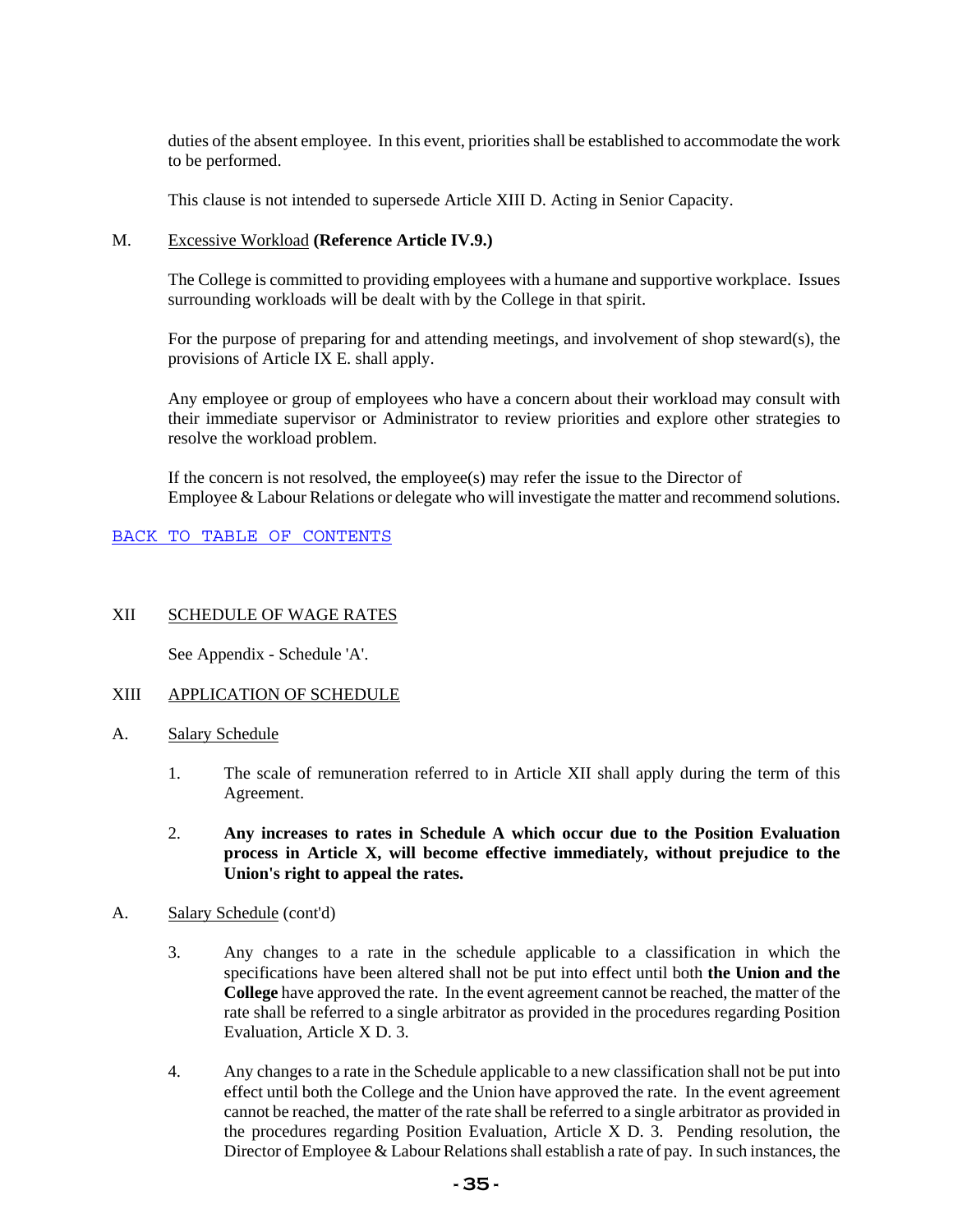duties of the absent employee. In this event, priorities shall be established to accommodate the work to be performed.

This clause is not intended to supersede Article XIII D. Acting in Senior Capacity.

M. Excessive Workload **(Reference Article IV.9.)**

The College is committed to providing employees with a humane and supportive workplace. Issues surrounding workloads will be dealt with by the College in that spirit.

For the purpose of preparing for and attending meetings, and involvement of shop steward(s), the provisions of Article IX E. shall apply.

Any employee or group of employees who have a concern about their workload may consult with their immediate supervisor or Administrator to review priorities and explore other strategies to resolve the workload problem.

If the concern is not resolved, the employee(s) may refer the issue to the Director of Employee & Labour Relations or delegate who will investigate the matter and recommend solutions.

BACK TO TABLE OF CONTENTS

## XII SCHEDULE OF WAGE RATES

See Appendix - Schedule 'A'.

## XIII APPLICATION OF SCHEDULE

A. Salary Schedule

1. The scale of remuneration referred to in Article XII shall apply during the term of this Agreement.

2. **Any increases to rates in Schedule A which occur due to the Position Evaluation process in Article X, will become effective immediately, without prejudice to the Union's right to appeal the rates.**

A. Salary Schedule (cont'd)

3. Any changes to a rate in the schedule applicable to a classification in which the specifications have been altered shall not be put into effect until both **the Union and the College** have approved the rate. In the event agreement cannot be reached, the matter of the rate shall be referred to a single arbitrator as provided in the procedures regarding Position Evaluation, Article X D. 3.

4. Any changes to a rate in the Schedule applicable to a new classification shall not be put into effect until both the College and the Union have approved the rate. In the event agreement cannot be reached, the matter of the rate shall be referred to a single arbitrator as provided in the procedures regarding Position Evaluation, Article X D. 3. Pending resolution, the Director of Employee & Labour Relations shall establish a rate of pay. In such instances, the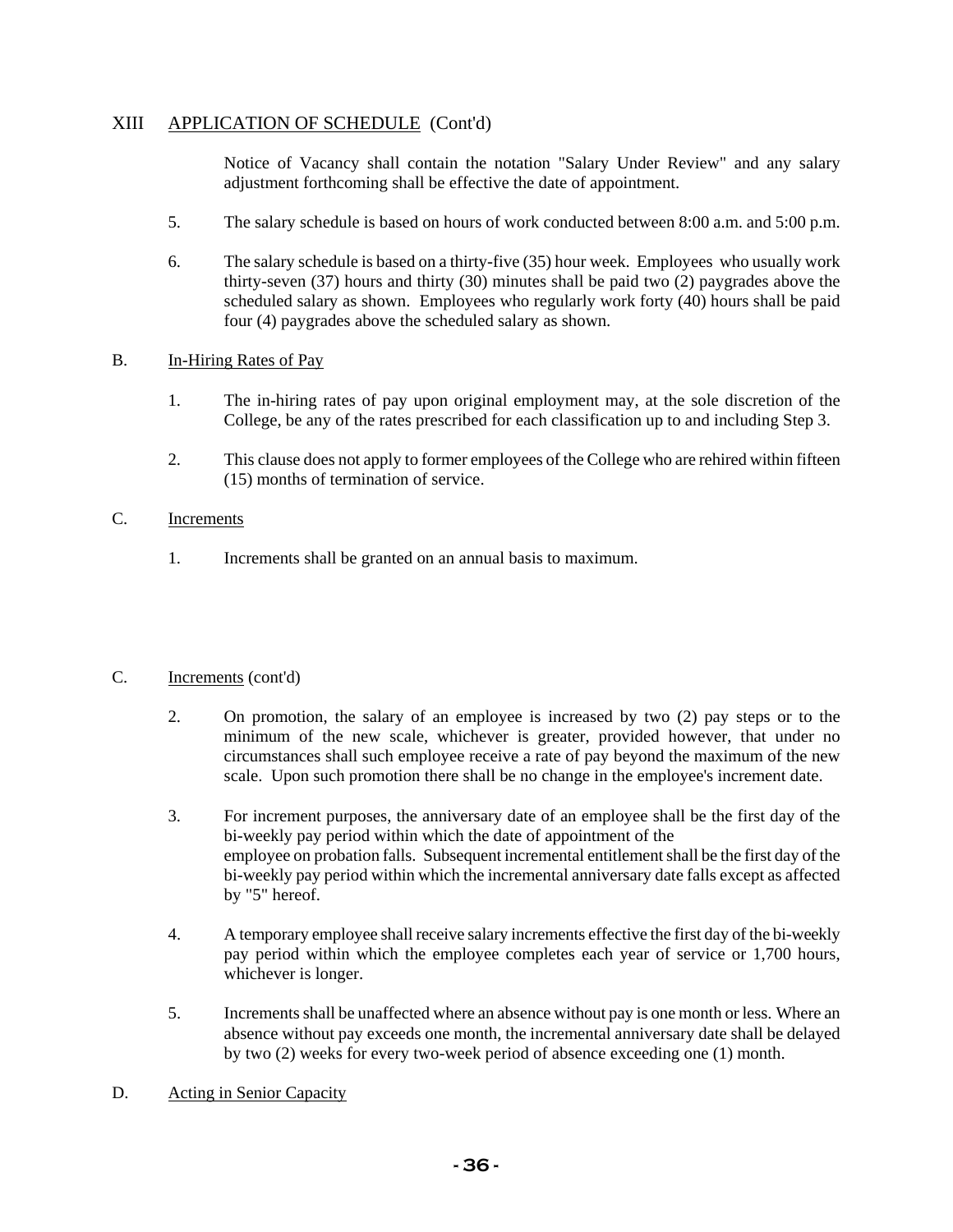## XIII APPLICATION OF SCHEDULE (Cont'd)

Notice of Vacancy shall contain the notation "Salary Under Review" and any salary adjustment forthcoming shall be effective the date of appointment.

5. The salary schedule is based on hours of work conducted between 8:00 a.m. and 5:00 p.m.

6. The salary schedule is based on a thirty-five (35) hour week. Employees who usually work thirty-seven (37) hours and thirty (30) minutes shall be paid two (2) paygrades above the scheduled salary as shown. Employees who regularly work forty (40) hours shall be paid four (4) paygrades above the scheduled salary as shown.

### B. In-Hiring Rates of Pay

1. The in-hiring rates of pay upon original employment may, at the sole discretion of the College, be any of the rates prescribed for each classification up to and including Step 3.

2. This clause does not apply to former employees of the College who are rehired within fifteen (15) months of termination of service.

### C. Increments

1. Increments shall be granted on an annual basis to maximum.

### C. Increments (cont'd)

2. On promotion, the salary of an employee is increased by two (2) pay steps or to the minimum of the new scale, whichever is greater, provided however, that under no circumstances shall such employee receive a rate of pay beyond the maximum of the new scale. Upon such promotion there shall be no change in the employee's increment date.

3. For increment purposes, the anniversary date of an employee shall be the first day of the bi-weekly pay period within which the date of appointment of the employee on probation falls. Subsequent incremental entitlement shall be the first day of the bi-weekly pay period within which the incremental anniversary date falls except as affected by "5" hereof.

4. A temporary employee shall receive salary increments effective the first day of the bi-weekly pay period within which the employee completes each year of service or 1,700 hours, whichever is longer.

5. Increments shall be unaffected where an absence without pay is one month or less. Where an absence without pay exceeds one month, the incremental anniversary date shall be delayed by two (2) weeks for every two-week period of absence exceeding one (1) month.

### D. Acting in Senior Capacity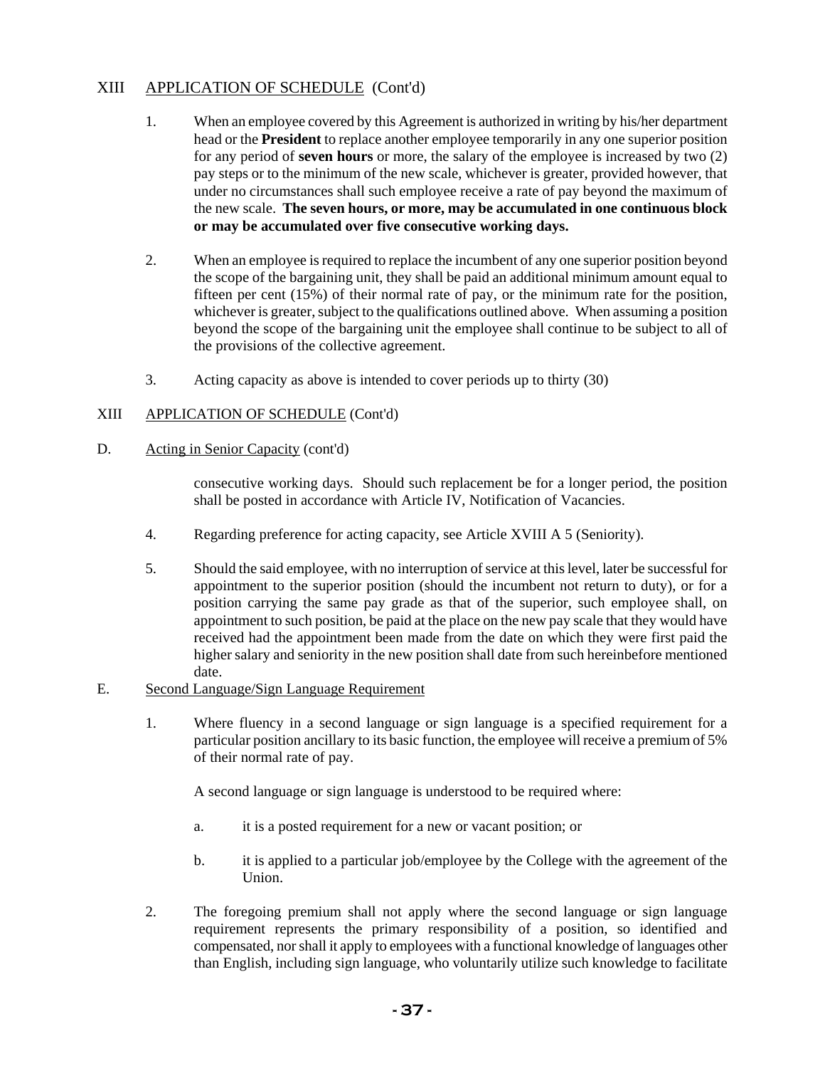## XIII APPLICATION OF SCHEDULE (Cont'd)

1. When an employee covered by this Agreement is authorized in writing by his/her department head or the **President** to replace another employee temporarily in any one superior position for any period of **seven hours** or more, the salary of the employee is increased by two (2) pay steps or to the minimum of the new scale, whichever is greater, provided however, that under no circumstances shall such employee receive a rate of pay beyond the maximum of the new scale. **The seven hours, or more, may be accumulated in one continuous block or may be accumulated over five consecutive working days.**

2. When an employee is required to replace the incumbent of any one superior position beyond the scope of the bargaining unit, they shall be paid an additional minimum amount equal to fifteen per cent (15%) of their normal rate of pay, or the minimum rate for the position, whichever is greater, subject to the qualifications outlined above. When assuming a position beyond the scope of the bargaining unit the employee shall continue to be subject to all of the provisions of the collective agreement.

3. Acting capacity as above is intended to cover periods up to thirty (30)

## XIII APPLICATION OF SCHEDULE (Cont'd)

### D. Acting in Senior Capacity (cont'd)

consecutive working days. Should such replacement be for a longer period, the position shall be posted in accordance with Article IV, Notification of Vacancies.

4. Regarding preference for acting capacity, see Article XVIII A 5 (Seniority).

5. Should the said employee, with no interruption of service at this level, later be successful for appointment to the superior position (should the incumbent not return to duty), or for a position carrying the same pay grade as that of the superior, such employee shall, on appointment to such position, be paid at the place on the new pay scale that they would have received had the appointment been made from the date on which they were first paid the higher salary and seniority in the new position shall date from such hereinbefore mentioned date.

### E. Second Language/Sign Language Requirement

1. Where fluency in a second language or sign language is a specified requirement for a particular position ancillary to its basic function, the employee will receive a premium of 5% of their normal rate of pay.

   A second language or sign language is understood to be required where:

   a. it is a posted requirement for a new or vacant position; or

   b. it is applied to a particular job/employee by the College with the agreement of the Union.

2. The foregoing premium shall not apply where the second language or sign language requirement represents the primary responsibility of a position, so identified and compensated, nor shall it apply to employees with a functional knowledge of languages other than English, including sign language, who voluntarily utilize such knowledge to facilitate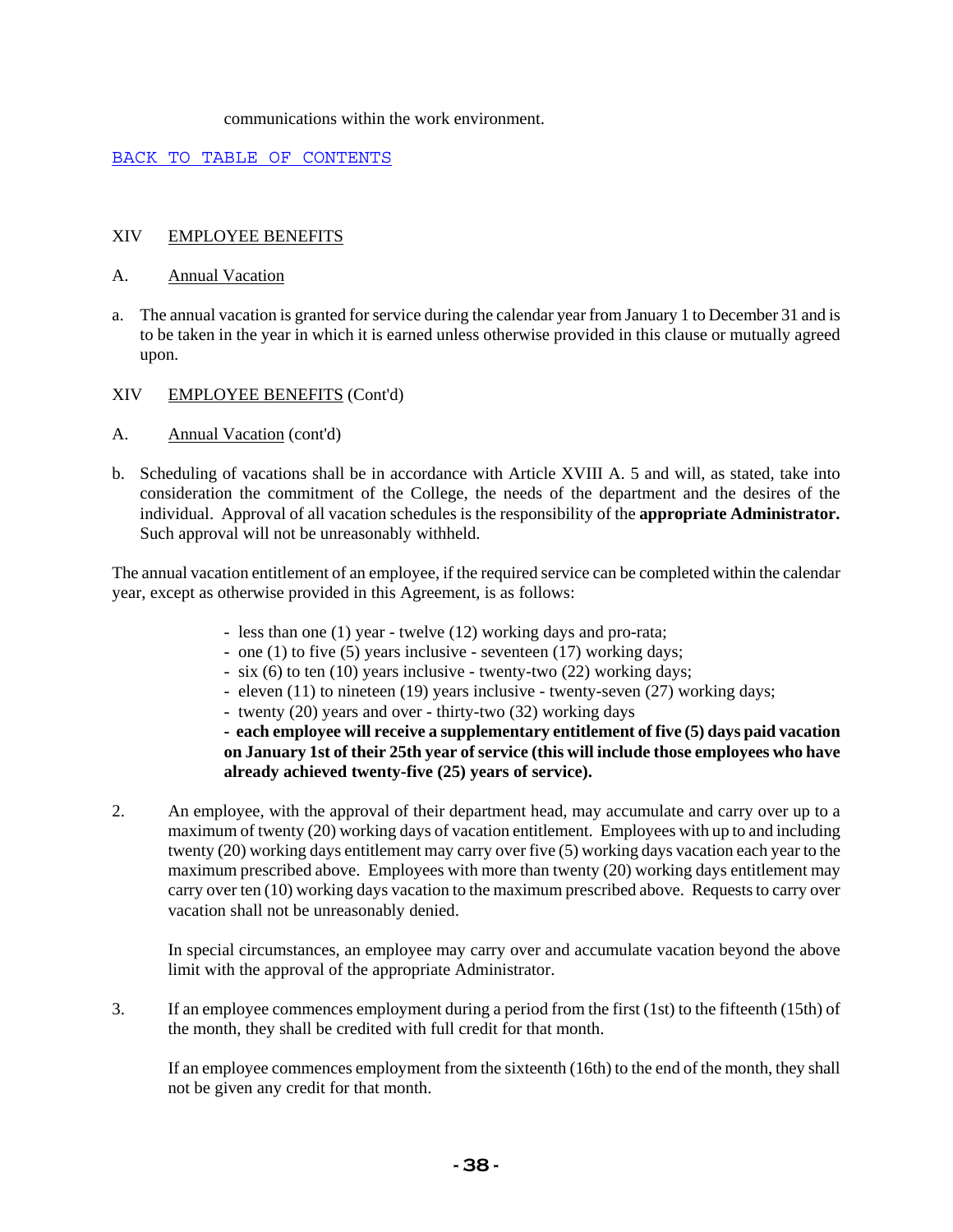communications within the work environment.

BACK TO TABLE OF CONTENTS

## XIV EMPLOYEE BENEFITS

### A. Annual Vacation

a. The annual vacation is granted for service during the calendar year from January 1 to December 31 and is to be taken in the year in which it is earned unless otherwise provided in this clause or mutually agreed upon.

## XIV EMPLOYEE BENEFITS (Cont'd)

### A. Annual Vacation (cont'd)

b. Scheduling of vacations shall be in accordance with Article XVIII A. 5 and will, as stated, take into consideration the commitment of the College, the needs of the department and the desires of the individual. Approval of all vacation schedules is the responsibility of the **appropriate Administrator.** Such approval will not be unreasonably withheld.

The annual vacation entitlement of an employee, if the required service can be completed within the calendar year, except as otherwise provided in this Agreement, is as follows:

- less than one (1) year - twelve (12) working days and pro-rata;
- one (1) to five (5) years inclusive - seventeen (17) working days;
- six (6) to ten (10) years inclusive - twenty-two (22) working days;
- eleven (11) to nineteen (19) years inclusive - twenty-seven (27) working days;
- twenty (20) years and over - thirty-two (32) working days
- **each employee will receive a supplementary entitlement of five (5) days paid vacation on January 1st of their 25th year of service (this will include those employees who have already achieved twenty-five (25) years of service).**

2. An employee, with the approval of their department head, may accumulate and carry over up to a maximum of twenty (20) working days of vacation entitlement. Employees with up to and including twenty (20) working days entitlement may carry over five (5) working days vacation each year to the maximum prescribed above. Employees with more than twenty (20) working days entitlement may carry over ten (10) working days vacation to the maximum prescribed above. Requests to carry over vacation shall not be unreasonably denied.

   In special circumstances, an employee may carry over and accumulate vacation beyond the above limit with the approval of the appropriate Administrator.

3. If an employee commences employment during a period from the first (1st) to the fifteenth (15th) of the month, they shall be credited with full credit for that month.

   If an employee commences employment from the sixteenth (16th) to the end of the month, they shall not be given any credit for that month.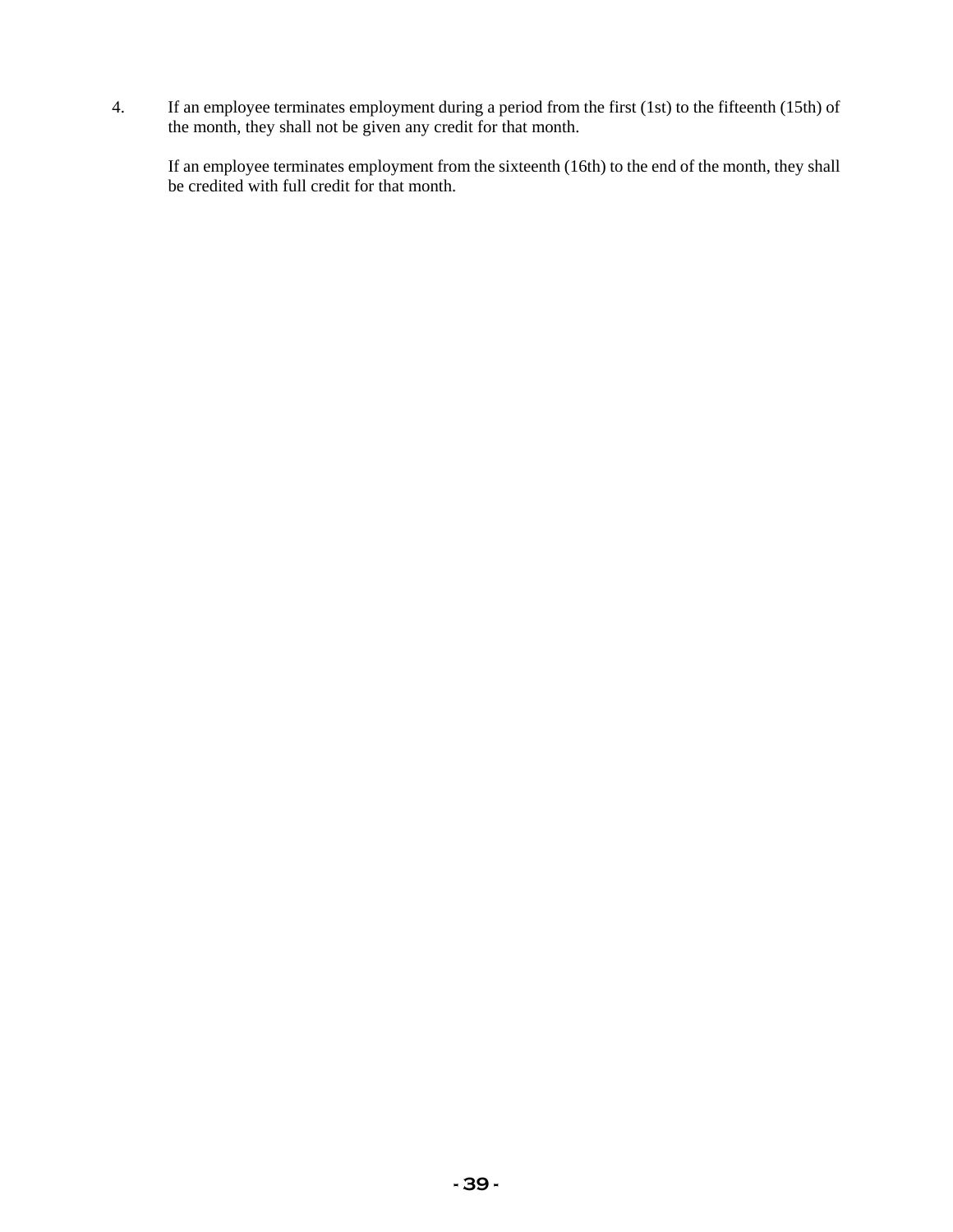4. If an employee terminates employment during a period from the first (1st) to the fifteenth (15th) of the month, they shall not be given any credit for that month.

   If an employee terminates employment from the sixteenth (16th) to the end of the month, they shall be credited with full credit for that month.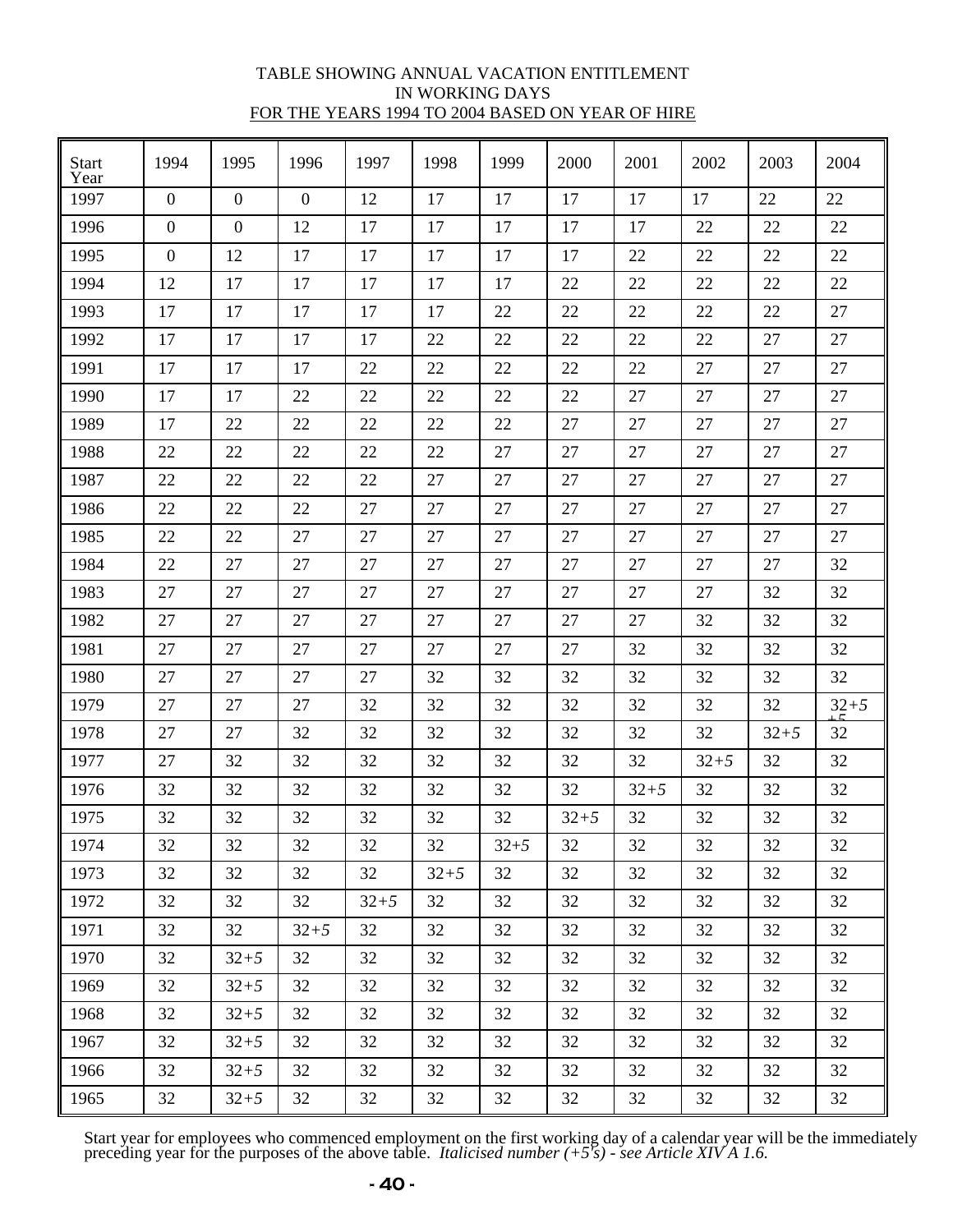TABLE SHOWING ANNUAL VACATION ENTITLEMENT
IN WORKING DAYS
FOR THE YEARS 1994 TO 2004 BASED ON YEAR OF HIRE

| Start Year | 1994 | 1995 | 1996 | 1997 | 1998 | 1999 | 2000 | 2001 | 2002 | 2003 | 2004 |
|---|---|---|---|---|---|---|---|---|---|---|---|
| 1997 | 0 | 0 | 0 | 12 | 17 | 17 | 17 | 17 | 17 | 22 | 22 |
| 1996 | 0 | 0 | 12 | 17 | 17 | 17 | 17 | 17 | 22 | 22 | 22 |
| 1995 | 0 | 12 | 17 | 17 | 17 | 17 | 17 | 22 | 22 | 22 | 22 |
| 1994 | 12 | 17 | 17 | 17 | 17 | 17 | 22 | 22 | 22 | 22 | 22 |
| 1993 | 17 | 17 | 17 | 17 | 17 | 22 | 22 | 22 | 22 | 22 | 27 |
| 1992 | 17 | 17 | 17 | 17 | 22 | 22 | 22 | 22 | 22 | 27 | 27 |
| 1991 | 17 | 17 | 17 | 22 | 22 | 22 | 22 | 22 | 27 | 27 | 27 |
| 1990 | 17 | 17 | 22 | 22 | 22 | 22 | 22 | 27 | 27 | 27 | 27 |
| 1989 | 17 | 22 | 22 | 22 | 22 | 22 | 27 | 27 | 27 | 27 | 27 |
| 1988 | 22 | 22 | 22 | 22 | 22 | 27 | 27 | 27 | 27 | 27 | 27 |
| 1987 | 22 | 22 | 22 | 22 | 27 | 27 | 27 | 27 | 27 | 27 | 27 |
| 1986 | 22 | 22 | 22 | 27 | 27 | 27 | 27 | 27 | 27 | 27 | 27 |
| 1985 | 22 | 22 | 27 | 27 | 27 | 27 | 27 | 27 | 27 | 27 | 27 |
| 1984 | 22 | 27 | 27 | 27 | 27 | 27 | 27 | 27 | 27 | 27 | 32 |
| 1983 | 27 | 27 | 27 | 27 | 27 | 27 | 27 | 27 | 27 | 32 | 32 |
| 1982 | 27 | 27 | 27 | 27 | 27 | 27 | 27 | 27 | 32 | 32 | 32 |
| 1981 | 27 | 27 | 27 | 27 | 27 | 27 | 27 | 32 | 32 | 32 | 32 |
| 1980 | 27 | 27 | 27 | 27 | 32 | 32 | 32 | 32 | 32 | 32 | 32 |
| 1979 | 27 | 27 | 27 | 32 | 32 | 32 | 32 | 32 | 32 | 32 | 32+*5* |
| 1978 | 27 | 27 | 32 | 32 | 32 | 32 | 32 | 32 | 32 | 32+*5* | 32 |
| 1977 | 27 | 32 | 32 | 32 | 32 | 32 | 32 | 32 | 32+*5* | 32 | 32 |
| 1976 | 32 | 32 | 32 | 32 | 32 | 32 | 32 | 32+*5* | 32 | 32 | 32 |
| 1975 | 32 | 32 | 32 | 32 | 32 | 32 | 32+*5* | 32 | 32 | 32 | 32 |
| 1974 | 32 | 32 | 32 | 32 | 32 | 32+*5* | 32 | 32 | 32 | 32 | 32 |
| 1973 | 32 | 32 | 32 | 32 | 32+*5* | 32 | 32 | 32 | 32 | 32 | 32 |
| 1972 | 32 | 32 | 32 | 32+*5* | 32 | 32 | 32 | 32 | 32 | 32 | 32 |
| 1971 | 32 | 32 | 32+*5* | 32 | 32 | 32 | 32 | 32 | 32 | 32 | 32 |
| 1970 | 32 | 32+*5* | 32 | 32 | 32 | 32 | 32 | 32 | 32 | 32 | 32 |
| 1969 | 32 | 32+*5* | 32 | 32 | 32 | 32 | 32 | 32 | 32 | 32 | 32 |
| 1968 | 32 | 32+*5* | 32 | 32 | 32 | 32 | 32 | 32 | 32 | 32 | 32 |
| 1967 | 32 | 32+*5* | 32 | 32 | 32 | 32 | 32 | 32 | 32 | 32 | 32 |
| 1966 | 32 | 32+*5* | 32 | 32 | 32 | 32 | 32 | 32 | 32 | 32 | 32 |
| 1965 | 32 | 32+*5* | 32 | 32 | 32 | 32 | 32 | 32 | 32 | 32 | 32 |

Start year for employees who commenced employment on the first working day of a calendar year will be the immediately preceding year for the purposes of the above table. *Italicised number (+5's) - see Article XIV A 1.6.*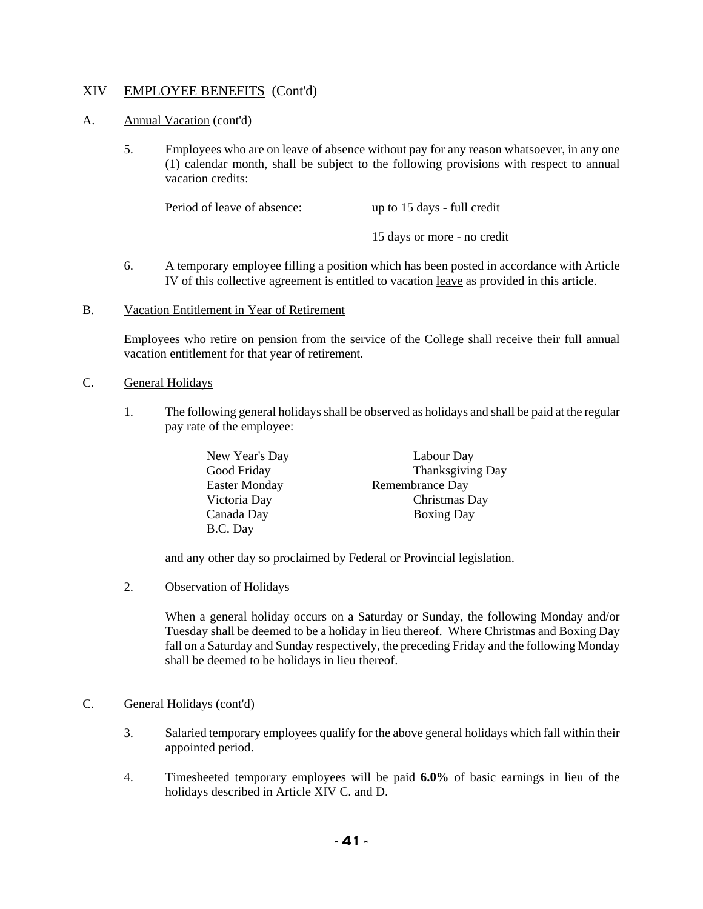## XIV EMPLOYEE BENEFITS (Cont'd)

### A. Annual Vacation (cont'd)

5. Employees who are on leave of absence without pay for any reason whatsoever, in any one (1) calendar month, shall be subject to the following provisions with respect to annual vacation credits:

   Period of leave of absence: up to 15 days - full credit

   15 days or more - no credit

6. A temporary employee filling a position which has been posted in accordance with Article IV of this collective agreement is entitled to vacation leave as provided in this article.

### B. Vacation Entitlement in Year of Retirement

Employees who retire on pension from the service of the College shall receive their full annual vacation entitlement for that year of retirement.

### C. General Holidays

1. The following general holidays shall be observed as holidays and shall be paid at the regular pay rate of the employee:

   | | |
   |---|---|
   | New Year's Day | Labour Day |
   | Good Friday | Thanksgiving Day |
   | Easter Monday | Remembrance Day |
   | Victoria Day | Christmas Day |
   | Canada Day | Boxing Day |
   | B.C. Day | |

   and any other day so proclaimed by Federal or Provincial legislation.

2. Observation of Holidays

   When a general holiday occurs on a Saturday or Sunday, the following Monday and/or Tuesday shall be deemed to be a holiday in lieu thereof. Where Christmas and Boxing Day fall on a Saturday and Sunday respectively, the preceding Friday and the following Monday shall be deemed to be holidays in lieu thereof.

### C. General Holidays (cont'd)

3. Salaried temporary employees qualify for the above general holidays which fall within their appointed period.

4. Timesheeted temporary employees will be paid **6.0%** of basic earnings in lieu of the holidays described in Article XIV C. and D.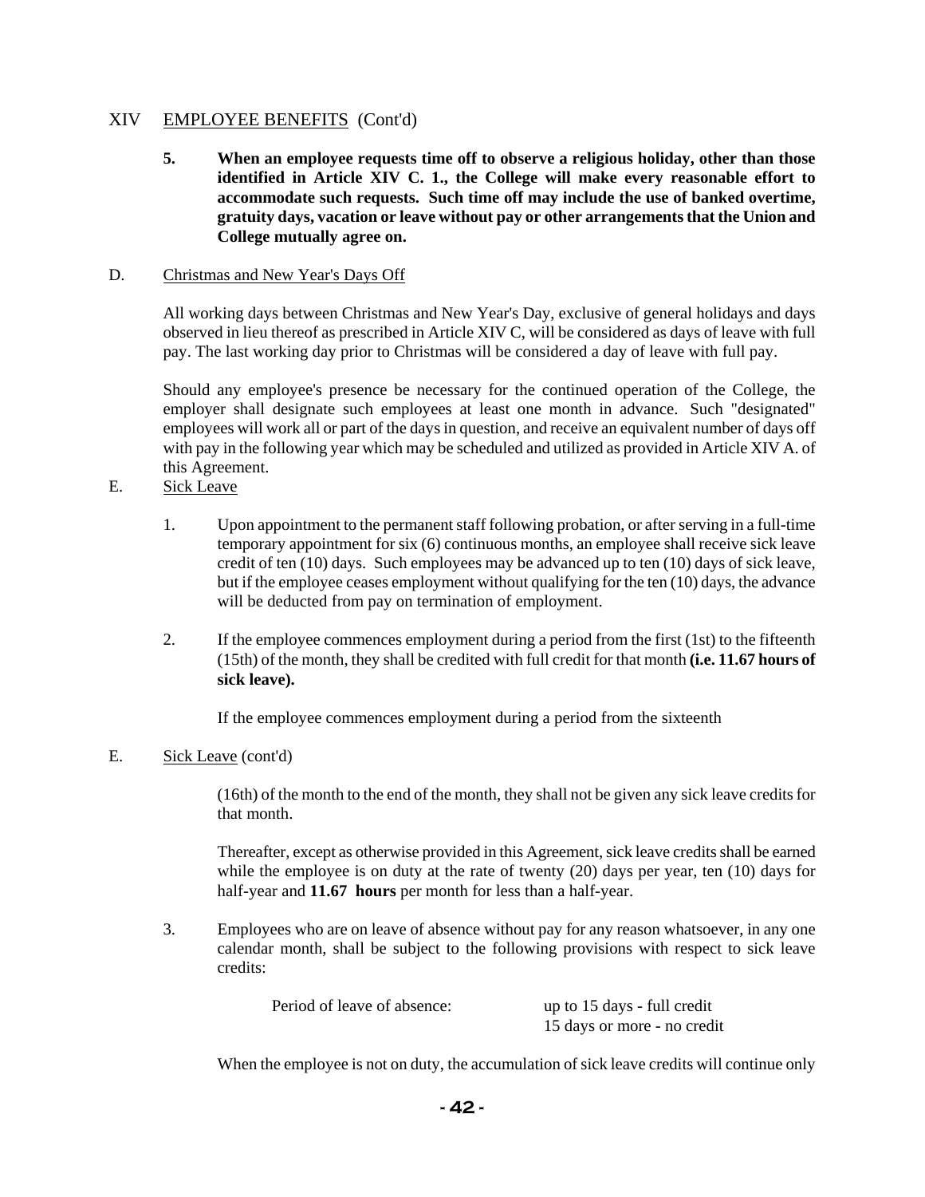# XIV EMPLOYEE BENEFITS (Cont'd)

**5. When an employee requests time off to observe a religious holiday, other than those identified in Article XIV C. 1., the College will make every reasonable effort to accommodate such requests. Such time off may include the use of banked overtime, gratuity days, vacation or leave without pay or other arrangements that the Union and College mutually agree on.**

## D. Christmas and New Year's Days Off

All working days between Christmas and New Year's Day, exclusive of general holidays and days observed in lieu thereof as prescribed in Article XIV C, will be considered as days of leave with full pay. The last working day prior to Christmas will be considered a day of leave with full pay.

Should any employee's presence be necessary for the continued operation of the College, the employer shall designate such employees at least one month in advance. Such "designated" employees will work all or part of the days in question, and receive an equivalent number of days off with pay in the following year which may be scheduled and utilized as provided in Article XIV A. of this Agreement.

## E. Sick Leave

1. Upon appointment to the permanent staff following probation, or after serving in a full-time temporary appointment for six (6) continuous months, an employee shall receive sick leave credit of ten (10) days. Such employees may be advanced up to ten (10) days of sick leave, but if the employee ceases employment without qualifying for the ten (10) days, the advance will be deducted from pay on termination of employment.

2. If the employee commences employment during a period from the first (1st) to the fifteenth (15th) of the month, they shall be credited with full credit for that month **(i.e. 11.67 hours of sick leave).**

   If the employee commences employment during a period from the sixteenth

## E. Sick Leave (cont'd)

   (16th) of the month to the end of the month, they shall not be given any sick leave credits for that month.

   Thereafter, except as otherwise provided in this Agreement, sick leave credits shall be earned while the employee is on duty at the rate of twenty (20) days per year, ten (10) days for half-year and **11.67 hours** per month for less than a half-year.

3. Employees who are on leave of absence without pay for any reason whatsoever, in any one calendar month, shall be subject to the following provisions with respect to sick leave credits:

   | Period of leave of absence: | up to 15 days - full credit |
   |---|---|
   | | 15 days or more - no credit |

   When the employee is not on duty, the accumulation of sick leave credits will continue only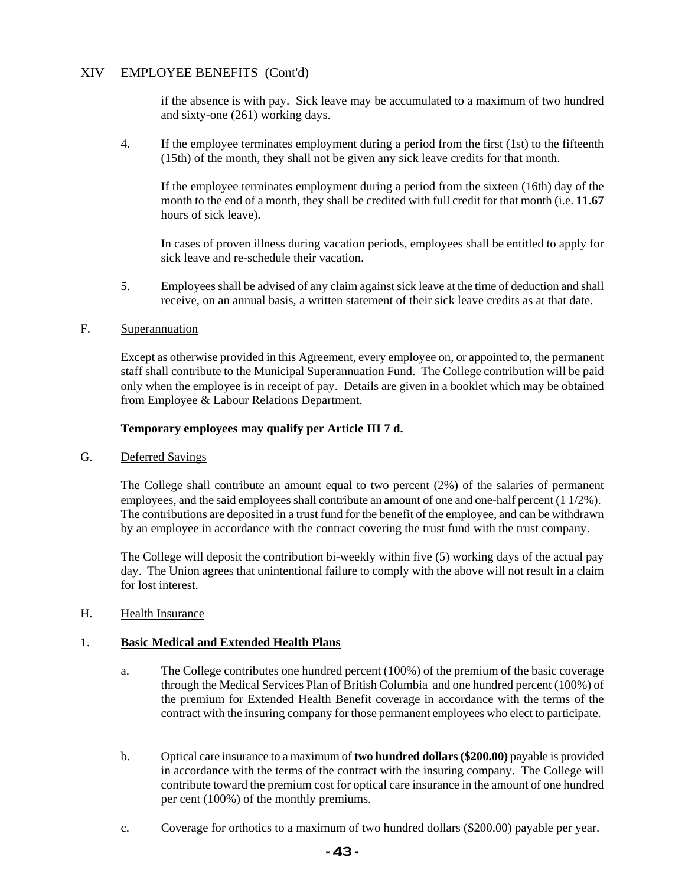## XIV EMPLOYEE BENEFITS (Cont'd)

if the absence is with pay. Sick leave may be accumulated to a maximum of two hundred and sixty-one (261) working days.

4. If the employee terminates employment during a period from the first (1st) to the fifteenth (15th) of the month, they shall not be given any sick leave credits for that month.

   If the employee terminates employment during a period from the sixteen (16th) day of the month to the end of a month, they shall be credited with full credit for that month (i.e. **11.67** hours of sick leave).

   In cases of proven illness during vacation periods, employees shall be entitled to apply for sick leave and re-schedule their vacation.

5. Employees shall be advised of any claim against sick leave at the time of deduction and shall receive, on an annual basis, a written statement of their sick leave credits as at that date.

### F. Superannuation

Except as otherwise provided in this Agreement, every employee on, or appointed to, the permanent staff shall contribute to the Municipal Superannuation Fund. The College contribution will be paid only when the employee is in receipt of pay. Details are given in a booklet which may be obtained from Employee & Labour Relations Department.

**Temporary employees may qualify per Article III 7 d.**

### G. Deferred Savings

The College shall contribute an amount equal to two percent (2%) of the salaries of permanent employees, and the said employees shall contribute an amount of one and one-half percent (1 1/2%). The contributions are deposited in a trust fund for the benefit of the employee, and can be withdrawn by an employee in accordance with the contract covering the trust fund with the trust company.

The College will deposit the contribution bi-weekly within five (5) working days of the actual pay day. The Union agrees that unintentional failure to comply with the above will not result in a claim for lost interest.

### H. Health Insurance

#### 1. Basic Medical and Extended Health Plans

a. The College contributes one hundred percent (100%) of the premium of the basic coverage through the Medical Services Plan of British Columbia and one hundred percent (100%) of the premium for Extended Health Benefit coverage in accordance with the terms of the contract with the insuring company for those permanent employees who elect to participate.

b. Optical care insurance to a maximum of **two hundred dollars ($200.00)** payable is provided in accordance with the terms of the contract with the insuring company. The College will contribute toward the premium cost for optical care insurance in the amount of one hundred per cent (100%) of the monthly premiums.

c. Coverage for orthotics to a maximum of two hundred dollars ($200.00) payable per year.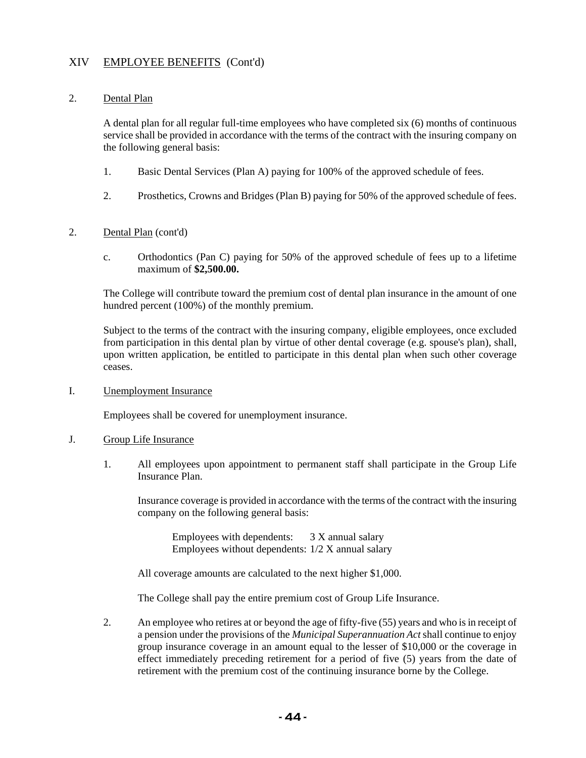## XIV EMPLOYEE BENEFITS (Cont'd)

2. Dental Plan

A dental plan for all regular full-time employees who have completed six (6) months of continuous service shall be provided in accordance with the terms of the contract with the insuring company on the following general basis:

1. Basic Dental Services (Plan A) paying for 100% of the approved schedule of fees.

2. Prosthetics, Crowns and Bridges (Plan B) paying for 50% of the approved schedule of fees.

2. Dental Plan (cont'd)

c. Orthodontics (Pan C) paying for 50% of the approved schedule of fees up to a lifetime maximum of **$2,500.00.**

The College will contribute toward the premium cost of dental plan insurance in the amount of one hundred percent (100%) of the monthly premium.

Subject to the terms of the contract with the insuring company, eligible employees, once excluded from participation in this dental plan by virtue of other dental coverage (e.g. spouse's plan), shall, upon written application, be entitled to participate in this dental plan when such other coverage ceases.

I. Unemployment Insurance

Employees shall be covered for unemployment insurance.

J. Group Life Insurance

1. All employees upon appointment to permanent staff shall participate in the Group Life Insurance Plan.

   Insurance coverage is provided in accordance with the terms of the contract with the insuring company on the following general basis:

   Employees with dependents: 3 X annual salary
   Employees without dependents: 1/2 X annual salary

   All coverage amounts are calculated to the next higher $1,000.

   The College shall pay the entire premium cost of Group Life Insurance.

2. An employee who retires at or beyond the age of fifty-five (55) years and who is in receipt of a pension under the provisions of the *Municipal Superannuation Act* shall continue to enjoy group insurance coverage in an amount equal to the lesser of $10,000 or the coverage in effect immediately preceding retirement for a period of five (5) years from the date of retirement with the premium cost of the continuing insurance borne by the College.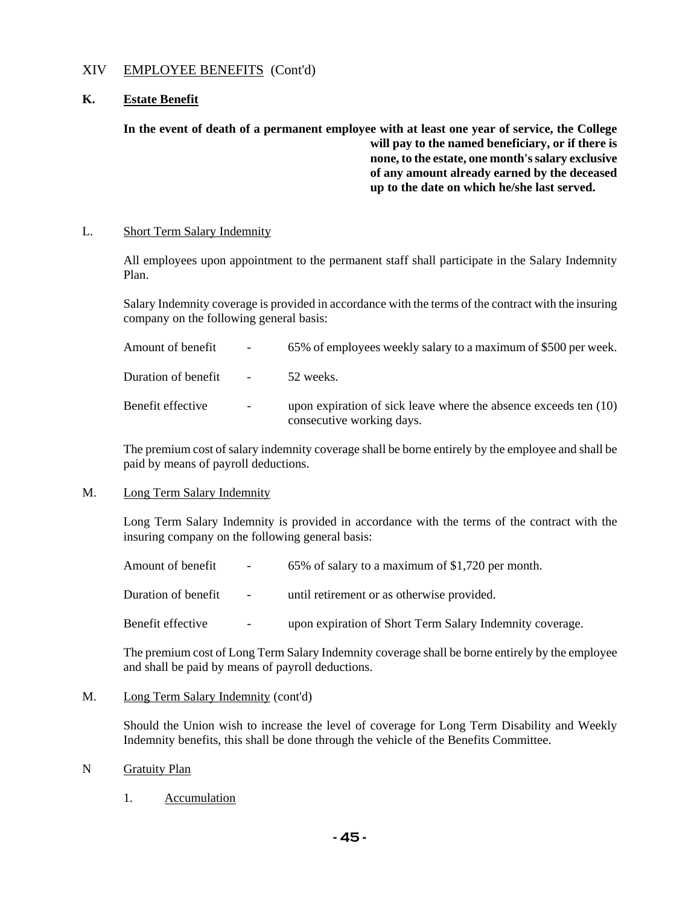XIV EMPLOYEE BENEFITS (Cont'd)

**K. Estate Benefit**

**In the event of death of a permanent employee with at least one year of service, the College will pay to the named beneficiary, or if there is none, to the estate, one month's salary exclusive of any amount already earned by the deceased up to the date on which he/she last served.**

L. Short Term Salary Indemnity

All employees upon appointment to the permanent staff shall participate in the Salary Indemnity Plan.

Salary Indemnity coverage is provided in accordance with the terms of the contract with the insuring company on the following general basis:

| | | |
|---|---|---|
| Amount of benefit | - | 65% of employees weekly salary to a maximum of $500 per week. |
| Duration of benefit | - | 52 weeks. |
| Benefit effective | - | upon expiration of sick leave where the absence exceeds ten (10) consecutive working days. |

The premium cost of salary indemnity coverage shall be borne entirely by the employee and shall be paid by means of payroll deductions.

M. Long Term Salary Indemnity

Long Term Salary Indemnity is provided in accordance with the terms of the contract with the insuring company on the following general basis:

| | | |
|---|---|---|
| Amount of benefit | - | 65% of salary to a maximum of $1,720 per month. |
| Duration of benefit | - | until retirement or as otherwise provided. |
| Benefit effective | - | upon expiration of Short Term Salary Indemnity coverage. |

The premium cost of Long Term Salary Indemnity coverage shall be borne entirely by the employee and shall be paid by means of payroll deductions.

M. Long Term Salary Indemnity (cont'd)

Should the Union wish to increase the level of coverage for Long Term Disability and Weekly Indemnity benefits, this shall be done through the vehicle of the Benefits Committee.

N Gratuity Plan

1. Accumulation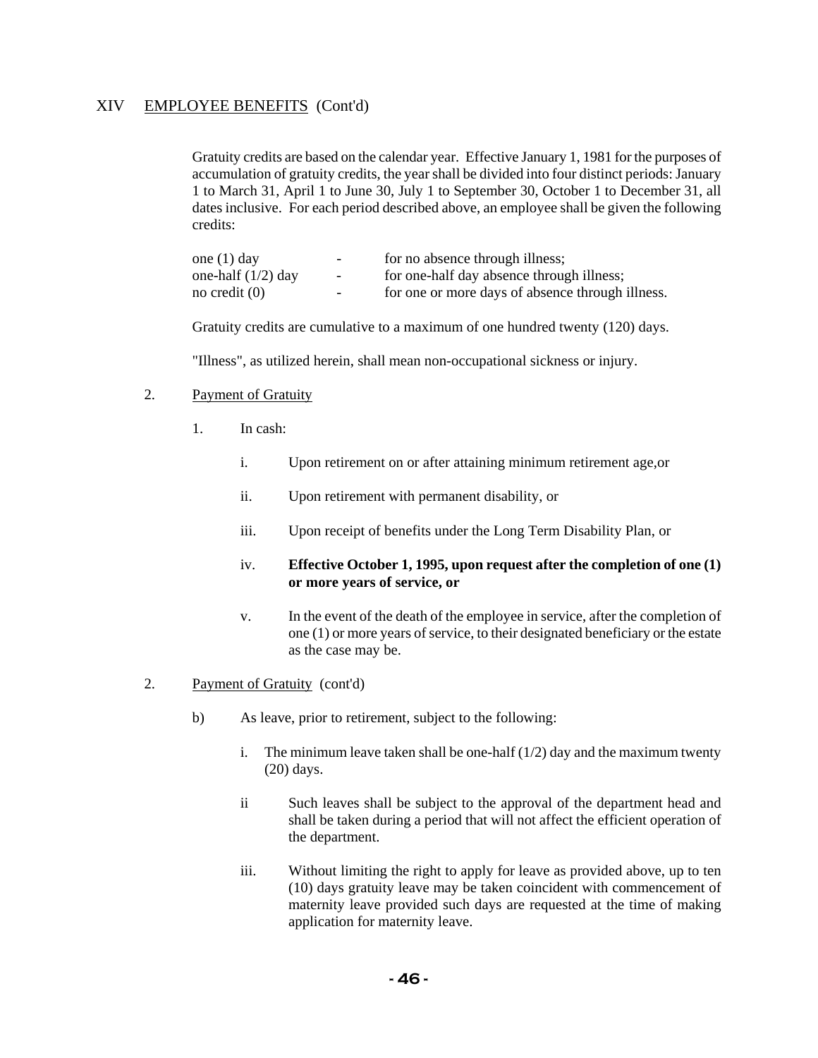## XIV EMPLOYEE BENEFITS (Cont'd)

Gratuity credits are based on the calendar year. Effective January 1, 1981 for the purposes of accumulation of gratuity credits, the year shall be divided into four distinct periods: January 1 to March 31, April 1 to June 30, July 1 to September 30, October 1 to December 31, all dates inclusive. For each period described above, an employee shall be given the following credits:

| | | |
|---|---|---|
| one (1) day | - | for no absence through illness; |
| one-half (1/2) day | - | for one-half day absence through illness; |
| no credit (0) | - | for one or more days of absence through illness. |

Gratuity credits are cumulative to a maximum of one hundred twenty (120) days.

"Illness", as utilized herein, shall mean non-occupational sickness or injury.

2. Payment of Gratuity

   1. In cash:

      i. Upon retirement on or after attaining minimum retirement age,or

      ii. Upon retirement with permanent disability, or

      iii. Upon receipt of benefits under the Long Term Disability Plan, or

      iv. **Effective October 1, 1995, upon request after the completion of one (1) or more years of service, or**

      v. In the event of the death of the employee in service, after the completion of one (1) or more years of service, to their designated beneficiary or the estate as the case may be.

2. Payment of Gratuity (cont'd)

   b) As leave, prior to retirement, subject to the following:

      i. The minimum leave taken shall be one-half (1/2) day and the maximum twenty (20) days.

      ii Such leaves shall be subject to the approval of the department head and shall be taken during a period that will not affect the efficient operation of the department.

      iii. Without limiting the right to apply for leave as provided above, up to ten (10) days gratuity leave may be taken coincident with commencement of maternity leave provided such days are requested at the time of making application for maternity leave.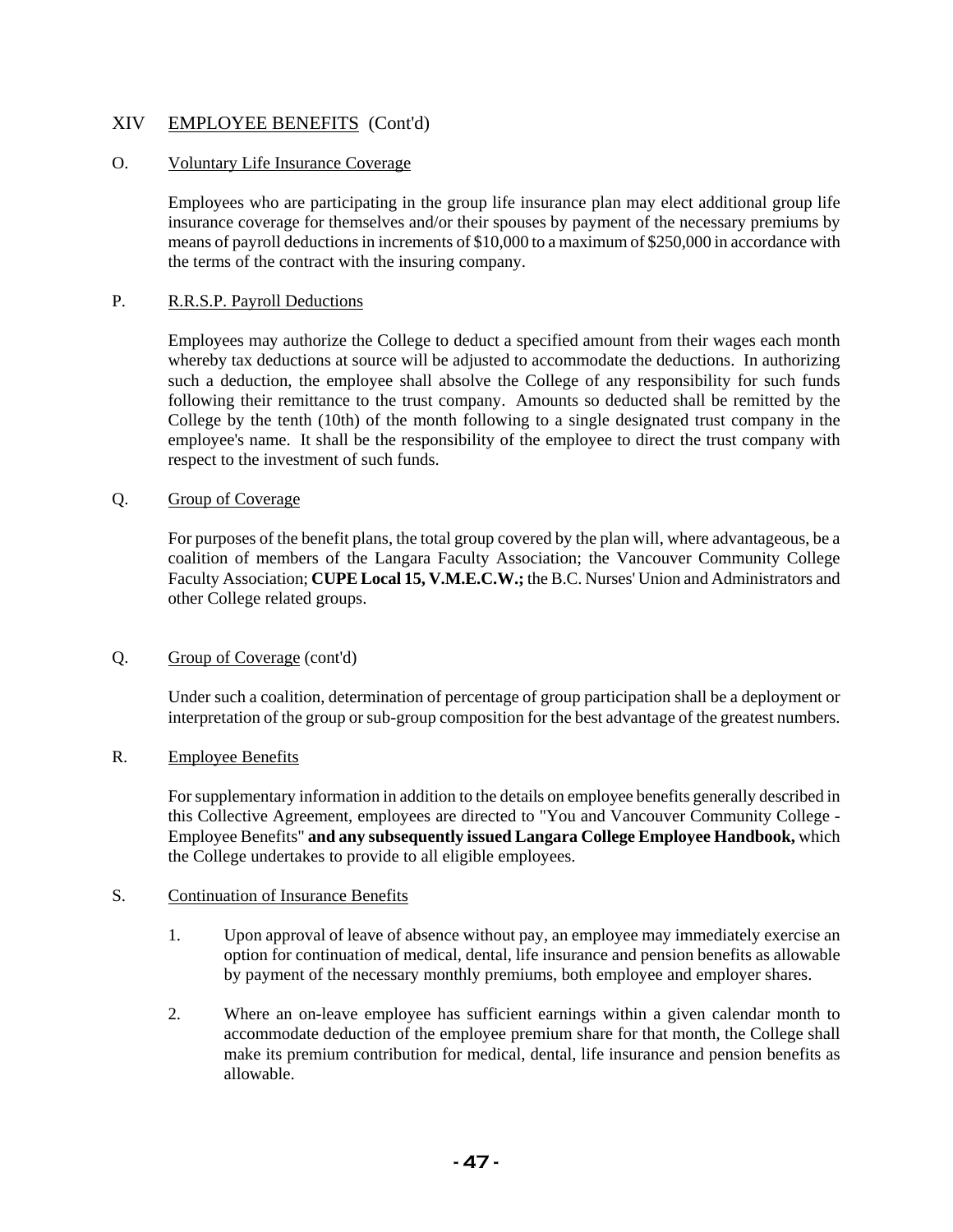## XIV EMPLOYEE BENEFITS (Cont'd)

### O. Voluntary Life Insurance Coverage

Employees who are participating in the group life insurance plan may elect additional group life insurance coverage for themselves and/or their spouses by payment of the necessary premiums by means of payroll deductions in increments of $10,000 to a maximum of $250,000 in accordance with the terms of the contract with the insuring company.

### P. R.R.S.P. Payroll Deductions

Employees may authorize the College to deduct a specified amount from their wages each month whereby tax deductions at source will be adjusted to accommodate the deductions. In authorizing such a deduction, the employee shall absolve the College of any responsibility for such funds following their remittance to the trust company. Amounts so deducted shall be remitted by the College by the tenth (10th) of the month following to a single designated trust company in the employee's name. It shall be the responsibility of the employee to direct the trust company with respect to the investment of such funds.

### Q. Group of Coverage

For purposes of the benefit plans, the total group covered by the plan will, where advantageous, be a coalition of members of the Langara Faculty Association; the Vancouver Community College Faculty Association; **CUPE Local 15, V.M.E.C.W.;** the B.C. Nurses' Union and Administrators and other College related groups.

### Q. Group of Coverage (cont'd)

Under such a coalition, determination of percentage of group participation shall be a deployment or interpretation of the group or sub-group composition for the best advantage of the greatest numbers.

### R. Employee Benefits

For supplementary information in addition to the details on employee benefits generally described in this Collective Agreement, employees are directed to "You and Vancouver Community College - Employee Benefits" **and any subsequently issued Langara College Employee Handbook,** which the College undertakes to provide to all eligible employees.

### S. Continuation of Insurance Benefits

1. Upon approval of leave of absence without pay, an employee may immediately exercise an option for continuation of medical, dental, life insurance and pension benefits as allowable by payment of the necessary monthly premiums, both employee and employer shares.

2. Where an on-leave employee has sufficient earnings within a given calendar month to accommodate deduction of the employee premium share for that month, the College shall make its premium contribution for medical, dental, life insurance and pension benefits as allowable.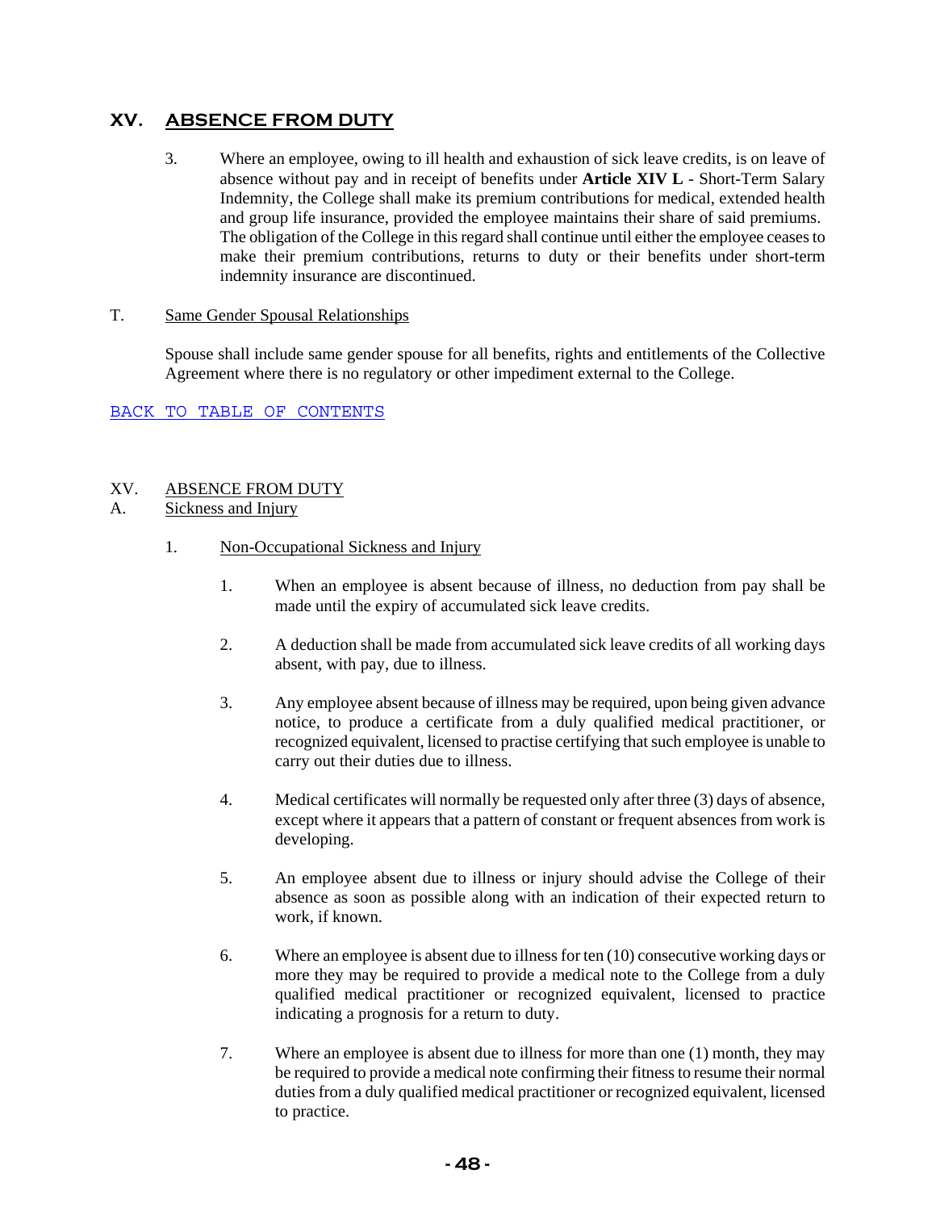## XV. ABSENCE FROM DUTY

3. Where an employee, owing to ill health and exhaustion of sick leave credits, is on leave of absence without pay and in receipt of benefits under **Article XIV L** - Short-Term Salary Indemnity, the College shall make its premium contributions for medical, extended health and group life insurance, provided the employee maintains their share of said premiums. The obligation of the College in this regard shall continue until either the employee ceases to make their premium contributions, returns to duty or their benefits under short-term indemnity insurance are discontinued.

T. Same Gender Spousal Relationships

Spouse shall include same gender spouse for all benefits, rights and entitlements of the Collective Agreement where there is no regulatory or other impediment external to the College.

BACK TO TABLE OF CONTENTS

XV. ABSENCE FROM DUTY

A. Sickness and Injury

1. Non-Occupational Sickness and Injury

   1. When an employee is absent because of illness, no deduction from pay shall be made until the expiry of accumulated sick leave credits.

   2. A deduction shall be made from accumulated sick leave credits of all working days absent, with pay, due to illness.

   3. Any employee absent because of illness may be required, upon being given advance notice, to produce a certificate from a duly qualified medical practitioner, or recognized equivalent, licensed to practise certifying that such employee is unable to carry out their duties due to illness.

   4. Medical certificates will normally be requested only after three (3) days of absence, except where it appears that a pattern of constant or frequent absences from work is developing.

   5. An employee absent due to illness or injury should advise the College of their absence as soon as possible along with an indication of their expected return to work, if known.

   6. Where an employee is absent due to illness for ten (10) consecutive working days or more they may be required to provide a medical note to the College from a duly qualified medical practitioner or recognized equivalent, licensed to practice indicating a prognosis for a return to duty.

   7. Where an employee is absent due to illness for more than one (1) month, they may be required to provide a medical note confirming their fitness to resume their normal duties from a duly qualified medical practitioner or recognized equivalent, licensed to practice.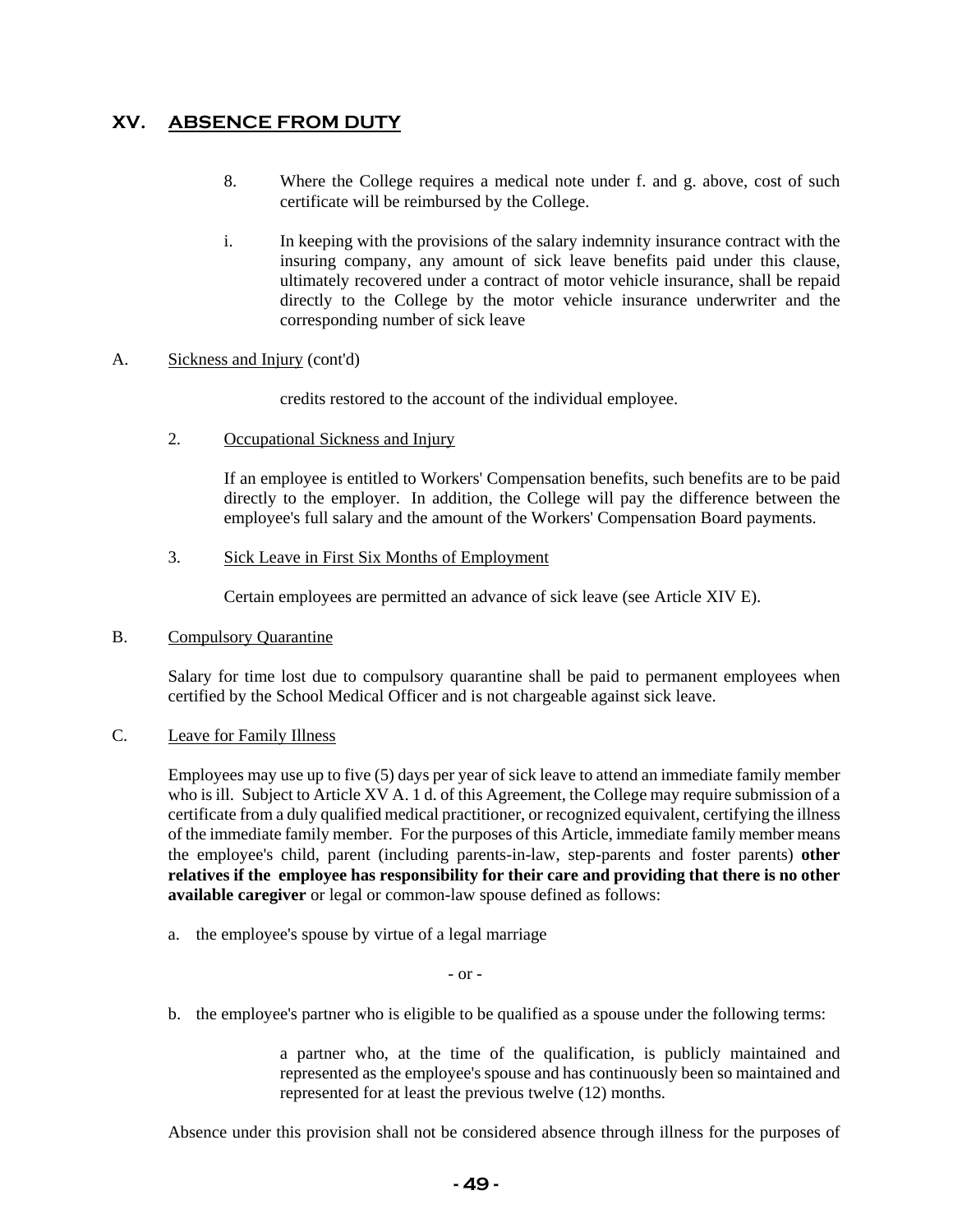## XV. ABSENCE FROM DUTY

8. Where the College requires a medical note under f. and g. above, cost of such certificate will be reimbursed by the College.

i. In keeping with the provisions of the salary indemnity insurance contract with the insuring company, any amount of sick leave benefits paid under this clause, ultimately recovered under a contract of motor vehicle insurance, shall be repaid directly to the College by the motor vehicle insurance underwriter and the corresponding number of sick leave

A. Sickness and Injury (cont'd)

credits restored to the account of the individual employee.

2. Occupational Sickness and Injury

If an employee is entitled to Workers' Compensation benefits, such benefits are to be paid directly to the employer. In addition, the College will pay the difference between the employee's full salary and the amount of the Workers' Compensation Board payments.

3. Sick Leave in First Six Months of Employment

Certain employees are permitted an advance of sick leave (see Article XIV E).

B. Compulsory Quarantine

Salary for time lost due to compulsory quarantine shall be paid to permanent employees when certified by the School Medical Officer and is not chargeable against sick leave.

C. Leave for Family Illness

Employees may use up to five (5) days per year of sick leave to attend an immediate family member who is ill. Subject to Article XV A. 1 d. of this Agreement, the College may require submission of a certificate from a duly qualified medical practitioner, or recognized equivalent, certifying the illness of the immediate family member. For the purposes of this Article, immediate family member means the employee's child, parent (including parents-in-law, step-parents and foster parents) **other relatives if the employee has responsibility for their care and providing that there is no other available caregiver** or legal or common-law spouse defined as follows:

a. the employee's spouse by virtue of a legal marriage

- or -

b. the employee's partner who is eligible to be qualified as a spouse under the following terms:

a partner who, at the time of the qualification, is publicly maintained and represented as the employee's spouse and has continuously been so maintained and represented for at least the previous twelve (12) months.

Absence under this provision shall not be considered absence through illness for the purposes of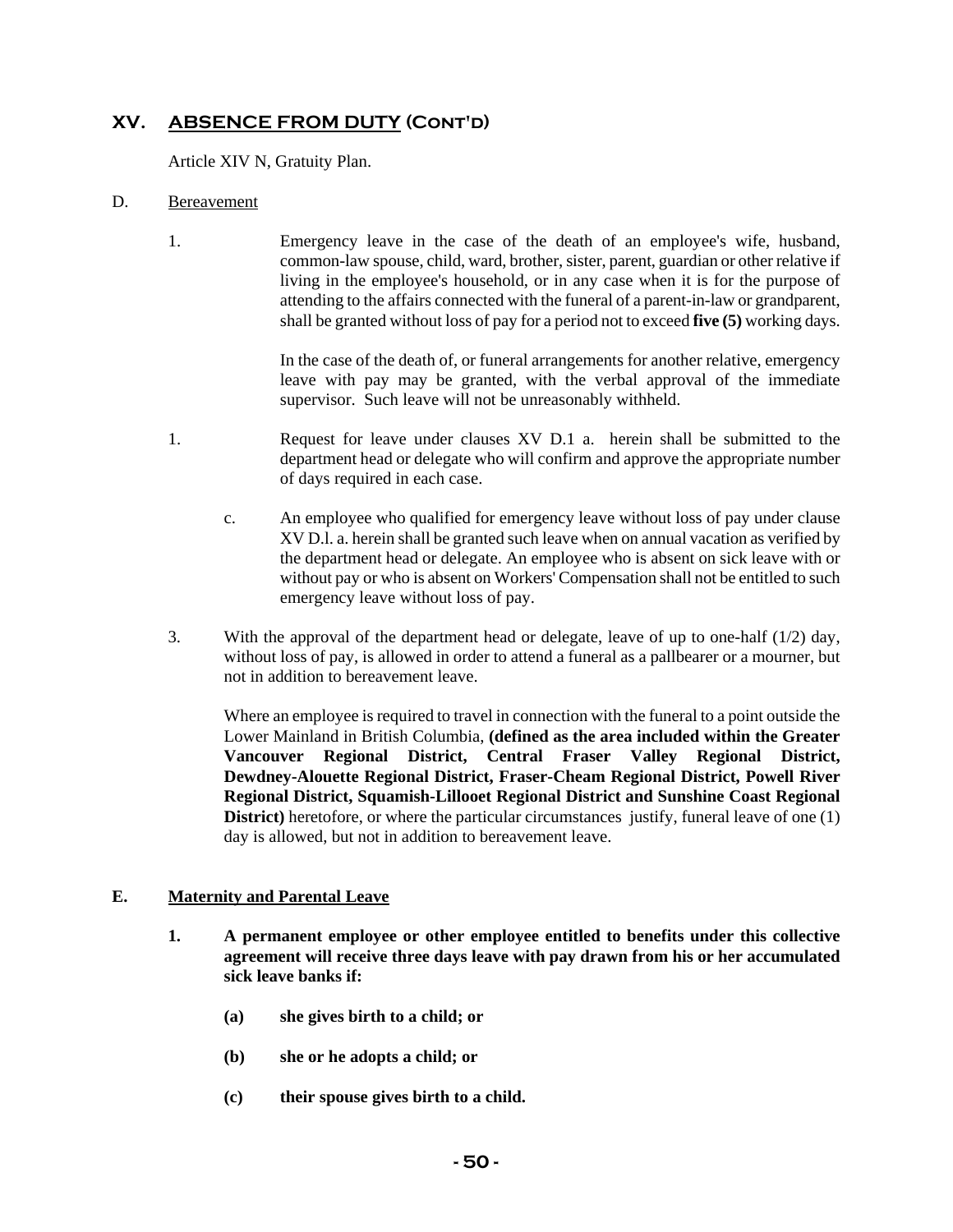## XV. ABSENCE FROM DUTY (Cont'd)

Article XIV N, Gratuity Plan.

D. Bereavement

1. Emergency leave in the case of the death of an employee's wife, husband, common-law spouse, child, ward, brother, sister, parent, guardian or other relative if living in the employee's household, or in any case when it is for the purpose of attending to the affairs connected with the funeral of a parent-in-law or grandparent, shall be granted without loss of pay for a period not to exceed **five (5)** working days.

   In the case of the death of, or funeral arrangements for another relative, emergency leave with pay may be granted, with the verbal approval of the immediate supervisor. Such leave will not be unreasonably withheld.

1. Request for leave under clauses XV D.1 a. herein shall be submitted to the department head or delegate who will confirm and approve the appropriate number of days required in each case.

   c. An employee who qualified for emergency leave without loss of pay under clause XV D.l. a. herein shall be granted such leave when on annual vacation as verified by the department head or delegate. An employee who is absent on sick leave with or without pay or who is absent on Workers' Compensation shall not be entitled to such emergency leave without loss of pay.

3. With the approval of the department head or delegate, leave of up to one-half (1/2) day, without loss of pay, is allowed in order to attend a funeral as a pallbearer or a mourner, but not in addition to bereavement leave.

   Where an employee is required to travel in connection with the funeral to a point outside the Lower Mainland in British Columbia, **(defined as the area included within the Greater Vancouver Regional District, Central Fraser Valley Regional District, Dewdney-Alouette Regional District, Fraser-Cheam Regional District, Powell River Regional District, Squamish-Lillooet Regional District and Sunshine Coast Regional District)** heretofore, or where the particular circumstances justify, funeral leave of one (1) day is allowed, but not in addition to bereavement leave.

**E. Maternity and Parental Leave**

**1. A permanent employee or other employee entitled to benefits under this collective agreement will receive three days leave with pay drawn from his or her accumulated sick leave banks if:**

   **(a) she gives birth to a child; or**

   **(b) she or he adopts a child; or**

   **(c) their spouse gives birth to a child.**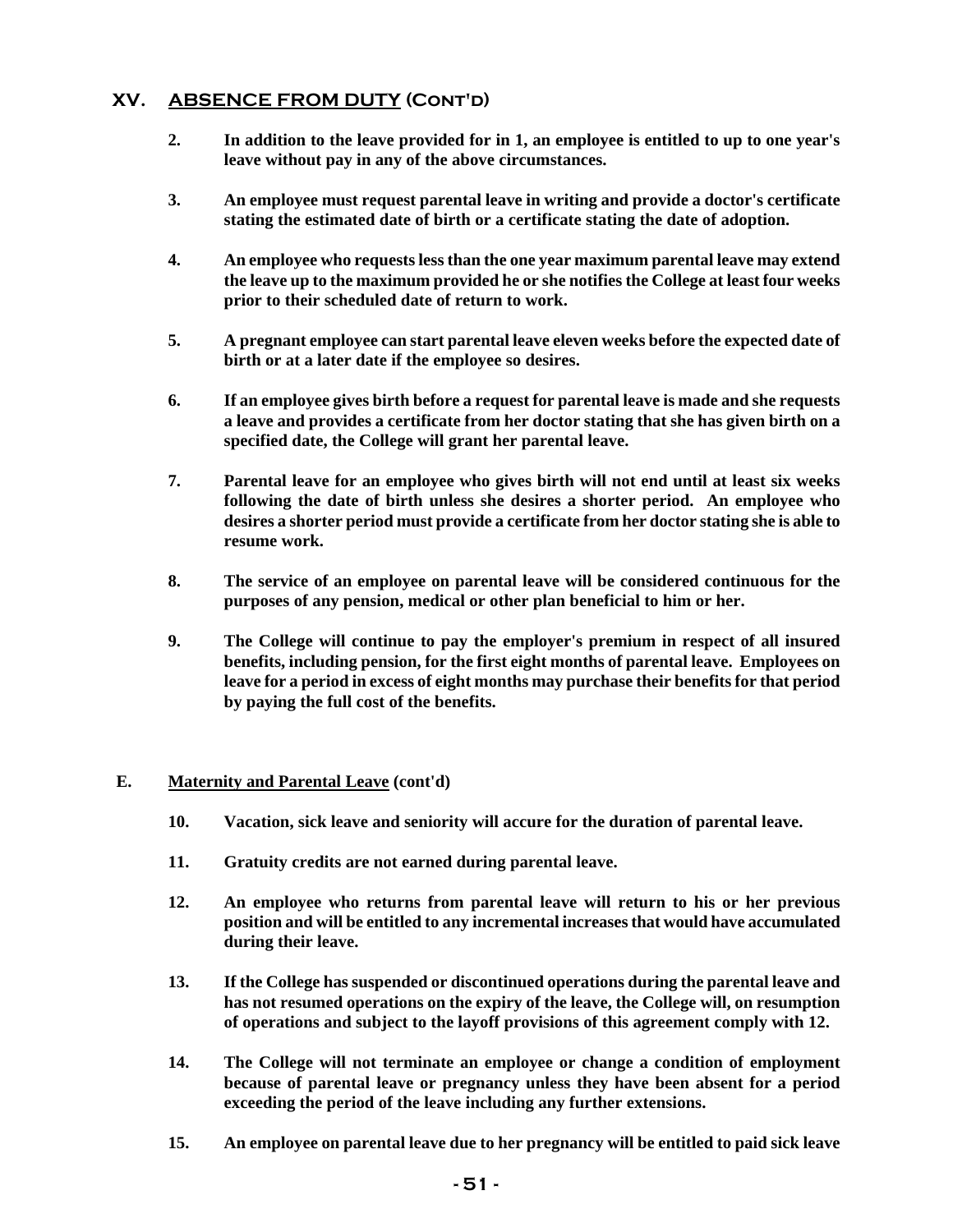## XV. ABSENCE FROM DUTY (Cont'd)

2. **In addition to the leave provided for in 1, an employee is entitled to up to one year's leave without pay in any of the above circumstances.**

3. **An employee must request parental leave in writing and provide a doctor's certificate stating the estimated date of birth or a certificate stating the date of adoption.**

4. **An employee who requests less than the one year maximum parental leave may extend the leave up to the maximum provided he or she notifies the College at least four weeks prior to their scheduled date of return to work.**

5. **A pregnant employee can start parental leave eleven weeks before the expected date of birth or at a later date if the employee so desires.**

6. **If an employee gives birth before a request for parental leave is made and she requests a leave and provides a certificate from her doctor stating that she has given birth on a specified date, the College will grant her parental leave.**

7. **Parental leave for an employee who gives birth will not end until at least six weeks following the date of birth unless she desires a shorter period. An employee who desires a shorter period must provide a certificate from her doctor stating she is able to resume work.**

8. **The service of an employee on parental leave will be considered continuous for the purposes of any pension, medical or other plan beneficial to him or her.**

9. **The College will continue to pay the employer's premium in respect of all insured benefits, including pension, for the first eight months of parental leave. Employees on leave for a period in excess of eight months may purchase their benefits for that period by paying the full cost of the benefits.**

### E. Maternity and Parental Leave (cont'd)

10. **Vacation, sick leave and seniority will accure for the duration of parental leave.**

11. **Gratuity credits are not earned during parental leave.**

12. **An employee who returns from parental leave will return to his or her previous position and will be entitled to any incremental increases that would have accumulated during their leave.**

13. **If the College has suspended or discontinued operations during the parental leave and has not resumed operations on the expiry of the leave, the College will, on resumption of operations and subject to the layoff provisions of this agreement comply with 12.**

14. **The College will not terminate an employee or change a condition of employment because of parental leave or pregnancy unless they have been absent for a period exceeding the period of the leave including any further extensions.**

15. **An employee on parental leave due to her pregnancy will be entitled to paid sick leave**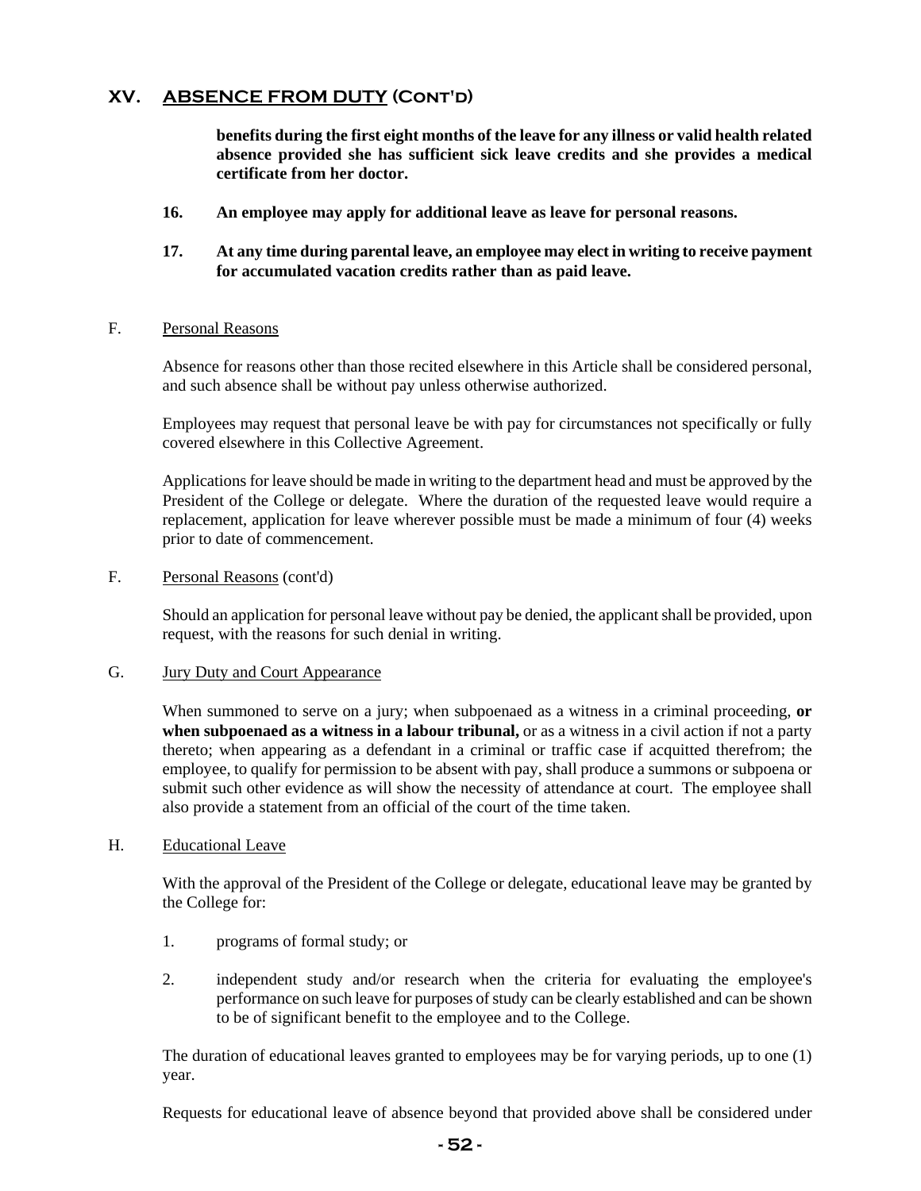## XV. ABSENCE FROM DUTY (Cont'd)

**benefits during the first eight months of the leave for any illness or valid health related absence provided she has sufficient sick leave credits and she provides a medical certificate from her doctor.**

**16. An employee may apply for additional leave as leave for personal reasons.**

**17. At any time during parental leave, an employee may elect in writing to receive payment for accumulated vacation credits rather than as paid leave.**

### F. Personal Reasons

Absence for reasons other than those recited elsewhere in this Article shall be considered personal, and such absence shall be without pay unless otherwise authorized.

Employees may request that personal leave be with pay for circumstances not specifically or fully covered elsewhere in this Collective Agreement.

Applications for leave should be made in writing to the department head and must be approved by the President of the College or delegate. Where the duration of the requested leave would require a replacement, application for leave wherever possible must be made a minimum of four (4) weeks prior to date of commencement.

### F. Personal Reasons (cont'd)

Should an application for personal leave without pay be denied, the applicant shall be provided, upon request, with the reasons for such denial in writing.

### G. Jury Duty and Court Appearance

When summoned to serve on a jury; when subpoenaed as a witness in a criminal proceeding, **or when subpoenaed as a witness in a labour tribunal,** or as a witness in a civil action if not a party thereto; when appearing as a defendant in a criminal or traffic case if acquitted therefrom; the employee, to qualify for permission to be absent with pay, shall produce a summons or subpoena or submit such other evidence as will show the necessity of attendance at court. The employee shall also provide a statement from an official of the court of the time taken.

### H. Educational Leave

With the approval of the President of the College or delegate, educational leave may be granted by the College for:

1. programs of formal study; or
2. independent study and/or research when the criteria for evaluating the employee's performance on such leave for purposes of study can be clearly established and can be shown to be of significant benefit to the employee and to the College.

The duration of educational leaves granted to employees may be for varying periods, up to one (1) year.

Requests for educational leave of absence beyond that provided above shall be considered under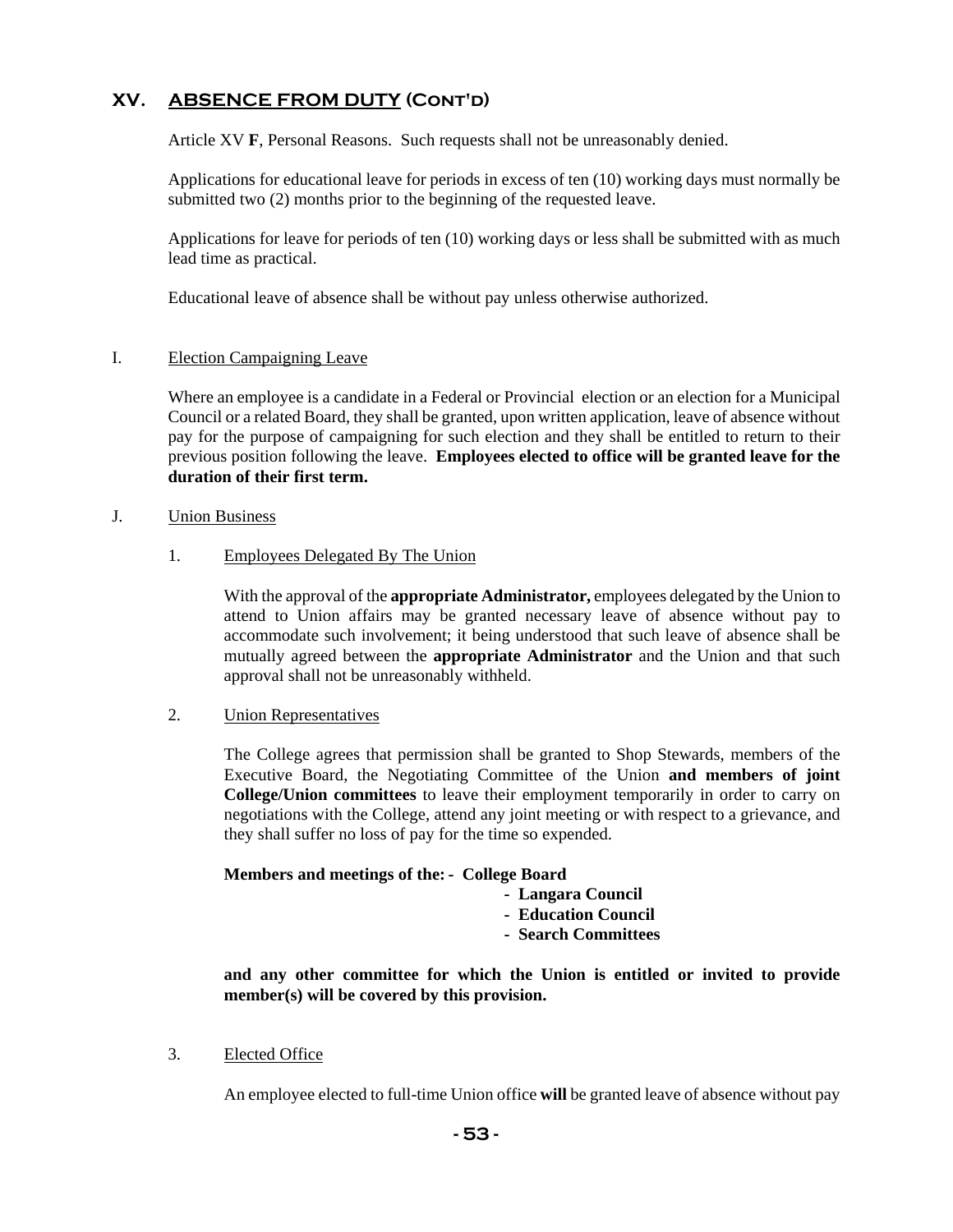## XV. ABSENCE FROM DUTY (Cont'd)

Article XV **F**, Personal Reasons. Such requests shall not be unreasonably denied.

Applications for educational leave for periods in excess of ten (10) working days must normally be submitted two (2) months prior to the beginning of the requested leave.

Applications for leave for periods of ten (10) working days or less shall be submitted with as much lead time as practical.

Educational leave of absence shall be without pay unless otherwise authorized.

### I. Election Campaigning Leave

Where an employee is a candidate in a Federal or Provincial election or an election for a Municipal Council or a related Board, they shall be granted, upon written application, leave of absence without pay for the purpose of campaigning for such election and they shall be entitled to return to their previous position following the leave. **Employees elected to office will be granted leave for the duration of their first term.**

### J. Union Business

#### 1. Employees Delegated By The Union

With the approval of the **appropriate Administrator,** employees delegated by the Union to attend to Union affairs may be granted necessary leave of absence without pay to accommodate such involvement; it being understood that such leave of absence shall be mutually agreed between the **appropriate Administrator** and the Union and that such approval shall not be unreasonably withheld.

#### 2. Union Representatives

The College agrees that permission shall be granted to Shop Stewards, members of the Executive Board, the Negotiating Committee of the Union **and members of joint College/Union committees** to leave their employment temporarily in order to carry on negotiations with the College, attend any joint meeting or with respect to a grievance, and they shall suffer no loss of pay for the time so expended.

**Members and meetings of the:**
- **College Board**
- **Langara Council**
- **Education Council**
- **Search Committees**

**and any other committee for which the Union is entitled or invited to provide member(s) will be covered by this provision.**

#### 3. Elected Office

An employee elected to full-time Union office **will** be granted leave of absence without pay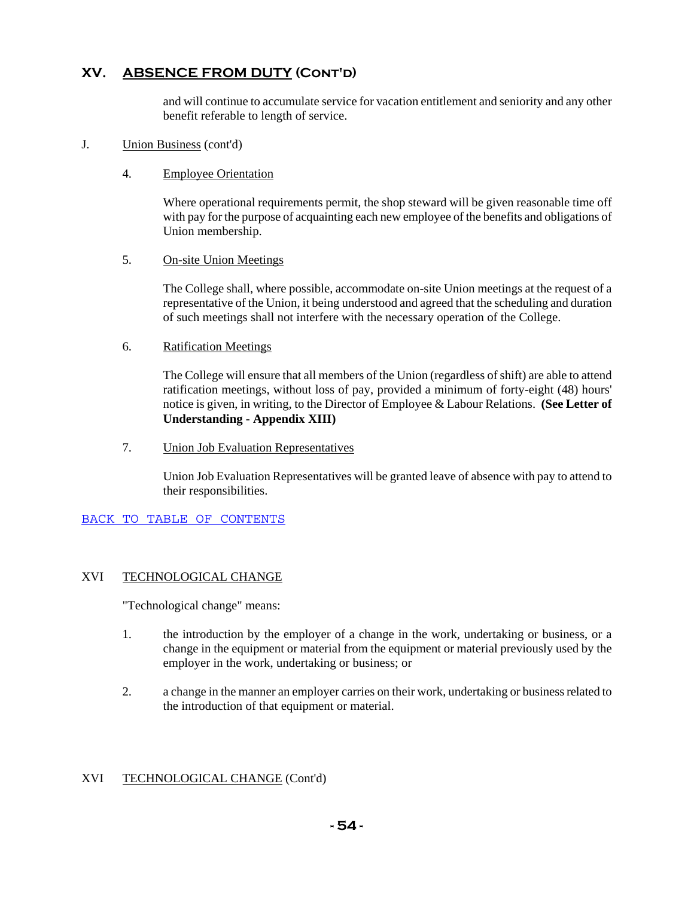## XV. ABSENCE FROM DUTY (Cont'd)

and will continue to accumulate service for vacation entitlement and seniority and any other benefit referable to length of service.

J. Union Business (cont'd)

4. Employee Orientation

Where operational requirements permit, the shop steward will be given reasonable time off with pay for the purpose of acquainting each new employee of the benefits and obligations of Union membership.

5. On-site Union Meetings

The College shall, where possible, accommodate on-site Union meetings at the request of a representative of the Union, it being understood and agreed that the scheduling and duration of such meetings shall not interfere with the necessary operation of the College.

6. Ratification Meetings

The College will ensure that all members of the Union (regardless of shift) are able to attend ratification meetings, without loss of pay, provided a minimum of forty-eight (48) hours' notice is given, in writing, to the Director of Employee & Labour Relations. **(See Letter of Understanding - Appendix XIII)**

7. Union Job Evaluation Representatives

Union Job Evaluation Representatives will be granted leave of absence with pay to attend to their responsibilities.

BACK TO TABLE OF CONTENTS

## XVI TECHNOLOGICAL CHANGE

"Technological change" means:

1. the introduction by the employer of a change in the work, undertaking or business, or a change in the equipment or material from the equipment or material previously used by the employer in the work, undertaking or business; or

2. a change in the manner an employer carries on their work, undertaking or business related to the introduction of that equipment or material.

## XVI TECHNOLOGICAL CHANGE (Cont'd)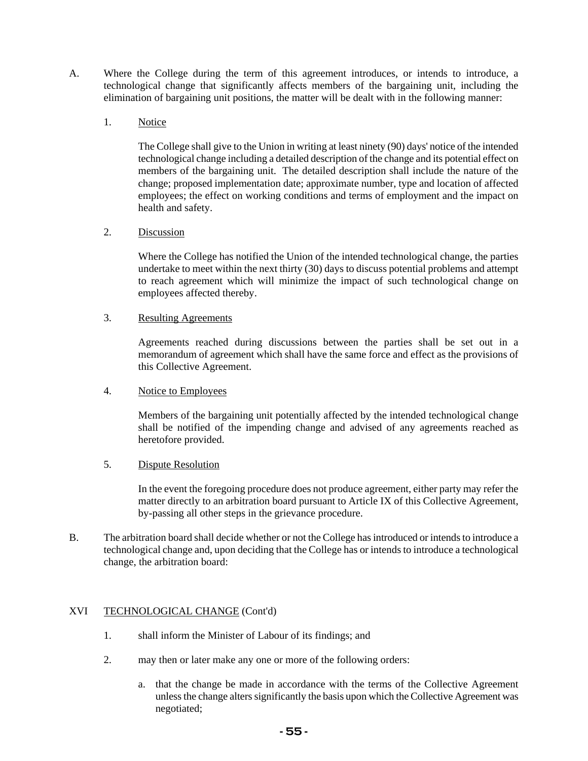A. Where the College during the term of this agreement introduces, or intends to introduce, a technological change that significantly affects members of the bargaining unit, including the elimination of bargaining unit positions, the matter will be dealt with in the following manner:

   1. <u>Notice</u>

      The College shall give to the Union in writing at least ninety (90) days' notice of the intended technological change including a detailed description of the change and its potential effect on members of the bargaining unit. The detailed description shall include the nature of the change; proposed implementation date; approximate number, type and location of affected employees; the effect on working conditions and terms of employment and the impact on health and safety.

   2. <u>Discussion</u>

      Where the College has notified the Union of the intended technological change, the parties undertake to meet within the next thirty (30) days to discuss potential problems and attempt to reach agreement which will minimize the impact of such technological change on employees affected thereby.

   3. <u>Resulting Agreements</u>

      Agreements reached during discussions between the parties shall be set out in a memorandum of agreement which shall have the same force and effect as the provisions of this Collective Agreement.

   4. <u>Notice to Employees</u>

      Members of the bargaining unit potentially affected by the intended technological change shall be notified of the impending change and advised of any agreements reached as heretofore provided.

   5. <u>Dispute Resolution</u>

      In the event the foregoing procedure does not produce agreement, either party may refer the matter directly to an arbitration board pursuant to Article IX of this Collective Agreement, by-passing all other steps in the grievance procedure.

B. The arbitration board shall decide whether or not the College has introduced or intends to introduce a technological change and, upon deciding that the College has or intends to introduce a technological change, the arbitration board:

XVI <u>TECHNOLOGICAL CHANGE</u> (Cont'd)

   1. shall inform the Minister of Labour of its findings; and

   2. may then or later make any one or more of the following orders:

      a. that the change be made in accordance with the terms of the Collective Agreement unless the change alters significantly the basis upon which the Collective Agreement was negotiated;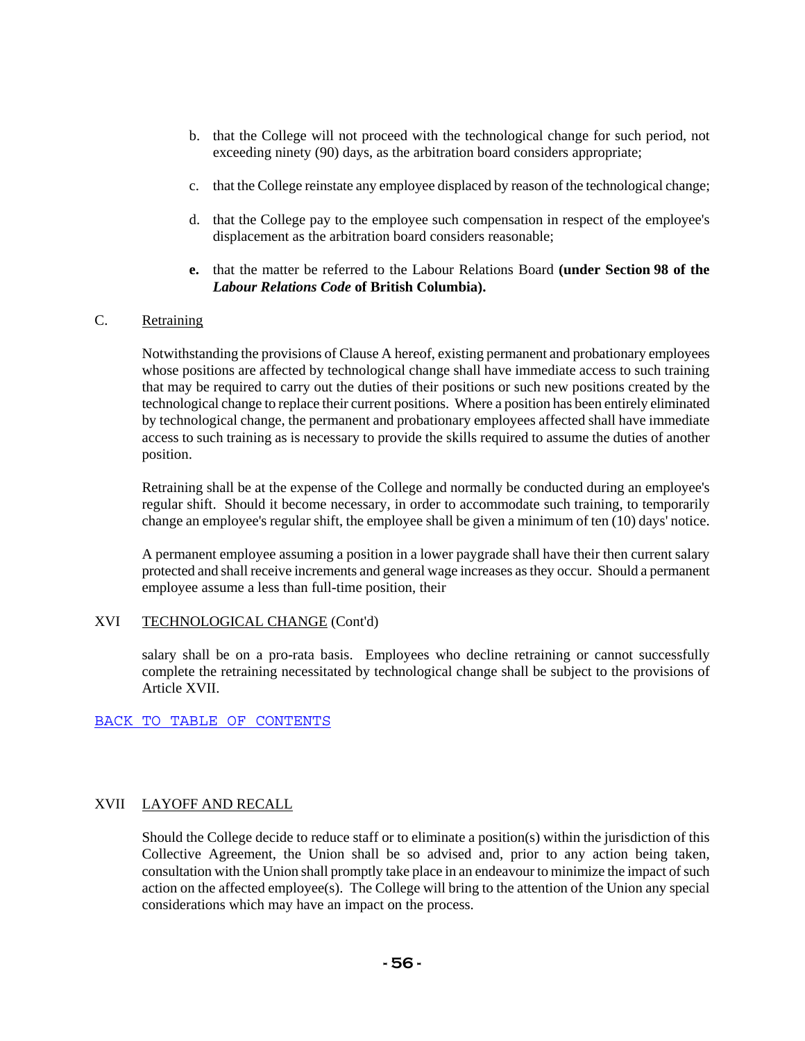b. that the College will not proceed with the technological change for such period, not exceeding ninety (90) days, as the arbitration board considers appropriate;

c. that the College reinstate any employee displaced by reason of the technological change;

d. that the College pay to the employee such compensation in respect of the employee's displacement as the arbitration board considers reasonable;

**e.** that the matter be referred to the Labour Relations Board **(under Section 98 of the *Labour Relations Code* of British Columbia).**

C. Retraining

Notwithstanding the provisions of Clause A hereof, existing permanent and probationary employees whose positions are affected by technological change shall have immediate access to such training that may be required to carry out the duties of their positions or such new positions created by the technological change to replace their current positions. Where a position has been entirely eliminated by technological change, the permanent and probationary employees affected shall have immediate access to such training as is necessary to provide the skills required to assume the duties of another position.

Retraining shall be at the expense of the College and normally be conducted during an employee's regular shift. Should it become necessary, in order to accommodate such training, to temporarily change an employee's regular shift, the employee shall be given a minimum of ten (10) days' notice.

A permanent employee assuming a position in a lower paygrade shall have their then current salary protected and shall receive increments and general wage increases as they occur. Should a permanent employee assume a less than full-time position, their salary shall be on a pro-rata basis. Employees who decline retraining or cannot successfully complete the retraining necessitated by technological change shall be subject to the provisions of Article XVII.

BACK TO TABLE OF CONTENTS

## XVII LAYOFF AND RECALL

Should the College decide to reduce staff or to eliminate a position(s) within the jurisdiction of this Collective Agreement, the Union shall be so advised and, prior to any action being taken, consultation with the Union shall promptly take place in an endeavour to minimize the impact of such action on the affected employee(s). The College will bring to the attention of the Union any special considerations which may have an impact on the process.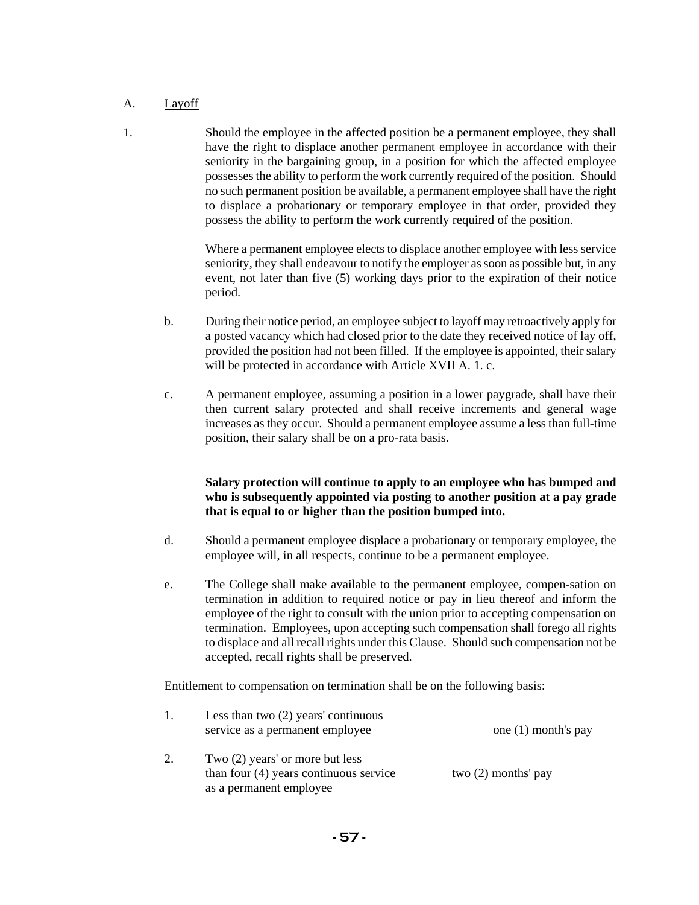A. Layoff

1. Should the employee in the affected position be a permanent employee, they shall have the right to displace another permanent employee in accordance with their seniority in the bargaining group, in a position for which the affected employee possesses the ability to perform the work currently required of the position. Should no such permanent position be available, a permanent employee shall have the right to displace a probationary or temporary employee in that order, provided they possess the ability to perform the work currently required of the position.

   Where a permanent employee elects to displace another employee with less service seniority, they shall endeavour to notify the employer as soon as possible but, in any event, not later than five (5) working days prior to the expiration of their notice period.

   b. During their notice period, an employee subject to layoff may retroactively apply for a posted vacancy which had closed prior to the date they received notice of lay off, provided the position had not been filled. If the employee is appointed, their salary will be protected in accordance with Article XVII A. 1. c.

   c. A permanent employee, assuming a position in a lower paygrade, shall have their then current salary protected and shall receive increments and general wage increases as they occur. Should a permanent employee assume a less than full-time position, their salary shall be on a pro-rata basis.

   **Salary protection will continue to apply to an employee who has bumped and who is subsequently appointed via posting to another position at a pay grade that is equal to or higher than the position bumped into.**

   d. Should a permanent employee displace a probationary or temporary employee, the employee will, in all respects, continue to be a permanent employee.

   e. The College shall make available to the permanent employee, compen-sation on termination in addition to required notice or pay in lieu thereof and inform the employee of the right to consult with the union prior to accepting compensation on termination. Employees, upon accepting such compensation shall forego all rights to displace and all recall rights under this Clause. Should such compensation not be accepted, recall rights shall be preserved.

   Entitlement to compensation on termination shall be on the following basis:

   1. Less than two (2) years' continuous service as a permanent employee — one (1) month's pay

   2. Two (2) years' or more but less than four (4) years continuous service as a permanent employee — two (2) months' pay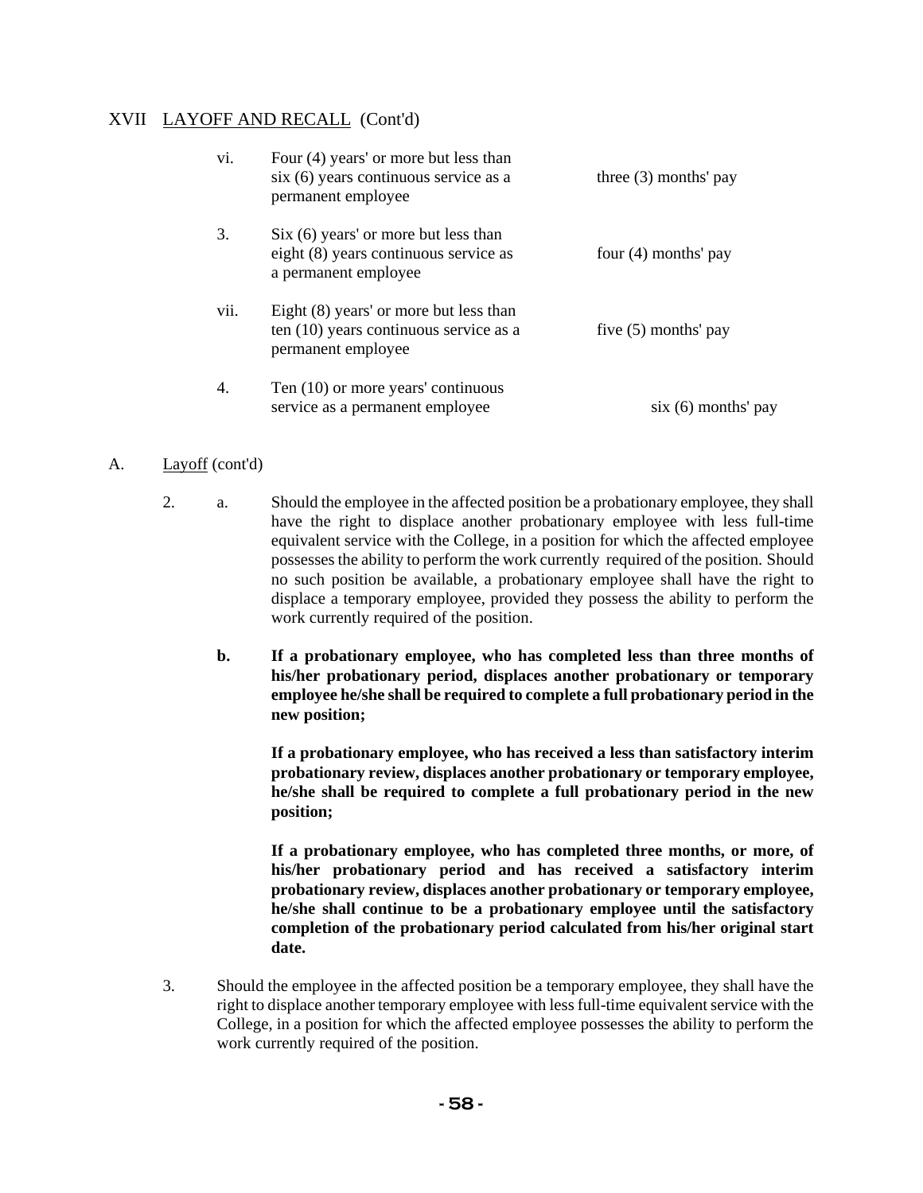XVII LAYOFF AND RECALL (Cont'd)

| | | |
|---|---|---|
| vi. | Four (4) years' or more but less than six (6) years continuous service as a permanent employee | three (3) months' pay |
| 3. | Six (6) years' or more but less than eight (8) years continuous service as a permanent employee | four (4) months' pay |
| vii. | Eight (8) years' or more but less than ten (10) years continuous service as a permanent employee | five (5) months' pay |
| 4. | Ten (10) or more years' continuous service as a permanent employee | six (6) months' pay |

A. Layoff (cont'd)

2. a. Should the employee in the affected position be a probationary employee, they shall have the right to displace another probationary employee with less full-time equivalent service with the College, in a position for which the affected employee possesses the ability to perform the work currently required of the position. Should no such position be available, a probationary employee shall have the right to displace a temporary employee, provided they possess the ability to perform the work currently required of the position.

   **b. If a probationary employee, who has completed less than three months of his/her probationary period, displaces another probationary or temporary employee he/she shall be required to complete a full probationary period in the new position;**

   **If a probationary employee, who has received a less than satisfactory interim probationary review, displaces another probationary or temporary employee, he/she shall be required to complete a full probationary period in the new position;**

   **If a probationary employee, who has completed three months, or more, of his/her probationary period and has received a satisfactory interim probationary review, displaces another probationary or temporary employee, he/she shall continue to be a probationary employee until the satisfactory completion of the probationary period calculated from his/her original start date.**

3. Should the employee in the affected position be a temporary employee, they shall have the right to displace another temporary employee with less full-time equivalent service with the College, in a position for which the affected employee possesses the ability to perform the work currently required of the position.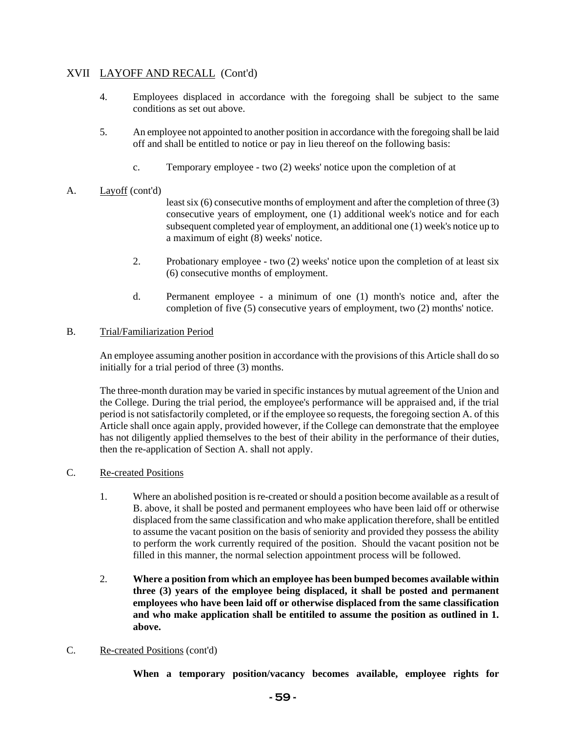## XVII LAYOFF AND RECALL (Cont'd)

4. Employees displaced in accordance with the foregoing shall be subject to the same conditions as set out above.

5. An employee not appointed to another position in accordance with the foregoing shall be laid off and shall be entitled to notice or pay in lieu thereof on the following basis:

   c. Temporary employee - two (2) weeks' notice upon the completion of at

A. Layoff (cont'd)

least six (6) consecutive months of employment and after the completion of three (3) consecutive years of employment, one (1) additional week's notice and for each subsequent completed year of employment, an additional one (1) week's notice up to a maximum of eight (8) weeks' notice.

   2. Probationary employee - two (2) weeks' notice upon the completion of at least six (6) consecutive months of employment.

   d. Permanent employee - a minimum of one (1) month's notice and, after the completion of five (5) consecutive years of employment, two (2) months' notice.

B. Trial/Familiarization Period

An employee assuming another position in accordance with the provisions of this Article shall do so initially for a trial period of three (3) months.

The three-month duration may be varied in specific instances by mutual agreement of the Union and the College. During the trial period, the employee's performance will be appraised and, if the trial period is not satisfactorily completed, or if the employee so requests, the foregoing section A. of this Article shall once again apply, provided however, if the College can demonstrate that the employee has not diligently applied themselves to the best of their ability in the performance of their duties, then the re-application of Section A. shall not apply.

C. Re-created Positions

1. Where an abolished position is re-created or should a position become available as a result of B. above, it shall be posted and permanent employees who have been laid off or otherwise displaced from the same classification and who make application therefore, shall be entitled to assume the vacant position on the basis of seniority and provided they possess the ability to perform the work currently required of the position. Should the vacant position not be filled in this manner, the normal selection appointment process will be followed.

2. **Where a position from which an employee has been bumped becomes available within three (3) years of the employee being displaced, it shall be posted and permanent employees who have been laid off or otherwise displaced from the same classification and who make application shall be entitiled to assume the position as outlined in 1. above.**

C. Re-created Positions (cont'd)

**When a temporary position/vacancy becomes available, employee rights for**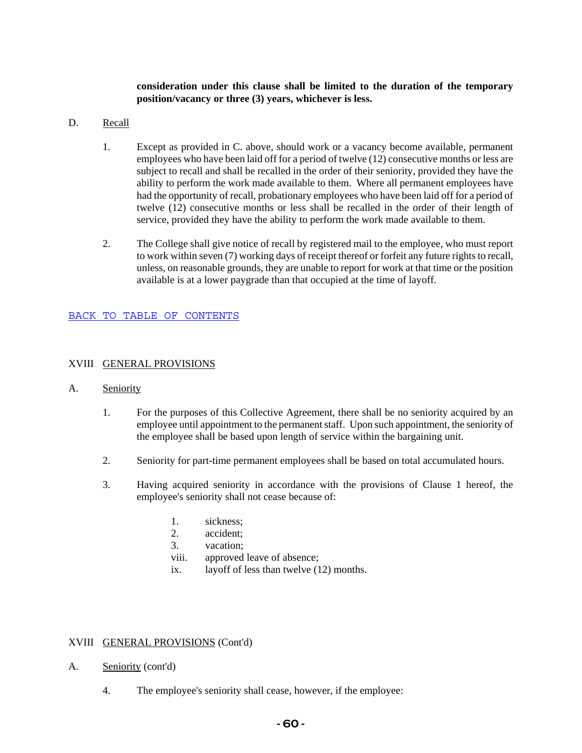**consideration under this clause shall be limited to the duration of the temporary position/vacancy or three (3) years, whichever is less.**

D. Recall

1. Except as provided in C. above, should work or a vacancy become available, permanent employees who have been laid off for a period of twelve (12) consecutive months or less are subject to recall and shall be recalled in the order of their seniority, provided they have the ability to perform the work made available to them. Where all permanent employees have had the opportunity of recall, probationary employees who have been laid off for a period of twelve (12) consecutive months or less shall be recalled in the order of their length of service, provided they have the ability to perform the work made available to them.

2. The College shall give notice of recall by registered mail to the employee, who must report to work within seven (7) working days of receipt thereof or forfeit any future rights to recall, unless, on reasonable grounds, they are unable to report for work at that time or the position available is at a lower paygrade than that occupied at the time of layoff.

BACK TO TABLE OF CONTENTS

## XVIII GENERAL PROVISIONS

A. Seniority

1. For the purposes of this Collective Agreement, there shall be no seniority acquired by an employee until appointment to the permanent staff. Upon such appointment, the seniority of the employee shall be based upon length of service within the bargaining unit.

2. Seniority for part-time permanent employees shall be based on total accumulated hours.

3. Having acquired seniority in accordance with the provisions of Clause 1 hereof, the employee's seniority shall not cease because of:

   1. sickness;
   2. accident;
   3. vacation;

   viii. approved leave of absence;

   ix. layoff of less than twelve (12) months.

## XVIII GENERAL PROVISIONS (Cont'd)

A. Seniority (cont'd)

4. The employee's seniority shall cease, however, if the employee: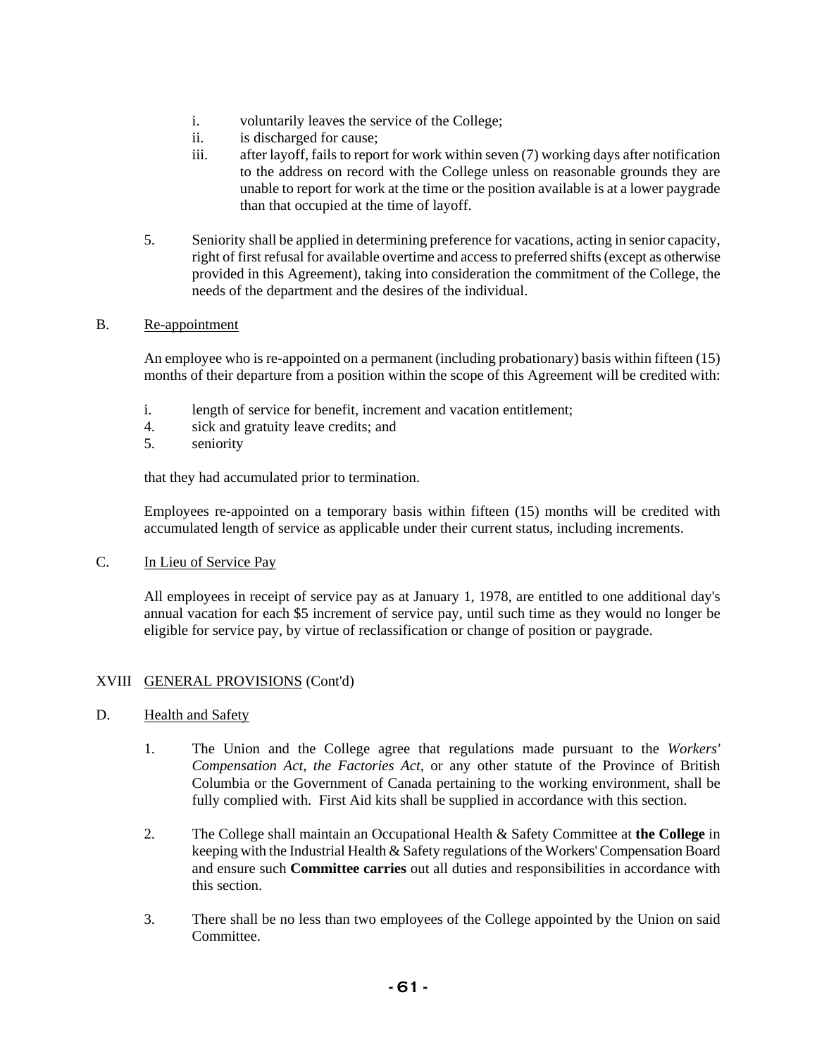i. voluntarily leaves the service of the College;
ii. is discharged for cause;
iii. after layoff, fails to report for work within seven (7) working days after notification to the address on record with the College unless on reasonable grounds they are unable to report for work at the time or the position available is at a lower paygrade than that occupied at the time of layoff.

5. Seniority shall be applied in determining preference for vacations, acting in senior capacity, right of first refusal for available overtime and access to preferred shifts (except as otherwise provided in this Agreement), taking into consideration the commitment of the College, the needs of the department and the desires of the individual.

B. Re-appointment

An employee who is re-appointed on a permanent (including probationary) basis within fifteen (15) months of their departure from a position within the scope of this Agreement will be credited with:

i. length of service for benefit, increment and vacation entitlement;
4. sick and gratuity leave credits; and
5. seniority

that they had accumulated prior to termination.

Employees re-appointed on a temporary basis within fifteen (15) months will be credited with accumulated length of service as applicable under their current status, including increments.

C. In Lieu of Service Pay

All employees in receipt of service pay as at January 1, 1978, are entitled to one additional day's annual vacation for each $5 increment of service pay, until such time as they would no longer be eligible for service pay, by virtue of reclassification or change of position or paygrade.

XVIII GENERAL PROVISIONS (Cont'd)

D. Health and Safety

1. The Union and the College agree that regulations made pursuant to the *Workers' Compensation Act*, *the Factories Act*, or any other statute of the Province of British Columbia or the Government of Canada pertaining to the working environment, shall be fully complied with. First Aid kits shall be supplied in accordance with this section.

2. The College shall maintain an Occupational Health & Safety Committee at **the College** in keeping with the Industrial Health & Safety regulations of the Workers' Compensation Board and ensure such **Committee carries** out all duties and responsibilities in accordance with this section.

3. There shall be no less than two employees of the College appointed by the Union on said Committee.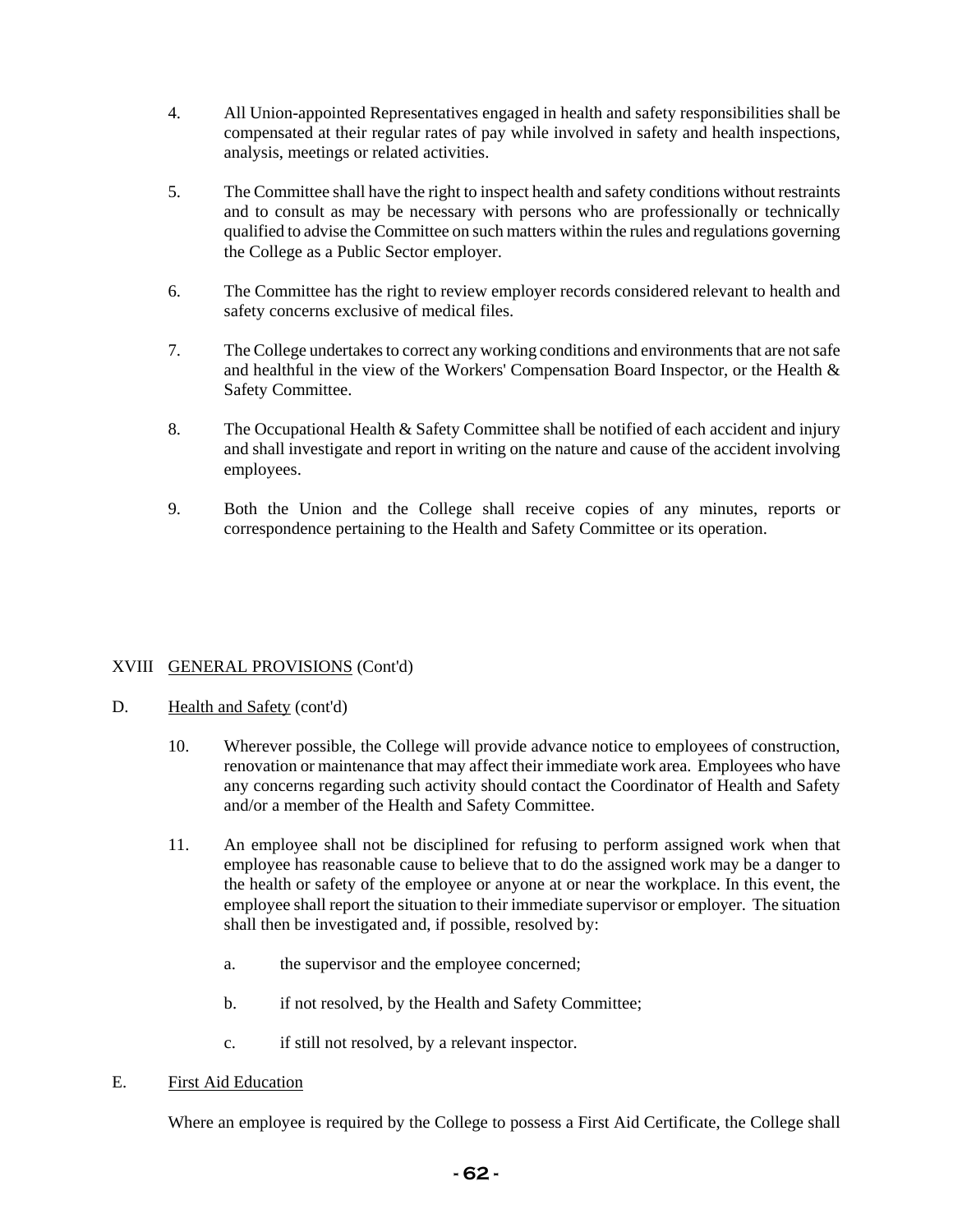4. All Union-appointed Representatives engaged in health and safety responsibilities shall be compensated at their regular rates of pay while involved in safety and health inspections, analysis, meetings or related activities.

5. The Committee shall have the right to inspect health and safety conditions without restraints and to consult as may be necessary with persons who are professionally or technically qualified to advise the Committee on such matters within the rules and regulations governing the College as a Public Sector employer.

6. The Committee has the right to review employer records considered relevant to health and safety concerns exclusive of medical files.

7. The College undertakes to correct any working conditions and environments that are not safe and healthful in the view of the Workers' Compensation Board Inspector, or the Health & Safety Committee.

8. The Occupational Health & Safety Committee shall be notified of each accident and injury and shall investigate and report in writing on the nature and cause of the accident involving employees.

9. Both the Union and the College shall receive copies of any minutes, reports or correspondence pertaining to the Health and Safety Committee or its operation.

XVIII GENERAL PROVISIONS (Cont'd)

D. Health and Safety (cont'd)

10. Wherever possible, the College will provide advance notice to employees of construction, renovation or maintenance that may affect their immediate work area. Employees who have any concerns regarding such activity should contact the Coordinator of Health and Safety and/or a member of the Health and Safety Committee.

11. An employee shall not be disciplined for refusing to perform assigned work when that employee has reasonable cause to believe that to do the assigned work may be a danger to the health or safety of the employee or anyone at or near the workplace. In this event, the employee shall report the situation to their immediate supervisor or employer. The situation shall then be investigated and, if possible, resolved by:

    a. the supervisor and the employee concerned;

    b. if not resolved, by the Health and Safety Committee;

    c. if still not resolved, by a relevant inspector.

E. First Aid Education

Where an employee is required by the College to possess a First Aid Certificate, the College shall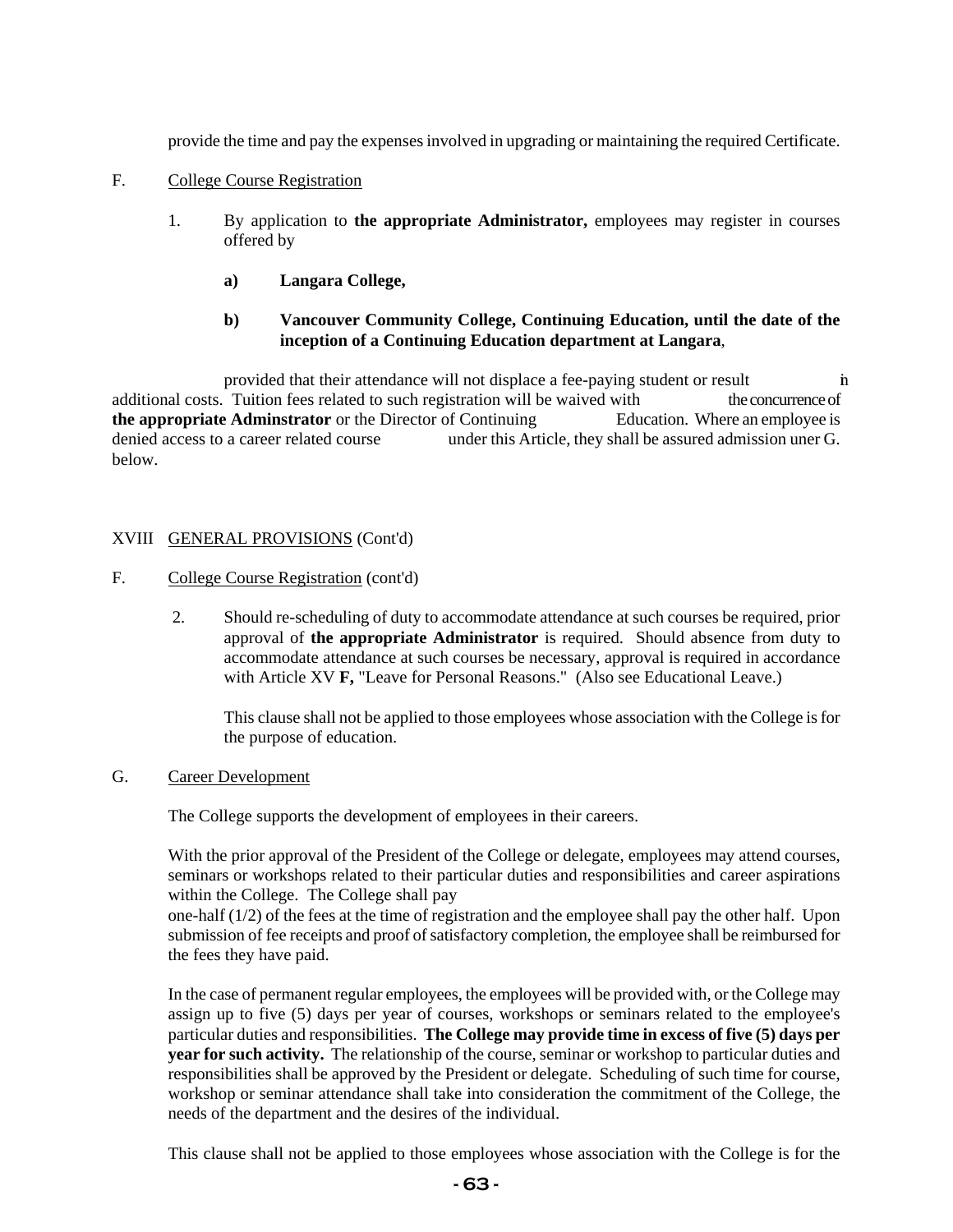provide the time and pay the expenses involved in upgrading or maintaining the required Certificate.

F. College Course Registration

1. By application to **the appropriate Administrator,** employees may register in courses offered by

    **a) Langara College,**

    **b) Vancouver Community College, Continuing Education, until the date of the inception of a Continuing Education department at Langara**,

provided that their attendance will not displace a fee-paying student or result in additional costs. Tuition fees related to such registration will be waived with the concurrence of **the appropriate Adminstrator** or the Director of Continuing Education. Where an employee is denied access to a career related course under this Article, they shall be assured admission uner G. below.

XVIII GENERAL PROVISIONS (Cont'd)

F. College Course Registration (cont'd)

2. Should re-scheduling of duty to accommodate attendance at such courses be required, prior approval of **the appropriate Administrator** is required. Should absence from duty to accommodate attendance at such courses be necessary, approval is required in accordance with Article XV **F,** "Leave for Personal Reasons." (Also see Educational Leave.)

    This clause shall not be applied to those employees whose association with the College is for the purpose of education.

G. Career Development

The College supports the development of employees in their careers.

With the prior approval of the President of the College or delegate, employees may attend courses, seminars or workshops related to their particular duties and responsibilities and career aspirations within the College. The College shall pay one-half (1/2) of the fees at the time of registration and the employee shall pay the other half. Upon submission of fee receipts and proof of satisfactory completion, the employee shall be reimbursed for the fees they have paid.

In the case of permanent regular employees, the employees will be provided with, or the College may assign up to five (5) days per year of courses, workshops or seminars related to the employee's particular duties and responsibilities. **The College may provide time in excess of five (5) days per year for such activity.** The relationship of the course, seminar or workshop to particular duties and responsibilities shall be approved by the President or delegate. Scheduling of such time for course, workshop or seminar attendance shall take into consideration the commitment of the College, the needs of the department and the desires of the individual.

This clause shall not be applied to those employees whose association with the College is for the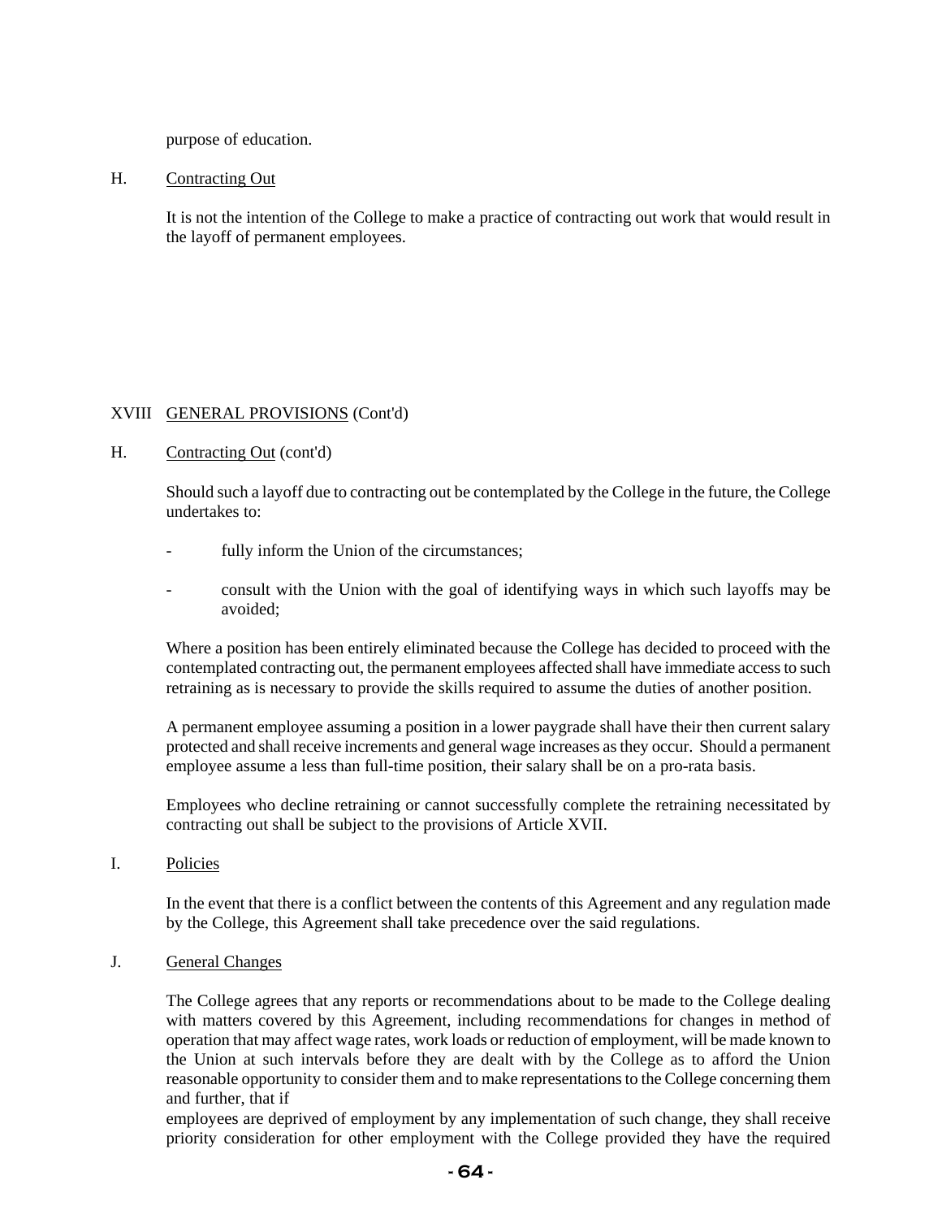purpose of education.

H. Contracting Out

It is not the intention of the College to make a practice of contracting out work that would result in the layoff of permanent employees.

XVIII GENERAL PROVISIONS (Cont'd)

H. Contracting Out (cont'd)

Should such a layoff due to contracting out be contemplated by the College in the future, the College undertakes to:

- fully inform the Union of the circumstances;
- consult with the Union with the goal of identifying ways in which such layoffs may be avoided;

Where a position has been entirely eliminated because the College has decided to proceed with the contemplated contracting out, the permanent employees affected shall have immediate access to such retraining as is necessary to provide the skills required to assume the duties of another position.

A permanent employee assuming a position in a lower paygrade shall have their then current salary protected and shall receive increments and general wage increases as they occur. Should a permanent employee assume a less than full-time position, their salary shall be on a pro-rata basis.

Employees who decline retraining or cannot successfully complete the retraining necessitated by contracting out shall be subject to the provisions of Article XVII.

I. Policies

In the event that there is a conflict between the contents of this Agreement and any regulation made by the College, this Agreement shall take precedence over the said regulations.

J. General Changes

The College agrees that any reports or recommendations about to be made to the College dealing with matters covered by this Agreement, including recommendations for changes in method of operation that may affect wage rates, work loads or reduction of employment, will be made known to the Union at such intervals before they are dealt with by the College as to afford the Union reasonable opportunity to consider them and to make representations to the College concerning them and further, that if
employees are deprived of employment by any implementation of such change, they shall receive priority consideration for other employment with the College provided they have the required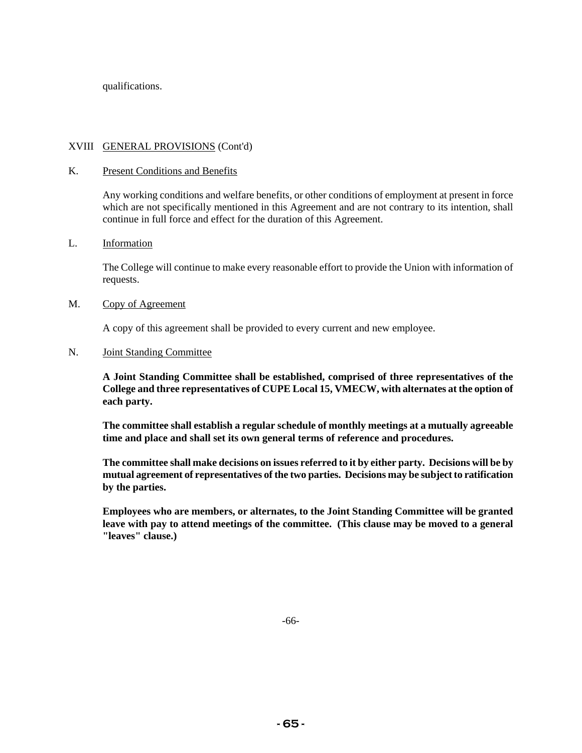qualifications.

XVIII <u>GENERAL PROVISIONS</u> (Cont'd)

K. <u>Present Conditions and Benefits</u>

Any working conditions and welfare benefits, or other conditions of employment at present in force which are not specifically mentioned in this Agreement and are not contrary to its intention, shall continue in full force and effect for the duration of this Agreement.

L. <u>Information</u>

The College will continue to make every reasonable effort to provide the Union with information of requests.

M. <u>Copy of Agreement</u>

A copy of this agreement shall be provided to every current and new employee.

N. <u>Joint Standing Committee</u>

**A Joint Standing Committee shall be established, comprised of three representatives of the College and three representatives of CUPE Local 15, VMECW, with alternates at the option of each party.**

**The committee shall establish a regular schedule of monthly meetings at a mutually agreeable time and place and shall set its own general terms of reference and procedures.**

**The committee shall make decisions on issues referred to it by either party. Decisions will be by mutual agreement of representatives of the two parties. Decisions may be subject to ratification by the parties.**

**Employees who are members, or alternates, to the Joint Standing Committee will be granted leave with pay to attend meetings of the committee. (This clause may be moved to a general "leaves" clause.)**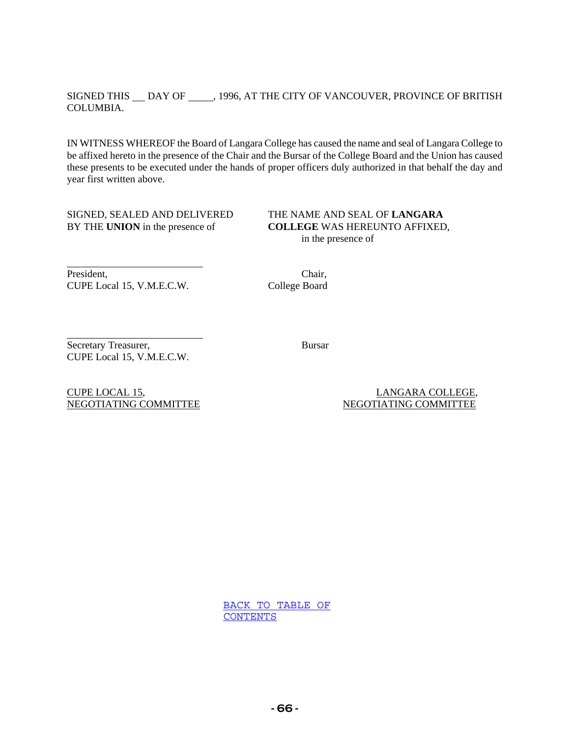SIGNED THIS \_\_ DAY OF \_\_\_\_\_, 1996, AT THE CITY OF VANCOUVER, PROVINCE OF BRITISH COLUMBIA.

IN WITNESS WHEREOF the Board of Langara College has caused the name and seal of Langara College to be affixed hereto in the presence of the Chair and the Bursar of the College Board and the Union has caused these presents to be executed under the hands of proper officers duly authorized in that behalf the day and year first written above.

| SIGNED, SEALED AND DELIVERED BY THE **UNION** in the presence of | THE NAME AND SEAL OF **LANGARA COLLEGE** WAS HEREUNTO AFFIXED, in the presence of |
|---|---|
| \_\_\_\_\_\_\_\_\_\_\_\_\_\_\_\_\_\_\_\_\_\_\_\_<br>President,<br>CUPE Local 15, V.M.E.C.W. | Chair,<br>College Board |
| \_\_\_\_\_\_\_\_\_\_\_\_\_\_\_\_\_\_\_\_\_\_\_\_<br>Secretary Treasurer,<br>CUPE Local 15, V.M.E.C.W. | Bursar |
| CUPE LOCAL 15,<br>NEGOTIATING COMMITTEE | LANGARA COLLEGE,<br>NEGOTIATING COMMITTEE |

BACK TO TABLE OF CONTENTS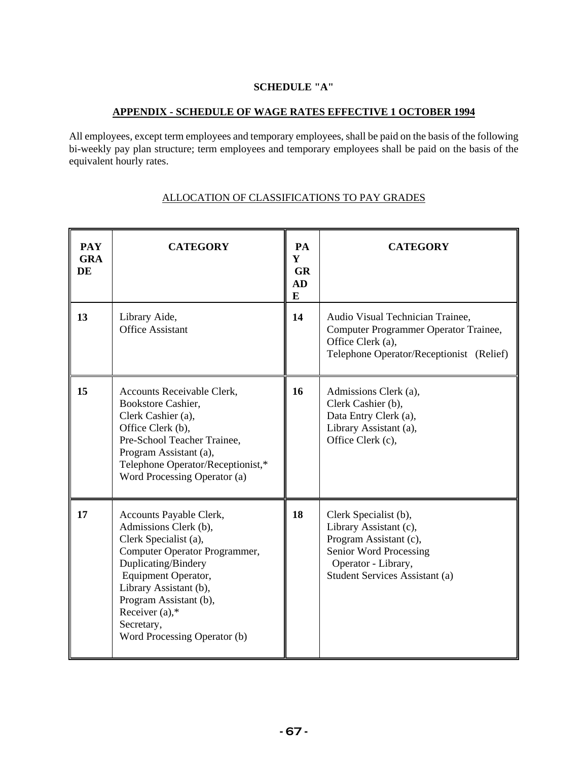**SCHEDULE "A"**

**APPENDIX - SCHEDULE OF WAGE RATES EFFECTIVE 1 OCTOBER 1994**

All employees, except term employees and temporary employees, shall be paid on the basis of the following bi-weekly pay plan structure; term employees and temporary employees shall be paid on the basis of the equivalent hourly rates.

ALLOCATION OF CLASSIFICATIONS TO PAY GRADES

| PAY GRADE | CATEGORY | PAY GRADE | CATEGORY |
|---|---|---|---|
| **13** | Library Aide,<br>Office Assistant | **14** | Audio Visual Technician Trainee,<br>Computer Programmer Operator Trainee,<br>Office Clerk (a),<br>Telephone Operator/Receptionist (Relief) |
| **15** | Accounts Receivable Clerk,<br>Bookstore Cashier,<br>Clerk Cashier (a),<br>Office Clerk (b),<br>Pre-School Teacher Trainee,<br>Program Assistant (a),<br>Telephone Operator/Receptionist,*<br>Word Processing Operator (a) | **16** | Admissions Clerk (a),<br>Clerk Cashier (b),<br>Data Entry Clerk (a),<br>Library Assistant (a),<br>Office Clerk (c), |
| **17** | Accounts Payable Clerk,<br>Admissions Clerk (b),<br>Clerk Specialist (a),<br>Computer Operator Programmer,<br>Duplicating/Bindery Equipment Operator,<br>Library Assistant (b),<br>Program Assistant (b),<br>Receiver (a),*<br>Secretary,<br>Word Processing Operator (b) | **18** | Clerk Specialist (b),<br>Library Assistant (c),<br>Program Assistant (c),<br>Senior Word Processing Operator - Library,<br>Student Services Assistant (a) |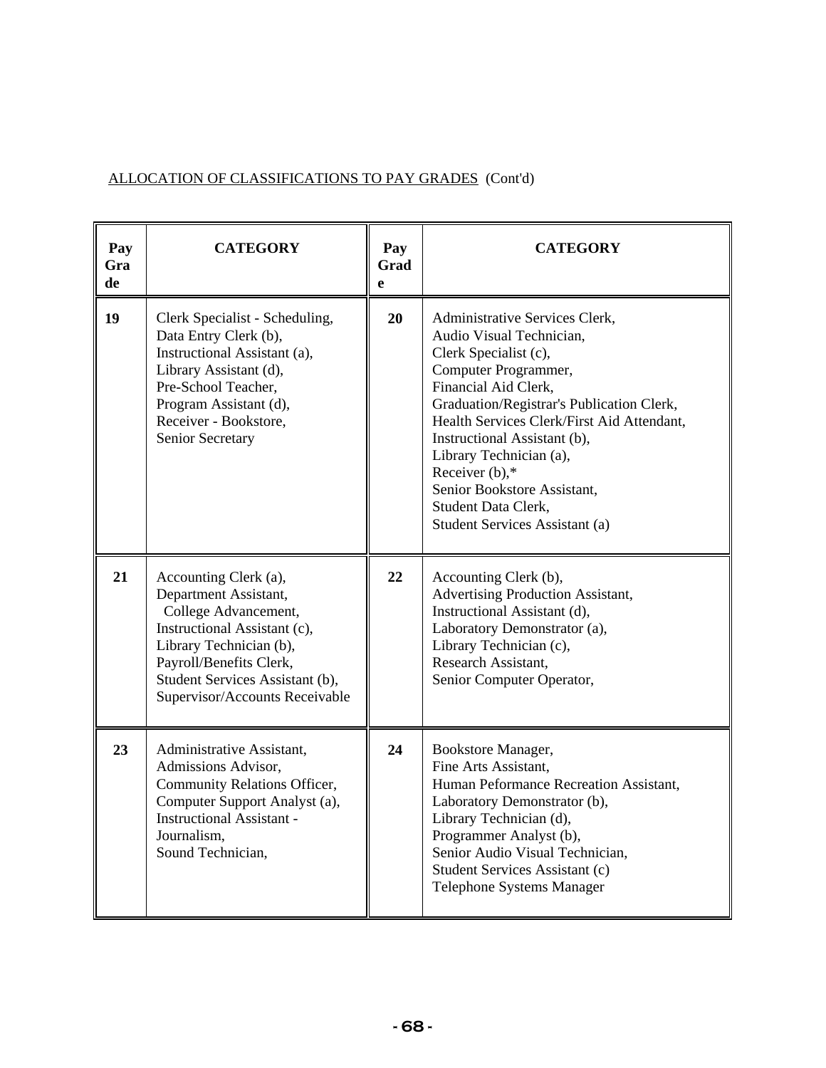ALLOCATION OF CLASSIFICATIONS TO PAY GRADES (Cont'd)

| Pay Grade | CATEGORY | Pay Grade | CATEGORY |
|---|---|---|---|
| 19 | Clerk Specialist - Scheduling,<br>Data Entry Clerk (b),<br>Instructional Assistant (a),<br>Library Assistant (d),<br>Pre-School Teacher,<br>Program Assistant (d),<br>Receiver - Bookstore,<br>Senior Secretary | 20 | Administrative Services Clerk,<br>Audio Visual Technician,<br>Clerk Specialist (c),<br>Computer Programmer,<br>Financial Aid Clerk,<br>Graduation/Registrar's Publication Clerk,<br>Health Services Clerk/First Aid Attendant,<br>Instructional Assistant (b),<br>Library Technician (a),<br>Receiver (b),*<br>Senior Bookstore Assistant,<br>Student Data Clerk,<br>Student Services Assistant (a) |
| 21 | Accounting Clerk (a),<br>Department Assistant,<br>College Advancement,<br>Instructional Assistant (c),<br>Library Technician (b),<br>Payroll/Benefits Clerk,<br>Student Services Assistant (b),<br>Supervisor/Accounts Receivable | 22 | Accounting Clerk (b),<br>Advertising Production Assistant,<br>Instructional Assistant (d),<br>Laboratory Demonstrator (a),<br>Library Technician (c),<br>Research Assistant,<br>Senior Computer Operator, |
| 23 | Administrative Assistant,<br>Admissions Advisor,<br>Community Relations Officer,<br>Computer Support Analyst (a),<br>Instructional Assistant - Journalism,<br>Sound Technician, | 24 | Bookstore Manager,<br>Fine Arts Assistant,<br>Human Peformance Recreation Assistant,<br>Laboratory Demonstrator (b),<br>Library Technician (d),<br>Programmer Analyst (b),<br>Senior Audio Visual Technician,<br>Student Services Assistant (c)<br>Telephone Systems Manager |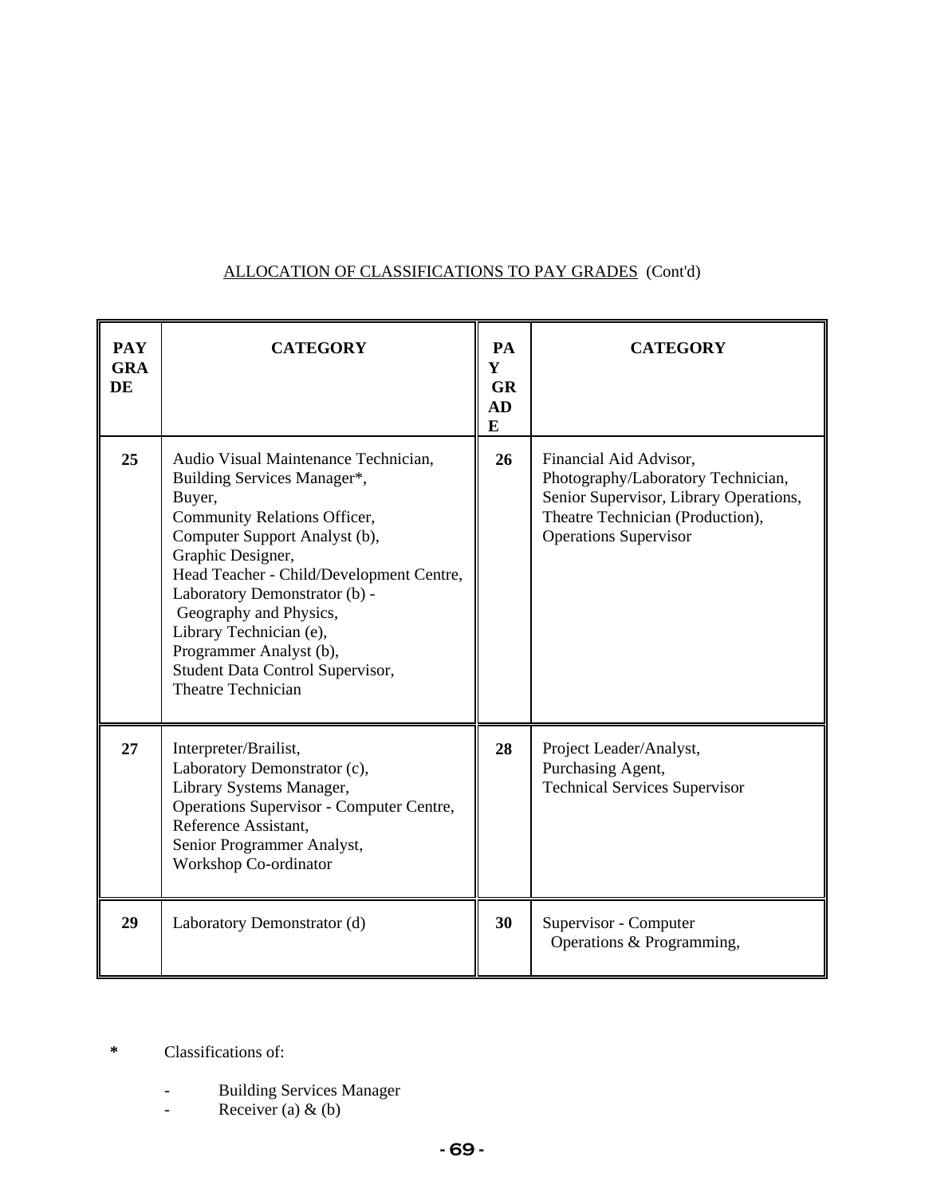ALLOCATION OF CLASSIFICATIONS TO PAY GRADES (Cont'd)

| PAY GRADE | CATEGORY | PAY GRADE | CATEGORY |
|---|---|---|---|
| 25 | Audio Visual Maintenance Technician,<br>Building Services Manager*,<br>Buyer,<br>Community Relations Officer,<br>Computer Support Analyst (b),<br>Graphic Designer,<br>Head Teacher - Child/Development Centre,<br>Laboratory Demonstrator (b) - Geography and Physics,<br>Library Technician (e),<br>Programmer Analyst (b),<br>Student Data Control Supervisor,<br>Theatre Technician | 26 | Financial Aid Advisor,<br>Photography/Laboratory Technician,<br>Senior Supervisor, Library Operations,<br>Theatre Technician (Production),<br>Operations Supervisor |
| 27 | Interpreter/Brailist,<br>Laboratory Demonstrator (c),<br>Library Systems Manager,<br>Operations Supervisor - Computer Centre,<br>Reference Assistant,<br>Senior Programmer Analyst,<br>Workshop Co-ordinator | 28 | Project Leader/Analyst,<br>Purchasing Agent,<br>Technical Services Supervisor |
| 29 | Laboratory Demonstrator (d) | 30 | Supervisor - Computer Operations & Programming, |

**\*** Classifications of:

- Building Services Manager
- Receiver (a) & (b)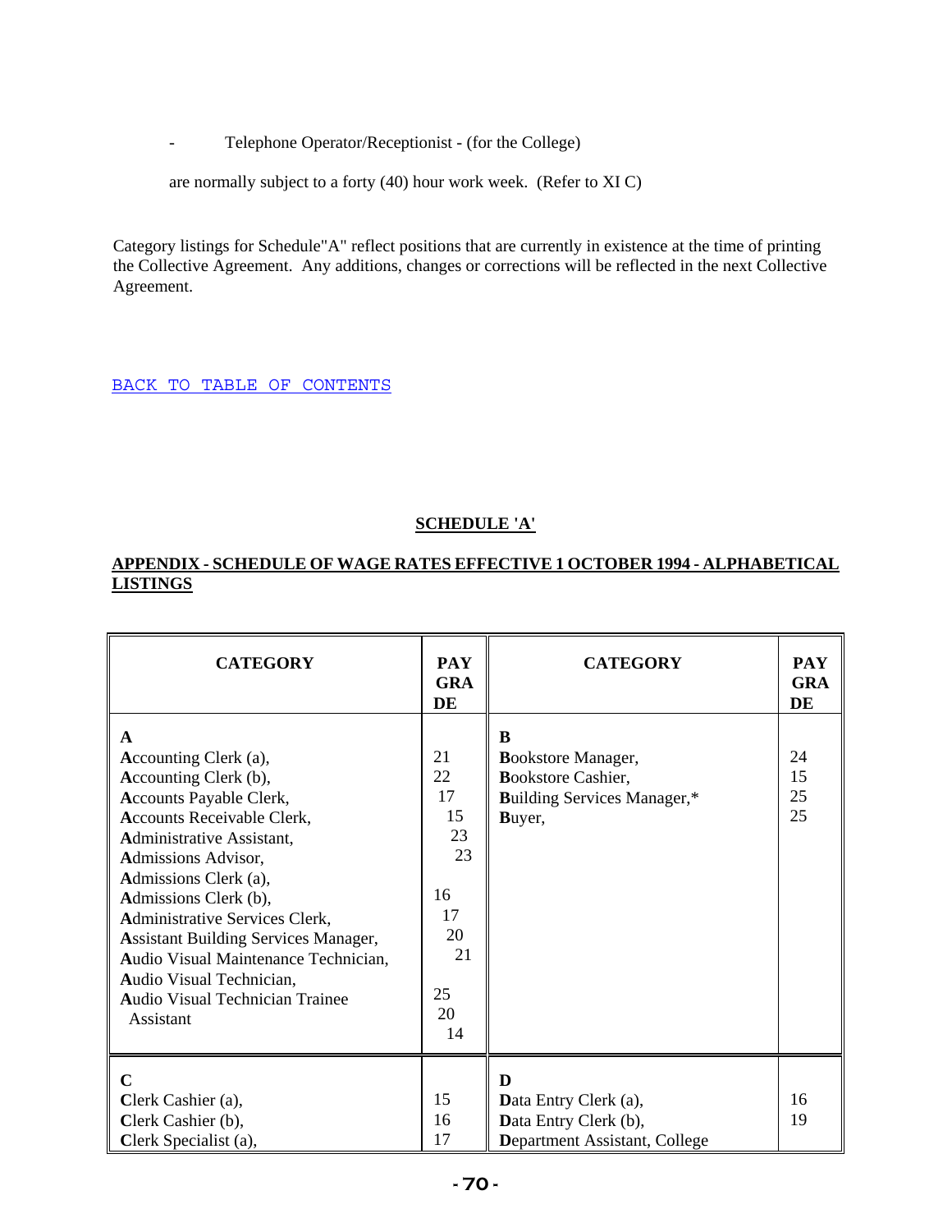- Telephone Operator/Receptionist - (for the College)

are normally subject to a forty (40) hour work week. (Refer to XI C)

Category listings for Schedule"A" reflect positions that are currently in existence at the time of printing the Collective Agreement. Any additions, changes or corrections will be reflected in the next Collective Agreement.

BACK TO TABLE OF CONTENTS

## SCHEDULE 'A'

### APPENDIX - SCHEDULE OF WAGE RATES EFFECTIVE 1 OCTOBER 1994 - ALPHABETICAL LISTINGS

| CATEGORY | PAY GRADE | CATEGORY | PAY GRADE |
|---|---|---|---|
| **A** | | **B** | |
| **A**ccounting Clerk (a), | 21 | **B**ookstore Manager, | 24 |
| **A**ccounting Clerk (b), | 22 | **B**ookstore Cashier, | 15 |
| **A**ccounts Payable Clerk, | 17 | **B**uilding Services Manager,* | 25 |
| **A**ccounts Receivable Clerk, | 15 | **B**uyer, | 25 |
| **A**dministrative Assistant, | 23 | | |
| **A**dmissions Advisor, | 23 | | |
| **A**dmissions Clerk (a), | 16 | | |
| **A**dmissions Clerk (b), | 17 | | |
| **A**dministrative Services Clerk, | 20 | | |
| **A**ssistant Building Services Manager, | 21 | | |
| **A**udio Visual Maintenance Technician, | 25 | | |
| **A**udio Visual Technician, | 20 | | |
| **A**udio Visual Technician Trainee Assistant | 14 | | |
| **C** | | **D** | |
| **C**lerk Cashier (a), | 15 | **D**ata Entry Clerk (a), | 16 |
| **C**lerk Cashier (b), | 16 | **D**ata Entry Clerk (b), | 19 |
| **C**lerk Specialist (a), | 17 | **D**epartment Assistant, College | |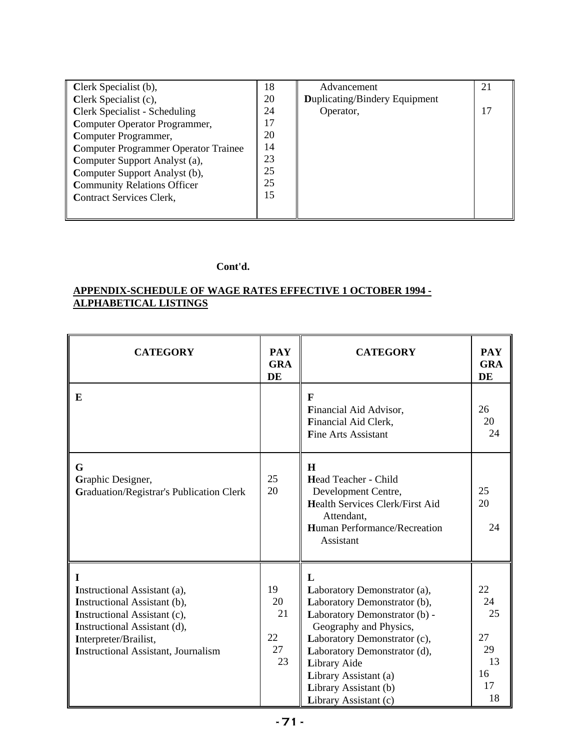| | | | |
|---|---|---|---|
| **C**lerk Specialist (b), | 18 | Advancement | 21 |
| **C**lerk Specialist (c), | 20 | **D**uplicating/Bindery Equipment Operator, | 17 |
| **C**lerk Specialist - Scheduling | 24 | | |
| **C**omputer Operator Programmer, | 17 | | |
| **C**omputer Programmer, | 20 | | |
| **C**omputer Programmer Operator Trainee | 14 | | |
| **C**omputer Support Analyst (a), | 23 | | |
| **C**omputer Support Analyst (b), | 25 | | |
| **C**ommunity Relations Officer | 25 | | |
| **C**ontract Services Clerk, | 15 | | |

**Cont'd.**

**APPENDIX-SCHEDULE OF WAGE RATES EFFECTIVE 1 OCTOBER 1994 - ALPHABETICAL LISTINGS**

| CATEGORY | PAY GRADE | CATEGORY | PAY GRADE |
|---|---|---|---|
| **E** | | **F** | |
| | | **F**inancial Aid Advisor, | 26 |
| | | **F**inancial Aid Clerk, | 20 |
| | | **F**ine Arts Assistant | 24 |
| **G** | | **H** | |
| **G**raphic Designer, | 25 | **H**ead Teacher - Child Development Centre, | 25 |
| **G**raduation/Registrar's Publication Clerk | 20 | **H**ealth Services Clerk/First Aid Attendant, | 20 |
| | | **H**uman Performance/Recreation Assistant | 24 |
| **I** | | **L** | |
| **I**nstructional Assistant (a), | 19 | **L**aboratory Demonstrator (a), | 22 |
| **I**nstructional Assistant (b), | 20 | **L**aboratory Demonstrator (b), | 24 |
| **I**nstructional Assistant (c), | 21 | **L**aboratory Demonstrator (b) - Geography and Physics, | 25 |
| **I**nstructional Assistant (d), | 22 | **L**aboratory Demonstrator (c), | 27 |
| **I**nterpreter/Brailist, | 27 | **L**aboratory Demonstrator (d), | 29 |
| **I**nstructional Assistant, Journalism | 23 | **L**ibrary Aide | 13 |
| | | **L**ibrary Assistant (a) | 16 |
| | | **L**ibrary Assistant (b) | 17 |
| | | **L**ibrary Assistant (c) | 18 |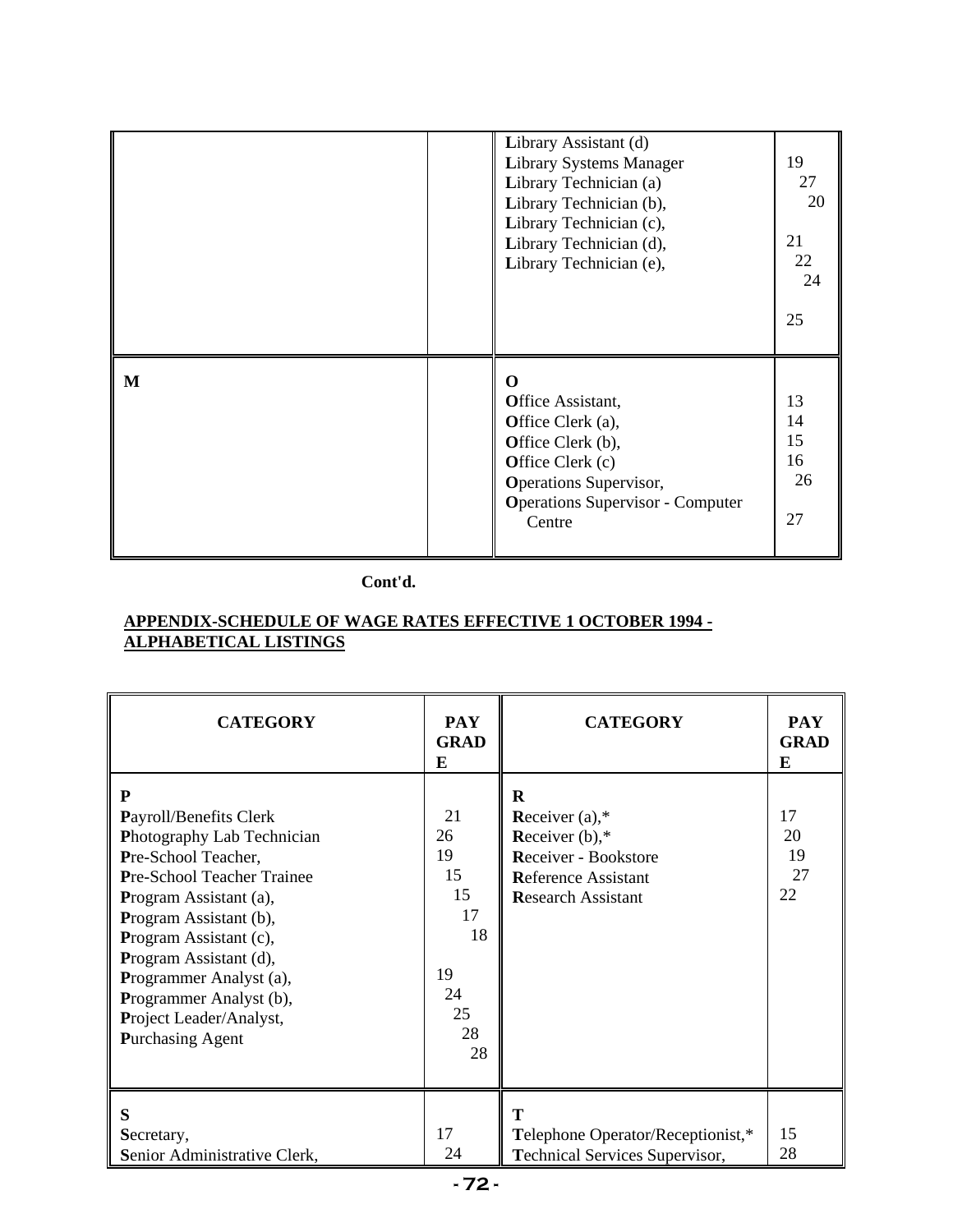| | | | |
|---|---|---|---|
| | | **L**ibrary Assistant (d)<br>**L**ibrary Systems Manager<br>**L**ibrary Technician (a)<br>**L**ibrary Technician (b),<br>**L**ibrary Technician (c),<br>**L**ibrary Technician (d),<br>**L**ibrary Technician (e), | 19<br>27<br>20<br>21<br>22<br>24<br>25 |
| **M** | | **O**<br>**O**ffice Assistant,<br>**O**ffice Clerk (a),<br>**O**ffice Clerk (b),<br>**O**ffice Clerk (c)<br>**O**perations Supervisor,<br>**O**perations Supervisor - Computer Centre | 13<br>14<br>15<br>16<br>26<br>27 |

**Cont'd.**

**APPENDIX-SCHEDULE OF WAGE RATES EFFECTIVE 1 OCTOBER 1994 - ALPHABETICAL LISTINGS**

| CATEGORY | PAY GRADE | CATEGORY | PAY GRADE |
|---|---|---|---|
| **P**<br>**P**ayroll/Benefits Clerk<br>**P**hotography Lab Technician<br>**P**re-School Teacher,<br>**P**re-School Teacher Trainee<br>**P**rogram Assistant (a),<br>**P**rogram Assistant (b),<br>**P**rogram Assistant (c),<br>**P**rogram Assistant (d),<br>**P**rogrammer Analyst (a),<br>**P**rogrammer Analyst (b),<br>**P**roject Leader/Analyst,<br>**P**urchasing Agent | 21<br>26<br>19<br>15<br>15<br>17<br>18<br>19<br>24<br>25<br>28<br>28 | **R**<br>**R**eceiver (a),*<br>**R**eceiver (b),*<br>**R**eceiver - Bookstore<br>**R**eference Assistant<br>**R**esearch Assistant | 17<br>20<br>19<br>27<br>22 |
| **S**<br>**S**ecretary,<br>**S**enior Administrative Clerk, | 17<br>24 | **T**<br>**T**elephone Operator/Receptionist,*<br>**T**echnical Services Supervisor, | 15<br>28 |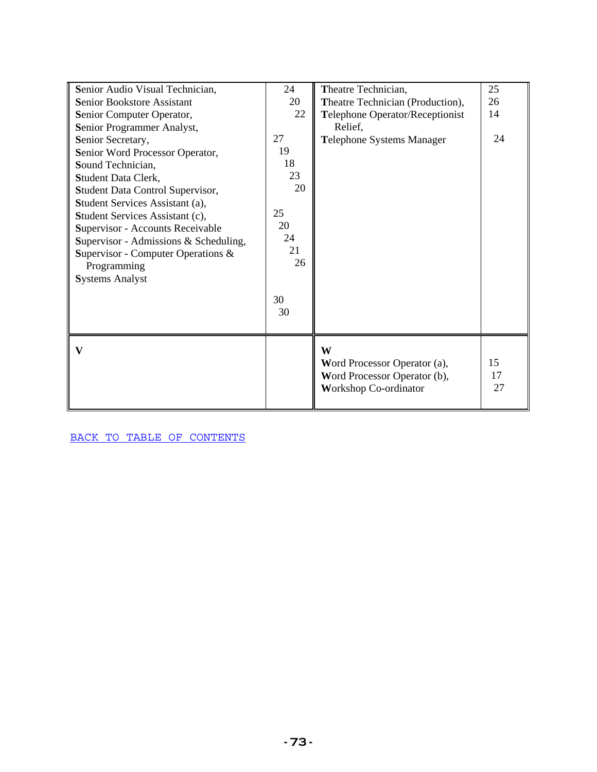| | | | |
|---|---|---|---|
| **S**enior Audio Visual Technician, | 24 | **T**heatre Technician, | 25 |
| **S**enior Bookstore Assistant | 20 | **T**heatre Technician (Production), | 26 |
| **S**enior Computer Operator, | 22 | **T**elephone Operator/Receptionist Relief, | 14 |
| **S**enior Programmer Analyst, | 27 | **T**elephone Systems Manager | 24 |
| **S**enior Secretary, | 19 | | |
| **S**enior Word Processor Operator, | 18 | | |
| **S**ound Technician, | 23 | | |
| **S**tudent Data Clerk, | 20 | | |
| **S**tudent Data Control Supervisor, | 25 | | |
| **S**tudent Services Assistant (a), | 20 | | |
| **S**tudent Services Assistant (c), | 24 | | |
| **S**upervisor - Accounts Receivable | 21 | | |
| **S**upervisor - Admissions & Scheduling, | 26 | | |
| **S**upervisor - Computer Operations & Programming | 30 | | |
| **S**ystems Analyst | 30 | | |
| **V** | | **W** | |
| | | **W**ord Processor Operator (a), | 15 |
| | | **W**ord Processor Operator (b), | 17 |
| | | **W**orkshop Co-ordinator | 27 |

BACK TO TABLE OF CONTENTS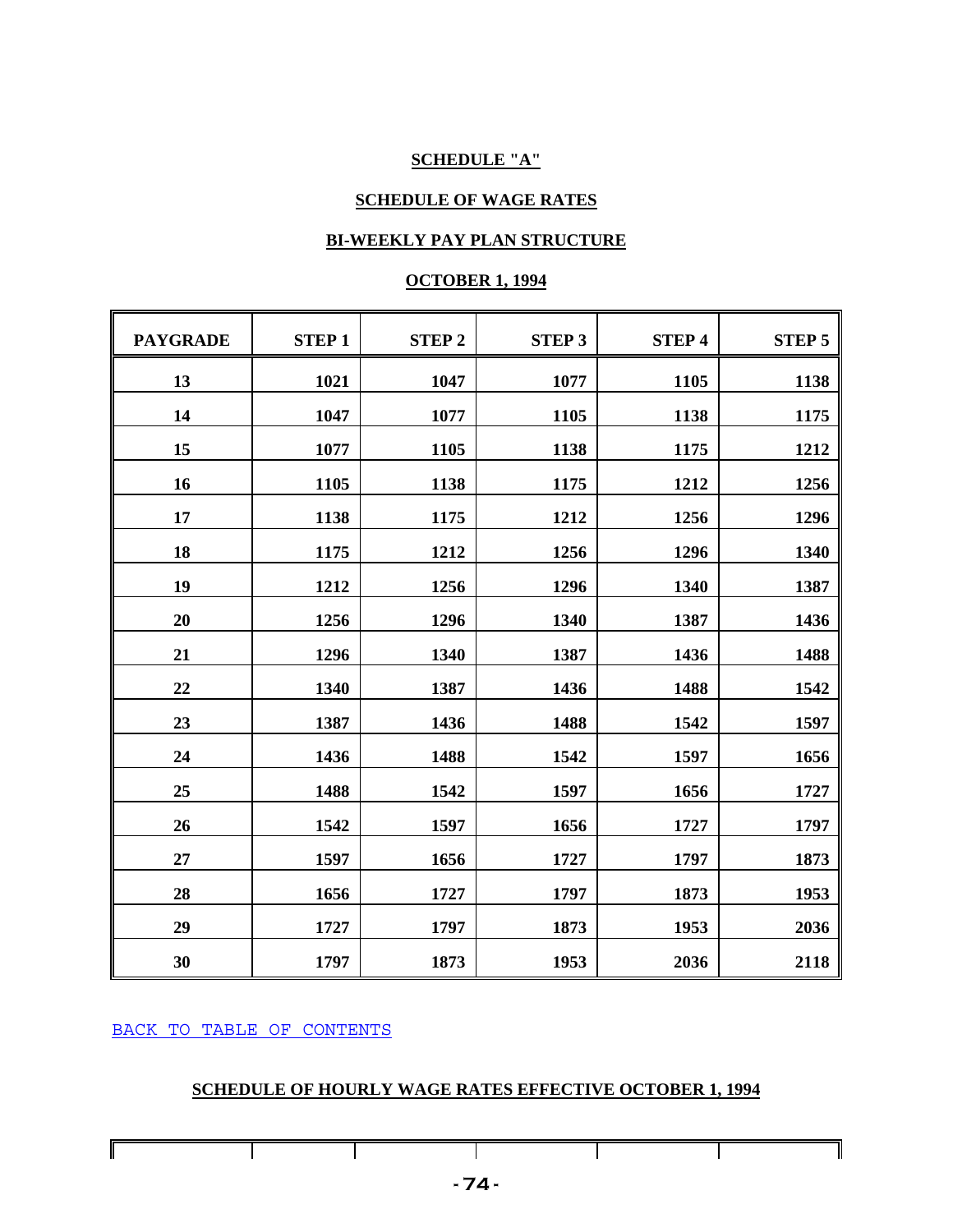**SCHEDULE "A"**

**SCHEDULE OF WAGE RATES**

**BI-WEEKLY PAY PLAN STRUCTURE**

**OCTOBER 1, 1994**

| PAYGRADE | STEP 1 | STEP 2 | STEP 3 | STEP 4 | STEP 5 |
|---|---|---|---|---|---|
| 13 | 1021 | 1047 | 1077 | 1105 | 1138 |
| 14 | 1047 | 1077 | 1105 | 1138 | 1175 |
| 15 | 1077 | 1105 | 1138 | 1175 | 1212 |
| 16 | 1105 | 1138 | 1175 | 1212 | 1256 |
| 17 | 1138 | 1175 | 1212 | 1256 | 1296 |
| 18 | 1175 | 1212 | 1256 | 1296 | 1340 |
| 19 | 1212 | 1256 | 1296 | 1340 | 1387 |
| 20 | 1256 | 1296 | 1340 | 1387 | 1436 |
| 21 | 1296 | 1340 | 1387 | 1436 | 1488 |
| 22 | 1340 | 1387 | 1436 | 1488 | 1542 |
| 23 | 1387 | 1436 | 1488 | 1542 | 1597 |
| 24 | 1436 | 1488 | 1542 | 1597 | 1656 |
| 25 | 1488 | 1542 | 1597 | 1656 | 1727 |
| 26 | 1542 | 1597 | 1656 | 1727 | 1797 |
| 27 | 1597 | 1656 | 1727 | 1797 | 1873 |
| 28 | 1656 | 1727 | 1797 | 1873 | 1953 |
| 29 | 1727 | 1797 | 1873 | 1953 | 2036 |
| 30 | 1797 | 1873 | 1953 | 2036 | 2118 |

BACK TO TABLE OF CONTENTS

**SCHEDULE OF HOURLY WAGE RATES EFFECTIVE OCTOBER 1, 1994**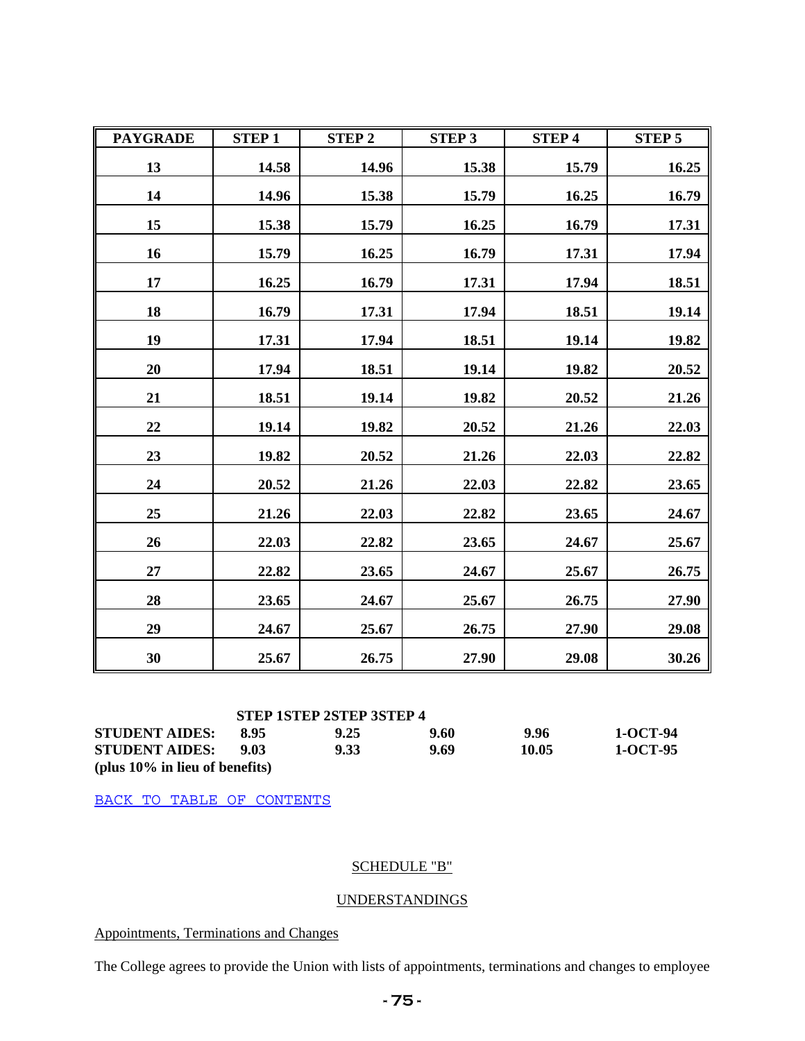| PAYGRADE | STEP 1 | STEP 2 | STEP 3 | STEP 4 | STEP 5 |
|---|---|---|---|---|---|
| 13 | 14.58 | 14.96 | 15.38 | 15.79 | 16.25 |
| 14 | 14.96 | 15.38 | 15.79 | 16.25 | 16.79 |
| 15 | 15.38 | 15.79 | 16.25 | 16.79 | 17.31 |
| 16 | 15.79 | 16.25 | 16.79 | 17.31 | 17.94 |
| 17 | 16.25 | 16.79 | 17.31 | 17.94 | 18.51 |
| 18 | 16.79 | 17.31 | 17.94 | 18.51 | 19.14 |
| 19 | 17.31 | 17.94 | 18.51 | 19.14 | 19.82 |
| 20 | 17.94 | 18.51 | 19.14 | 19.82 | 20.52 |
| 21 | 18.51 | 19.14 | 19.82 | 20.52 | 21.26 |
| 22 | 19.14 | 19.82 | 20.52 | 21.26 | 22.03 |
| 23 | 19.82 | 20.52 | 21.26 | 22.03 | 22.82 |
| 24 | 20.52 | 21.26 | 22.03 | 22.82 | 23.65 |
| 25 | 21.26 | 22.03 | 22.82 | 23.65 | 24.67 |
| 26 | 22.03 | 22.82 | 23.65 | 24.67 | 25.67 |
| 27 | 22.82 | 23.65 | 24.67 | 25.67 | 26.75 |
| 28 | 23.65 | 24.67 | 25.67 | 26.75 | 27.90 |
| 29 | 24.67 | 25.67 | 26.75 | 27.90 | 29.08 |
| 30 | 25.67 | 26.75 | 27.90 | 29.08 | 30.26 |

| | STEP 1 | STEP 2 | STEP 3 | STEP 4 | |
|---|---|---|---|---|---|
| **STUDENT AIDES:** | **8.95** | **9.25** | **9.60** | **9.96** | **1-OCT-94** |
| **STUDENT AIDES:** | **9.03** | **9.33** | **9.69** | **10.05** | **1-OCT-95** |

**(plus 10% in lieu of benefits)**

BACK TO TABLE OF CONTENTS

## SCHEDULE "B"

## UNDERSTANDINGS

### Appointments, Terminations and Changes

The College agrees to provide the Union with lists of appointments, terminations and changes to employee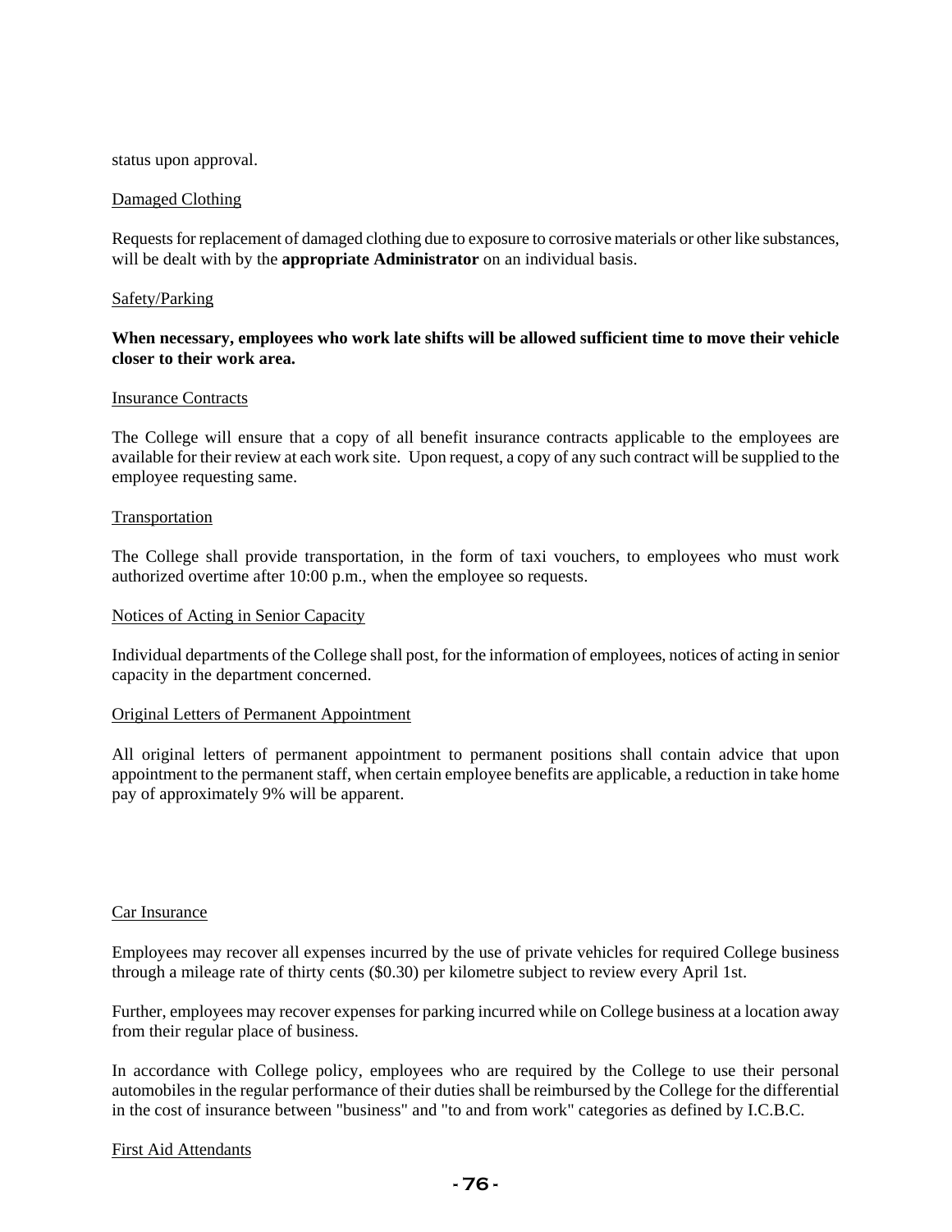status upon approval.

Damaged Clothing

Requests for replacement of damaged clothing due to exposure to corrosive materials or other like substances, will be dealt with by the **appropriate Administrator** on an individual basis.

Safety/Parking

**When necessary, employees who work late shifts will be allowed sufficient time to move their vehicle closer to their work area.**

Insurance Contracts

The College will ensure that a copy of all benefit insurance contracts applicable to the employees are available for their review at each work site. Upon request, a copy of any such contract will be supplied to the employee requesting same.

Transportation

The College shall provide transportation, in the form of taxi vouchers, to employees who must work authorized overtime after 10:00 p.m., when the employee so requests.

Notices of Acting in Senior Capacity

Individual departments of the College shall post, for the information of employees, notices of acting in senior capacity in the department concerned.

Original Letters of Permanent Appointment

All original letters of permanent appointment to permanent positions shall contain advice that upon appointment to the permanent staff, when certain employee benefits are applicable, a reduction in take home pay of approximately 9% will be apparent.

Car Insurance

Employees may recover all expenses incurred by the use of private vehicles for required College business through a mileage rate of thirty cents ($0.30) per kilometre subject to review every April 1st.

Further, employees may recover expenses for parking incurred while on College business at a location away from their regular place of business.

In accordance with College policy, employees who are required by the College to use their personal automobiles in the regular performance of their duties shall be reimbursed by the College for the differential in the cost of insurance between "business" and "to and from work" categories as defined by I.C.B.C.

First Aid Attendants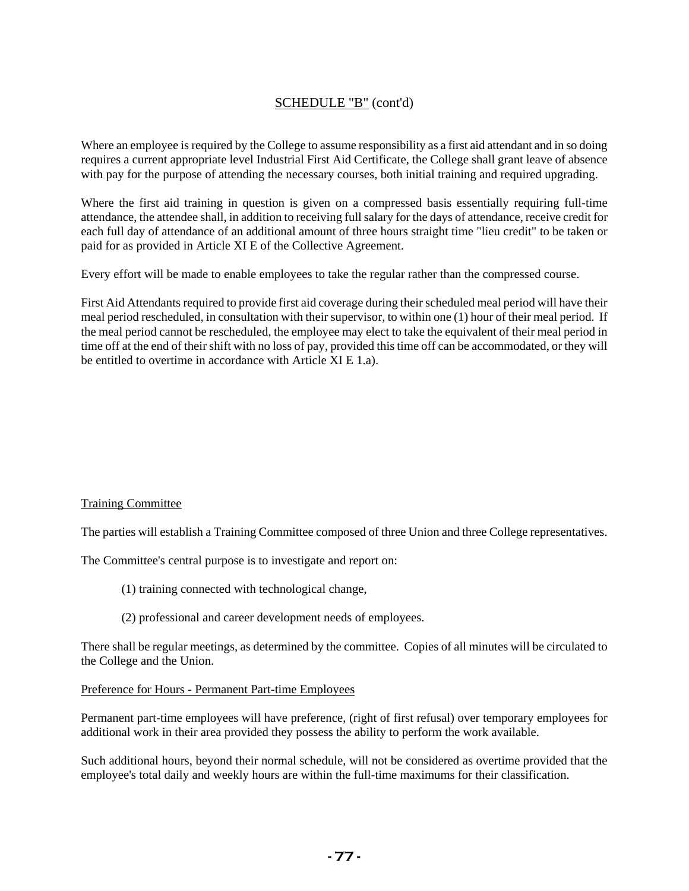## SCHEDULE "B" (cont'd)

Where an employee is required by the College to assume responsibility as a first aid attendant and in so doing requires a current appropriate level Industrial First Aid Certificate, the College shall grant leave of absence with pay for the purpose of attending the necessary courses, both initial training and required upgrading.

Where the first aid training in question is given on a compressed basis essentially requiring full-time attendance, the attendee shall, in addition to receiving full salary for the days of attendance, receive credit for each full day of attendance of an additional amount of three hours straight time "lieu credit" to be taken or paid for as provided in Article XI E of the Collective Agreement.

Every effort will be made to enable employees to take the regular rather than the compressed course.

First Aid Attendants required to provide first aid coverage during their scheduled meal period will have their meal period rescheduled, in consultation with their supervisor, to within one (1) hour of their meal period. If the meal period cannot be rescheduled, the employee may elect to take the equivalent of their meal period in time off at the end of their shift with no loss of pay, provided this time off can be accommodated, or they will be entitled to overtime in accordance with Article XI E 1.a).

### Training Committee

The parties will establish a Training Committee composed of three Union and three College representatives.

The Committee's central purpose is to investigate and report on:

(1) training connected with technological change,

(2) professional and career development needs of employees.

There shall be regular meetings, as determined by the committee. Copies of all minutes will be circulated to the College and the Union.

### Preference for Hours - Permanent Part-time Employees

Permanent part-time employees will have preference, (right of first refusal) over temporary employees for additional work in their area provided they possess the ability to perform the work available.

Such additional hours, beyond their normal schedule, will not be considered as overtime provided that the employee's total daily and weekly hours are within the full-time maximums for their classification.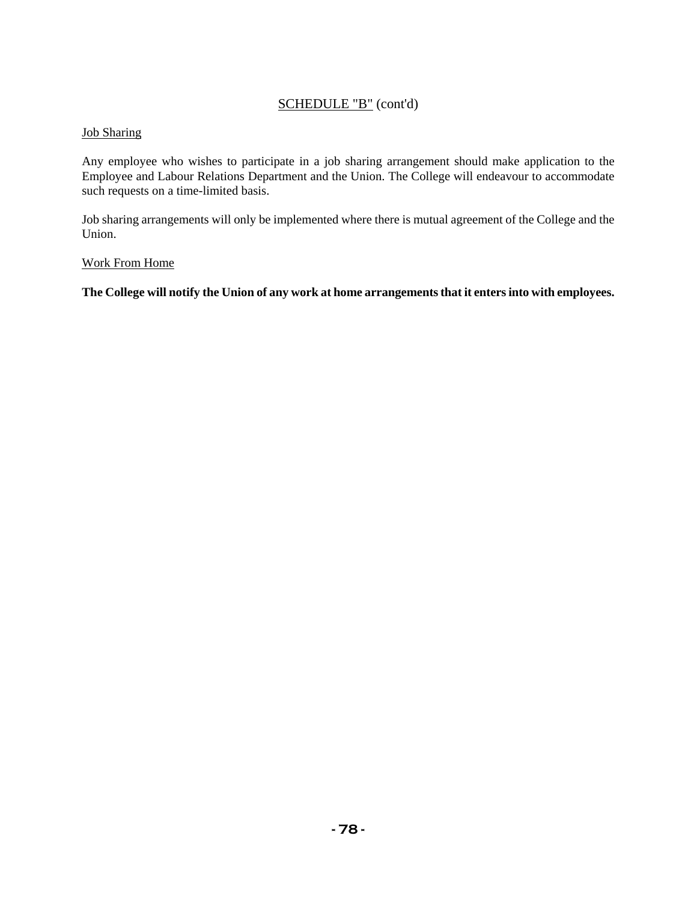## SCHEDULE "B" (cont'd)

### Job Sharing

Any employee who wishes to participate in a job sharing arrangement should make application to the Employee and Labour Relations Department and the Union. The College will endeavour to accommodate such requests on a time-limited basis.

Job sharing arrangements will only be implemented where there is mutual agreement of the College and the Union.

### Work From Home

**The College will notify the Union of any work at home arrangements that it enters into with employees.**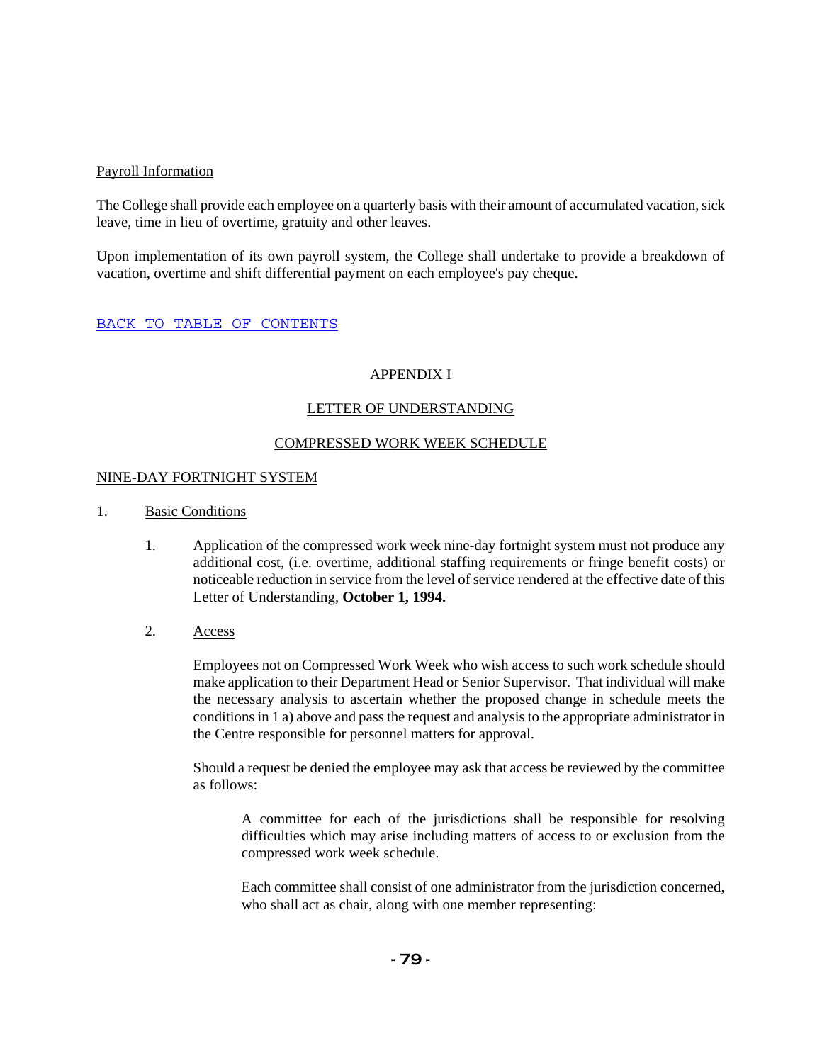Payroll Information

The College shall provide each employee on a quarterly basis with their amount of accumulated vacation, sick leave, time in lieu of overtime, gratuity and other leaves.

Upon implementation of its own payroll system, the College shall undertake to provide a breakdown of vacation, overtime and shift differential payment on each employee's pay cheque.

[BACK TO TABLE OF CONTENTS]()

## APPENDIX I

## LETTER OF UNDERSTANDING

## COMPRESSED WORK WEEK SCHEDULE

### NINE-DAY FORTNIGHT SYSTEM

1. Basic Conditions

   1. Application of the compressed work week nine-day fortnight system must not produce any additional cost, (i.e. overtime, additional staffing requirements or fringe benefit costs) or noticeable reduction in service from the level of service rendered at the effective date of this Letter of Understanding, **October 1, 1994.**

   2. Access

      Employees not on Compressed Work Week who wish access to such work schedule should make application to their Department Head or Senior Supervisor. That individual will make the necessary analysis to ascertain whether the proposed change in schedule meets the conditions in 1 a) above and pass the request and analysis to the appropriate administrator in the Centre responsible for personnel matters for approval.

      Should a request be denied the employee may ask that access be reviewed by the committee as follows:

      > A committee for each of the jurisdictions shall be responsible for resolving difficulties which may arise including matters of access to or exclusion from the compressed work week schedule.
      >
      > Each committee shall consist of one administrator from the jurisdiction concerned, who shall act as chair, along with one member representing: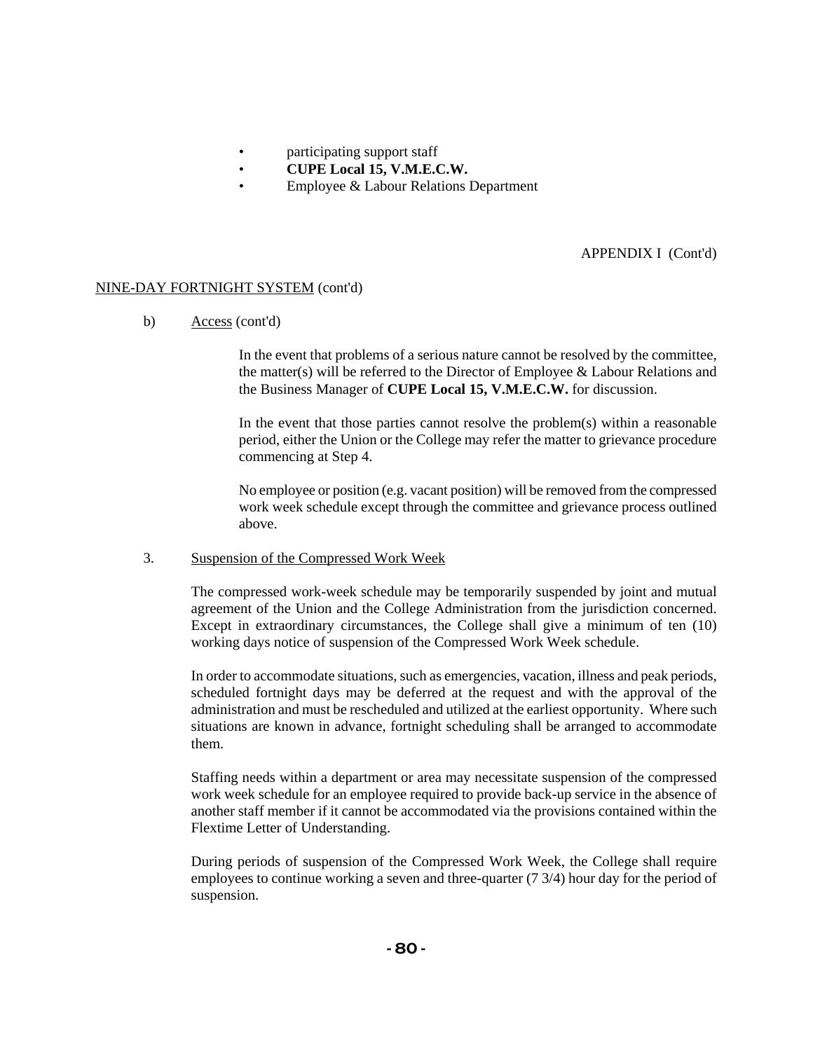- participating support staff
- **CUPE Local 15, V.M.E.C.W.**
- Employee & Labour Relations Department

APPENDIX I (Cont'd)

NINE-DAY FORTNIGHT SYSTEM (cont'd)

b) Access (cont'd)

In the event that problems of a serious nature cannot be resolved by the committee, the matter(s) will be referred to the Director of Employee & Labour Relations and the Business Manager of **CUPE Local 15, V.M.E.C.W.** for discussion.

In the event that those parties cannot resolve the problem(s) within a reasonable period, either the Union or the College may refer the matter to grievance procedure commencing at Step 4.

No employee or position (e.g. vacant position) will be removed from the compressed work week schedule except through the committee and grievance process outlined above.

3. Suspension of the Compressed Work Week

The compressed work-week schedule may be temporarily suspended by joint and mutual agreement of the Union and the College Administration from the jurisdiction concerned. Except in extraordinary circumstances, the College shall give a minimum of ten (10) working days notice of suspension of the Compressed Work Week schedule.

In order to accommodate situations, such as emergencies, vacation, illness and peak periods, scheduled fortnight days may be deferred at the request and with the approval of the administration and must be rescheduled and utilized at the earliest opportunity. Where such situations are known in advance, fortnight scheduling shall be arranged to accommodate them.

Staffing needs within a department or area may necessitate suspension of the compressed work week schedule for an employee required to provide back-up service in the absence of another staff member if it cannot be accommodated via the provisions contained within the Flextime Letter of Understanding.

During periods of suspension of the Compressed Work Week, the College shall require employees to continue working a seven and three-quarter (7 3/4) hour day for the period of suspension.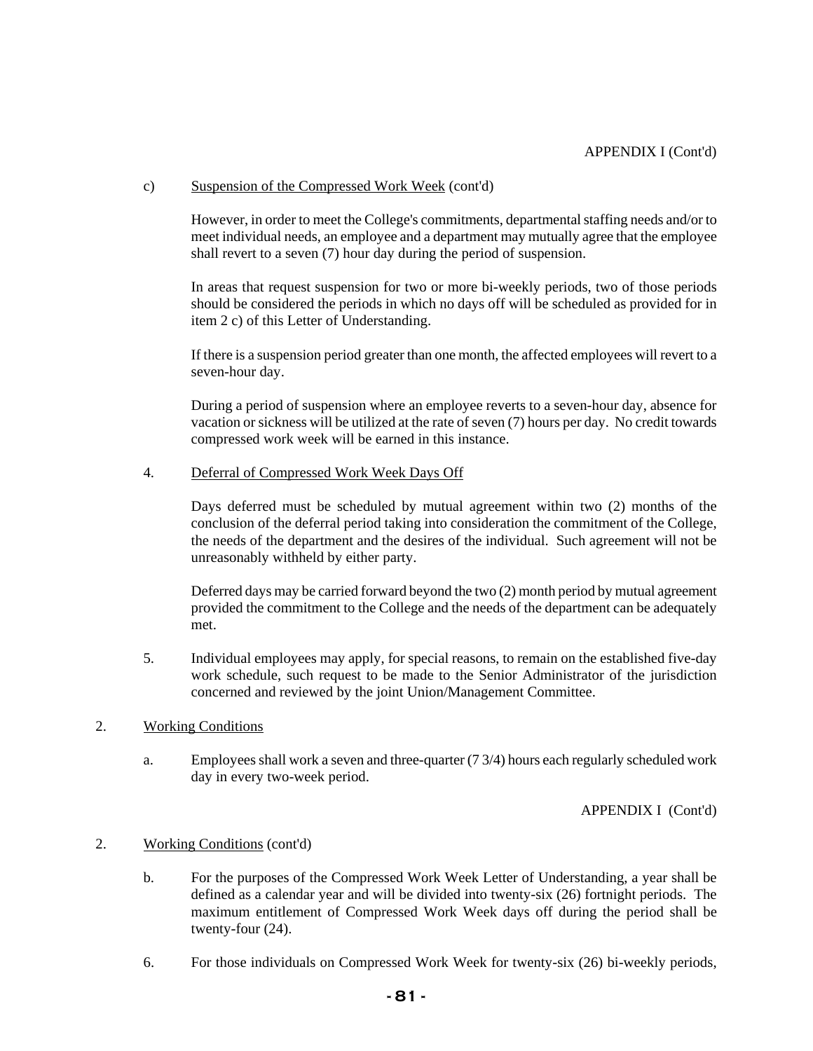APPENDIX I (Cont'd)

c) Suspension of the Compressed Work Week (cont'd)

However, in order to meet the College's commitments, departmental staffing needs and/or to meet individual needs, an employee and a department may mutually agree that the employee shall revert to a seven (7) hour day during the period of suspension.

In areas that request suspension for two or more bi-weekly periods, two of those periods should be considered the periods in which no days off will be scheduled as provided for in item 2 c) of this Letter of Understanding.

If there is a suspension period greater than one month, the affected employees will revert to a seven-hour day.

During a period of suspension where an employee reverts to a seven-hour day, absence for vacation or sickness will be utilized at the rate of seven (7) hours per day. No credit towards compressed work week will be earned in this instance.

4. Deferral of Compressed Work Week Days Off

Days deferred must be scheduled by mutual agreement within two (2) months of the conclusion of the deferral period taking into consideration the commitment of the College, the needs of the department and the desires of the individual. Such agreement will not be unreasonably withheld by either party.

Deferred days may be carried forward beyond the two (2) month period by mutual agreement provided the commitment to the College and the needs of the department can be adequately met.

5. Individual employees may apply, for special reasons, to remain on the established five-day work schedule, such request to be made to the Senior Administrator of the jurisdiction concerned and reviewed by the joint Union/Management Committee.

2. Working Conditions

a. Employees shall work a seven and three-quarter (7 3/4) hours each regularly scheduled work day in every two-week period.

APPENDIX I (Cont'd)

2. Working Conditions (cont'd)

b. For the purposes of the Compressed Work Week Letter of Understanding, a year shall be defined as a calendar year and will be divided into twenty-six (26) fortnight periods. The maximum entitlement of Compressed Work Week days off during the period shall be twenty-four (24).

6. For those individuals on Compressed Work Week for twenty-six (26) bi-weekly periods,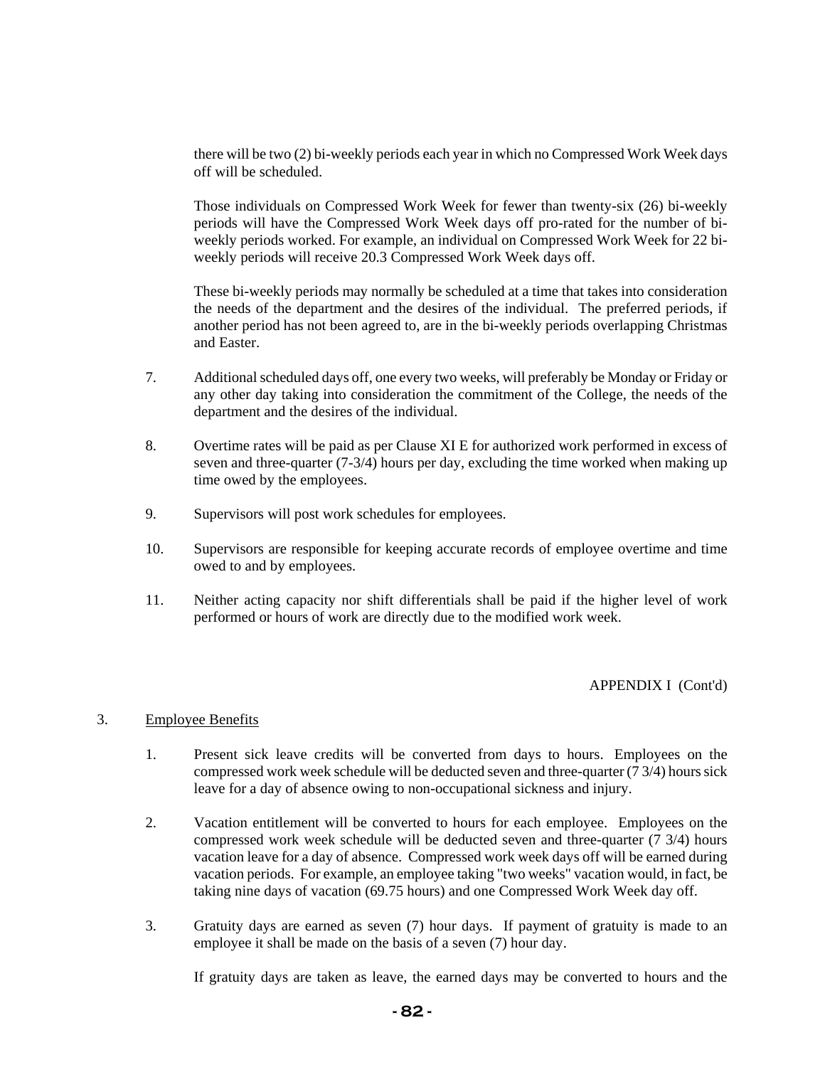there will be two (2) bi-weekly periods each year in which no Compressed Work Week days off will be scheduled.

Those individuals on Compressed Work Week for fewer than twenty-six (26) bi-weekly periods will have the Compressed Work Week days off pro-rated for the number of bi-weekly periods worked. For example, an individual on Compressed Work Week for 22 bi-weekly periods will receive 20.3 Compressed Work Week days off.

These bi-weekly periods may normally be scheduled at a time that takes into consideration the needs of the department and the desires of the individual. The preferred periods, if another period has not been agreed to, are in the bi-weekly periods overlapping Christmas and Easter.

7. Additional scheduled days off, one every two weeks, will preferably be Monday or Friday or any other day taking into consideration the commitment of the College, the needs of the department and the desires of the individual.

8. Overtime rates will be paid as per Clause XI E for authorized work performed in excess of seven and three-quarter (7-3/4) hours per day, excluding the time worked when making up time owed by the employees.

9. Supervisors will post work schedules for employees.

10. Supervisors are responsible for keeping accurate records of employee overtime and time owed to and by employees.

11. Neither acting capacity nor shift differentials shall be paid if the higher level of work performed or hours of work are directly due to the modified work week.

APPENDIX I (Cont'd)

3. Employee Benefits

1. Present sick leave credits will be converted from days to hours. Employees on the compressed work week schedule will be deducted seven and three-quarter (7 3/4) hours sick leave for a day of absence owing to non-occupational sickness and injury.

2. Vacation entitlement will be converted to hours for each employee. Employees on the compressed work week schedule will be deducted seven and three-quarter (7 3/4) hours vacation leave for a day of absence. Compressed work week days off will be earned during vacation periods. For example, an employee taking "two weeks" vacation would, in fact, be taking nine days of vacation (69.75 hours) and one Compressed Work Week day off.

3. Gratuity days are earned as seven (7) hour days. If payment of gratuity is made to an employee it shall be made on the basis of a seven (7) hour day.

If gratuity days are taken as leave, the earned days may be converted to hours and the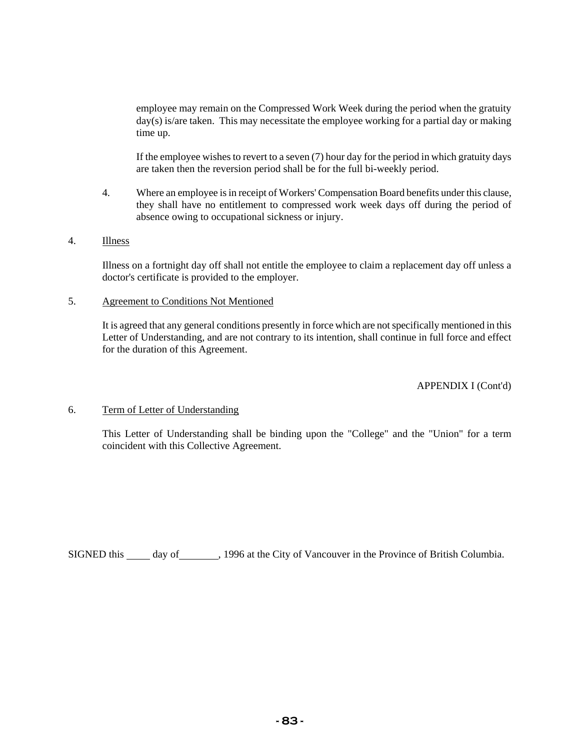employee may remain on the Compressed Work Week during the period when the gratuity day(s) is/are taken. This may necessitate the employee working for a partial day or making time up.

If the employee wishes to revert to a seven (7) hour day for the period in which gratuity days are taken then the reversion period shall be for the full bi-weekly period.

4. Where an employee is in receipt of Workers' Compensation Board benefits under this clause, they shall have no entitlement to compressed work week days off during the period of absence owing to occupational sickness or injury.

4. Illness

Illness on a fortnight day off shall not entitle the employee to claim a replacement day off unless a doctor's certificate is provided to the employer.

5. Agreement to Conditions Not Mentioned

It is agreed that any general conditions presently in force which are not specifically mentioned in this Letter of Understanding, and are not contrary to its intention, shall continue in full force and effect for the duration of this Agreement.

APPENDIX I (Cont'd)

6. Term of Letter of Understanding

This Letter of Understanding shall be binding upon the "College" and the "Union" for a term coincident with this Collective Agreement.

SIGNED this ____ day of ________, 1996 at the City of Vancouver in the Province of British Columbia.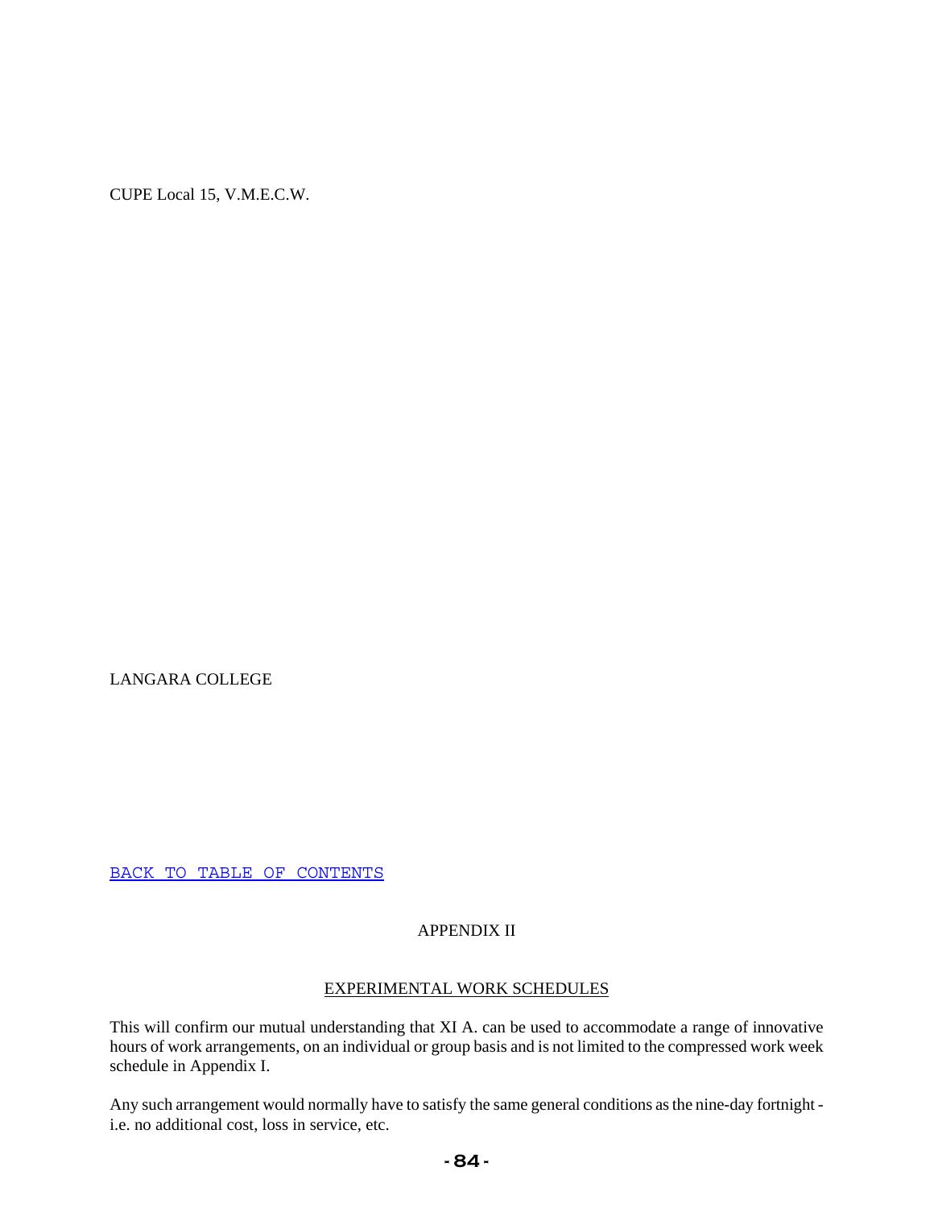CUPE Local 15, V.M.E.C.W.

LANGARA COLLEGE

BACK TO TABLE OF CONTENTS

## APPENDIX II

### EXPERIMENTAL WORK SCHEDULES

This will confirm our mutual understanding that XI A. can be used to accommodate a range of innovative hours of work arrangements, on an individual or group basis and is not limited to the compressed work week schedule in Appendix I.

Any such arrangement would normally have to satisfy the same general conditions as the nine-day fortnight - i.e. no additional cost, loss in service, etc.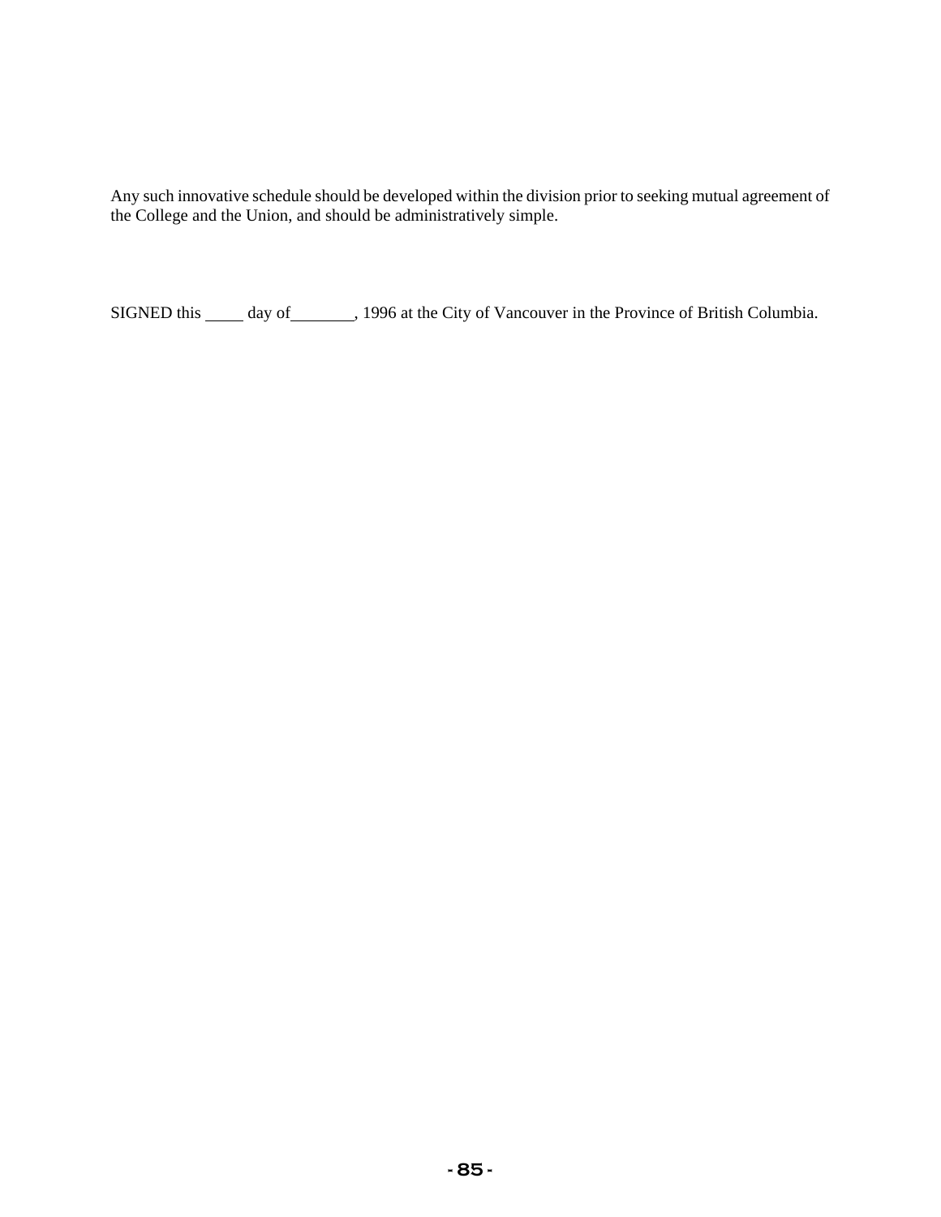Any such innovative schedule should be developed within the division prior to seeking mutual agreement of the College and the Union, and should be administratively simple.

SIGNED this _____ day of________, 1996 at the City of Vancouver in the Province of British Columbia.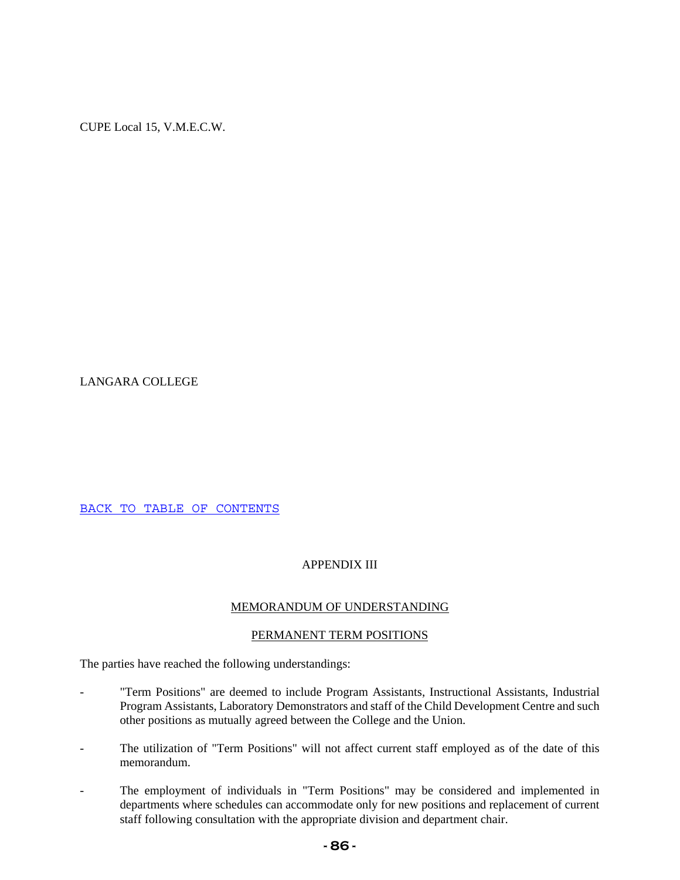CUPE Local 15, V.M.E.C.W.

LANGARA COLLEGE

[BACK TO TABLE OF CONTENTS](#)

# APPENDIX III

## MEMORANDUM OF UNDERSTANDING

## PERMANENT TERM POSITIONS

The parties have reached the following understandings:

- "Term Positions" are deemed to include Program Assistants, Instructional Assistants, Industrial Program Assistants, Laboratory Demonstrators and staff of the Child Development Centre and such other positions as mutually agreed between the College and the Union.
- The utilization of "Term Positions" will not affect current staff employed as of the date of this memorandum.
- The employment of individuals in "Term Positions" may be considered and implemented in departments where schedules can accommodate only for new positions and replacement of current staff following consultation with the appropriate division and department chair.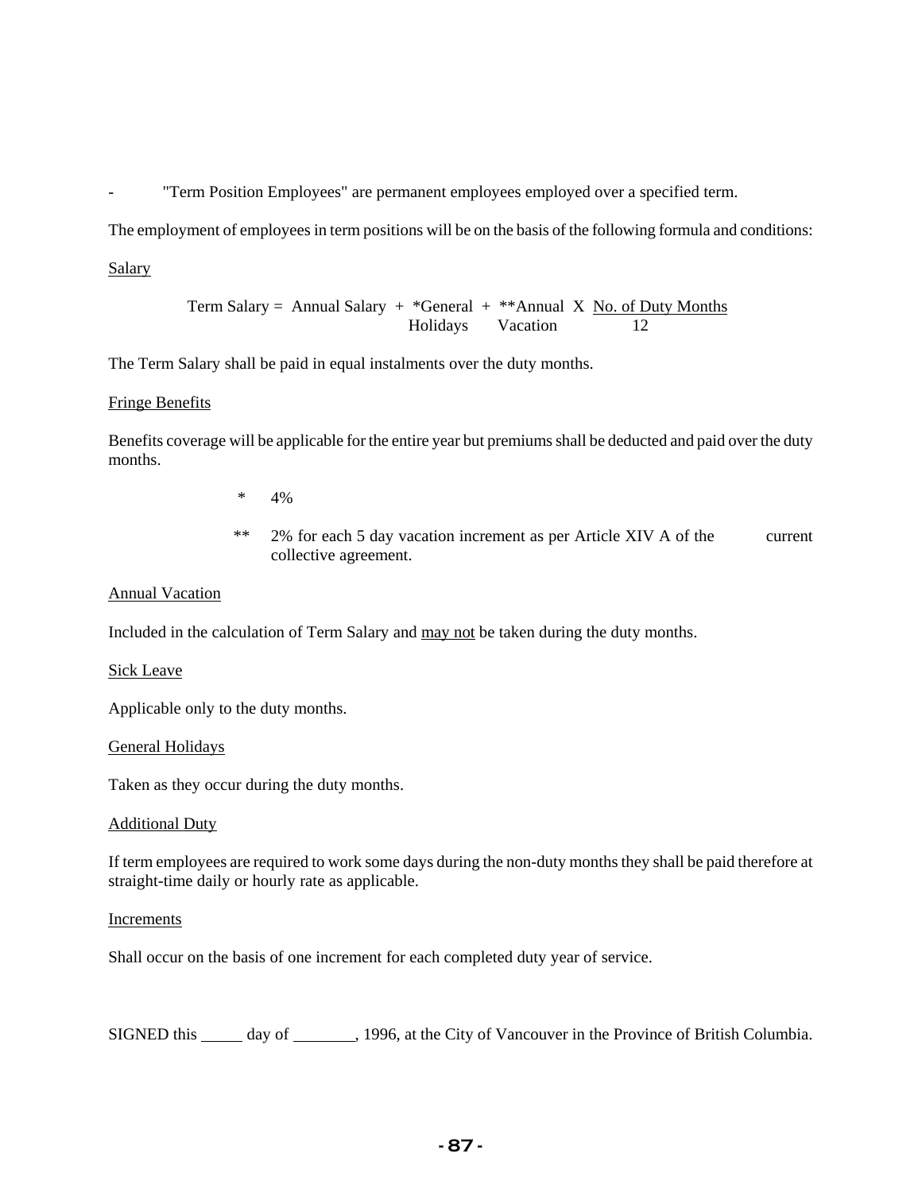- "Term Position Employees" are permanent employees employed over a specified term.

The employment of employees in term positions will be on the basis of the following formula and conditions:

Salary

$$\text{Term Salary} = \text{Annual Salary} + {}^{*}\text{General Holidays} + {}^{**}\text{Annual Vacation} \times \frac{\text{No. of Duty Months}}{12}$$

The Term Salary shall be paid in equal instalments over the duty months.

Fringe Benefits

Benefits coverage will be applicable for the entire year but premiums shall be deducted and paid over the duty months.

\* 4%

\*\* 2% for each 5 day vacation increment as per Article XIV A of the current collective agreement.

Annual Vacation

Included in the calculation of Term Salary and may not be taken during the duty months.

Sick Leave

Applicable only to the duty months.

General Holidays

Taken as they occur during the duty months.

Additional Duty

If term employees are required to work some days during the non-duty months they shall be paid therefore at straight-time daily or hourly rate as applicable.

Increments

Shall occur on the basis of one increment for each completed duty year of service.

SIGNED this _____ day of ________, 1996, at the City of Vancouver in the Province of British Columbia.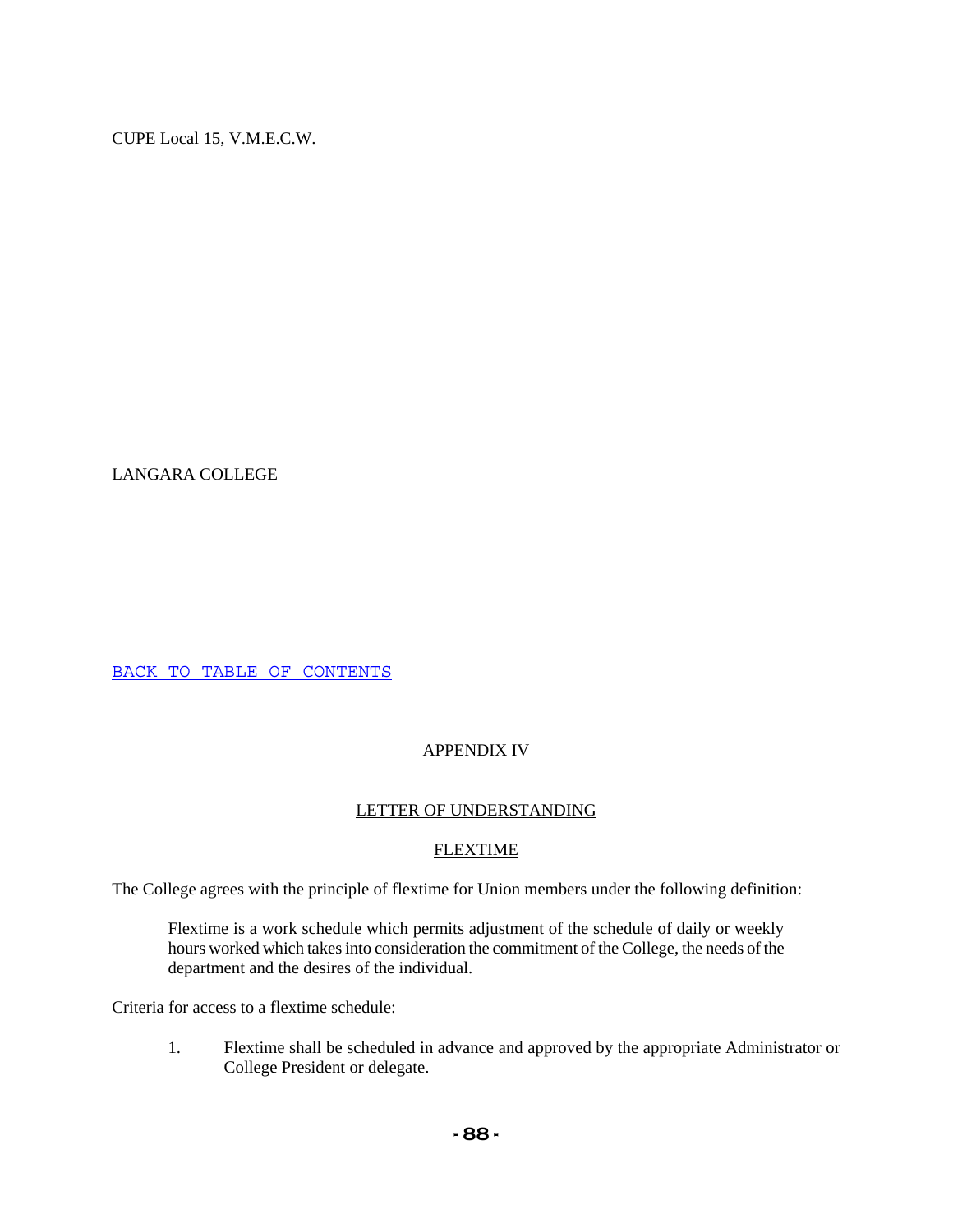CUPE Local 15, V.M.E.C.W.

LANGARA COLLEGE

BACK TO TABLE OF CONTENTS

## APPENDIX IV

### LETTER OF UNDERSTANDING

### FLEXTIME

The College agrees with the principle of flextime for Union members under the following definition:

> Flextime is a work schedule which permits adjustment of the schedule of daily or weekly hours worked which takes into consideration the commitment of the College, the needs of the department and the desires of the individual.

Criteria for access to a flextime schedule:

1. Flextime shall be scheduled in advance and approved by the appropriate Administrator or College President or delegate.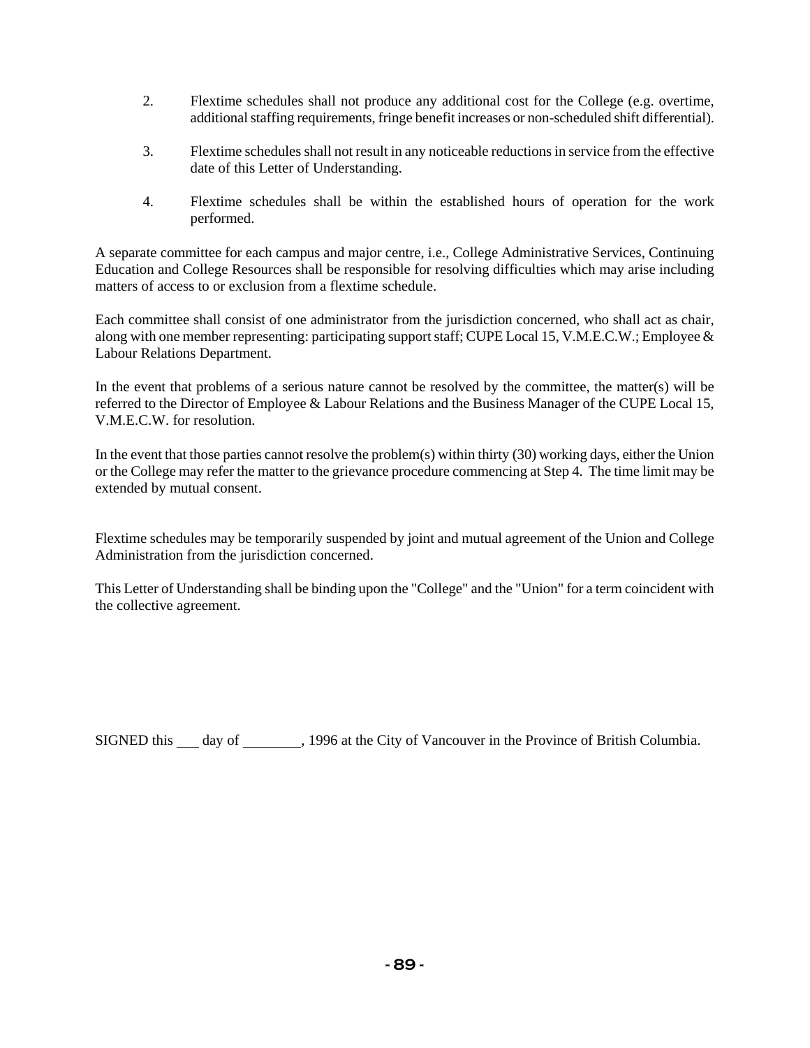2. Flextime schedules shall not produce any additional cost for the College (e.g. overtime, additional staffing requirements, fringe benefit increases or non-scheduled shift differential).

3. Flextime schedules shall not result in any noticeable reductions in service from the effective date of this Letter of Understanding.

4. Flextime schedules shall be within the established hours of operation for the work performed.

A separate committee for each campus and major centre, i.e., College Administrative Services, Continuing Education and College Resources shall be responsible for resolving difficulties which may arise including matters of access to or exclusion from a flextime schedule.

Each committee shall consist of one administrator from the jurisdiction concerned, who shall act as chair, along with one member representing: participating support staff; CUPE Local 15, V.M.E.C.W.; Employee & Labour Relations Department.

In the event that problems of a serious nature cannot be resolved by the committee, the matter(s) will be referred to the Director of Employee & Labour Relations and the Business Manager of the CUPE Local 15, V.M.E.C.W. for resolution.

In the event that those parties cannot resolve the problem(s) within thirty (30) working days, either the Union or the College may refer the matter to the grievance procedure commencing at Step 4. The time limit may be extended by mutual consent.

Flextime schedules may be temporarily suspended by joint and mutual agreement of the Union and College Administration from the jurisdiction concerned.

This Letter of Understanding shall be binding upon the "College" and the "Union" for a term coincident with the collective agreement.

SIGNED this ___ day of ________, 1996 at the City of Vancouver in the Province of British Columbia.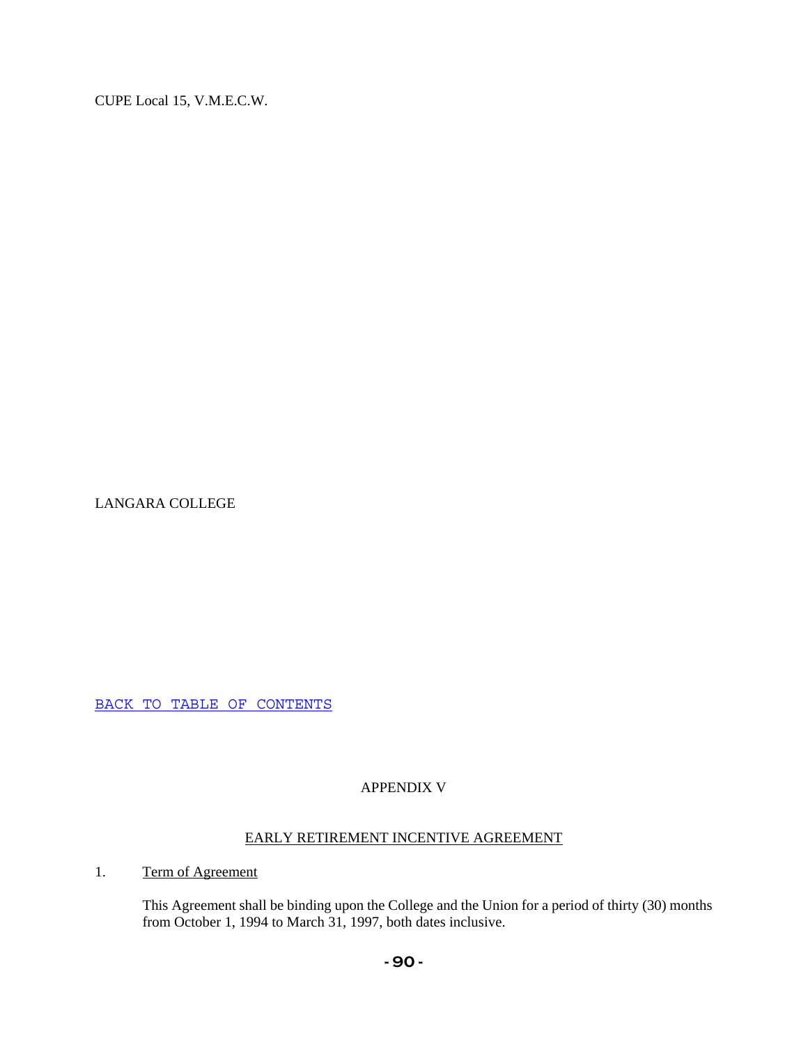CUPE Local 15, V.M.E.C.W.

LANGARA COLLEGE

BACK TO TABLE OF CONTENTS

## APPENDIX V

## EARLY RETIREMENT INCENTIVE AGREEMENT

1. Term of Agreement

   This Agreement shall be binding upon the College and the Union for a period of thirty (30) months from October 1, 1994 to March 31, 1997, both dates inclusive.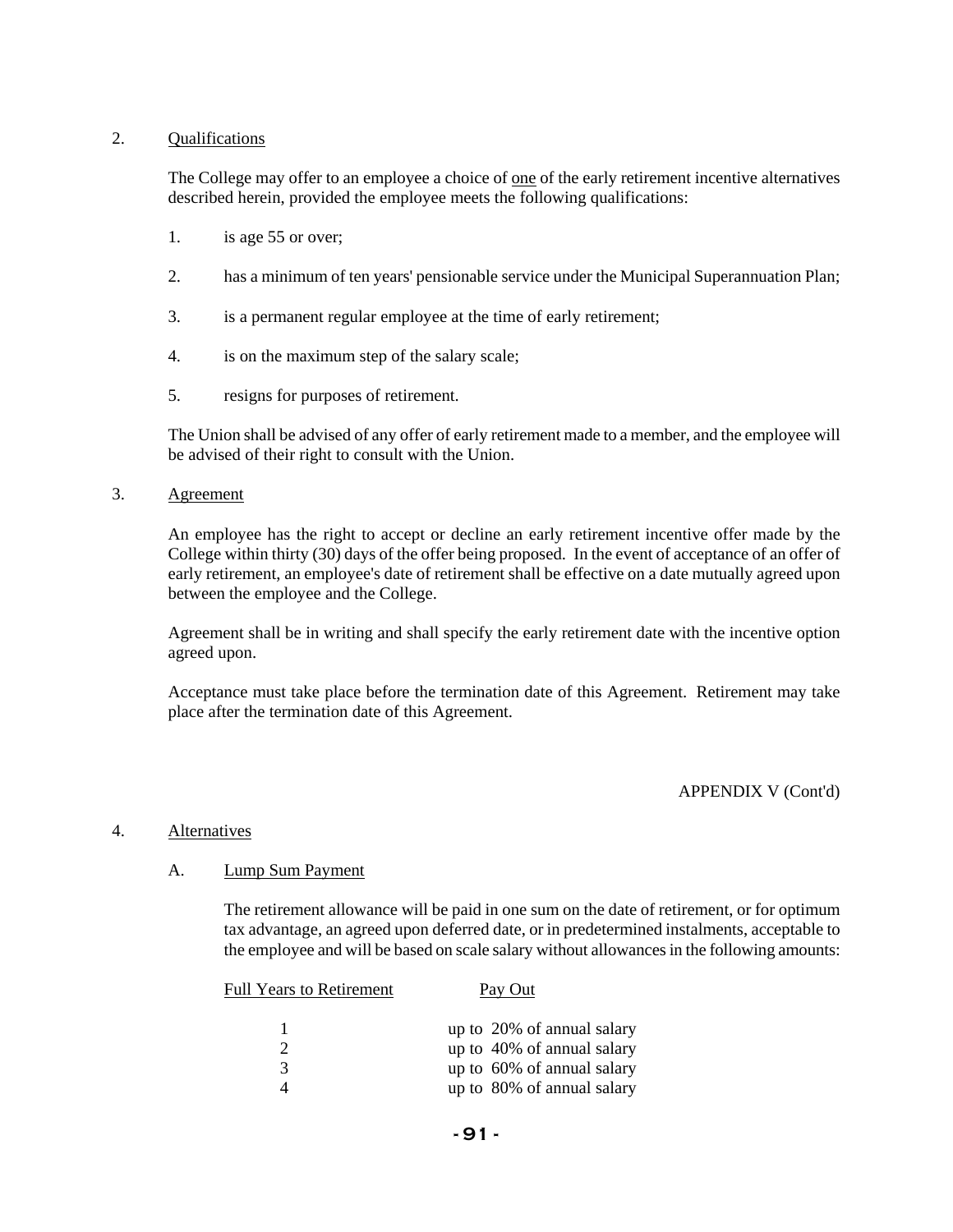2. Qualifications

The College may offer to an employee a choice of one of the early retirement incentive alternatives described herein, provided the employee meets the following qualifications:

1. is age 55 or over;

2. has a minimum of ten years' pensionable service under the Municipal Superannuation Plan;

3. is a permanent regular employee at the time of early retirement;

4. is on the maximum step of the salary scale;

5. resigns for purposes of retirement.

The Union shall be advised of any offer of early retirement made to a member, and the employee will be advised of their right to consult with the Union.

3. Agreement

An employee has the right to accept or decline an early retirement incentive offer made by the College within thirty (30) days of the offer being proposed. In the event of acceptance of an offer of early retirement, an employee's date of retirement shall be effective on a date mutually agreed upon between the employee and the College.

Agreement shall be in writing and shall specify the early retirement date with the incentive option agreed upon.

Acceptance must take place before the termination date of this Agreement. Retirement may take place after the termination date of this Agreement.

APPENDIX V (Cont'd)

4. Alternatives

A. Lump Sum Payment

The retirement allowance will be paid in one sum on the date of retirement, or for optimum tax advantage, an agreed upon deferred date, or in predetermined instalments, acceptable to the employee and will be based on scale salary without allowances in the following amounts:

| Full Years to Retirement | Pay Out |
|---|---|
| 1 | up to 20% of annual salary |
| 2 | up to 40% of annual salary |
| 3 | up to 60% of annual salary |
| 4 | up to 80% of annual salary |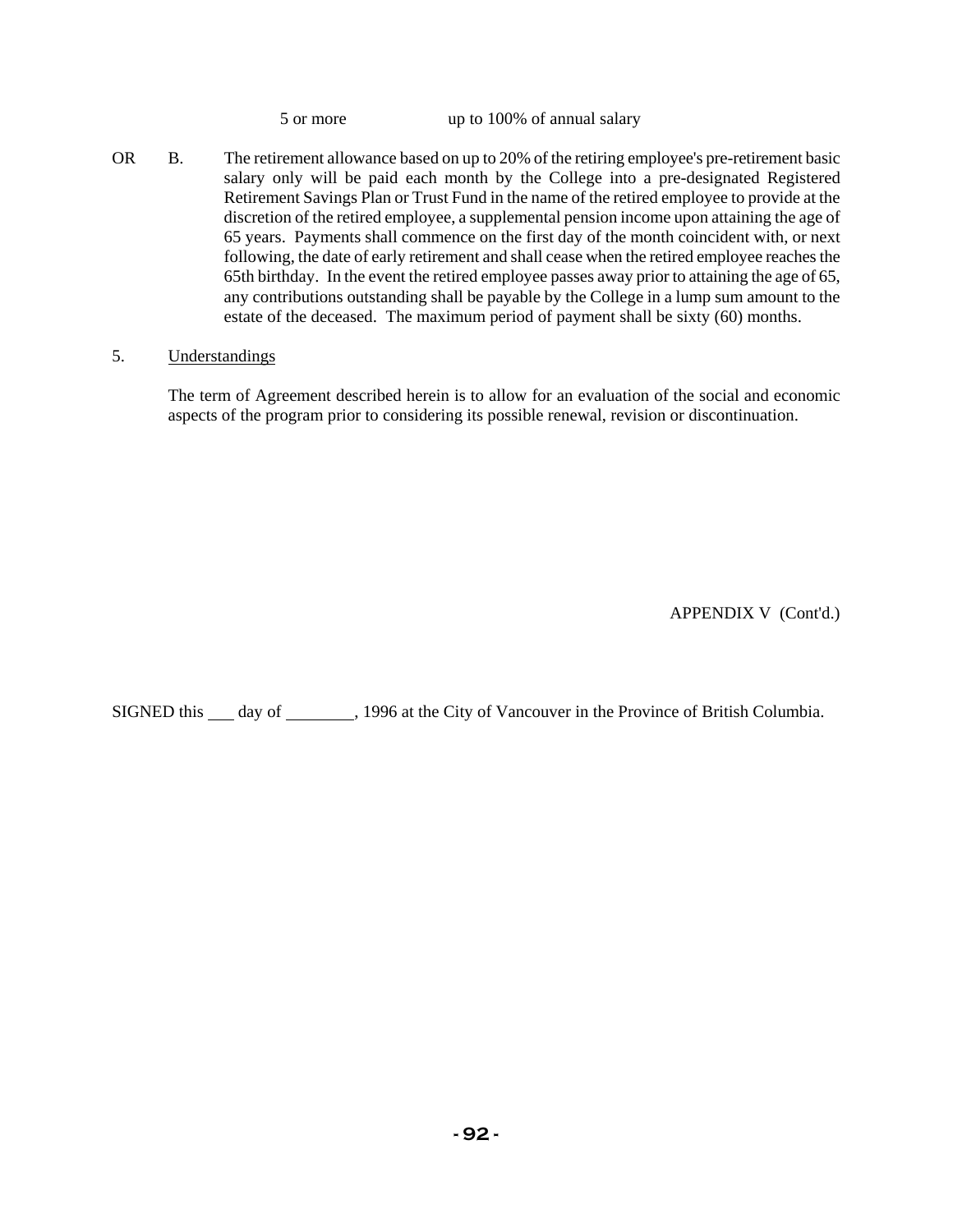| 5 or more | up to 100% of annual salary |
|---|---|

OR B. The retirement allowance based on up to 20% of the retiring employee's pre-retirement basic salary only will be paid each month by the College into a pre-designated Registered Retirement Savings Plan or Trust Fund in the name of the retired employee to provide at the discretion of the retired employee, a supplemental pension income upon attaining the age of 65 years. Payments shall commence on the first day of the month coincident with, or next following, the date of early retirement and shall cease when the retired employee reaches the 65th birthday. In the event the retired employee passes away prior to attaining the age of 65, any contributions outstanding shall be payable by the College in a lump sum amount to the estate of the deceased. The maximum period of payment shall be sixty (60) months.

5. Understandings

The term of Agreement described herein is to allow for an evaluation of the social and economic aspects of the program prior to considering its possible renewal, revision or discontinuation.

APPENDIX V (Cont'd.)

SIGNED this ___ day of ________, 1996 at the City of Vancouver in the Province of British Columbia.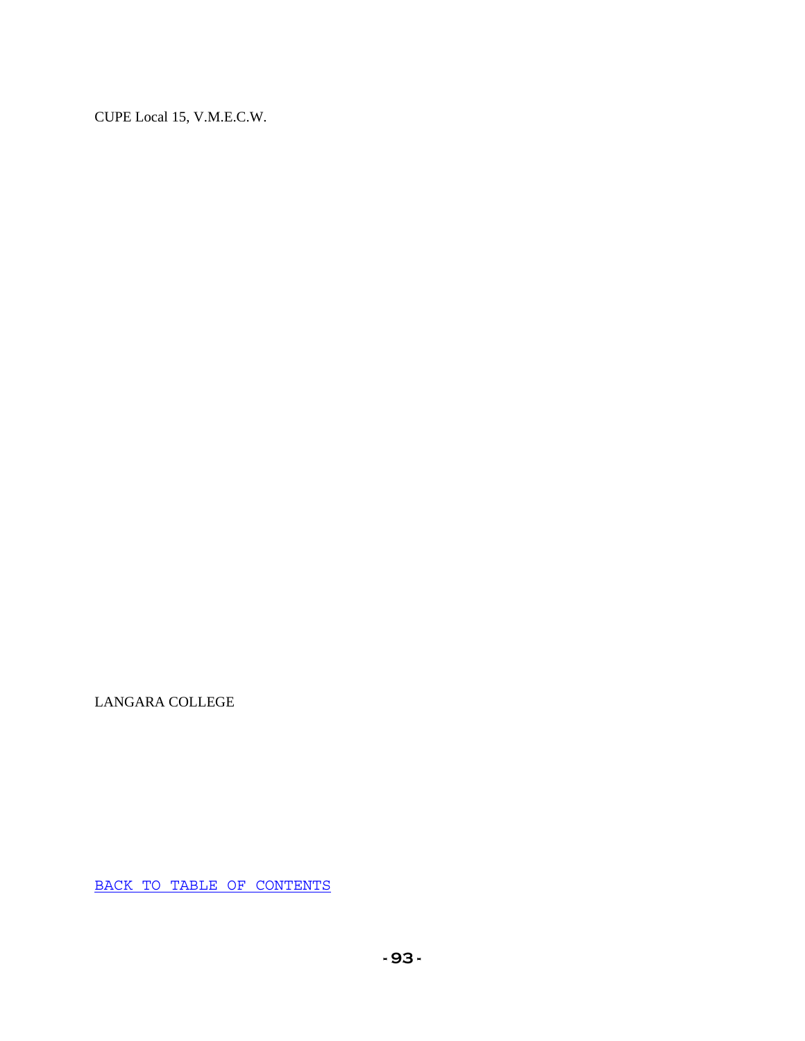CUPE Local 15, V.M.E.C.W.

LANGARA COLLEGE

[BACK TO TABLE OF CONTENTS]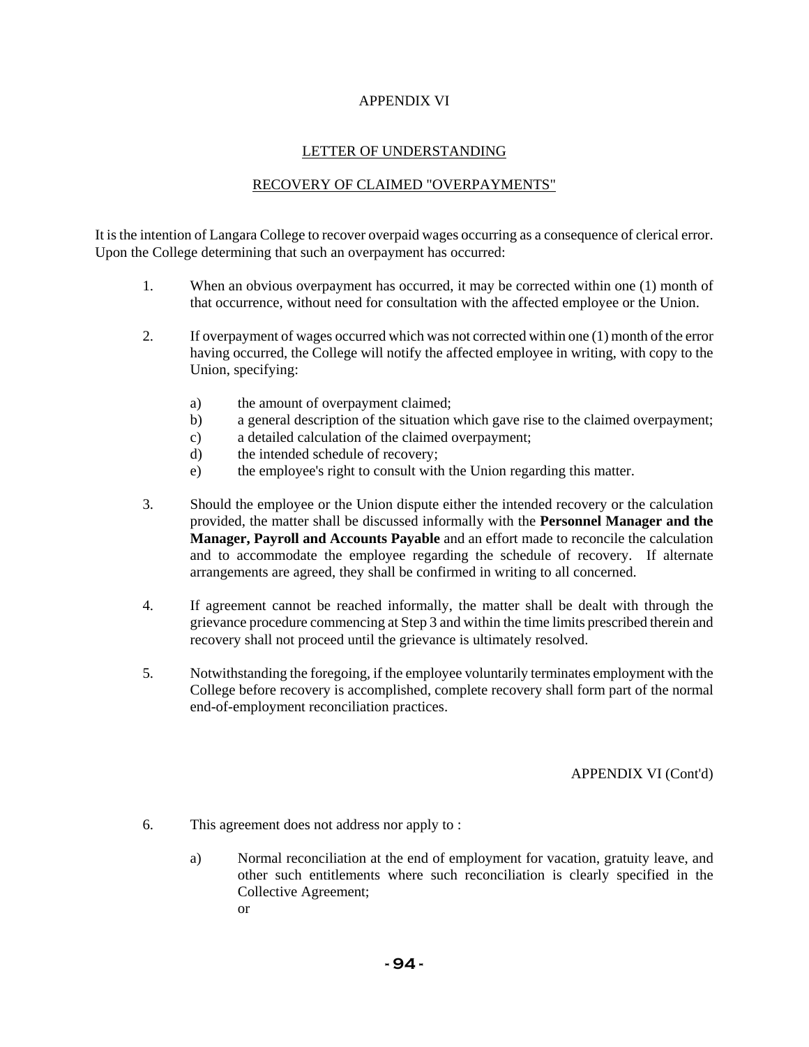# APPENDIX VI

## LETTER OF UNDERSTANDING

## RECOVERY OF CLAIMED "OVERPAYMENTS"

It is the intention of Langara College to recover overpaid wages occurring as a consequence of clerical error. Upon the College determining that such an overpayment has occurred:

1. When an obvious overpayment has occurred, it may be corrected within one (1) month of that occurrence, without need for consultation with the affected employee or the Union.

2. If overpayment of wages occurred which was not corrected within one (1) month of the error having occurred, the College will notify the affected employee in writing, with copy to the Union, specifying:

   a) the amount of overpayment claimed;
   b) a general description of the situation which gave rise to the claimed overpayment;
   c) a detailed calculation of the claimed overpayment;
   d) the intended schedule of recovery;
   e) the employee's right to consult with the Union regarding this matter.

3. Should the employee or the Union dispute either the intended recovery or the calculation provided, the matter shall be discussed informally with the **Personnel Manager and the Manager, Payroll and Accounts Payable** and an effort made to reconcile the calculation and to accommodate the employee regarding the schedule of recovery. If alternate arrangements are agreed, they shall be confirmed in writing to all concerned.

4. If agreement cannot be reached informally, the matter shall be dealt with through the grievance procedure commencing at Step 3 and within the time limits prescribed therein and recovery shall not proceed until the grievance is ultimately resolved.

5. Notwithstanding the foregoing, if the employee voluntarily terminates employment with the College before recovery is accomplished, complete recovery shall form part of the normal end-of-employment reconciliation practices.

APPENDIX VI (Cont'd)

6. This agreement does not address nor apply to :

   a) Normal reconciliation at the end of employment for vacation, gratuity leave, and other such entitlements where such reconciliation is clearly specified in the Collective Agreement;
   
      or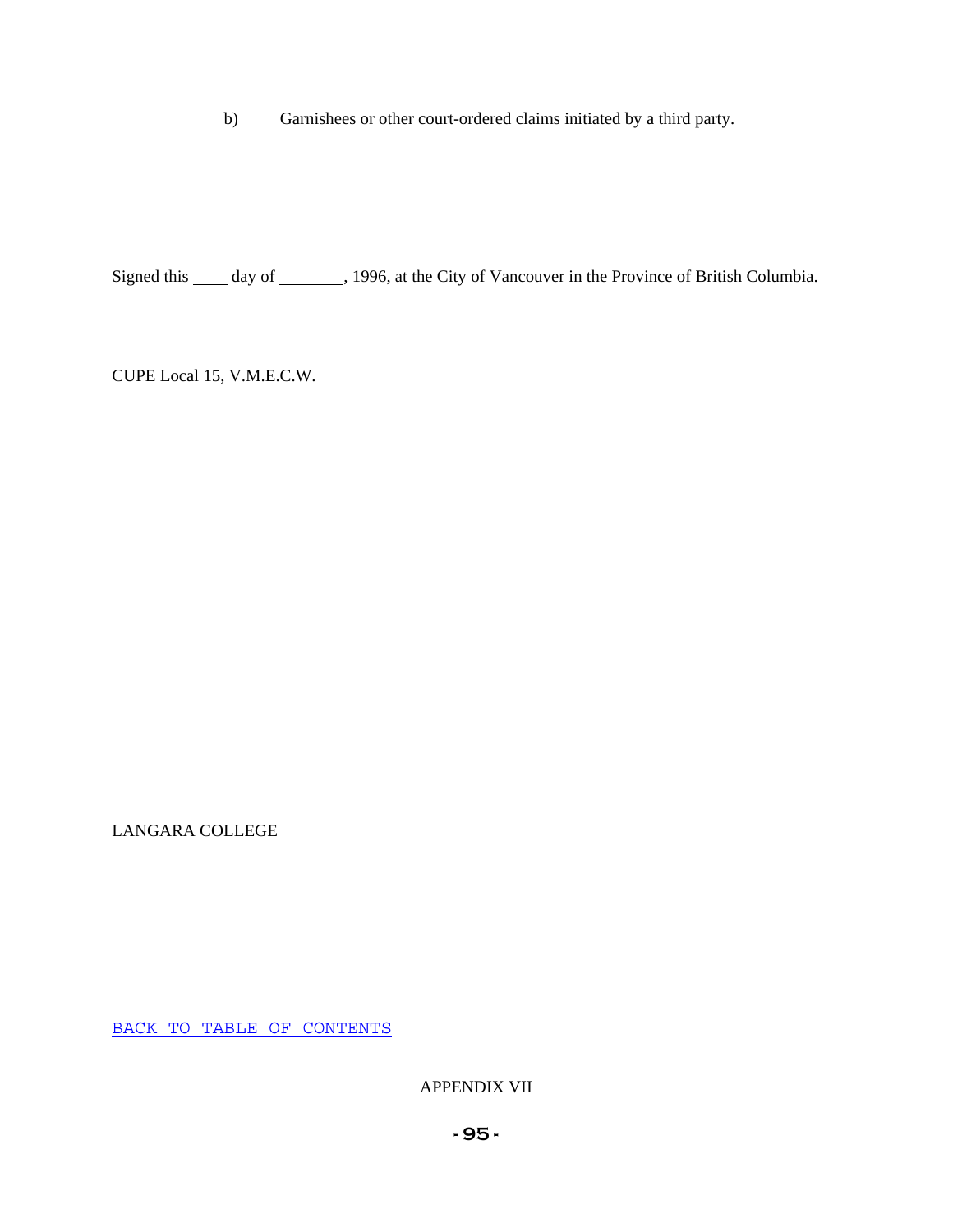b) Garnishees or other court-ordered claims initiated by a third party.

Signed this ____ day of ________, 1996, at the City of Vancouver in the Province of British Columbia.

CUPE Local 15, V.M.E.C.W.

LANGARA COLLEGE

BACK TO TABLE OF CONTENTS

APPENDIX VII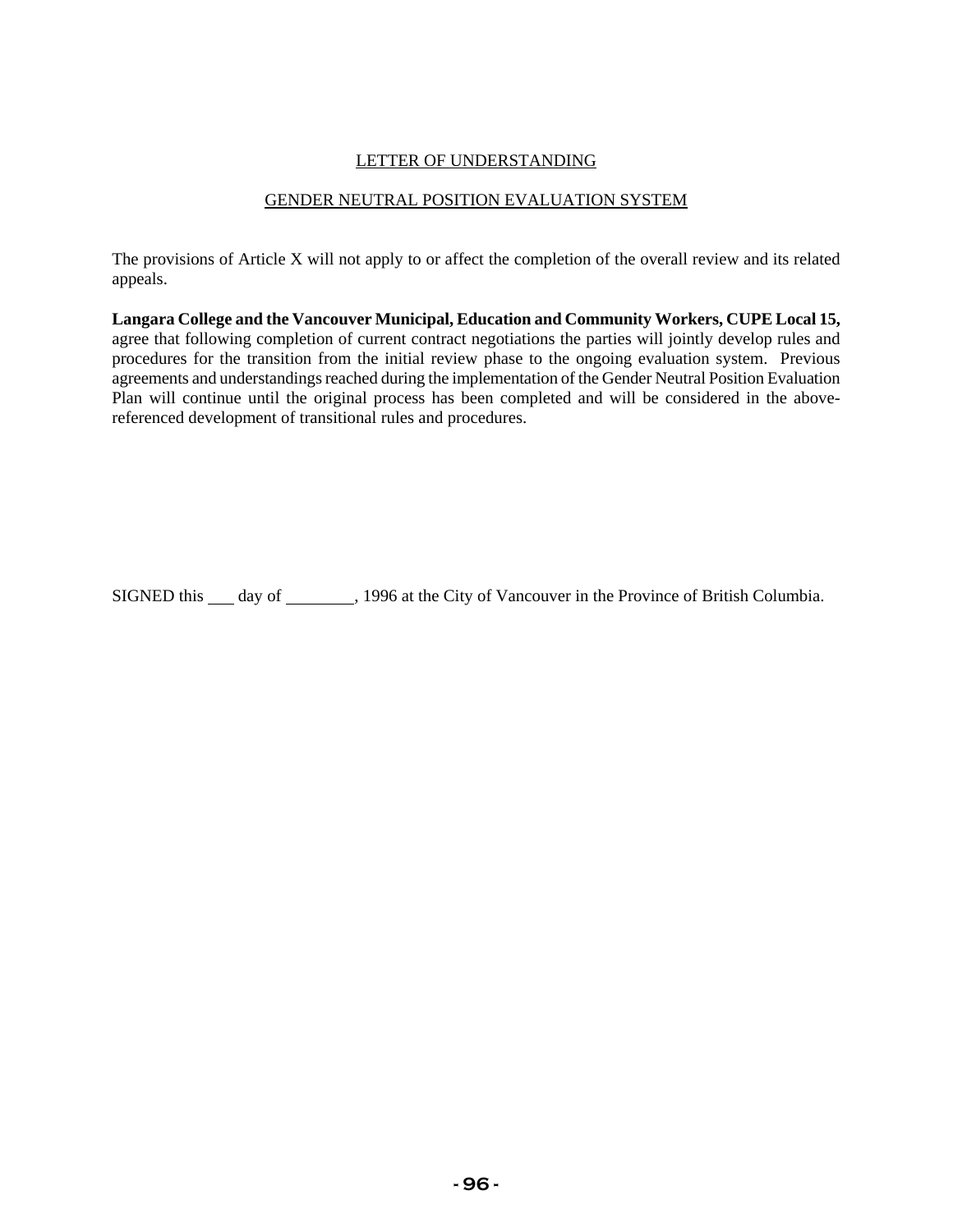LETTER OF UNDERSTANDING

GENDER NEUTRAL POSITION EVALUATION SYSTEM

The provisions of Article X will not apply to or affect the completion of the overall review and its related appeals.

**Langara College and the Vancouver Municipal, Education and Community Workers, CUPE Local 15,** agree that following completion of current contract negotiations the parties will jointly develop rules and procedures for the transition from the initial review phase to the ongoing evaluation system. Previous agreements and understandings reached during the implementation of the Gender Neutral Position Evaluation Plan will continue until the original process has been completed and will be considered in the above-referenced development of transitional rules and procedures.

SIGNED this ___ day of ________, 1996 at the City of Vancouver in the Province of British Columbia.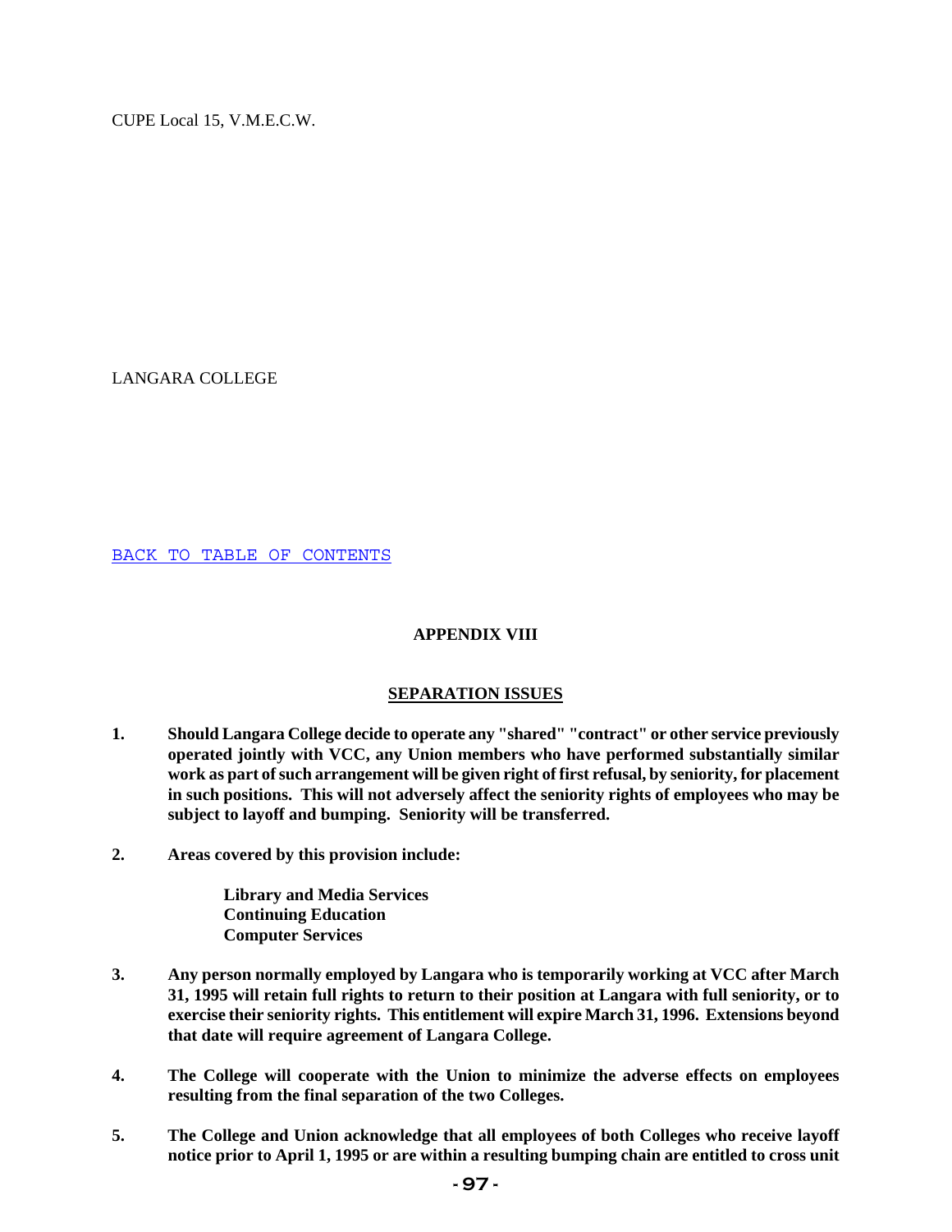CUPE Local 15, V.M.E.C.W.

LANGARA COLLEGE

BACK TO TABLE OF CONTENTS

## APPENDIX VIII

## SEPARATION ISSUES

**1. Should Langara College decide to operate any "shared" "contract" or other service previously operated jointly with VCC, any Union members who have performed substantially similar work as part of such arrangement will be given right of first refusal, by seniority, for placement in such positions. This will not adversely affect the seniority rights of employees who may be subject to layoff and bumping. Seniority will be transferred.**

**2. Areas covered by this provision include:**

**Library and Media Services**
**Continuing Education**
**Computer Services**

**3. Any person normally employed by Langara who is temporarily working at VCC after March 31, 1995 will retain full rights to return to their position at Langara with full seniority, or to exercise their seniority rights. This entitlement will expire March 31, 1996. Extensions beyond that date will require agreement of Langara College.**

**4. The College will cooperate with the Union to minimize the adverse effects on employees resulting from the final separation of the two Colleges.**

**5. The College and Union acknowledge that all employees of both Colleges who receive layoff notice prior to April 1, 1995 or are within a resulting bumping chain are entitled to cross unit**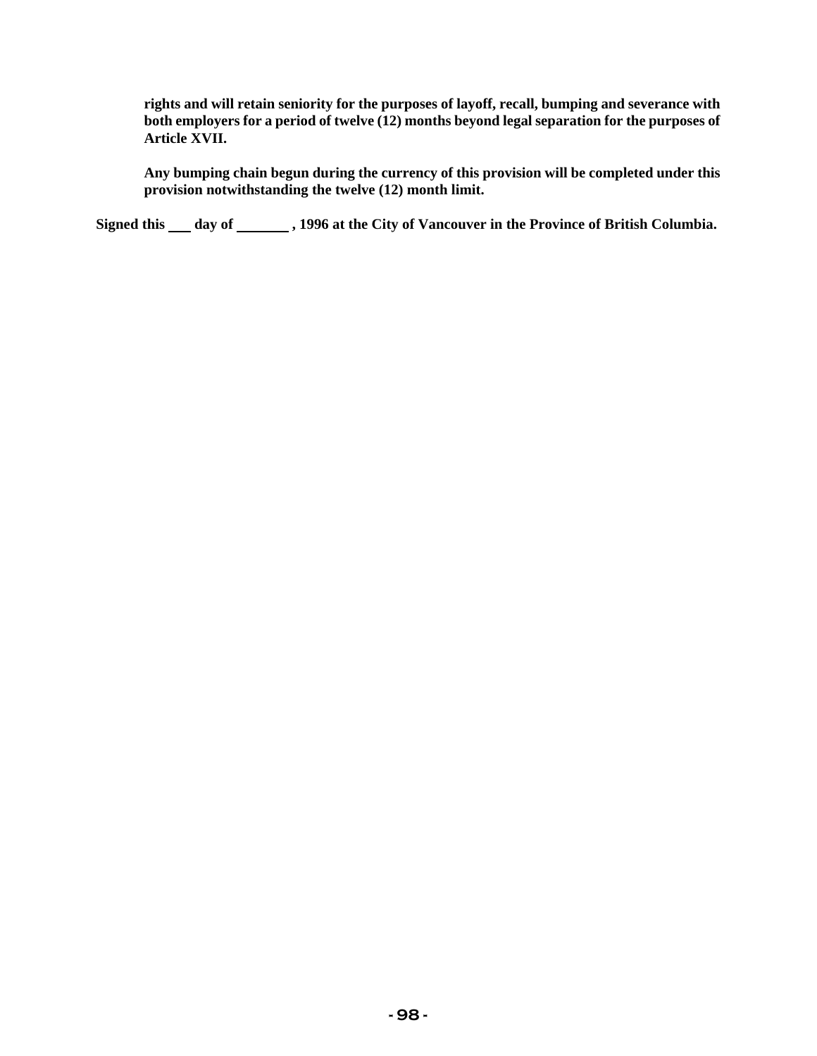**rights and will retain seniority for the purposes of layoff, recall, bumping and severance with both employers for a period of twelve (12) months beyond legal separation for the purposes of Article XVII.**

**Any bumping chain begun during the currency of this provision will be completed under this provision notwithstanding the twelve (12) month limit.**

**Signed this \_\_\_ day of \_\_\_\_\_\_\_\_ , 1996 at the City of Vancouver in the Province of British Columbia.**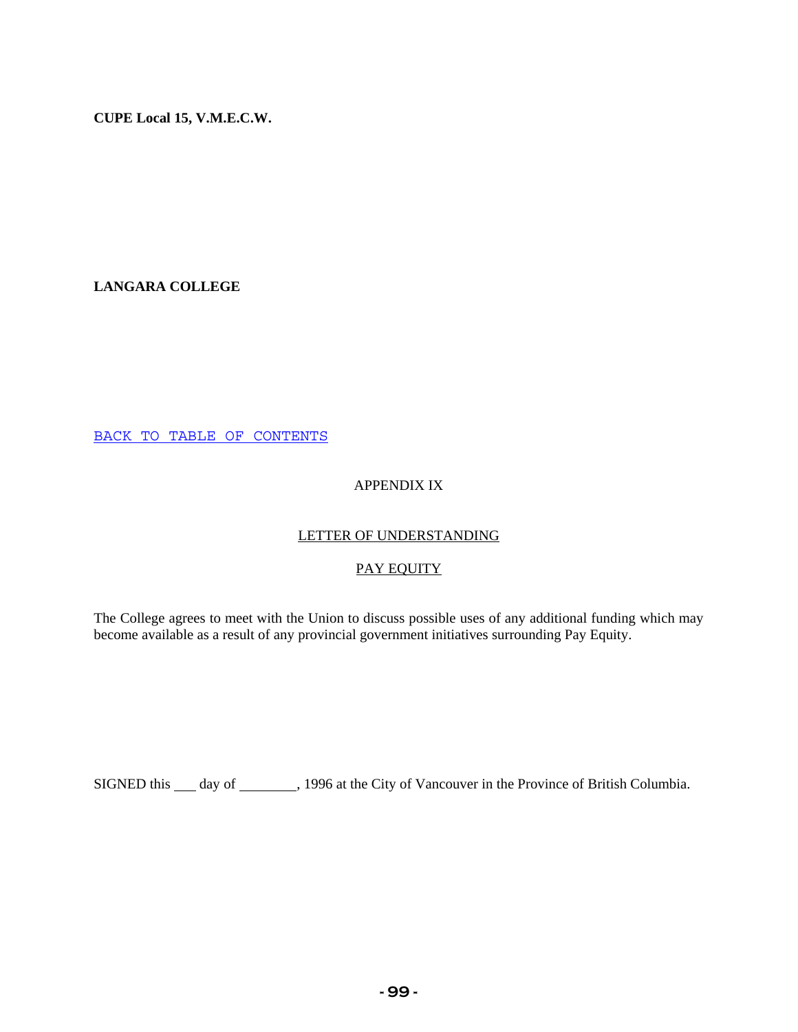**CUPE Local 15, V.M.E.C.W.**

**LANGARA COLLEGE**

BACK TO TABLE OF CONTENTS

APPENDIX IX

LETTER OF UNDERSTANDING

PAY EQUITY

The College agrees to meet with the Union to discuss possible uses of any additional funding which may become available as a result of any provincial government initiatives surrounding Pay Equity.

SIGNED this ___ day of ________, 1996 at the City of Vancouver in the Province of British Columbia.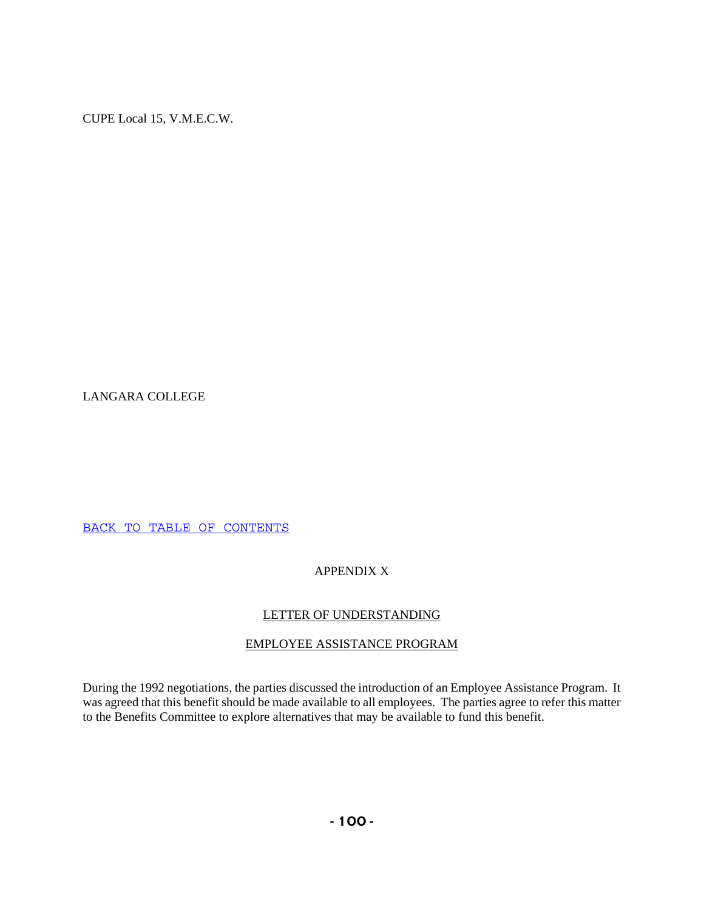CUPE Local 15, V.M.E.C.W.

LANGARA COLLEGE

BACK TO TABLE OF CONTENTS

APPENDIX X

LETTER OF UNDERSTANDING

EMPLOYEE ASSISTANCE PROGRAM

During the 1992 negotiations, the parties discussed the introduction of an Employee Assistance Program. It was agreed that this benefit should be made available to all employees. The parties agree to refer this matter to the Benefits Committee to explore alternatives that may be available to fund this benefit.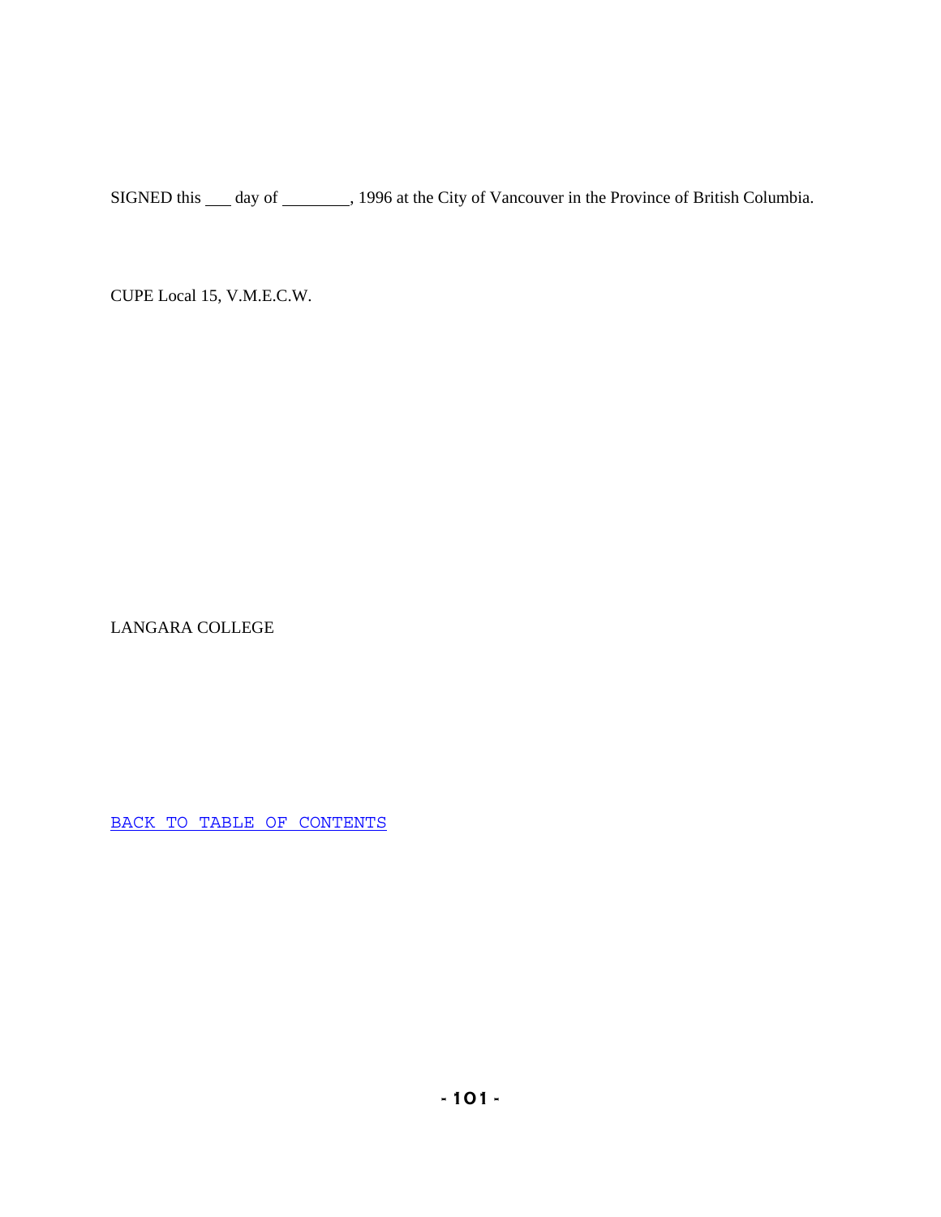SIGNED this ___ day of ________, 1996 at the City of Vancouver in the Province of British Columbia.

CUPE Local 15, V.M.E.C.W.

LANGARA COLLEGE

BACK TO TABLE OF CONTENTS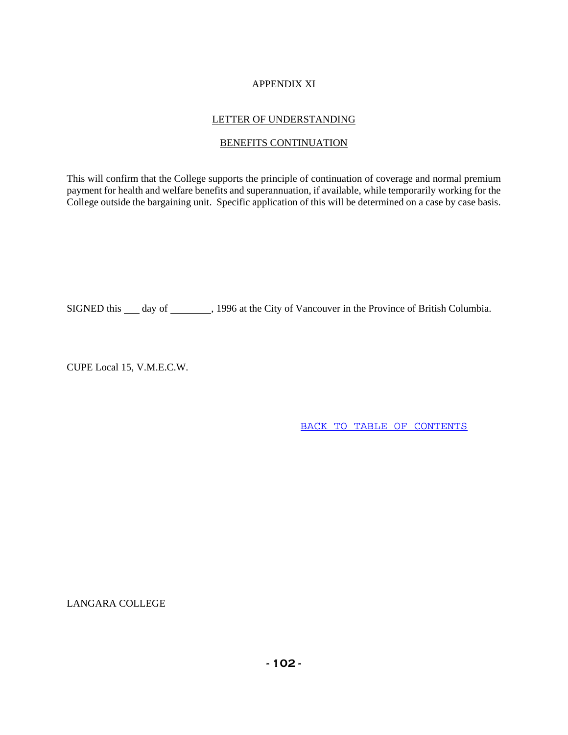APPENDIX XI

LETTER OF UNDERSTANDING

BENEFITS CONTINUATION

This will confirm that the College supports the principle of continuation of coverage and normal premium payment for health and welfare benefits and superannuation, if available, while temporarily working for the College outside the bargaining unit. Specific application of this will be determined on a case by case basis.

SIGNED this ___ day of ________, 1996 at the City of Vancouver in the Province of British Columbia.

CUPE Local 15, V.M.E.C.W.

BACK TO TABLE OF CONTENTS

LANGARA COLLEGE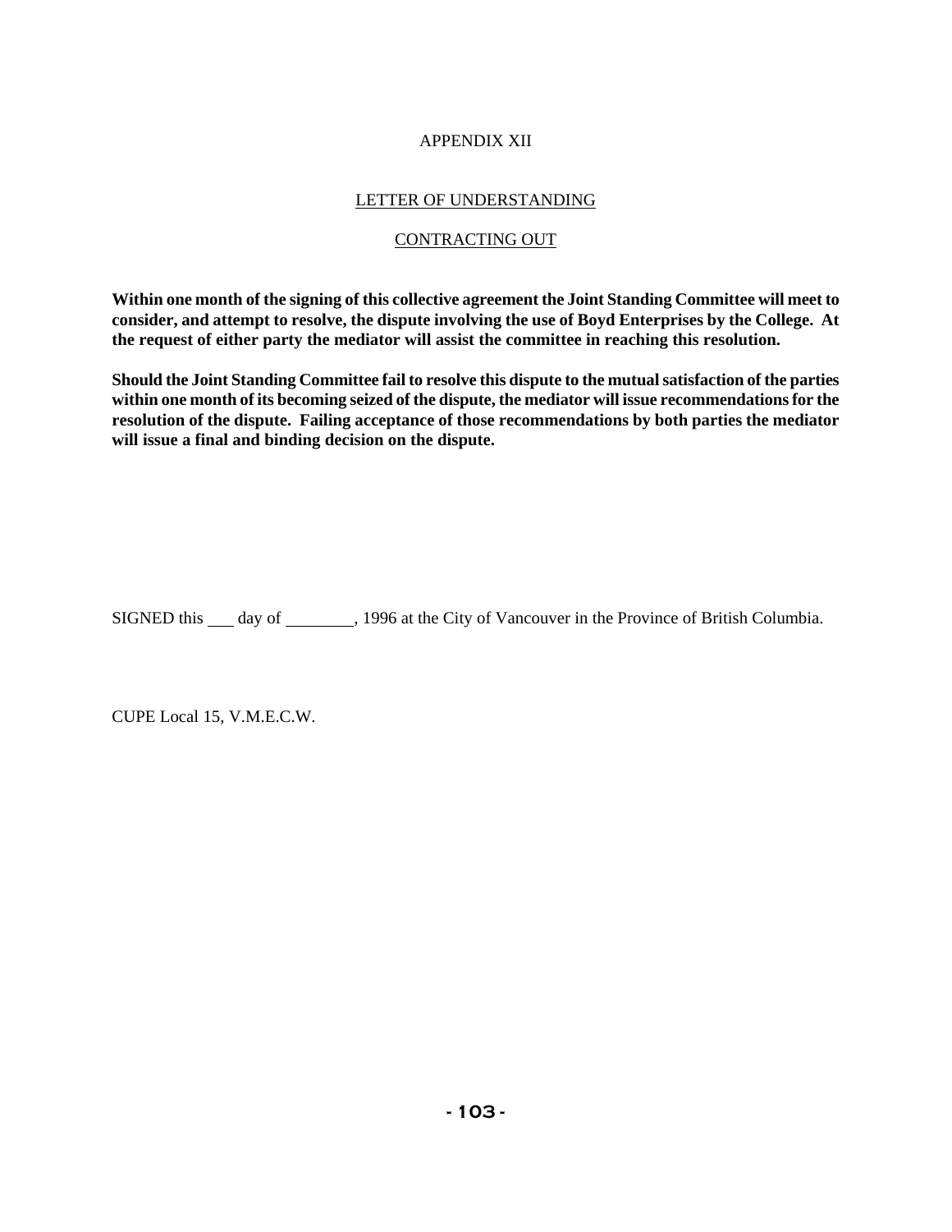# APPENDIX XII

## LETTER OF UNDERSTANDING

## CONTRACTING OUT

**Within one month of the signing of this collective agreement the Joint Standing Committee will meet to consider, and attempt to resolve, the dispute involving the use of Boyd Enterprises by the College. At the request of either party the mediator will assist the committee in reaching this resolution.**

**Should the Joint Standing Committee fail to resolve this dispute to the mutual satisfaction of the parties within one month of its becoming seized of the dispute, the mediator will issue recommendations for the resolution of the dispute. Failing acceptance of those recommendations by both parties the mediator will issue a final and binding decision on the dispute.**

SIGNED this ___ day of ________, 1996 at the City of Vancouver in the Province of British Columbia.

CUPE Local 15, V.M.E.C.W.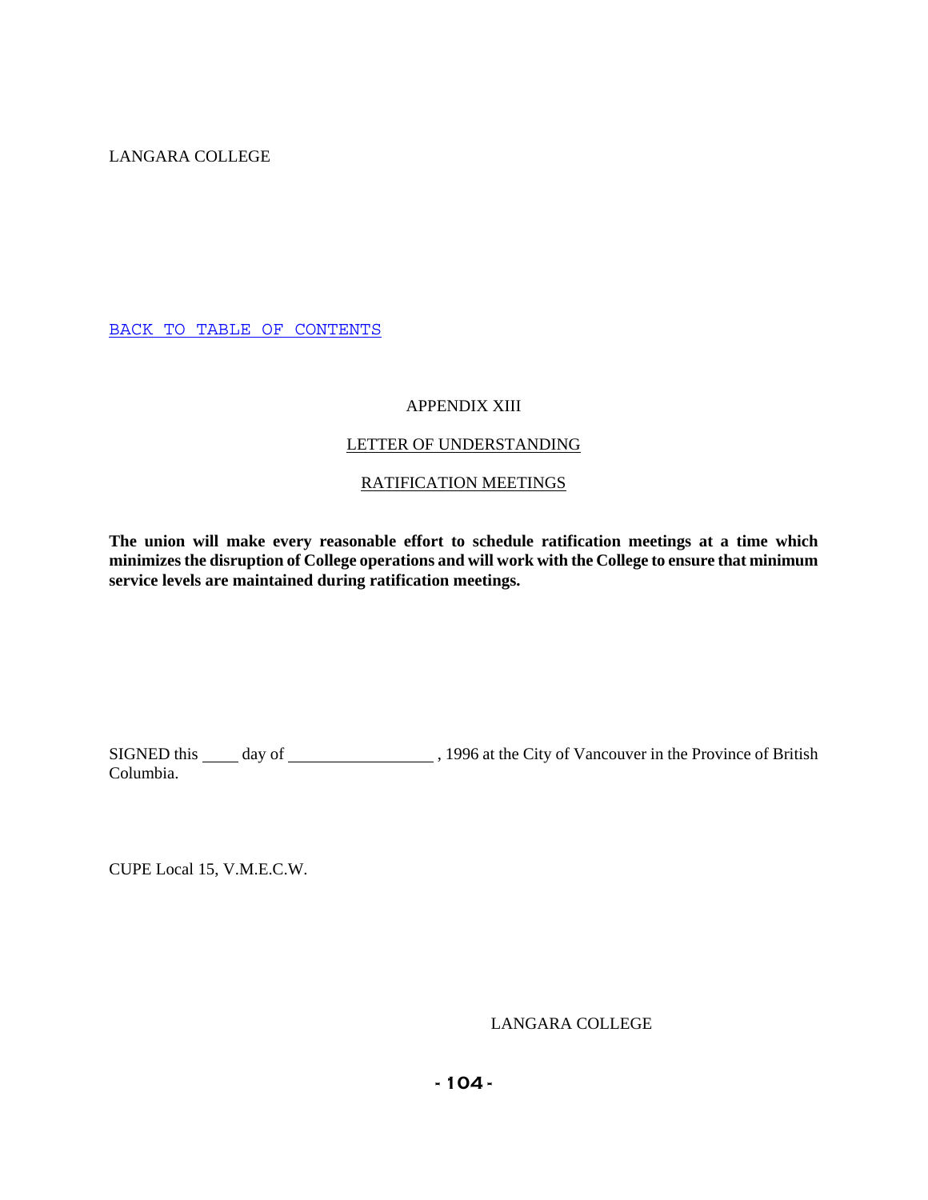LANGARA COLLEGE

BACK TO TABLE OF CONTENTS

# APPENDIX XIII

## LETTER OF UNDERSTANDING

## RATIFICATION MEETINGS

**The union will make every reasonable effort to schedule ratification meetings at a time which minimizes the disruption of College operations and will work with the College to ensure that minimum service levels are maintained during ratification meetings.**

SIGNED this ____ day of ________________ , 1996 at the City of Vancouver in the Province of British Columbia.

CUPE Local 15, V.M.E.C.W.

LANGARA COLLEGE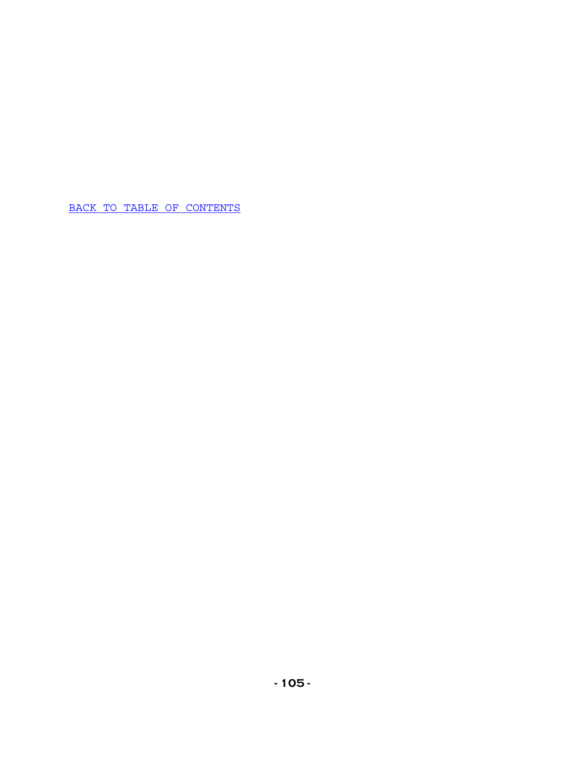BACK TO TABLE OF CONTENTS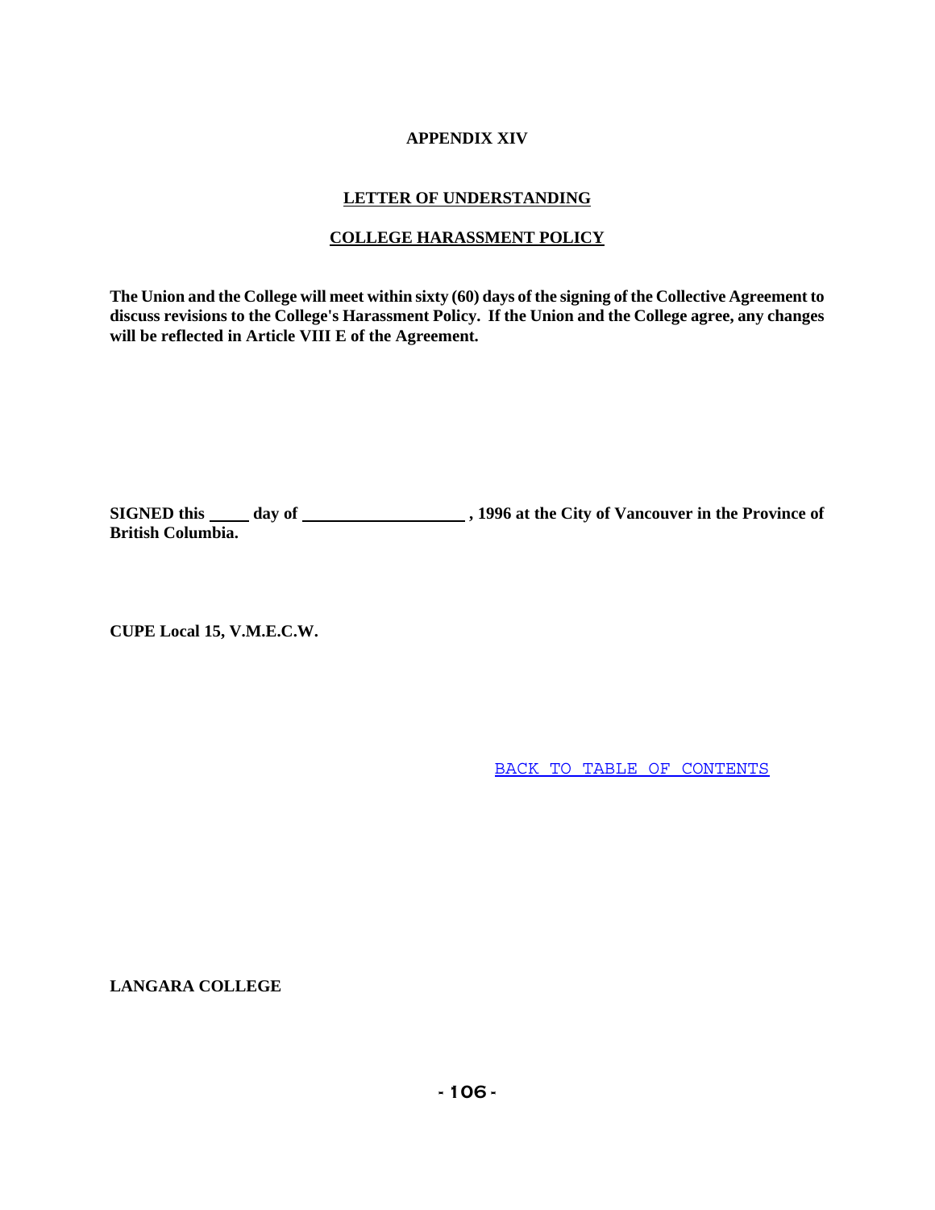# APPENDIX XIV

## LETTER OF UNDERSTANDING

## COLLEGE HARASSMENT POLICY

**The Union and the College will meet within sixty (60) days of the signing of the Collective Agreement to discuss revisions to the College's Harassment Policy. If the Union and the College agree, any changes will be reflected in Article VIII E of the Agreement.**

**SIGNED this \_\_\_\_ day of \_\_\_\_\_\_\_\_\_\_\_\_\_\_\_\_\_\_\_\_ , 1996 at the City of Vancouver in the Province of British Columbia.**

**CUPE Local 15, V.M.E.C.W.**

BACK TO TABLE OF CONTENTS

**LANGARA COLLEGE**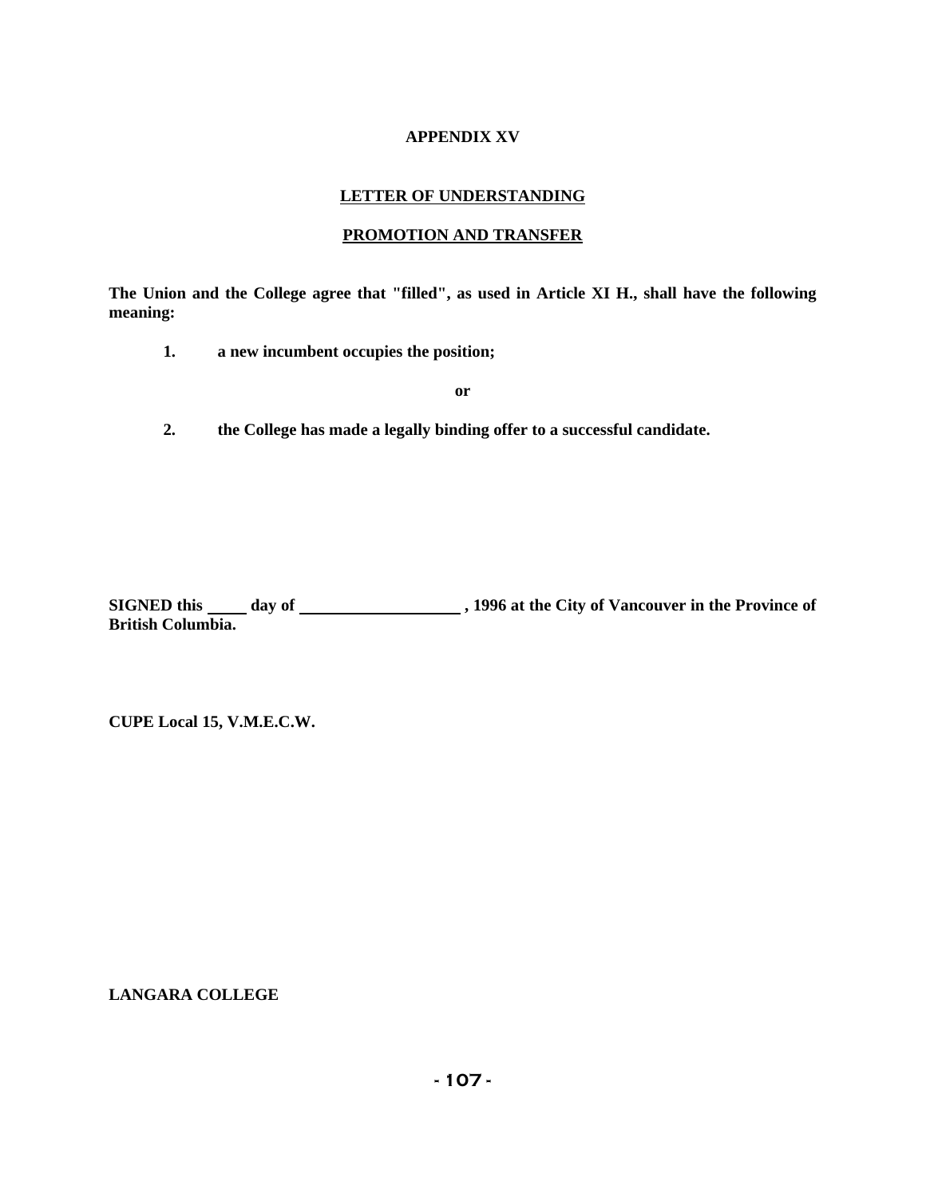# APPENDIX XV

## LETTER OF UNDERSTANDING

## PROMOTION AND TRANSFER

**The Union and the College agree that "filled", as used in Article XI H., shall have the following meaning:**

**1. a new incumbent occupies the position;**

**or**

**2. the College has made a legally binding offer to a successful candidate.**

**SIGNED this _____ day of ____________________ , 1996 at the City of Vancouver in the Province of British Columbia.**

**CUPE Local 15, V.M.E.C.W.**

**LANGARA COLLEGE**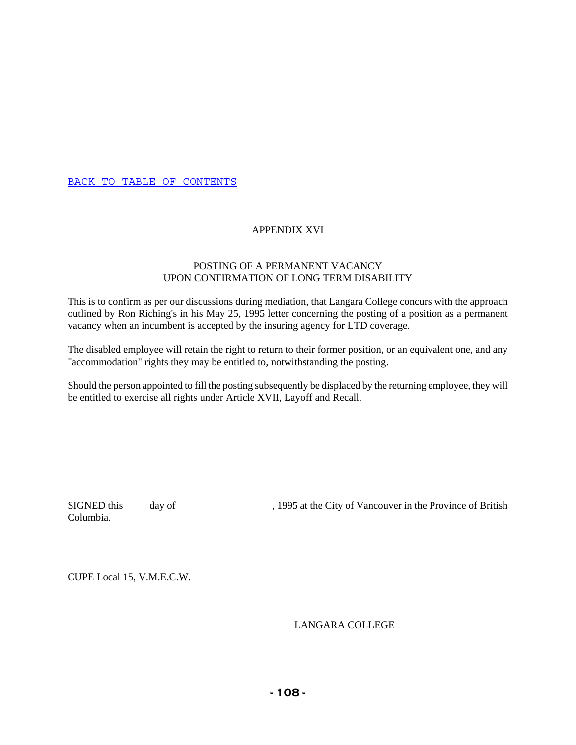BACK TO TABLE OF CONTENTS

# APPENDIX XVI

## POSTING OF A PERMANENT VACANCY UPON CONFIRMATION OF LONG TERM DISABILITY

This is to confirm as per our discussions during mediation, that Langara College concurs with the approach outlined by Ron Riching's in his May 25, 1995 letter concerning the posting of a position as a permanent vacancy when an incumbent is accepted by the insuring agency for LTD coverage.

The disabled employee will retain the right to return to their former position, or an equivalent one, and any "accommodation" rights they may be entitled to, notwithstanding the posting.

Should the person appointed to fill the posting subsequently be displaced by the returning employee, they will be entitled to exercise all rights under Article XVII, Layoff and Recall.

SIGNED this ____ day of __________________ , 1995 at the City of Vancouver in the Province of British Columbia.

CUPE Local 15, V.M.E.C.W.

LANGARA COLLEGE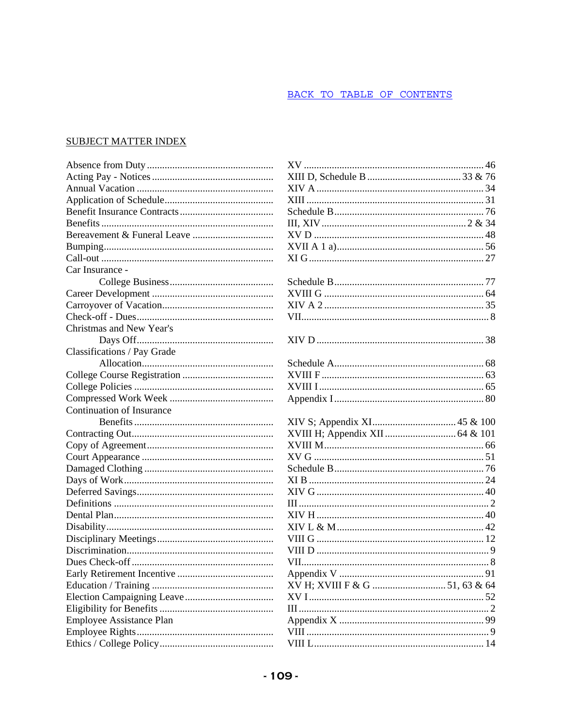[BACK TO TABLE OF CONTENTS]

## SUBJECT MATTER INDEX

| Subject | Reference | Page |
|---|---|---|
| Absence from Duty | XV | 46 |
| Acting Pay - Notices | XIII D, Schedule B | 33 & 76 |
| Annual Vacation | XIV A | 34 |
| Application of Schedule | XIII | 31 |
| Benefit Insurance Contracts | Schedule B | 76 |
| Benefits | III, XIV | 2 & 34 |
| Bereavement & Funeral Leave | XV D | 48 |
| Bumping | XVII A 1 a) | 56 |
| Call-out | XI G | 27 |
| Car Insurance - College Business | Schedule B | 77 |
| Career Development | XVIII G | 64 |
| Carryover of Vacation | XIV A 2 | 35 |
| Check-off - Dues | VII | 8 |
| Christmas and New Year's Days Off | XIV D | 38 |
| Classifications / Pay Grade Allocation | Schedule A | 68 |
| College Course Registration | XVIII F | 63 |
| College Policies | XVIII I | 65 |
| Compressed Work Week | Appendix I | 80 |
| Continuation of Insurance Benefits | XIV S; Appendix XI | 45 & 100 |
| Contracting Out | XVIII H; Appendix XII | 64 & 101 |
| Copy of Agreement | XVIII M | 66 |
| Court Appearance | XV G | 51 |
| Damaged Clothing | Schedule B | 76 |
| Days of Work | XI B | 24 |
| Deferred Savings | XIV G | 40 |
| Definitions | III | 2 |
| Dental Plan | XIV H | 40 |
| Disability | XIV L & M | 42 |
| Disciplinary Meetings | VIII G | 12 |
| Discrimination | VIII D | 9 |
| Dues Check-off | VII | 8 |
| Early Retirement Incentive | Appendix V | 91 |
| Education / Training | XV H; XVIII F & G | 51, 63 & 64 |
| Election Campaigning Leave | XV I | 52 |
| Eligibility for Benefits | III | 2 |
| Employee Assistance Plan | Appendix X | 99 |
| Employee Rights | VIII | 9 |
| Ethics / College Policy | VIII L | 14 |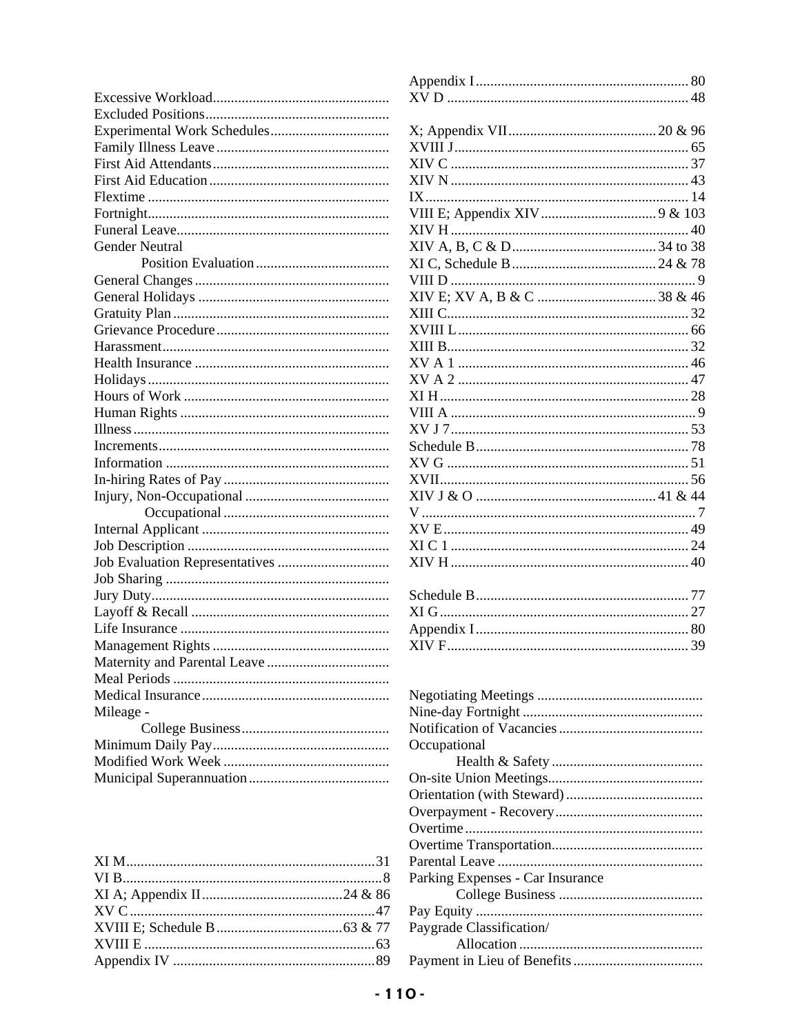Excessive Workload

Excluded Positions

Experimental Work Schedules

Family Illness Leave

First Aid Attendants

First Aid Education

Flextime

Fortnight

Funeral Leave

Gender Neutral
    Position Evaluation

General Changes

General Holidays

Gratuity Plan

Grievance Procedure

Harassment

Health Insurance

Holidays

Hours of Work

Human Rights

Illness

Increments

Information

In-hiring Rates of Pay

Injury, Non-Occupational
    Occupational

Internal Applicant

Job Description

Job Evaluation Representatives

Job Sharing

Jury Duty

Layoff & Recall

Life Insurance

Management Rights

Maternity and Parental Leave

Meal Periods

Medical Insurance

Mileage -
    College Business

Minimum Daily Pay

Modified Work Week

Municipal Superannuation

XI M ... 31
VI B ... 8
XI A; Appendix II ... 24 & 86
XV C ... 47
XVIII E; Schedule B ... 63 & 77
XVIII E ... 63
Appendix IV ... 89

Appendix I ... 80
XV D ... 48

X; Appendix VII ... 20 & 96
XVIII J ... 65
XIV C ... 37
XIV N ... 43
IX ... 14
VIII E; Appendix XIV ... 9 & 103
XIV H ... 40
XIV A, B, C & D ... 34 to 38
XI C, Schedule B ... 24 & 78
VIII D ... 9
XIV E; XV A, B & C ... 38 & 46
XIII C ... 32
XVIII L ... 66
XIII B ... 32
XV A 1 ... 46
XV A 2 ... 47
XI H ... 28
VIII A ... 9
XV J 7 ... 53
Schedule B ... 78
XV G ... 51
XVII ... 56
XIV J & O ... 41 & 44
V ... 7
XV E ... 49
XI C 1 ... 24
XIV H ... 40

Schedule B ... 77
XI G ... 27
Appendix I ... 80
XIV F ... 39

Negotiating Meetings

Nine-day Fortnight

Notification of Vacancies

Occupational
    Health & Safety

On-site Union Meetings

Orientation (with Steward)

Overpayment - Recovery

Overtime

Overtime Transportation

Parental Leave

Parking Expenses - Car Insurance
    College Business

Pay Equity

Paygrade Classification/
    Allocation

Payment in Lieu of Benefits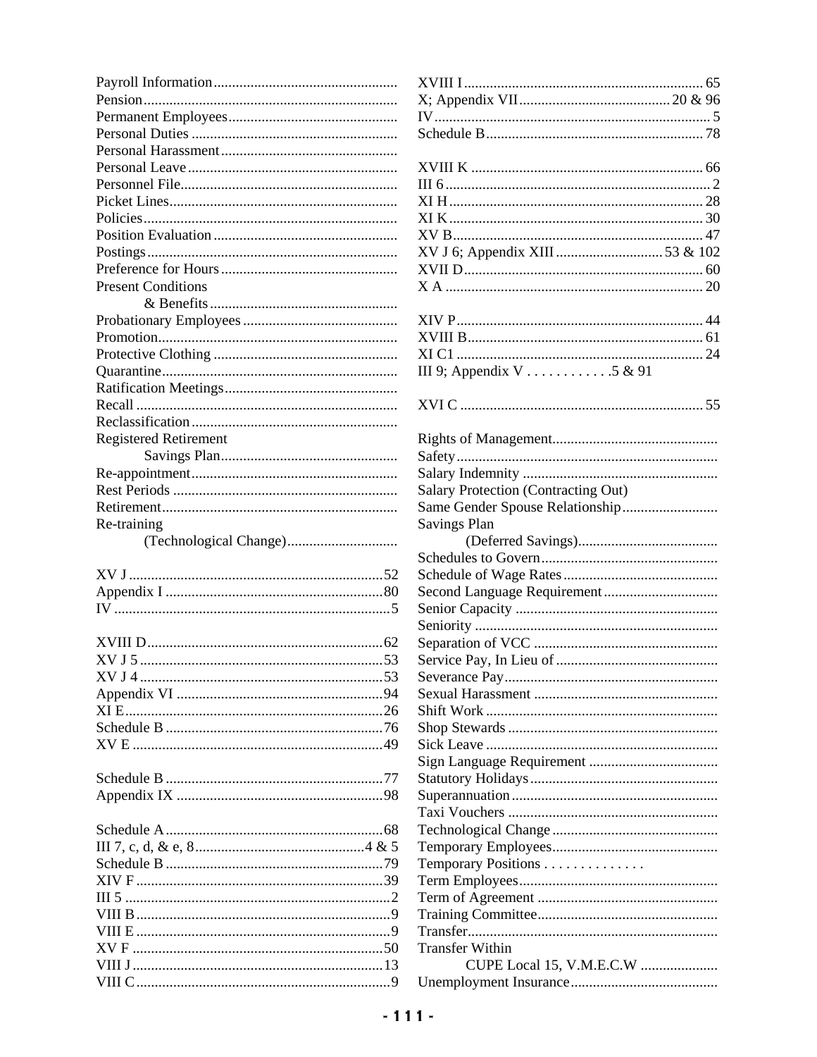Payroll Information................................................
Pension....................................................................
Permanent Employees.............................................
Personal Duties ........................................................
Personal Harassment...............................................
Personal Leave ........................................................
Personnel File..........................................................
Picket Lines.............................................................
Policies....................................................................
Position Evaluation .................................................
Postings...................................................................
Preference for Hours ...............................................
Present Conditions
& Benefits ..................................................
Probationary Employees .........................................
Promotion................................................................
Protective Clothing .................................................
Quarantine...............................................................
Ratification Meetings..............................................
Recall ......................................................................
Reclassification.......................................................
Registered Retirement
Savings Plan...............................................
Re-appointment.......................................................
Rest Periods ............................................................
Retirement...............................................................
Re-training
(Technological Change).............................

XV J ....................................................................52
Appendix I ..........................................................80
IV ..........................................................................5

XVIII D...............................................................62
XV J 5 .................................................................53
XV J 4 .................................................................53
Appendix VI .......................................................94
XI E......................................................................26
Schedule B ..........................................................76
XV E ...................................................................49

Schedule B ..........................................................77
Appendix IX .......................................................98

Schedule A ..........................................................68
III 7, c, d, & e, 8.............................................4 & 5
Schedule B ..........................................................79
XIV F ..................................................................39
III 5 .......................................................................2
VIII B.....................................................................9
VIII E .....................................................................9
XV F ...................................................................50
VIII J ...................................................................13
VIII C.....................................................................9

XVIII I ................................................................ 65
X; Appendix VII........................................ 20 & 96
IV .......................................................................... 5
Schedule B.......................................................... 78

XVIII K .............................................................. 66
III 6 ....................................................................... 2
XI H.................................................................... 28
XI K.................................................................... 30
XV B................................................................... 47
XV J 6; Appendix XIII ............................ 53 & 102
XVII D................................................................ 60
X A ..................................................................... 20

XIV P.................................................................. 44
XVIII B............................................................... 61
XI C1 .................................................................. 24
III 9; Appendix V . . . . . . . . . . . .5 & 91

XVI C ................................................................. 55

Rights of Management............................................
Safety......................................................................
Salary Indemnity ....................................................
Salary Protection (Contracting Out)
Same Gender Spouse Relationship.........................
Savings Plan
(Deferred Savings).....................................
Schedules to Govern...............................................
Schedule of Wage Rates.........................................
Second Language Requirement..............................
Senior Capacity ......................................................
Seniority .................................................................
Separation of VCC .................................................
Service Pay, In Lieu of ...........................................
Severance Pay.........................................................
Sexual Harassment .................................................
Shift Work ..............................................................
Shop Stewards ........................................................
Sick Leave ..............................................................
Sign Language Requirement ..................................
Statutory Holidays..................................................
Superannuation.......................................................
Taxi Vouchers ........................................................
Technological Change............................................
Temporary Employees............................................
Temporary Positions . . . . . . . . . . . . . .
Term Employees.....................................................
Term of Agreement ................................................
Training Committee................................................
Transfer...................................................................
Transfer Within
CUPE Local 15, V.M.E.C.W ....................
Unemployment Insurance.......................................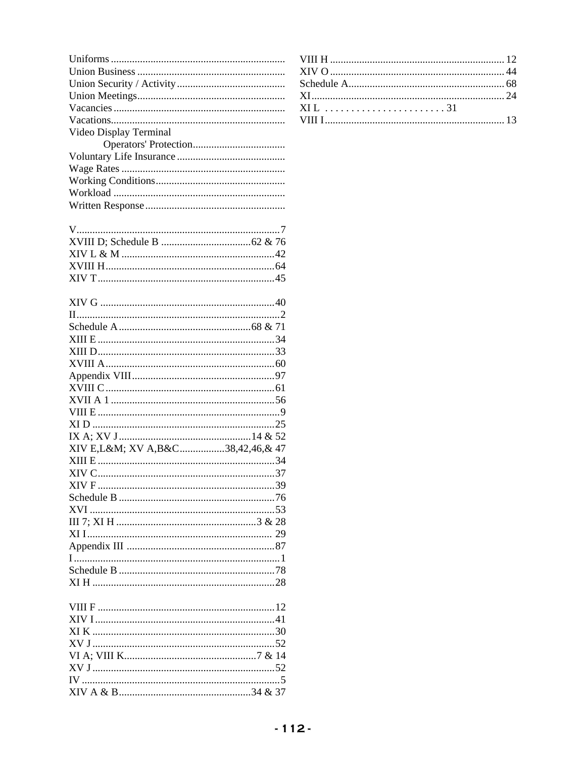Uniforms ..................................................................
Union Business ........................................................
Union Security / Activity .........................................
Union Meetings ........................................................
Vacancies .................................................................
Vacations ..................................................................
Video Display Terminal
    Operators' Protection ...................................
Voluntary Life Insurance .........................................
Wage Rates ..............................................................
Working Conditions .................................................
Workload .................................................................
Written Response .....................................................

V .................................................................................7
XVIII D; Schedule B ..................................62 & 76
XIV L & M ...........................................................42
XVIII H ................................................................64
XIV T ...................................................................45

XIV G ..................................................................40
II ..................................................................................2
Schedule A ..................................................68 & 71
XIII E ...................................................................34
XIII D ...................................................................33
XVIII A ................................................................60
Appendix VIII ......................................................97
XVIII C ................................................................61
XVII A 1 ..............................................................56
VIII E .......................................................................9
XI D ......................................................................25
IX A; XV J ..................................................14 & 52
XIV E,L&M; XV A,B&C .................38,42,46,& 47
XIII E ...................................................................34
XIV C ...................................................................37
XIV F ...................................................................39
Schedule B ...........................................................76
XVI ......................................................................53
III 7; XI H .....................................................3 & 28
XI I ......................................................................29
Appendix III ........................................................87
I ..................................................................................1
Schedule B ...........................................................78
XI H .....................................................................28

VIII F ...................................................................12
XIV I ....................................................................41
XI K .....................................................................30
XV J .....................................................................52
VI A; VIII K ..................................................7 & 14
XV J .....................................................................52
IV ...............................................................................5
XIV A & B .................................................34 & 37

VIII H ..................................................................12
XIV O ..................................................................44
Schedule A ...........................................................68
XI .........................................................................24
XI L .......................31
VIII I ....................................................................13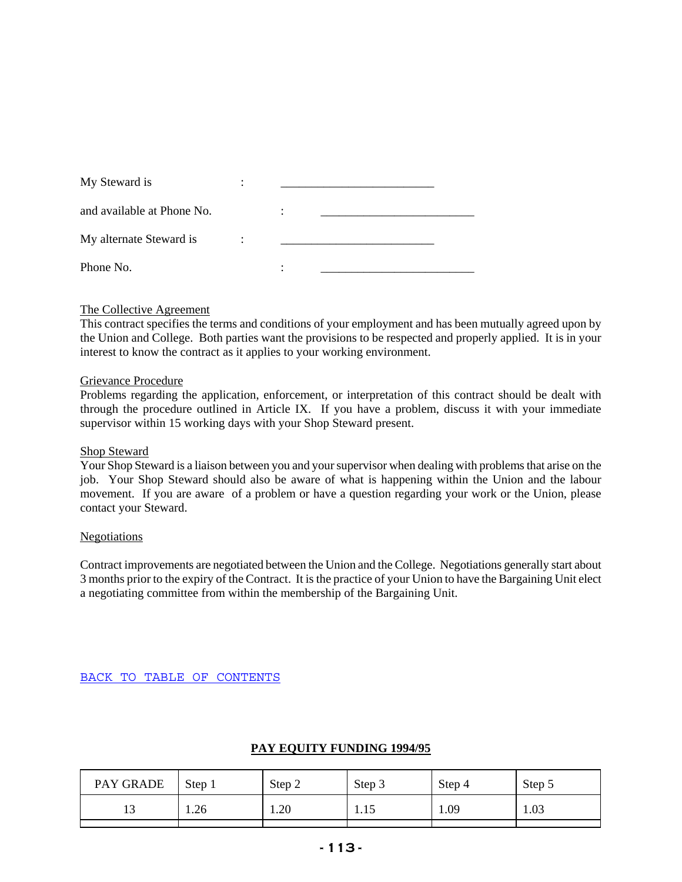My Steward is : _________________________

and available at Phone No. : _________________________

My alternate Steward is : _________________________

Phone No. : _________________________

<u>The Collective Agreement</u>
This contract specifies the terms and conditions of your employment and has been mutually agreed upon by the Union and College. Both parties want the provisions to be respected and properly applied. It is in your interest to know the contract as it applies to your working environment.

<u>Grievance Procedure</u>
Problems regarding the application, enforcement, or interpretation of this contract should be dealt with through the procedure outlined in Article IX. If you have a problem, discuss it with your immediate supervisor within 15 working days with your Shop Steward present.

<u>Shop Steward</u>
Your Shop Steward is a liaison between you and your supervisor when dealing with problems that arise on the job. Your Shop Steward should also be aware of what is happening within the Union and the labour movement. If you are aware of a problem or have a question regarding your work or the Union, please contact your Steward.

<u>Negotiations</u>

Contract improvements are negotiated between the Union and the College. Negotiations generally start about 3 months prior to the expiry of the Contract. It is the practice of your Union to have the Bargaining Unit elect a negotiating committee from within the membership of the Bargaining Unit.

BACK TO TABLE OF CONTENTS

**PAY EQUITY FUNDING 1994/95**

| PAY GRADE | Step 1 | Step 2 | Step 3 | Step 4 | Step 5 |
|---|---|---|---|---|---|
| 13 | 1.26 | 1.20 | 1.15 | 1.09 | 1.03 |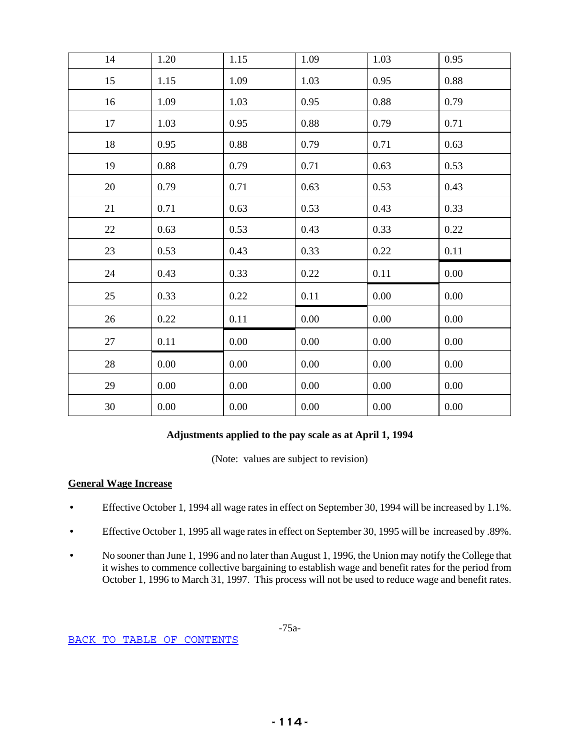| | | | | | |
|---|---|---|---|---|---|
| 14 | 1.20 | 1.15 | 1.09 | 1.03 | 0.95 |
| 15 | 1.15 | 1.09 | 1.03 | 0.95 | 0.88 |
| 16 | 1.09 | 1.03 | 0.95 | 0.88 | 0.79 |
| 17 | 1.03 | 0.95 | 0.88 | 0.79 | 0.71 |
| 18 | 0.95 | 0.88 | 0.79 | 0.71 | 0.63 |
| 19 | 0.88 | 0.79 | 0.71 | 0.63 | 0.53 |
| 20 | 0.79 | 0.71 | 0.63 | 0.53 | 0.43 |
| 21 | 0.71 | 0.63 | 0.53 | 0.43 | 0.33 |
| 22 | 0.63 | 0.53 | 0.43 | 0.33 | 0.22 |
| 23 | 0.53 | 0.43 | 0.33 | 0.22 | 0.11 |
| 24 | 0.43 | 0.33 | 0.22 | 0.11 | 0.00 |
| 25 | 0.33 | 0.22 | 0.11 | 0.00 | 0.00 |
| 26 | 0.22 | 0.11 | 0.00 | 0.00 | 0.00 |
| 27 | 0.11 | 0.00 | 0.00 | 0.00 | 0.00 |
| 28 | 0.00 | 0.00 | 0.00 | 0.00 | 0.00 |
| 29 | 0.00 | 0.00 | 0.00 | 0.00 | 0.00 |
| 30 | 0.00 | 0.00 | 0.00 | 0.00 | 0.00 |

**Adjustments applied to the pay scale as at April 1, 1994**

(Note: values are subject to revision)

**General Wage Increase**

- Effective October 1, 1994 all wage rates in effect on September 30, 1994 will be increased by 1.1%.
- Effective October 1, 1995 all wage rates in effect on September 30, 1995 will be increased by .89%.
- No sooner than June 1, 1996 and no later than August 1, 1996, the Union may notify the College that it wishes to commence collective bargaining to establish wage and benefit rates for the period from October 1, 1996 to March 31, 1997. This process will not be used to reduce wage and benefit rates.

-75a-

BACK TO TABLE OF CONTENTS